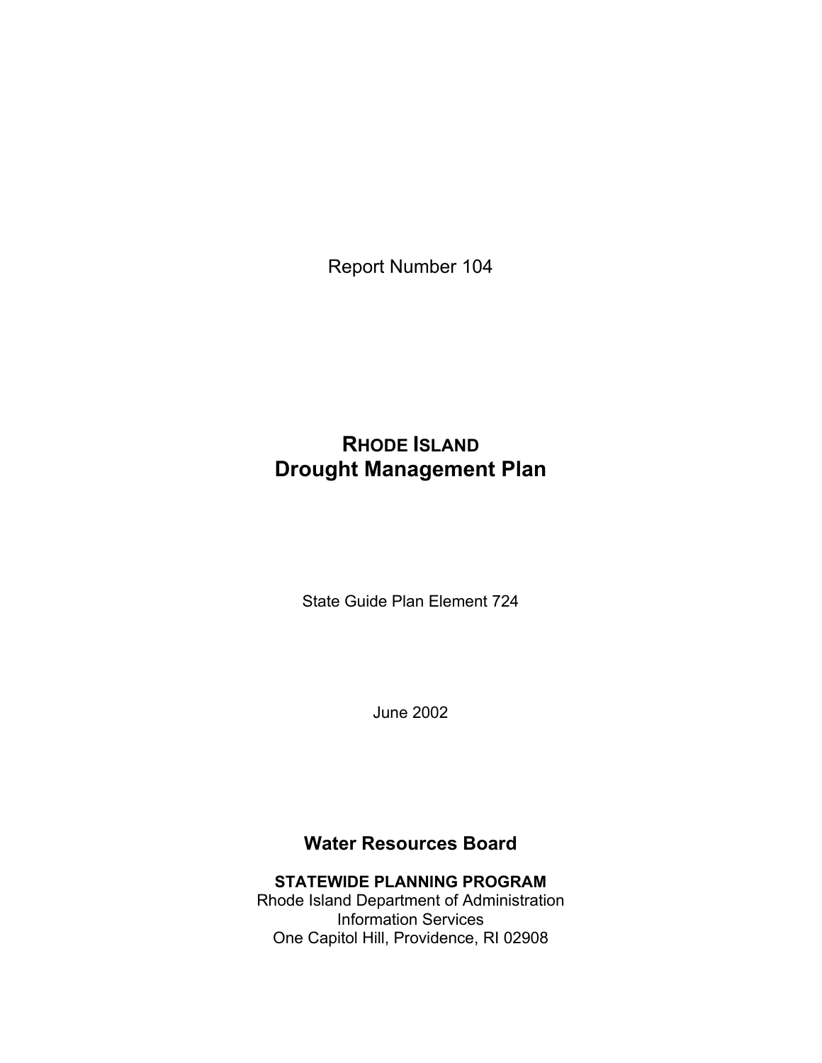Report Number 104

# RHODE ISLAND
# Drought Management Plan

State Guide Plan Element 724

June 2002

## Water Resources Board

**STATEWIDE PLANNING PROGRAM**
Rhode Island Department of Administration
Information Services
One Capitol Hill, Providence, RI 02908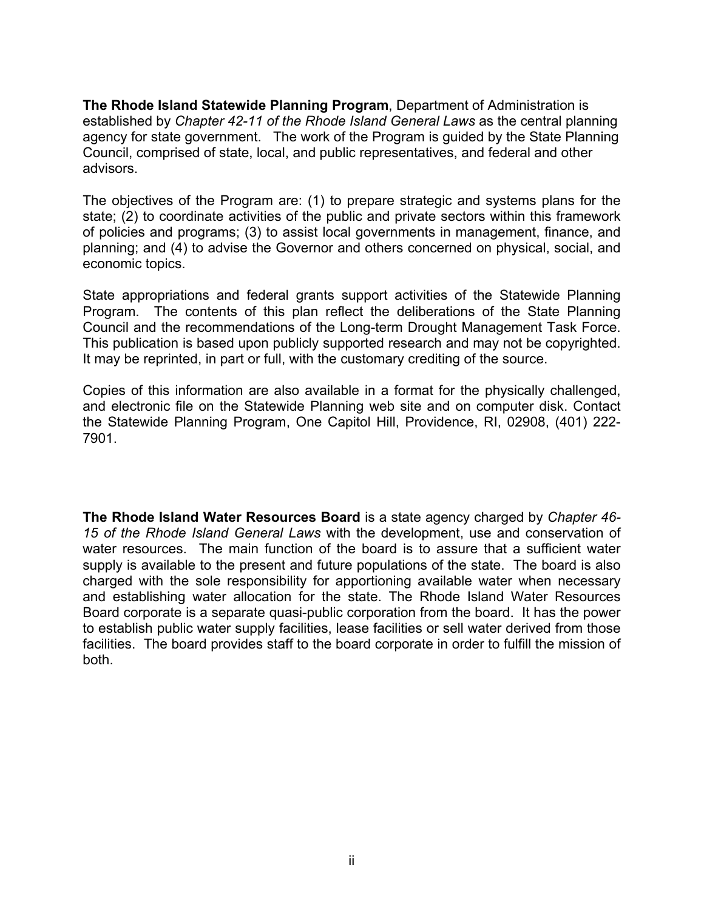**The Rhode Island Statewide Planning Program**, Department of Administration is established by *Chapter 42-11 of the Rhode Island General Laws* as the central planning agency for state government. The work of the Program is guided by the State Planning Council, comprised of state, local, and public representatives, and federal and other advisors.

The objectives of the Program are: (1) to prepare strategic and systems plans for the state; (2) to coordinate activities of the public and private sectors within this framework of policies and programs; (3) to assist local governments in management, finance, and planning; and (4) to advise the Governor and others concerned on physical, social, and economic topics.

State appropriations and federal grants support activities of the Statewide Planning Program. The contents of this plan reflect the deliberations of the State Planning Council and the recommendations of the Long-term Drought Management Task Force. This publication is based upon publicly supported research and may not be copyrighted. It may be reprinted, in part or full, with the customary crediting of the source.

Copies of this information are also available in a format for the physically challenged, and electronic file on the Statewide Planning web site and on computer disk. Contact the Statewide Planning Program, One Capitol Hill, Providence, RI, 02908, (401) 222-7901.

**The Rhode Island Water Resources Board** is a state agency charged by *Chapter 46-15 of the Rhode Island General Laws* with the development, use and conservation of water resources. The main function of the board is to assure that a sufficient water supply is available to the present and future populations of the state. The board is also charged with the sole responsibility for apportioning available water when necessary and establishing water allocation for the state. The Rhode Island Water Resources Board corporate is a separate quasi-public corporation from the board. It has the power to establish public water supply facilities, lease facilities or sell water derived from those facilities. The board provides staff to the board corporate in order to fulfill the mission of both.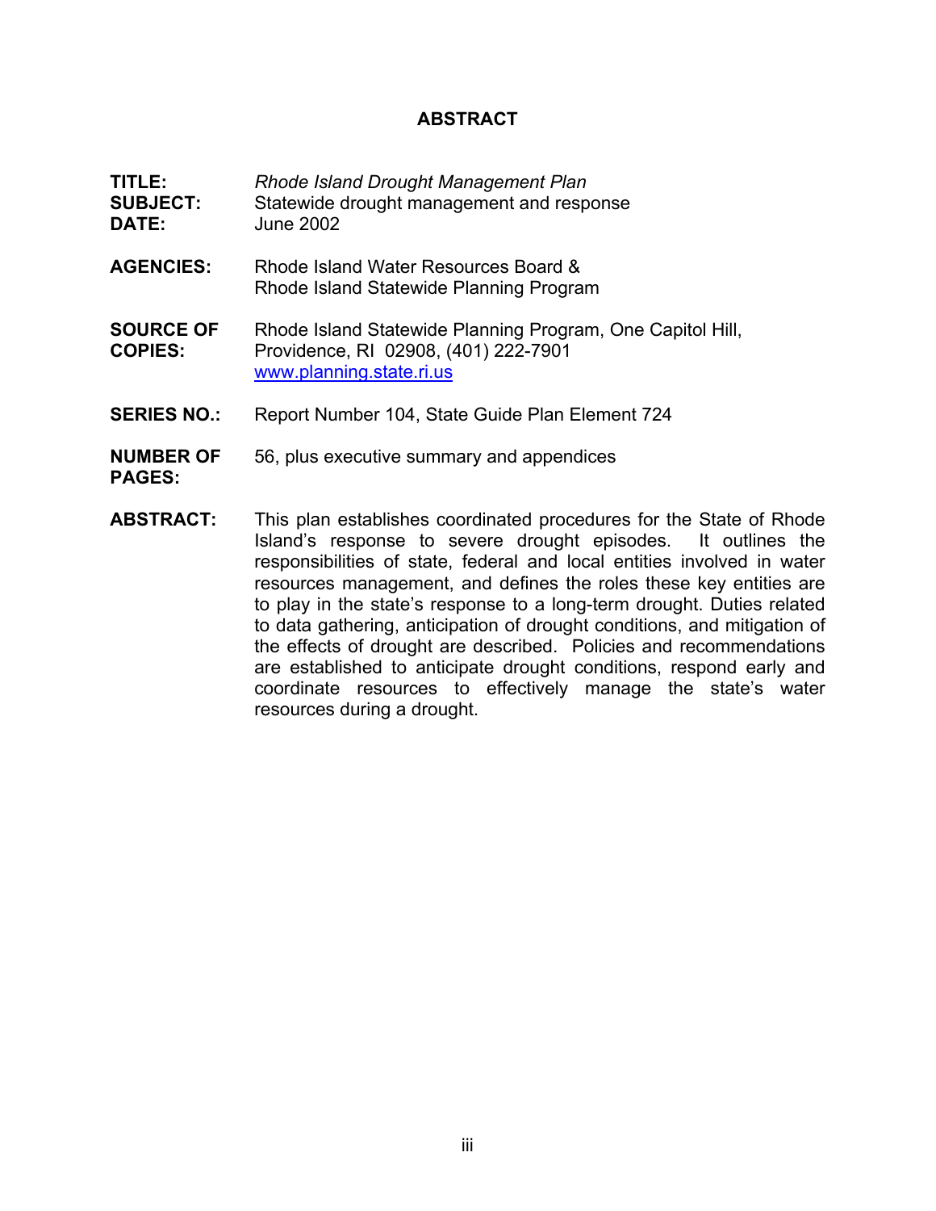# ABSTRACT

**TITLE:** *Rhode Island Drought Management Plan*

**SUBJECT:** Statewide drought management and response

**DATE:** June 2002

**AGENCIES:** Rhode Island Water Resources Board & Rhode Island Statewide Planning Program

**SOURCE OF COPIES:** Rhode Island Statewide Planning Program, One Capitol Hill, Providence, RI 02908, (401) 222-7901 www.planning.state.ri.us

**SERIES NO.:** Report Number 104, State Guide Plan Element 724

**NUMBER OF PAGES:** 56, plus executive summary and appendices

**ABSTRACT:** This plan establishes coordinated procedures for the State of Rhode Island's response to severe drought episodes. It outlines the responsibilities of state, federal and local entities involved in water resources management, and defines the roles these key entities are to play in the state's response to a long-term drought. Duties related to data gathering, anticipation of drought conditions, and mitigation of the effects of drought are described. Policies and recommendations are established to anticipate drought conditions, respond early and coordinate resources to effectively manage the state's water resources during a drought.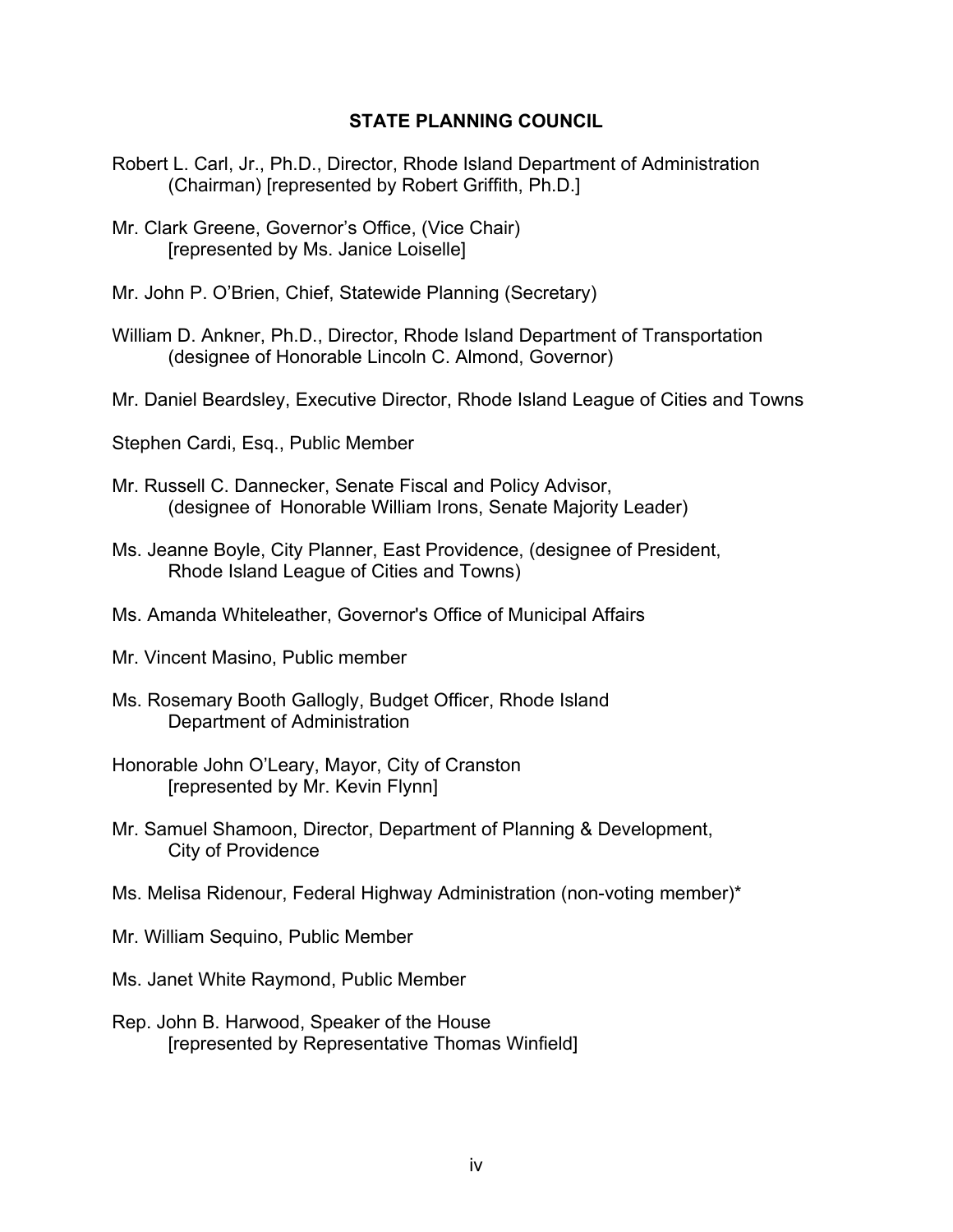## STATE PLANNING COUNCIL

Robert L. Carl, Jr., Ph.D., Director, Rhode Island Department of Administration (Chairman) [represented by Robert Griffith, Ph.D.]

Mr. Clark Greene, Governor's Office, (Vice Chair) [represented by Ms. Janice Loiselle]

Mr. John P. O'Brien, Chief, Statewide Planning (Secretary)

William D. Ankner, Ph.D., Director, Rhode Island Department of Transportation (designee of Honorable Lincoln C. Almond, Governor)

Mr. Daniel Beardsley, Executive Director, Rhode Island League of Cities and Towns

Stephen Cardi, Esq., Public Member

Mr. Russell C. Dannecker, Senate Fiscal and Policy Advisor, (designee of Honorable William Irons, Senate Majority Leader)

Ms. Jeanne Boyle, City Planner, East Providence, (designee of President, Rhode Island League of Cities and Towns)

Ms. Amanda Whiteleather, Governor's Office of Municipal Affairs

Mr. Vincent Masino, Public member

Ms. Rosemary Booth Gallogly, Budget Officer, Rhode Island Department of Administration

Honorable John O'Leary, Mayor, City of Cranston [represented by Mr. Kevin Flynn]

Mr. Samuel Shamoon, Director, Department of Planning & Development, City of Providence

Ms. Melisa Ridenour, Federal Highway Administration (non-voting member)*

Mr. William Sequino, Public Member

Ms. Janet White Raymond, Public Member

Rep. John B. Harwood, Speaker of the House [represented by Representative Thomas Winfield]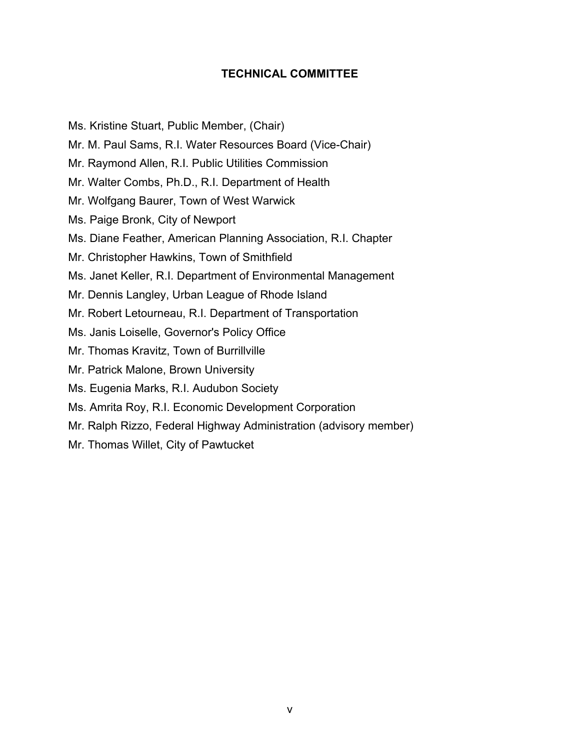## TECHNICAL COMMITTEE

Ms. Kristine Stuart, Public Member, (Chair)

Mr. M. Paul Sams, R.I. Water Resources Board (Vice-Chair)

Mr. Raymond Allen, R.I. Public Utilities Commission

Mr. Walter Combs, Ph.D., R.I. Department of Health

Mr. Wolfgang Baurer, Town of West Warwick

Ms. Paige Bronk, City of Newport

Ms. Diane Feather, American Planning Association, R.I. Chapter

Mr. Christopher Hawkins, Town of Smithfield

Ms. Janet Keller, R.I. Department of Environmental Management

Mr. Dennis Langley, Urban League of Rhode Island

Mr. Robert Letourneau, R.I. Department of Transportation

Ms. Janis Loiselle, Governor's Policy Office

Mr. Thomas Kravitz, Town of Burrillville

Mr. Patrick Malone, Brown University

Ms. Eugenia Marks, R.I. Audubon Society

Ms. Amrita Roy, R.I. Economic Development Corporation

Mr. Ralph Rizzo, Federal Highway Administration (advisory member)

Mr. Thomas Willet, City of Pawtucket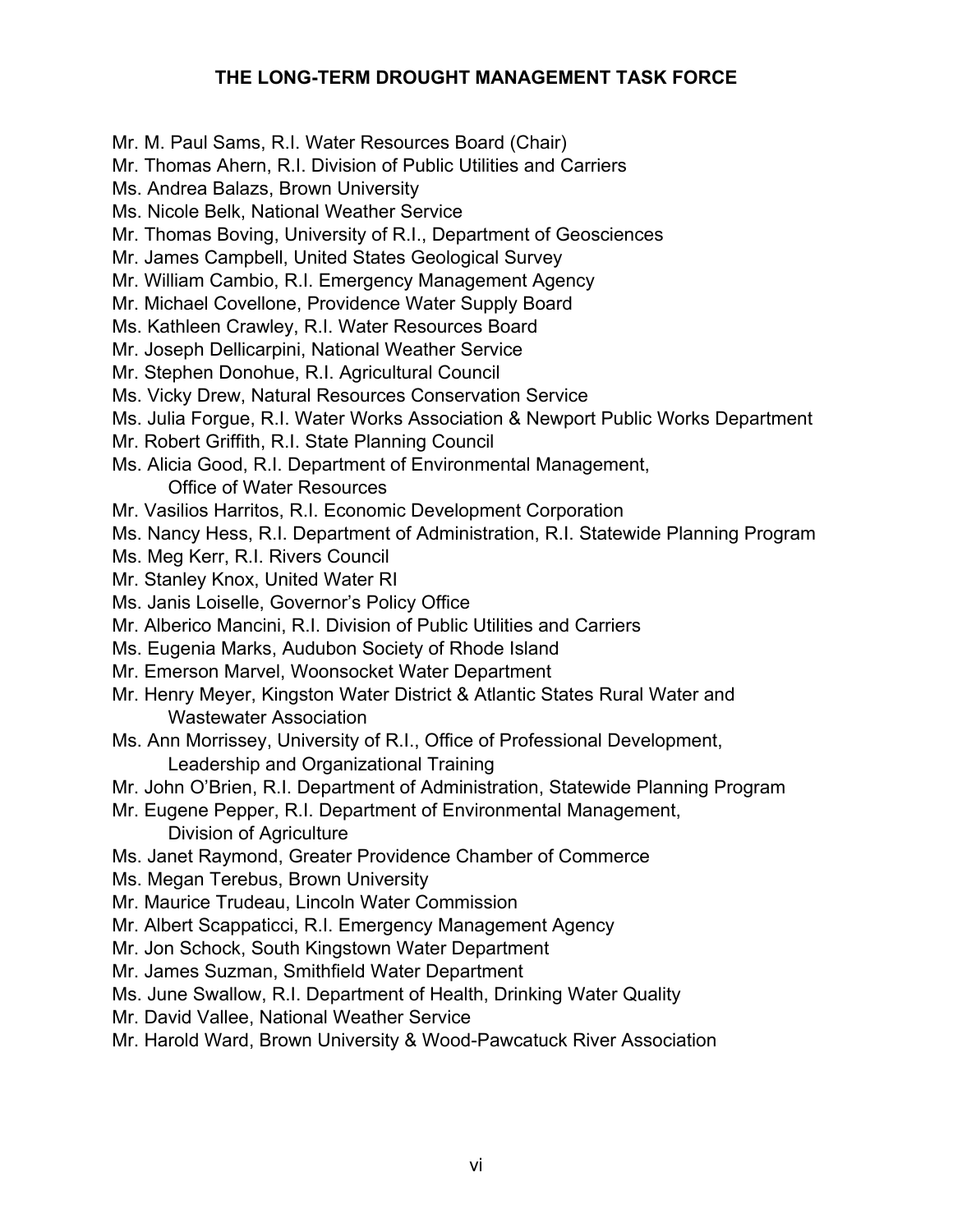# THE LONG-TERM DROUGHT MANAGEMENT TASK FORCE

Mr. M. Paul Sams, R.I. Water Resources Board (Chair)
Mr. Thomas Ahern, R.I. Division of Public Utilities and Carriers
Ms. Andrea Balazs, Brown University
Ms. Nicole Belk, National Weather Service
Mr. Thomas Boving, University of R.I., Department of Geosciences
Mr. James Campbell, United States Geological Survey
Mr. William Cambio, R.I. Emergency Management Agency
Mr. Michael Covellone, Providence Water Supply Board
Ms. Kathleen Crawley, R.I. Water Resources Board
Mr. Joseph Dellicarpini, National Weather Service
Mr. Stephen Donohue, R.I. Agricultural Council
Ms. Vicky Drew, Natural Resources Conservation Service
Ms. Julia Forgue, R.I. Water Works Association & Newport Public Works Department
Mr. Robert Griffith, R.I. State Planning Council
Ms. Alicia Good, R.I. Department of Environmental Management,
Office of Water Resources
Mr. Vasilios Harritos, R.I. Economic Development Corporation
Ms. Nancy Hess, R.I. Department of Administration, R.I. Statewide Planning Program
Ms. Meg Kerr, R.I. Rivers Council
Mr. Stanley Knox, United Water RI
Ms. Janis Loiselle, Governor's Policy Office
Mr. Alberico Mancini, R.I. Division of Public Utilities and Carriers
Ms. Eugenia Marks, Audubon Society of Rhode Island
Mr. Emerson Marvel, Woonsocket Water Department
Mr. Henry Meyer, Kingston Water District & Atlantic States Rural Water and
Wastewater Association
Ms. Ann Morrissey, University of R.I., Office of Professional Development,
Leadership and Organizational Training
Mr. John O'Brien, R.I. Department of Administration, Statewide Planning Program
Mr. Eugene Pepper, R.I. Department of Environmental Management,
Division of Agriculture
Ms. Janet Raymond, Greater Providence Chamber of Commerce
Ms. Megan Terebus, Brown University
Mr. Maurice Trudeau, Lincoln Water Commission
Mr. Albert Scappaticci, R.I. Emergency Management Agency
Mr. Jon Schock, South Kingstown Water Department
Mr. James Suzman, Smithfield Water Department
Ms. June Swallow, R.I. Department of Health, Drinking Water Quality
Mr. David Vallee, National Weather Service
Mr. Harold Ward, Brown University & Wood-Pawcatuck River Association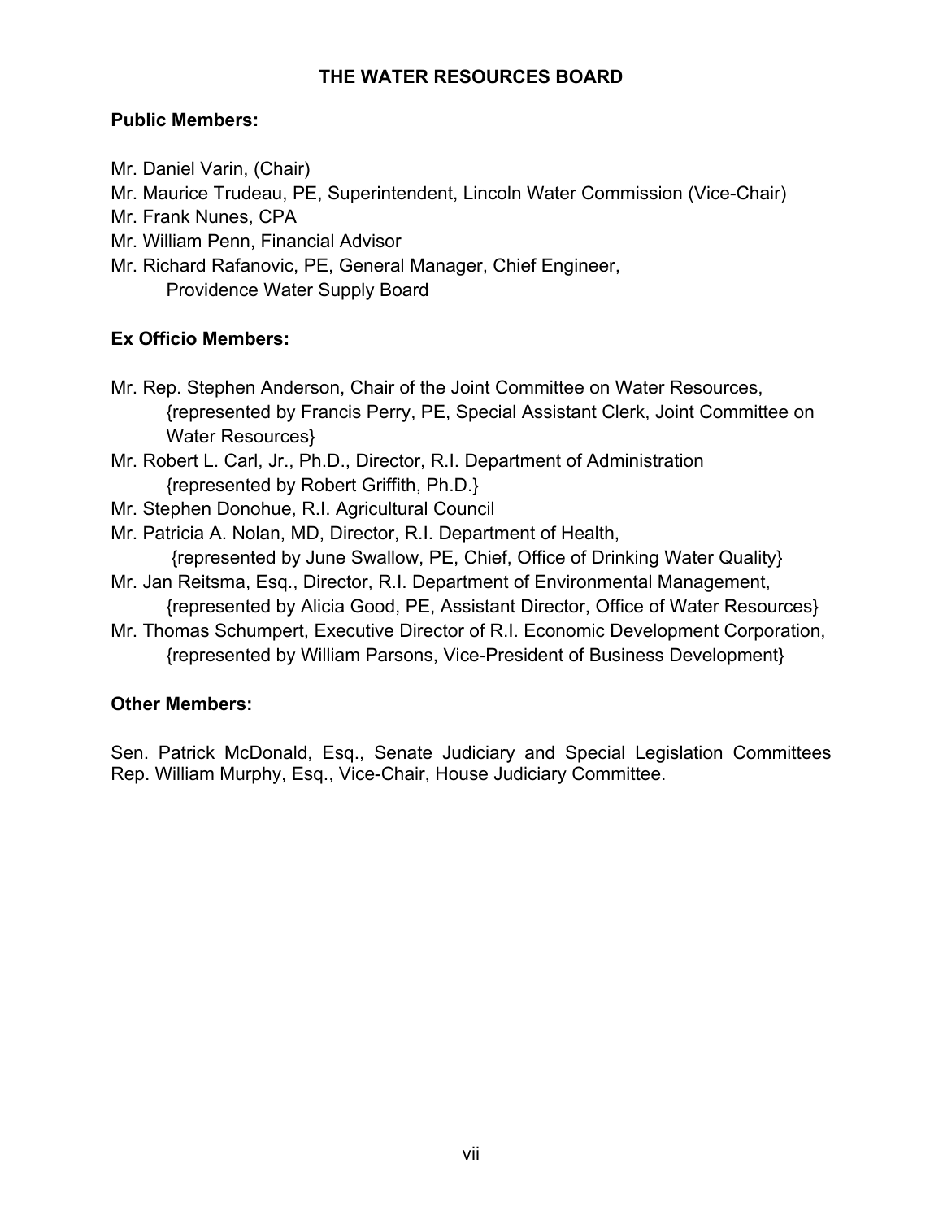# THE WATER RESOURCES BOARD

**Public Members:**

Mr. Daniel Varin, (Chair)
Mr. Maurice Trudeau, PE, Superintendent, Lincoln Water Commission (Vice-Chair)
Mr. Frank Nunes, CPA
Mr. William Penn, Financial Advisor
Mr. Richard Rafanovic, PE, General Manager, Chief Engineer,
  Providence Water Supply Board

**Ex Officio Members:**

Mr. Rep. Stephen Anderson, Chair of the Joint Committee on Water Resources,
  {represented by Francis Perry, PE, Special Assistant Clerk, Joint Committee on Water Resources}
Mr. Robert L. Carl, Jr., Ph.D., Director, R.I. Department of Administration
  {represented by Robert Griffith, Ph.D.}
Mr. Stephen Donohue, R.I. Agricultural Council
Mr. Patricia A. Nolan, MD, Director, R.I. Department of Health,
  {represented by June Swallow, PE, Chief, Office of Drinking Water Quality}
Mr. Jan Reitsma, Esq., Director, R.I. Department of Environmental Management,
  {represented by Alicia Good, PE, Assistant Director, Office of Water Resources}
Mr. Thomas Schumpert, Executive Director of R.I. Economic Development Corporation,
  {represented by William Parsons, Vice-President of Business Development}

**Other Members:**

Sen. Patrick McDonald, Esq., Senate Judiciary and Special Legislation Committees
Rep. William Murphy, Esq., Vice-Chair, House Judiciary Committee.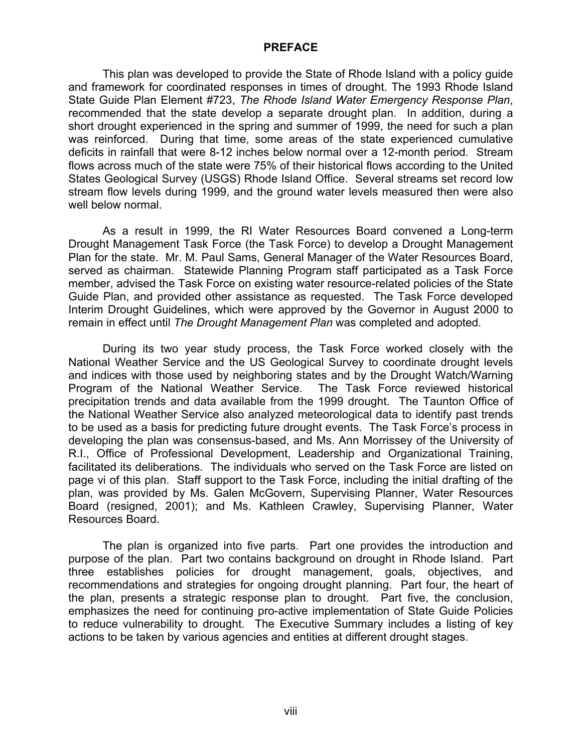# PREFACE

This plan was developed to provide the State of Rhode Island with a policy guide and framework for coordinated responses in times of drought. The 1993 Rhode Island State Guide Plan Element #723, *The Rhode Island Water Emergency Response Plan*, recommended that the state develop a separate drought plan. In addition, during a short drought experienced in the spring and summer of 1999, the need for such a plan was reinforced. During that time, some areas of the state experienced cumulative deficits in rainfall that were 8-12 inches below normal over a 12-month period. Stream flows across much of the state were 75% of their historical flows according to the United States Geological Survey (USGS) Rhode Island Office. Several streams set record low stream flow levels during 1999, and the ground water levels measured then were also well below normal.

As a result in 1999, the RI Water Resources Board convened a Long-term Drought Management Task Force (the Task Force) to develop a Drought Management Plan for the state. Mr. M. Paul Sams, General Manager of the Water Resources Board, served as chairman. Statewide Planning Program staff participated as a Task Force member, advised the Task Force on existing water resource-related policies of the State Guide Plan, and provided other assistance as requested. The Task Force developed Interim Drought Guidelines, which were approved by the Governor in August 2000 to remain in effect until *The Drought Management Plan* was completed and adopted.

During its two year study process, the Task Force worked closely with the National Weather Service and the US Geological Survey to coordinate drought levels and indices with those used by neighboring states and by the Drought Watch/Warning Program of the National Weather Service. The Task Force reviewed historical precipitation trends and data available from the 1999 drought. The Taunton Office of the National Weather Service also analyzed meteorological data to identify past trends to be used as a basis for predicting future drought events. The Task Force's process in developing the plan was consensus-based, and Ms. Ann Morrissey of the University of R.I., Office of Professional Development, Leadership and Organizational Training, facilitated its deliberations. The individuals who served on the Task Force are listed on page vi of this plan. Staff support to the Task Force, including the initial drafting of the plan, was provided by Ms. Galen McGovern, Supervising Planner, Water Resources Board (resigned, 2001); and Ms. Kathleen Crawley, Supervising Planner, Water Resources Board.

The plan is organized into five parts. Part one provides the introduction and purpose of the plan. Part two contains background on drought in Rhode Island. Part three establishes policies for drought management, goals, objectives, and recommendations and strategies for ongoing drought planning. Part four, the heart of the plan, presents a strategic response plan to drought. Part five, the conclusion, emphasizes the need for continuing pro-active implementation of State Guide Policies to reduce vulnerability to drought. The Executive Summary includes a listing of key actions to be taken by various agencies and entities at different drought stages.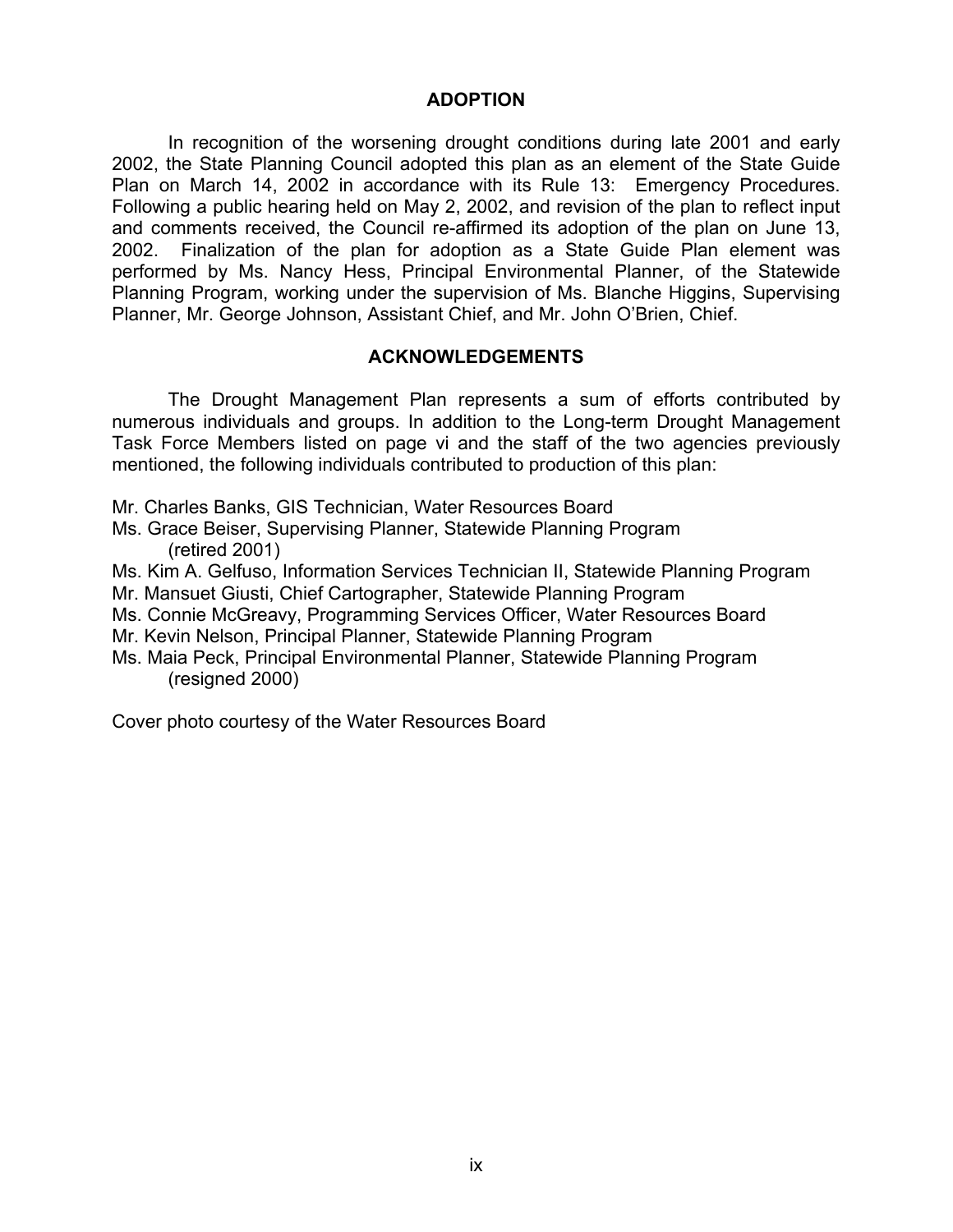## ADOPTION

In recognition of the worsening drought conditions during late 2001 and early 2002, the State Planning Council adopted this plan as an element of the State Guide Plan on March 14, 2002 in accordance with its Rule 13: Emergency Procedures. Following a public hearing held on May 2, 2002, and revision of the plan to reflect input and comments received, the Council re-affirmed its adoption of the plan on June 13, 2002. Finalization of the plan for adoption as a State Guide Plan element was performed by Ms. Nancy Hess, Principal Environmental Planner, of the Statewide Planning Program, working under the supervision of Ms. Blanche Higgins, Supervising Planner, Mr. George Johnson, Assistant Chief, and Mr. John O'Brien, Chief.

## ACKNOWLEDGEMENTS

The Drought Management Plan represents a sum of efforts contributed by numerous individuals and groups. In addition to the Long-term Drought Management Task Force Members listed on page vi and the staff of the two agencies previously mentioned, the following individuals contributed to production of this plan:

Mr. Charles Banks, GIS Technician, Water Resources Board
Ms. Grace Beiser, Supervising Planner, Statewide Planning Program (retired 2001)
Ms. Kim A. Gelfuso, Information Services Technician II, Statewide Planning Program
Mr. Mansuet Giusti, Chief Cartographer, Statewide Planning Program
Ms. Connie McGreavy, Programming Services Officer, Water Resources Board
Mr. Kevin Nelson, Principal Planner, Statewide Planning Program
Ms. Maia Peck, Principal Environmental Planner, Statewide Planning Program (resigned 2000)

Cover photo courtesy of the Water Resources Board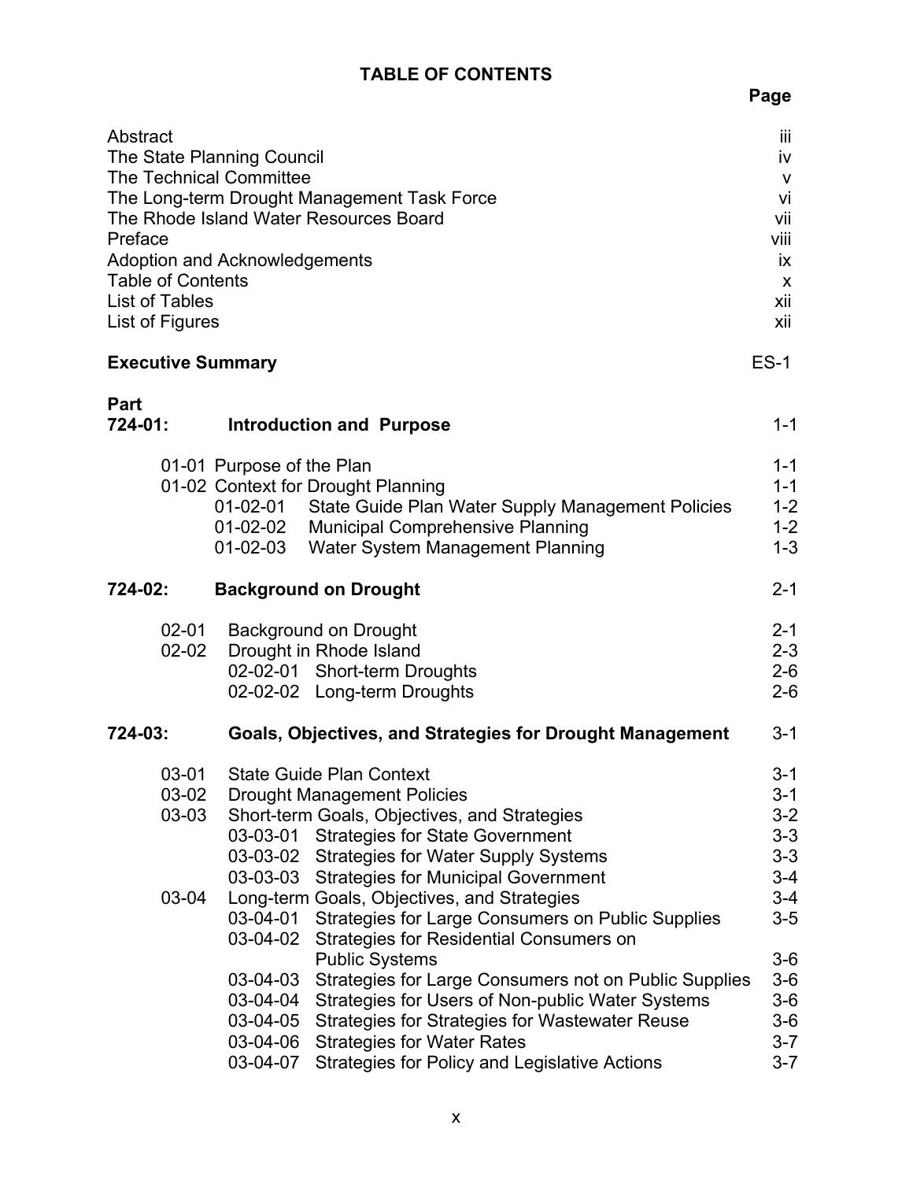# TABLE OF CONTENTS

| | Page |
|---|---|
| Abstract | iii |
| The State Planning Council | iv |
| The Technical Committee | v |
| The Long-term Drought Management Task Force | vi |
| The Rhode Island Water Resources Board | vii |
| Preface | viii |
| Adoption and Acknowledgements | ix |
| Table of Contents | x |
| List of Tables | xii |
| List of Figures | xii |
| **Executive Summary** | ES-1 |
| **Part 724-01: Introduction and Purpose** | 1-1 |
| 01-01 Purpose of the Plan | 1-1 |
| 01-02 Context for Drought Planning | 1-1 |
| 01-02-01 State Guide Plan Water Supply Management Policies | 1-2 |
| 01-02-02 Municipal Comprehensive Planning | 1-2 |
| 01-02-03 Water System Management Planning | 1-3 |
| **724-02: Background on Drought** | 2-1 |
| 02-01 Background on Drought | 2-1 |
| 02-02 Drought in Rhode Island | 2-3 |
| 02-02-01 Short-term Droughts | 2-6 |
| 02-02-02 Long-term Droughts | 2-6 |
| **724-03: Goals, Objectives, and Strategies for Drought Management** | 3-1 |
| 03-01 State Guide Plan Context | 3-1 |
| 03-02 Drought Management Policies | 3-1 |
| 03-03 Short-term Goals, Objectives, and Strategies | 3-2 |
| 03-03-01 Strategies for State Government | 3-3 |
| 03-03-02 Strategies for Water Supply Systems | 3-3 |
| 03-03-03 Strategies for Municipal Government | 3-4 |
| 03-04 Long-term Goals, Objectives, and Strategies | 3-4 |
| 03-04-01 Strategies for Large Consumers on Public Supplies | 3-5 |
| 03-04-02 Strategies for Residential Consumers on Public Systems | 3-6 |
| 03-04-03 Strategies for Large Consumers not on Public Supplies | 3-6 |
| 03-04-04 Strategies for Users of Non-public Water Systems | 3-6 |
| 03-04-05 Strategies for Strategies for Wastewater Reuse | 3-6 |
| 03-04-06 Strategies for Water Rates | 3-7 |
| 03-04-07 Strategies for Policy and Legislative Actions | 3-7 |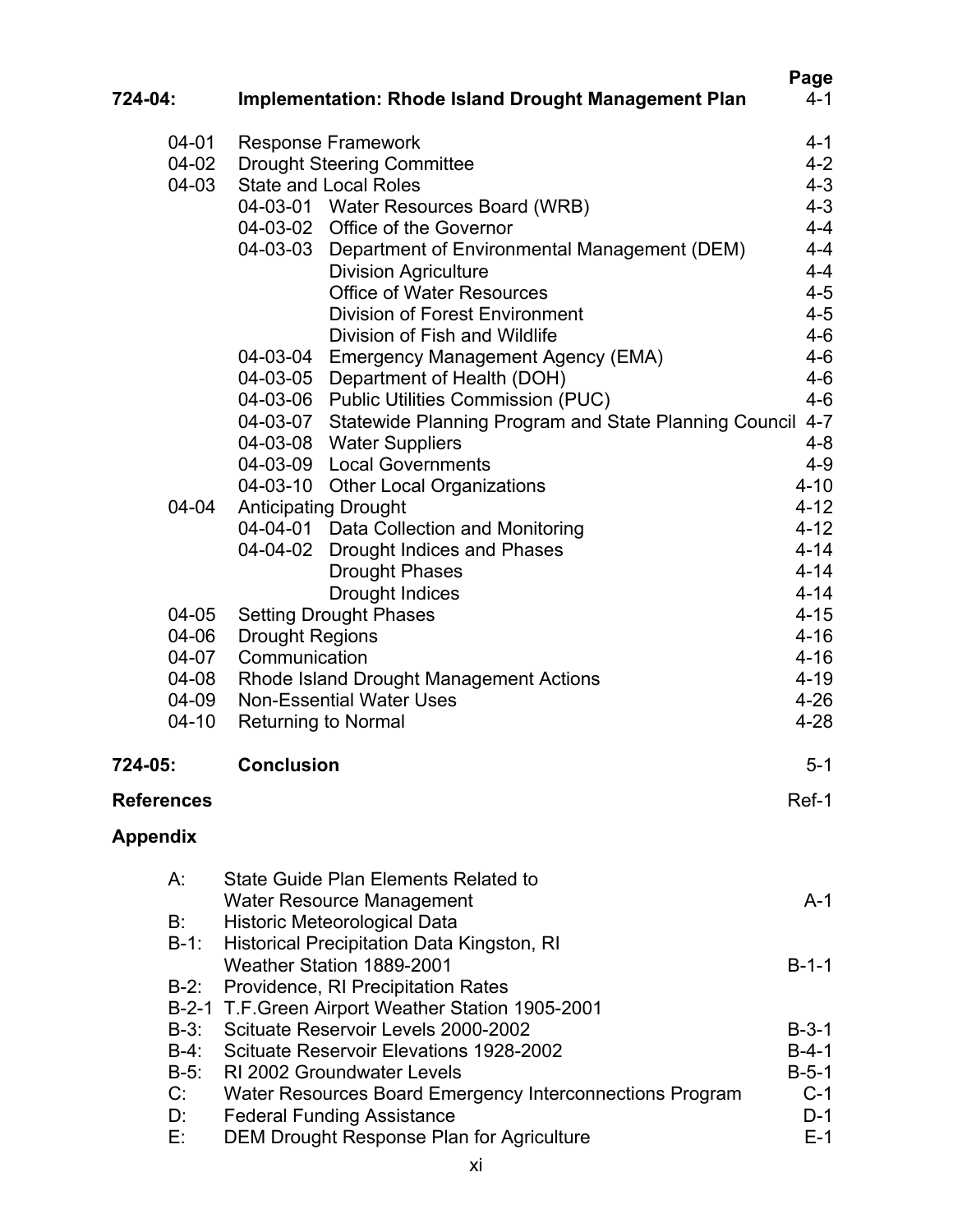| | | Page |
|---|---|---|
| **724-04:** | **Implementation: Rhode Island Drought Management Plan** | 4-1 |
| 04-01 | Response Framework | 4-1 |
| 04-02 | Drought Steering Committee | 4-2 |
| 04-03 | State and Local Roles | 4-3 |
| | 04-03-01 Water Resources Board (WRB) | 4-3 |
| | 04-03-02 Office of the Governor | 4-4 |
| | 04-03-03 Department of Environmental Management (DEM) | 4-4 |
| | Division Agriculture | 4-4 |
| | Office of Water Resources | 4-5 |
| | Division of Forest Environment | 4-5 |
| | Division of Fish and Wildlife | 4-6 |
| | 04-03-04 Emergency Management Agency (EMA) | 4-6 |
| | 04-03-05 Department of Health (DOH) | 4-6 |
| | 04-03-06 Public Utilities Commission (PUC) | 4-6 |
| | 04-03-07 Statewide Planning Program and State Planning Council | 4-7 |
| | 04-03-08 Water Suppliers | 4-8 |
| | 04-03-09 Local Governments | 4-9 |
| | 04-03-10 Other Local Organizations | 4-10 |
| 04-04 | Anticipating Drought | 4-12 |
| | 04-04-01 Data Collection and Monitoring | 4-12 |
| | 04-04-02 Drought Indices and Phases | 4-14 |
| | Drought Phases | 4-14 |
| | Drought Indices | 4-14 |
| 04-05 | Setting Drought Phases | 4-15 |
| 04-06 | Drought Regions | 4-16 |
| 04-07 | Communication | 4-16 |
| 04-08 | Rhode Island Drought Management Actions | 4-19 |
| 04-09 | Non-Essential Water Uses | 4-26 |
| 04-10 | Returning to Normal | 4-28 |
| **724-05:** | **Conclusion** | 5-1 |
| **References** | | Ref-1 |
| **Appendix** | | |
| A: | State Guide Plan Elements Related to Water Resource Management | A-1 |
| B: | Historic Meteorological Data | |
| B-1: | Historical Precipitation Data Kingston, RI Weather Station 1889-2001 | B-1-1 |
| B-2: | Providence, RI Precipitation Rates | |
| B-2-1 | T.F.Green Airport Weather Station 1905-2001 | |
| B-3: | Scituate Reservoir Levels 2000-2002 | B-3-1 |
| B-4: | Scituate Reservoir Elevations 1928-2002 | B-4-1 |
| B-5: | RI 2002 Groundwater Levels | B-5-1 |
| C: | Water Resources Board Emergency Interconnections Program | C-1 |
| D: | Federal Funding Assistance | D-1 |
| E: | DEM Drought Response Plan for Agriculture | E-1 |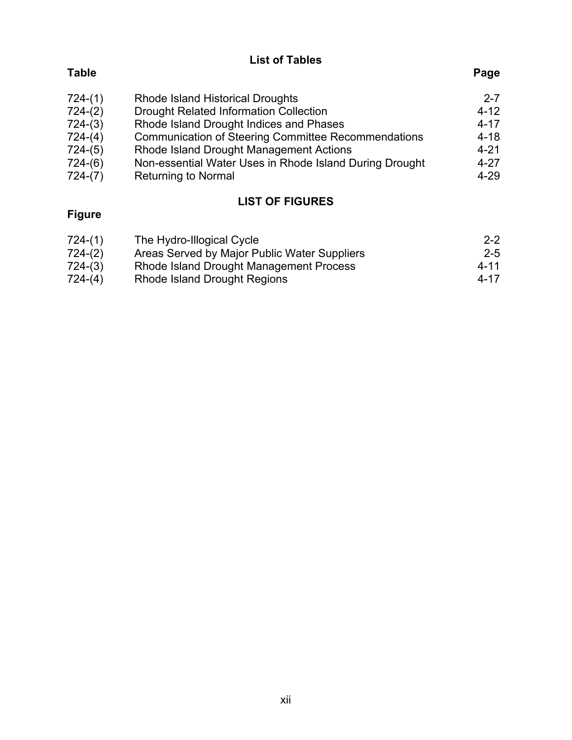## List of Tables

| Table | | Page |
|---|---|---|
| 724-(1) | Rhode Island Historical Droughts | 2-7 |
| 724-(2) | Drought Related Information Collection | 4-12 |
| 724-(3) | Rhode Island Drought Indices and Phases | 4-17 |
| 724-(4) | Communication of Steering Committee Recommendations | 4-18 |
| 724-(5) | Rhode Island Drought Management Actions | 4-21 |
| 724-(6) | Non-essential Water Uses in Rhode Island During Drought | 4-27 |
| 724-(7) | Returning to Normal | 4-29 |

## LIST OF FIGURES

| Figure | | |
|---|---|---|
| 724-(1) | The Hydro-Illogical Cycle | 2-2 |
| 724-(2) | Areas Served by Major Public Water Suppliers | 2-5 |
| 724-(3) | Rhode Island Drought Management Process | 4-11 |
| 724-(4) | Rhode Island Drought Regions | 4-17 |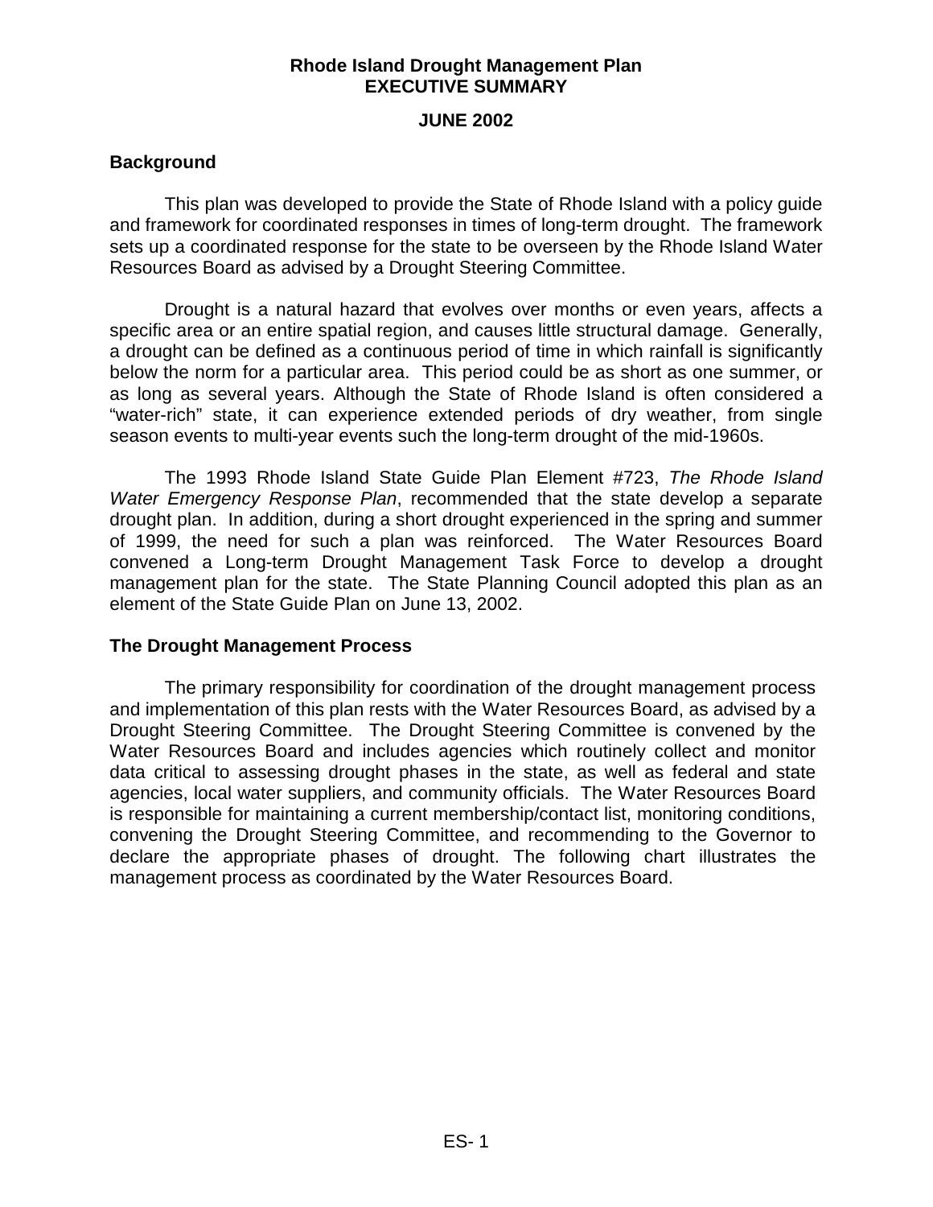# Rhode Island Drought Management Plan
## EXECUTIVE SUMMARY

**JUNE 2002**

### Background

This plan was developed to provide the State of Rhode Island with a policy guide and framework for coordinated responses in times of long-term drought. The framework sets up a coordinated response for the state to be overseen by the Rhode Island Water Resources Board as advised by a Drought Steering Committee.

Drought is a natural hazard that evolves over months or even years, affects a specific area or an entire spatial region, and causes little structural damage. Generally, a drought can be defined as a continuous period of time in which rainfall is significantly below the norm for a particular area. This period could be as short as one summer, or as long as several years. Although the State of Rhode Island is often considered a "water-rich" state, it can experience extended periods of dry weather, from single season events to multi-year events such the long-term drought of the mid-1960s.

The 1993 Rhode Island State Guide Plan Element #723, *The Rhode Island Water Emergency Response Plan*, recommended that the state develop a separate drought plan. In addition, during a short drought experienced in the spring and summer of 1999, the need for such a plan was reinforced. The Water Resources Board convened a Long-term Drought Management Task Force to develop a drought management plan for the state. The State Planning Council adopted this plan as an element of the State Guide Plan on June 13, 2002.

### The Drought Management Process

The primary responsibility for coordination of the drought management process and implementation of this plan rests with the Water Resources Board, as advised by a Drought Steering Committee. The Drought Steering Committee is convened by the Water Resources Board and includes agencies which routinely collect and monitor data critical to assessing drought phases in the state, as well as federal and state agencies, local water suppliers, and community officials. The Water Resources Board is responsible for maintaining a current membership/contact list, monitoring conditions, convening the Drought Steering Committee, and recommending to the Governor to declare the appropriate phases of drought. The following chart illustrates the management process as coordinated by the Water Resources Board.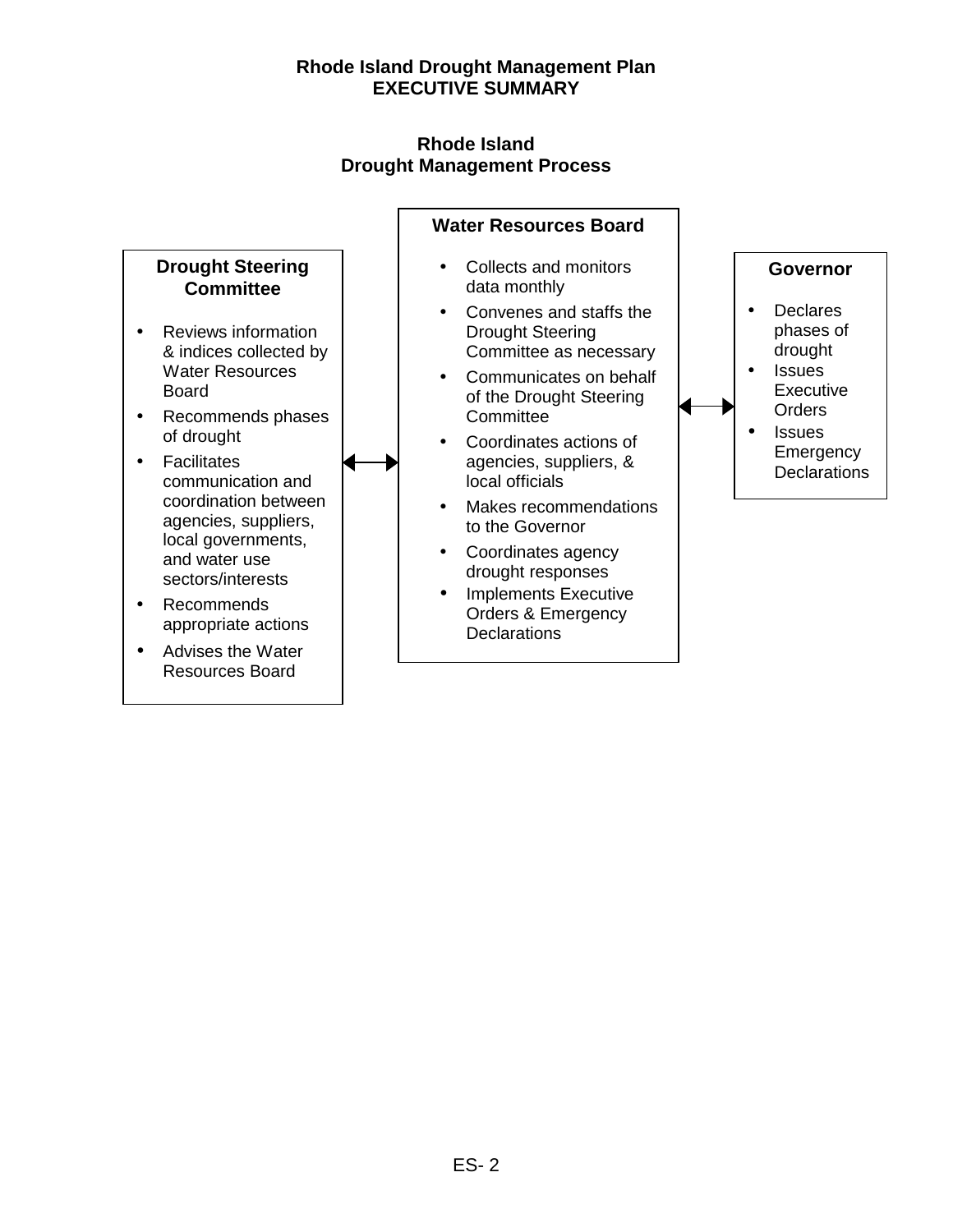**Rhode Island Drought Management Plan**
**EXECUTIVE SUMMARY**

## Rhode Island Drought Management Process

### Drought Steering Committee

- Reviews information & indices collected by Water Resources Board
- Recommends phases of drought
- Facilitates communication and coordination between agencies, suppliers, local governments, and water use sectors/interests
- Recommends appropriate actions
- Advises the Water Resources Board

↔

### Water Resources Board

- Collects and monitors data monthly
- Convenes and staffs the Drought Steering Committee as necessary
- Communicates on behalf of the Drought Steering Committee
- Coordinates actions of agencies, suppliers, & local officials
- Makes recommendations to the Governor
- Coordinates agency drought responses
- Implements Executive Orders & Emergency Declarations

↔

### Governor

- Declares phases of drought
- Issues Executive Orders
- Issues Emergency Declarations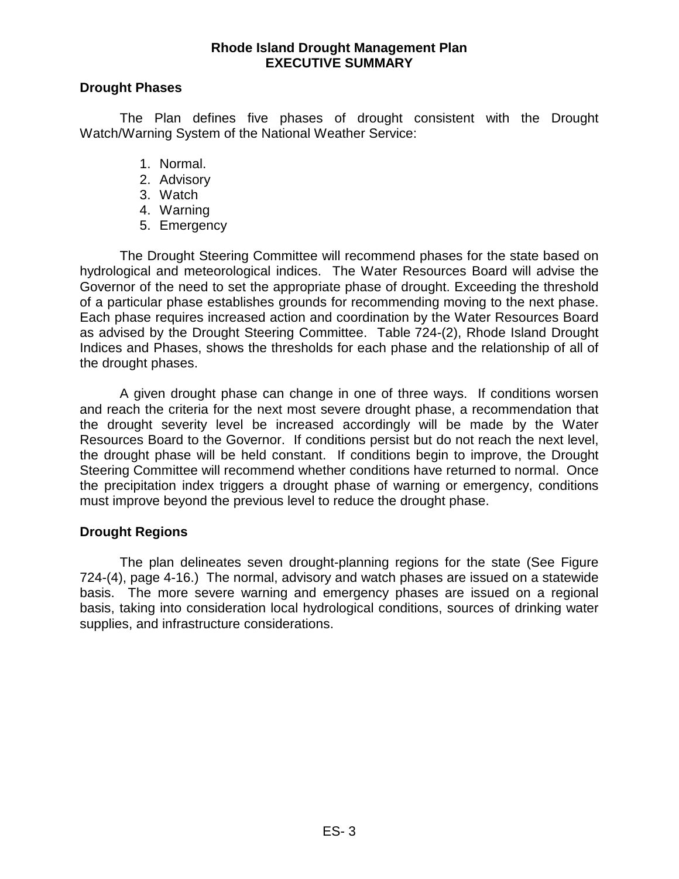## Drought Phases

The Plan defines five phases of drought consistent with the Drought Watch/Warning System of the National Weather Service:

1. Normal.
2. Advisory
3. Watch
4. Warning
5. Emergency

The Drought Steering Committee will recommend phases for the state based on hydrological and meteorological indices. The Water Resources Board will advise the Governor of the need to set the appropriate phase of drought. Exceeding the threshold of a particular phase establishes grounds for recommending moving to the next phase. Each phase requires increased action and coordination by the Water Resources Board as advised by the Drought Steering Committee. Table 724-(2), Rhode Island Drought Indices and Phases, shows the thresholds for each phase and the relationship of all of the drought phases.

A given drought phase can change in one of three ways. If conditions worsen and reach the criteria for the next most severe drought phase, a recommendation that the drought severity level be increased accordingly will be made by the Water Resources Board to the Governor. If conditions persist but do not reach the next level, the drought phase will be held constant. If conditions begin to improve, the Drought Steering Committee will recommend whether conditions have returned to normal. Once the precipitation index triggers a drought phase of warning or emergency, conditions must improve beyond the previous level to reduce the drought phase.

## Drought Regions

The plan delineates seven drought-planning regions for the state (See Figure 724-(4), page 4-16.) The normal, advisory and watch phases are issued on a statewide basis. The more severe warning and emergency phases are issued on a regional basis, taking into consideration local hydrological conditions, sources of drinking water supplies, and infrastructure considerations.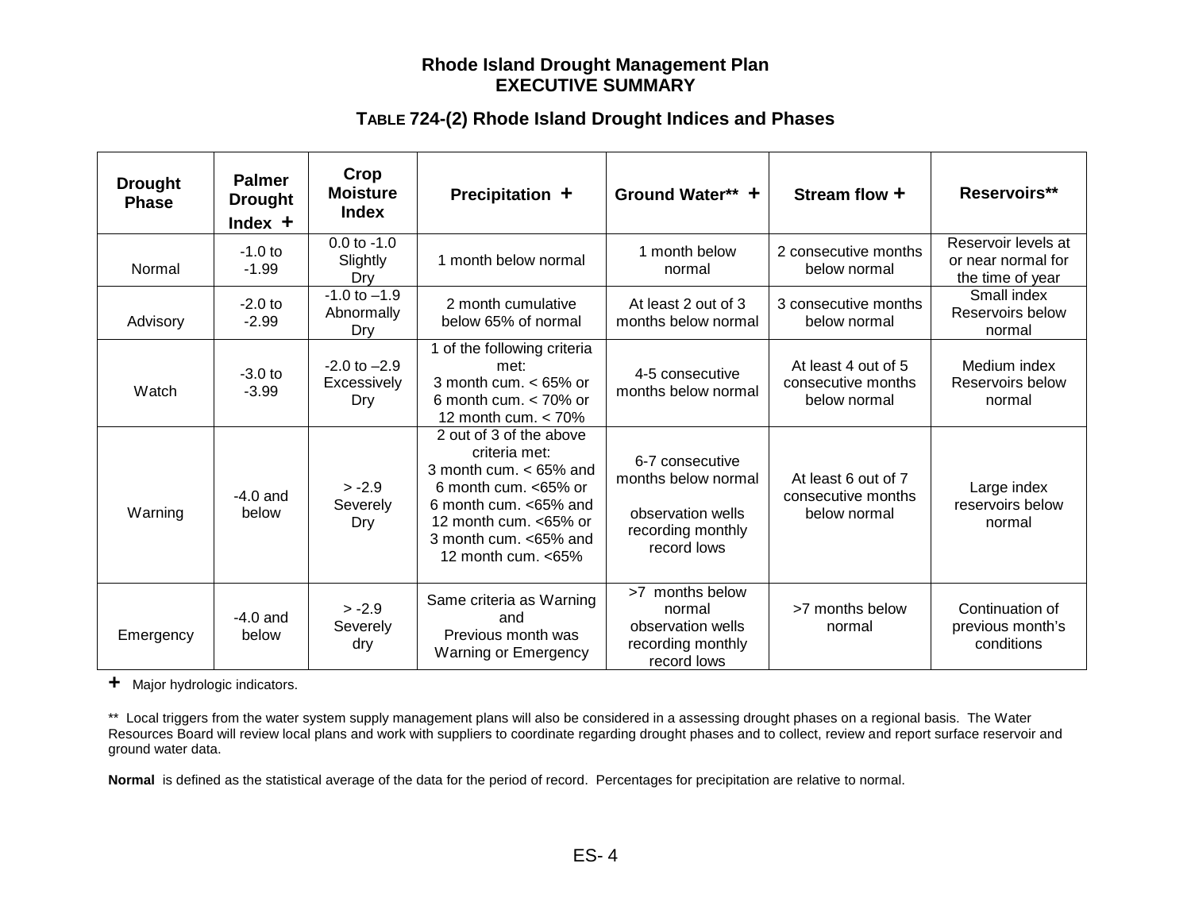# Rhode Island Drought Management Plan
## EXECUTIVE SUMMARY

### TABLE 724-(2) Rhode Island Drought Indices and Phases

| Drought Phase | Palmer Drought Index + | Crop Moisture Index | Precipitation + | Ground Water** + | Stream flow + | Reservoirs** |
|---|---|---|---|---|---|---|
| Normal | -1.0 to -1.99 | 0.0 to -1.0 Slightly Dry | 1 month below normal | 1 month below normal | 2 consecutive months below normal | Reservoir levels at or near normal for the time of year |
| Advisory | -2.0 to -2.99 | -1.0 to –1.9 Abnormally Dry | 2 month cumulative below 65% of normal | At least 2 out of 3 months below normal | 3 consecutive months below normal | Small index Reservoirs below normal |
| Watch | -3.0 to -3.99 | -2.0 to –2.9 Excessively Dry | 1 of the following criteria met: 3 month cum. < 65% or 6 month cum. < 70% or 12 month cum. < 70% | 4-5 consecutive months below normal | At least 4 out of 5 consecutive months below normal | Medium index Reservoirs below normal |
| Warning | -4.0 and below | > -2.9 Severely Dry | 2 out of 3 of the above criteria met: 3 month cum. < 65% and 6 month cum. <65% or 6 month cum. <65% and 12 month cum. <65% or 3 month cum. <65% and 12 month cum. <65% | 6-7 consecutive months below normal<br><br>observation wells recording monthly record lows | At least 6 out of 7 consecutive months below normal | Large index reservoirs below normal |
| Emergency | -4.0 and below | > -2.9 Severely dry | Same criteria as Warning and Previous month was Warning or Emergency | >7 months below normal observation wells recording monthly record lows | >7 months below normal | Continuation of previous month's conditions |

**+** Major hydrologic indicators.

** Local triggers from the water system supply management plans will also be considered in a assessing drought phases on a regional basis. The Water Resources Board will review local plans and work with suppliers to coordinate regarding drought phases and to collect, review and report surface reservoir and ground water data.

**Normal** is defined as the statistical average of the data for the period of record. Percentages for precipitation are relative to normal.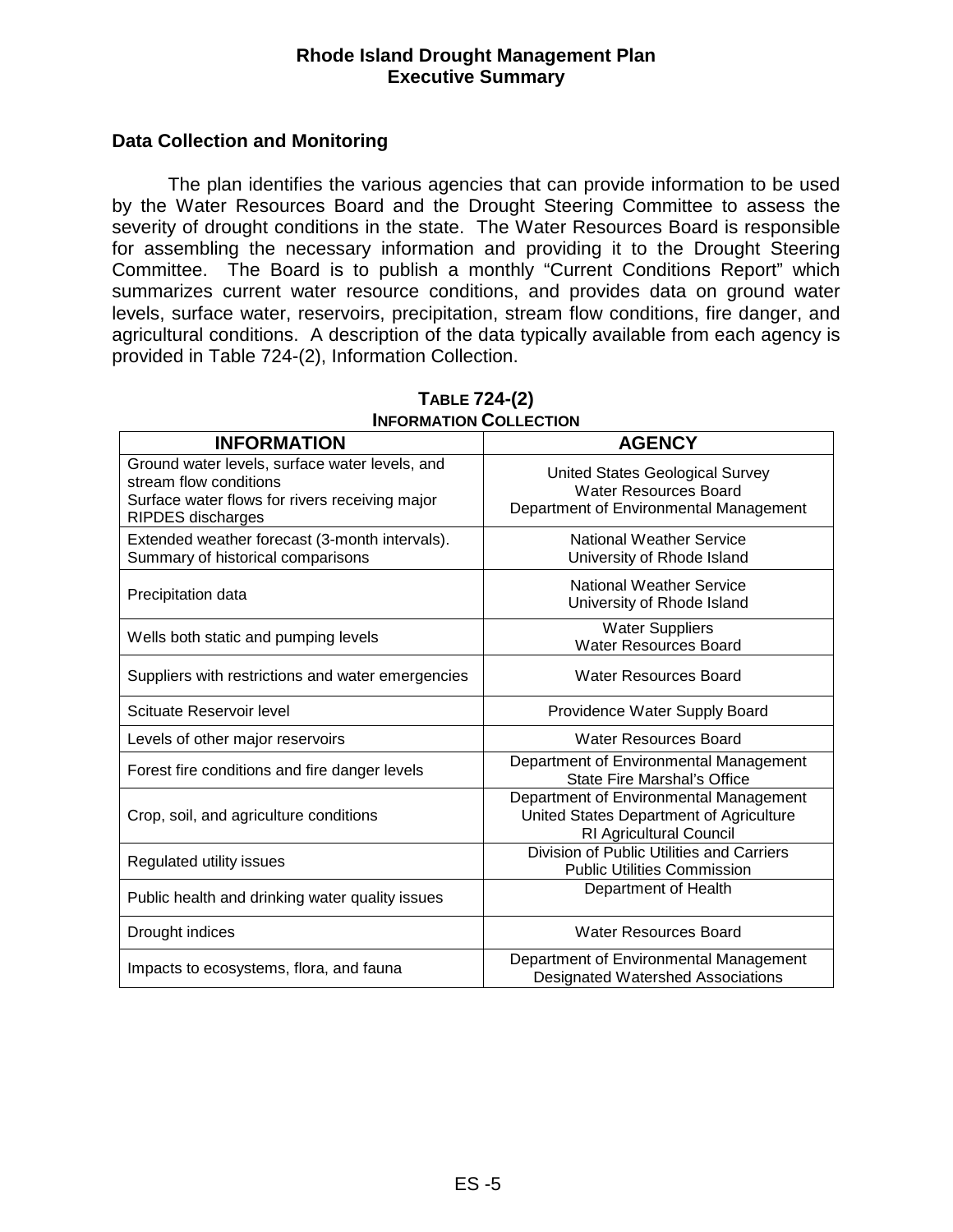## Data Collection and Monitoring

The plan identifies the various agencies that can provide information to be used by the Water Resources Board and the Drought Steering Committee to assess the severity of drought conditions in the state. The Water Resources Board is responsible for assembling the necessary information and providing it to the Drought Steering Committee. The Board is to publish a monthly "Current Conditions Report" which summarizes current water resource conditions, and provides data on ground water levels, surface water, reservoirs, precipitation, stream flow conditions, fire danger, and agricultural conditions. A description of the data typically available from each agency is provided in Table 724-(2), Information Collection.

**TABLE 724-(2)**
**INFORMATION COLLECTION**

| INFORMATION | AGENCY |
|---|---|
| Ground water levels, surface water levels, and stream flow conditions<br>Surface water flows for rivers receiving major RIPDES discharges | United States Geological Survey<br>Water Resources Board<br>Department of Environmental Management |
| Extended weather forecast (3-month intervals).<br>Summary of historical comparisons | National Weather Service<br>University of Rhode Island |
| Precipitation data | National Weather Service<br>University of Rhode Island |
| Wells both static and pumping levels | Water Suppliers<br>Water Resources Board |
| Suppliers with restrictions and water emergencies | Water Resources Board |
| Scituate Reservoir level | Providence Water Supply Board |
| Levels of other major reservoirs | Water Resources Board |
| Forest fire conditions and fire danger levels | Department of Environmental Management<br>State Fire Marshal's Office |
| Crop, soil, and agriculture conditions | Department of Environmental Management<br>United States Department of Agriculture<br>RI Agricultural Council |
| Regulated utility issues | Division of Public Utilities and Carriers<br>Public Utilities Commission |
| Public health and drinking water quality issues | Department of Health |
| Drought indices | Water Resources Board |
| Impacts to ecosystems, flora, and fauna | Department of Environmental Management<br>Designated Watershed Associations |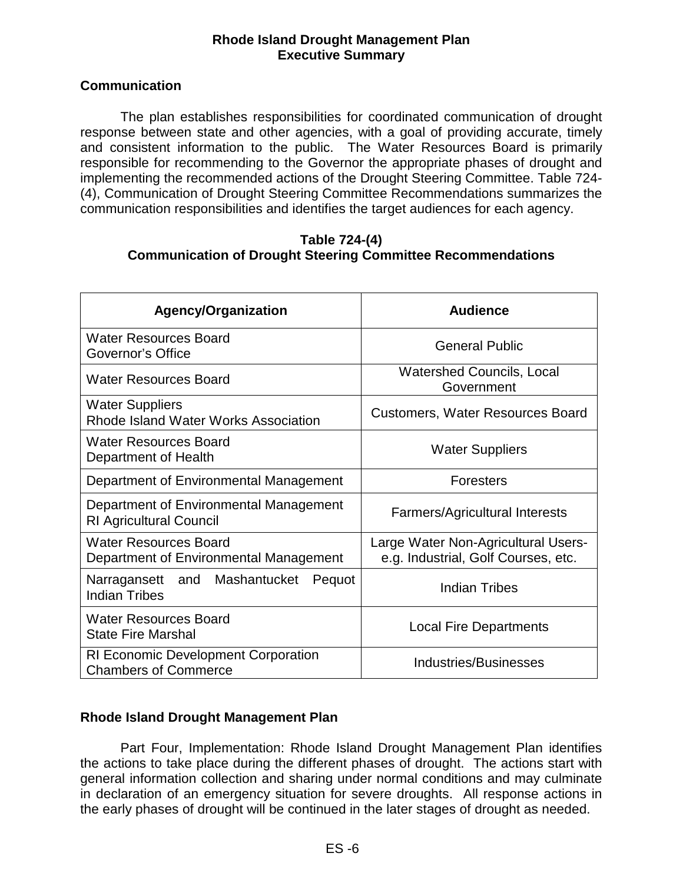## Communication

The plan establishes responsibilities for coordinated communication of drought response between state and other agencies, with a goal of providing accurate, timely and consistent information to the public. The Water Resources Board is primarily responsible for recommending to the Governor the appropriate phases of drought and implementing the recommended actions of the Drought Steering Committee. Table 724-(4), Communication of Drought Steering Committee Recommendations summarizes the communication responsibilities and identifies the target audiences for each agency.

**Table 724-(4)**
**Communication of Drought Steering Committee Recommendations**

| Agency/Organization | Audience |
|---|---|
| Water Resources Board<br>Governor's Office | General Public |
| Water Resources Board | Watershed Councils, Local Government |
| Water Suppliers<br>Rhode Island Water Works Association | Customers, Water Resources Board |
| Water Resources Board<br>Department of Health | Water Suppliers |
| Department of Environmental Management | Foresters |
| Department of Environmental Management<br>RI Agricultural Council | Farmers/Agricultural Interests |
| Water Resources Board<br>Department of Environmental Management | Large Water Non-Agricultural Users- e.g. Industrial, Golf Courses, etc. |
| Narragansett and Mashantucket Pequot Indian Tribes | Indian Tribes |
| Water Resources Board<br>State Fire Marshal | Local Fire Departments |
| RI Economic Development Corporation<br>Chambers of Commerce | Industries/Businesses |

## Rhode Island Drought Management Plan

Part Four, Implementation: Rhode Island Drought Management Plan identifies the actions to take place during the different phases of drought. The actions start with general information collection and sharing under normal conditions and may culminate in declaration of an emergency situation for severe droughts. All response actions in the early phases of drought will be continued in the later stages of drought as needed.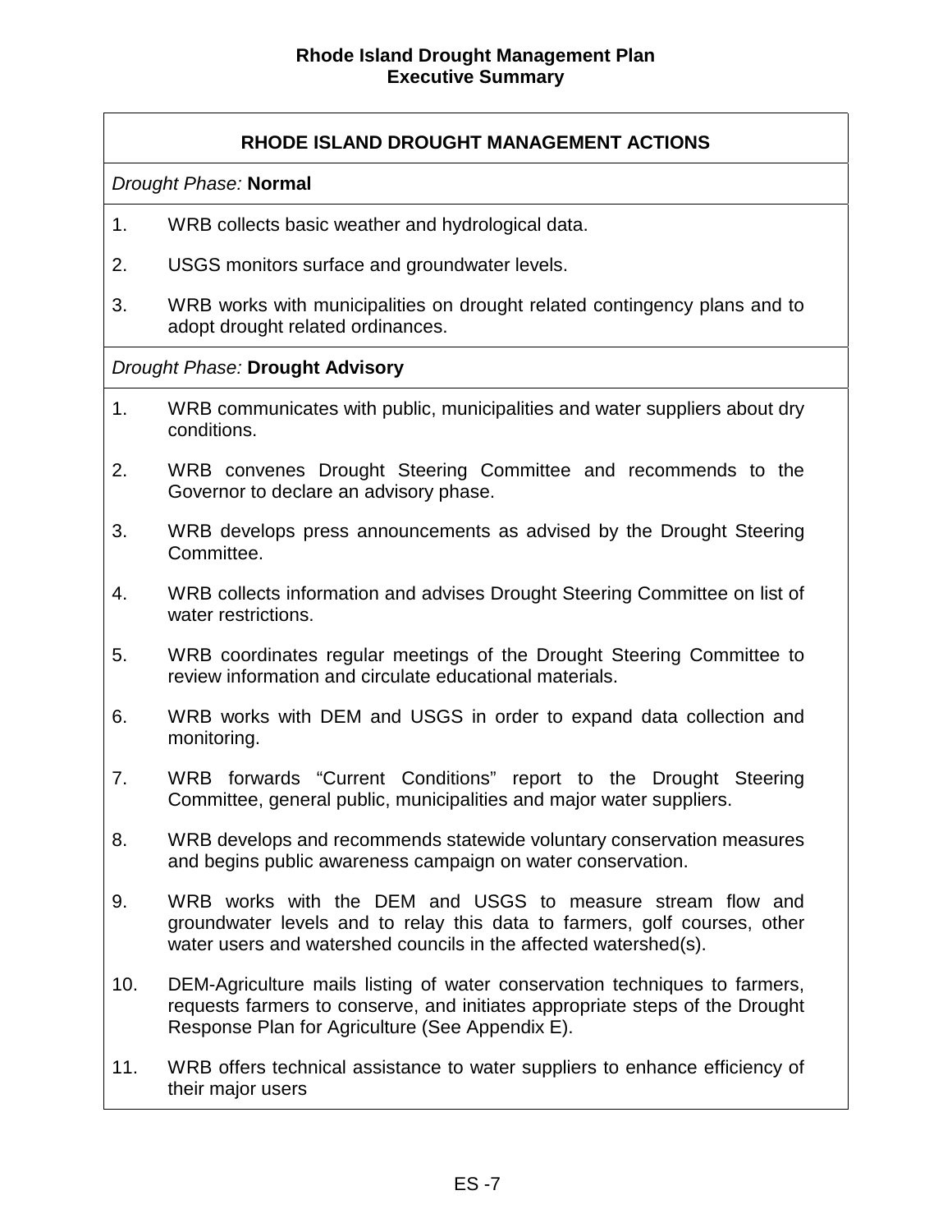## RHODE ISLAND DROUGHT MANAGEMENT ACTIONS

*Drought Phase:* **Normal**

1. WRB collects basic weather and hydrological data.
2. USGS monitors surface and groundwater levels.
3. WRB works with municipalities on drought related contingency plans and to adopt drought related ordinances.

*Drought Phase:* **Drought Advisory**

1. WRB communicates with public, municipalities and water suppliers about dry conditions.
2. WRB convenes Drought Steering Committee and recommends to the Governor to declare an advisory phase.
3. WRB develops press announcements as advised by the Drought Steering Committee.
4. WRB collects information and advises Drought Steering Committee on list of water restrictions.
5. WRB coordinates regular meetings of the Drought Steering Committee to review information and circulate educational materials.
6. WRB works with DEM and USGS in order to expand data collection and monitoring.
7. WRB forwards "Current Conditions" report to the Drought Steering Committee, general public, municipalities and major water suppliers.
8. WRB develops and recommends statewide voluntary conservation measures and begins public awareness campaign on water conservation.
9. WRB works with the DEM and USGS to measure stream flow and groundwater levels and to relay this data to farmers, golf courses, other water users and watershed councils in the affected watershed(s).
10. DEM-Agriculture mails listing of water conservation techniques to farmers, requests farmers to conserve, and initiates appropriate steps of the Drought Response Plan for Agriculture (See Appendix E).
11. WRB offers technical assistance to water suppliers to enhance efficiency of their major users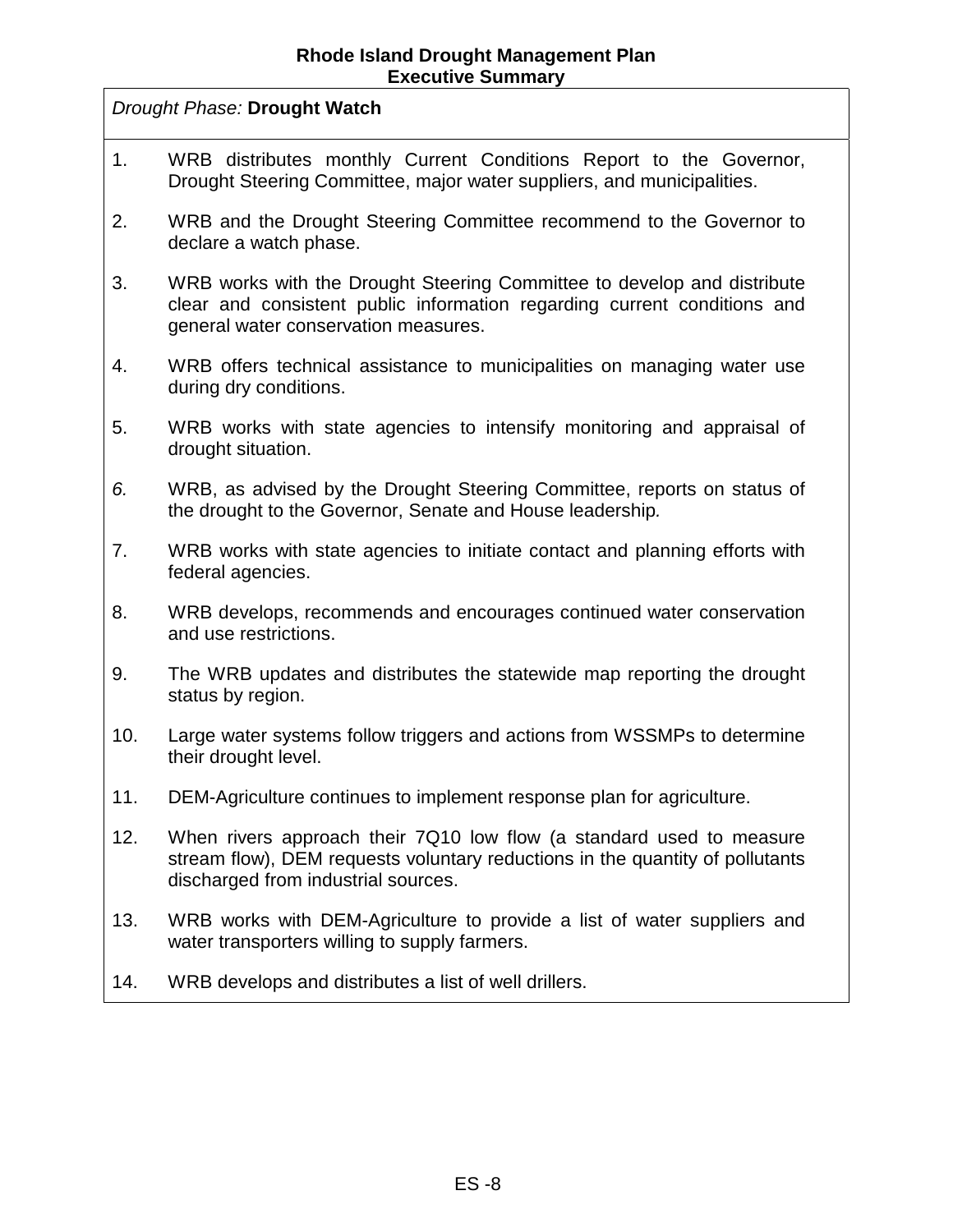*Drought Phase:* **Drought Watch**

1. WRB distributes monthly Current Conditions Report to the Governor, Drought Steering Committee, major water suppliers, and municipalities.
2. WRB and the Drought Steering Committee recommend to the Governor to declare a watch phase.
3. WRB works with the Drought Steering Committee to develop and distribute clear and consistent public information regarding current conditions and general water conservation measures.
4. WRB offers technical assistance to municipalities on managing water use during dry conditions.
5. WRB works with state agencies to intensify monitoring and appraisal of drought situation.
6. WRB, as advised by the Drought Steering Committee, reports on status of the drought to the Governor, Senate and House leadership.
7. WRB works with state agencies to initiate contact and planning efforts with federal agencies.
8. WRB develops, recommends and encourages continued water conservation and use restrictions.
9. The WRB updates and distributes the statewide map reporting the drought status by region.
10. Large water systems follow triggers and actions from WSSMPs to determine their drought level.
11. DEM-Agriculture continues to implement response plan for agriculture.
12. When rivers approach their 7Q10 low flow (a standard used to measure stream flow), DEM requests voluntary reductions in the quantity of pollutants discharged from industrial sources.
13. WRB works with DEM-Agriculture to provide a list of water suppliers and water transporters willing to supply farmers.
14. WRB develops and distributes a list of well drillers.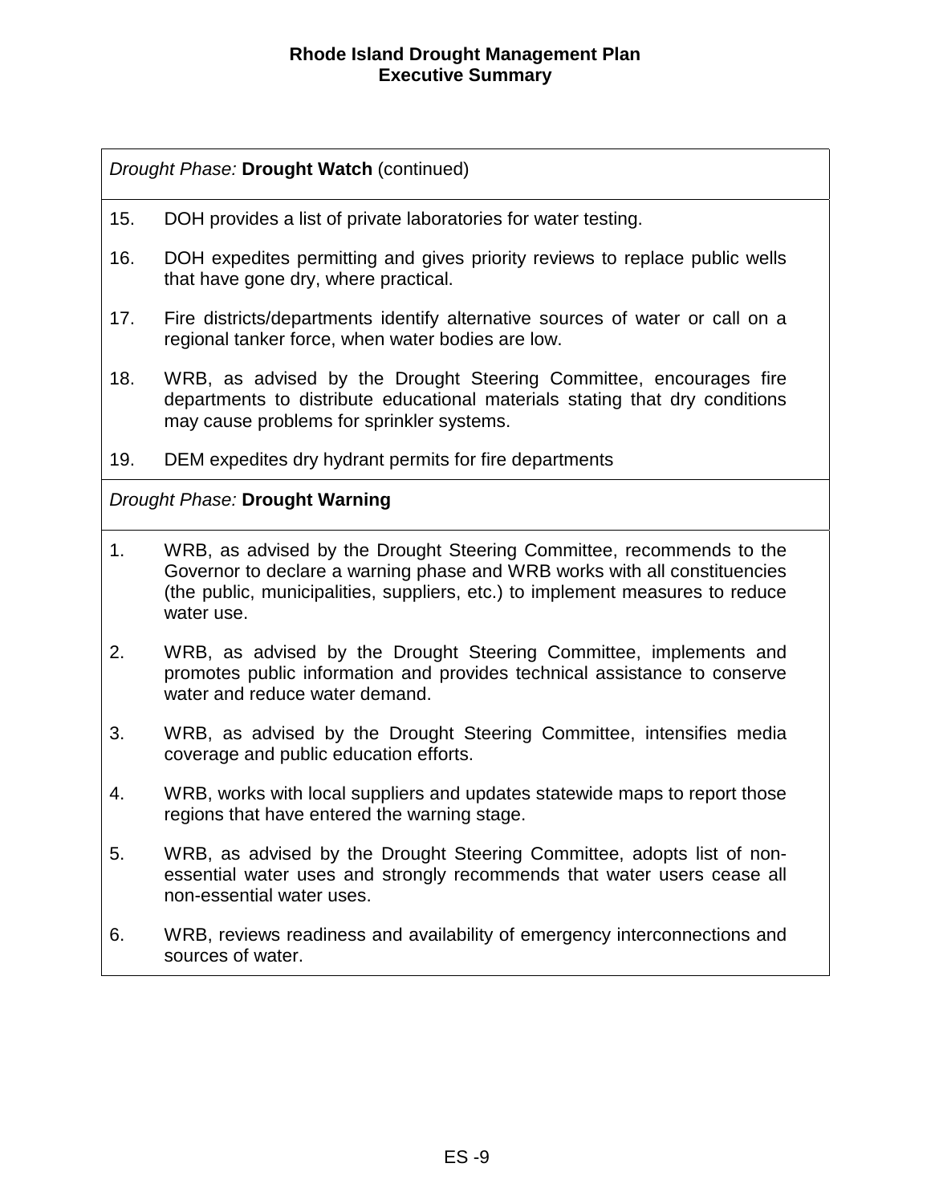*Drought Phase:* **Drought Watch** (continued)

15. DOH provides a list of private laboratories for water testing.

16. DOH expedites permitting and gives priority reviews to replace public wells that have gone dry, where practical.

17. Fire districts/departments identify alternative sources of water or call on a regional tanker force, when water bodies are low.

18. WRB, as advised by the Drought Steering Committee, encourages fire departments to distribute educational materials stating that dry conditions may cause problems for sprinkler systems.

19. DEM expedites dry hydrant permits for fire departments

*Drought Phase:* **Drought Warning**

1. WRB, as advised by the Drought Steering Committee, recommends to the Governor to declare a warning phase and WRB works with all constituencies (the public, municipalities, suppliers, etc.) to implement measures to reduce water use.

2. WRB, as advised by the Drought Steering Committee, implements and promotes public information and provides technical assistance to conserve water and reduce water demand.

3. WRB, as advised by the Drought Steering Committee, intensifies media coverage and public education efforts.

4. WRB, works with local suppliers and updates statewide maps to report those regions that have entered the warning stage.

5. WRB, as advised by the Drought Steering Committee, adopts list of non-essential water uses and strongly recommends that water users cease all non-essential water uses.

6. WRB, reviews readiness and availability of emergency interconnections and sources of water.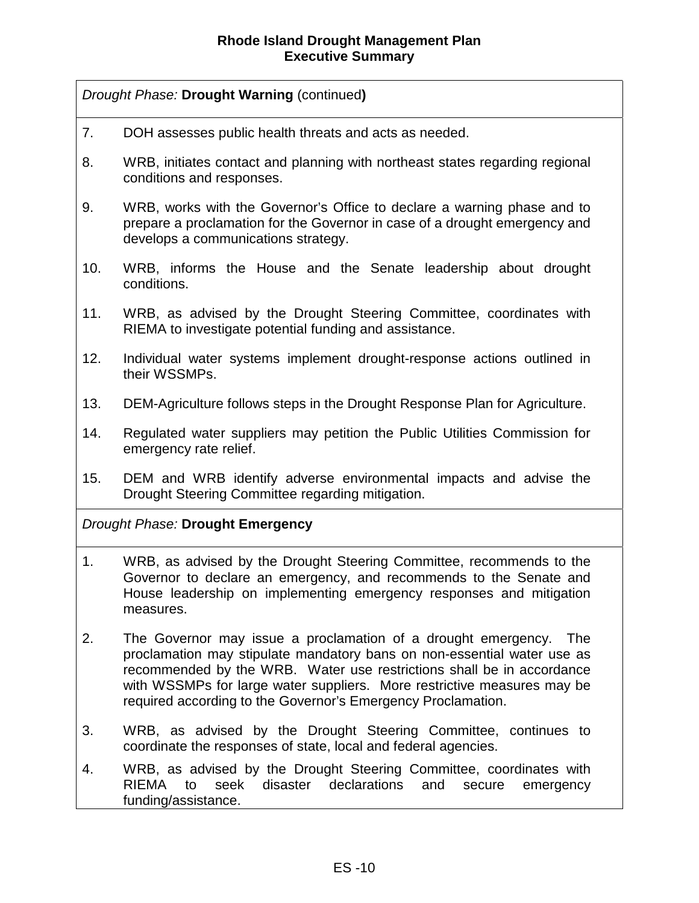*Drought Phase:* **Drought Warning** (continued**)**

7. DOH assesses public health threats and acts as needed.

8. WRB, initiates contact and planning with northeast states regarding regional conditions and responses.

9. WRB, works with the Governor's Office to declare a warning phase and to prepare a proclamation for the Governor in case of a drought emergency and develops a communications strategy.

10. WRB, informs the House and the Senate leadership about drought conditions.

11. WRB, as advised by the Drought Steering Committee, coordinates with RIEMA to investigate potential funding and assistance.

12. Individual water systems implement drought-response actions outlined in their WSSMPs.

13. DEM-Agriculture follows steps in the Drought Response Plan for Agriculture.

14. Regulated water suppliers may petition the Public Utilities Commission for emergency rate relief.

15. DEM and WRB identify adverse environmental impacts and advise the Drought Steering Committee regarding mitigation.

*Drought Phase:* **Drought Emergency**

1. WRB, as advised by the Drought Steering Committee, recommends to the Governor to declare an emergency, and recommends to the Senate and House leadership on implementing emergency responses and mitigation measures.

2. The Governor may issue a proclamation of a drought emergency. The proclamation may stipulate mandatory bans on non-essential water use as recommended by the WRB. Water use restrictions shall be in accordance with WSSMPs for large water suppliers. More restrictive measures may be required according to the Governor's Emergency Proclamation.

3. WRB, as advised by the Drought Steering Committee, continues to coordinate the responses of state, local and federal agencies.

4. WRB, as advised by the Drought Steering Committee, coordinates with RIEMA to seek disaster declarations and secure emergency funding/assistance.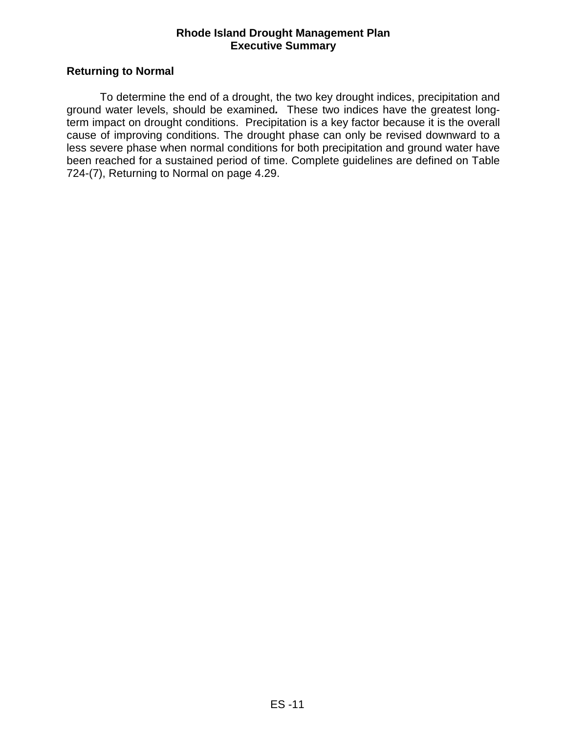## Returning to Normal

To determine the end of a drought, the two key drought indices, precipitation and ground water levels, should be examined. These two indices have the greatest long-term impact on drought conditions. Precipitation is a key factor because it is the overall cause of improving conditions. The drought phase can only be revised downward to a less severe phase when normal conditions for both precipitation and ground water have been reached for a sustained period of time. Complete guidelines are defined on Table 724-(7), Returning to Normal on page 4.29.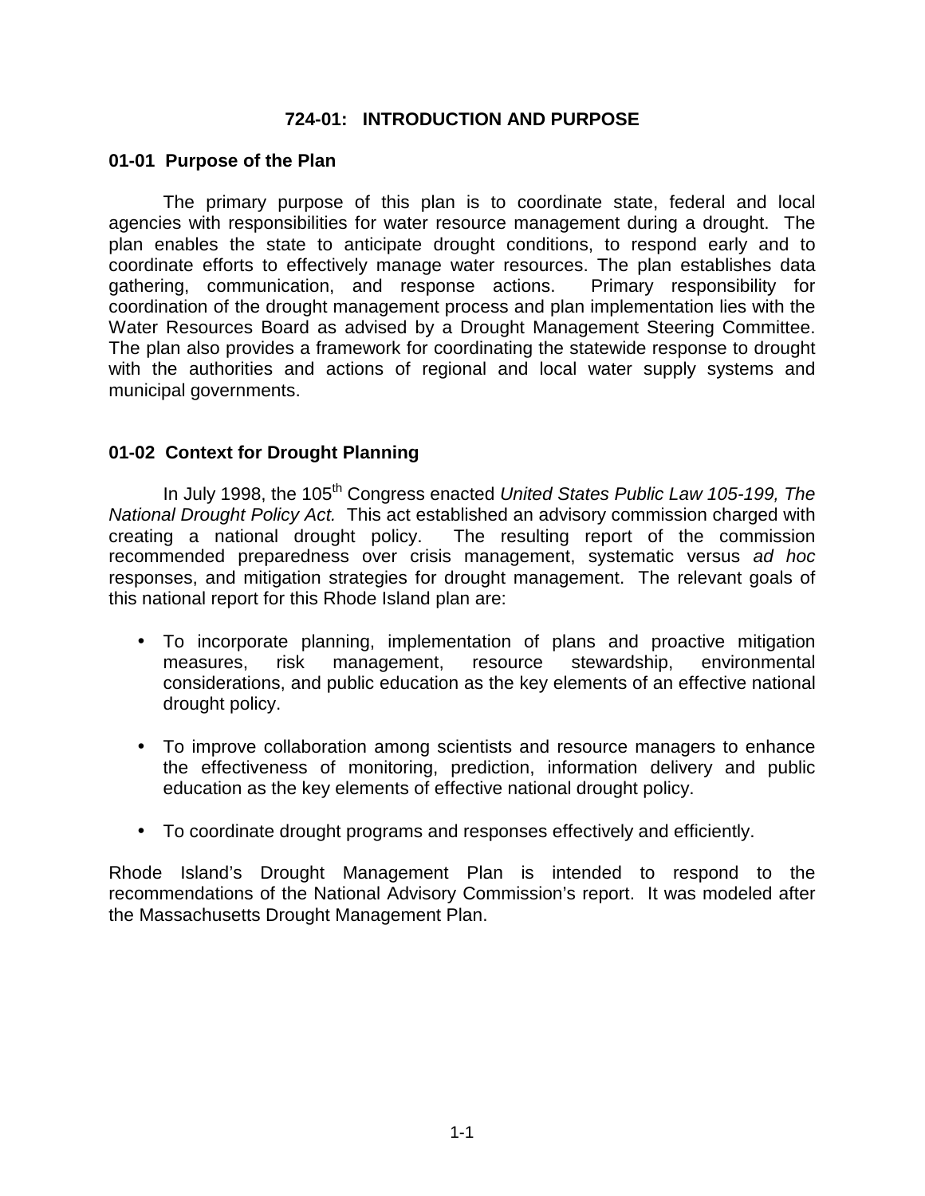## 724-01: INTRODUCTION AND PURPOSE

### 01-01 Purpose of the Plan

The primary purpose of this plan is to coordinate state, federal and local agencies with responsibilities for water resource management during a drought. The plan enables the state to anticipate drought conditions, to respond early and to coordinate efforts to effectively manage water resources. The plan establishes data gathering, communication, and response actions. Primary responsibility for coordination of the drought management process and plan implementation lies with the Water Resources Board as advised by a Drought Management Steering Committee. The plan also provides a framework for coordinating the statewide response to drought with the authorities and actions of regional and local water supply systems and municipal governments.

### 01-02 Context for Drought Planning

In July 1998, the 105th Congress enacted *United States Public Law 105-199, The National Drought Policy Act.* This act established an advisory commission charged with creating a national drought policy. The resulting report of the commission recommended preparedness over crisis management, systematic versus *ad hoc* responses, and mitigation strategies for drought management. The relevant goals of this national report for this Rhode Island plan are:

- To incorporate planning, implementation of plans and proactive mitigation measures, risk management, resource stewardship, environmental considerations, and public education as the key elements of an effective national drought policy.
- To improve collaboration among scientists and resource managers to enhance the effectiveness of monitoring, prediction, information delivery and public education as the key elements of effective national drought policy.
- To coordinate drought programs and responses effectively and efficiently.

Rhode Island's Drought Management Plan is intended to respond to the recommendations of the National Advisory Commission's report. It was modeled after the Massachusetts Drought Management Plan.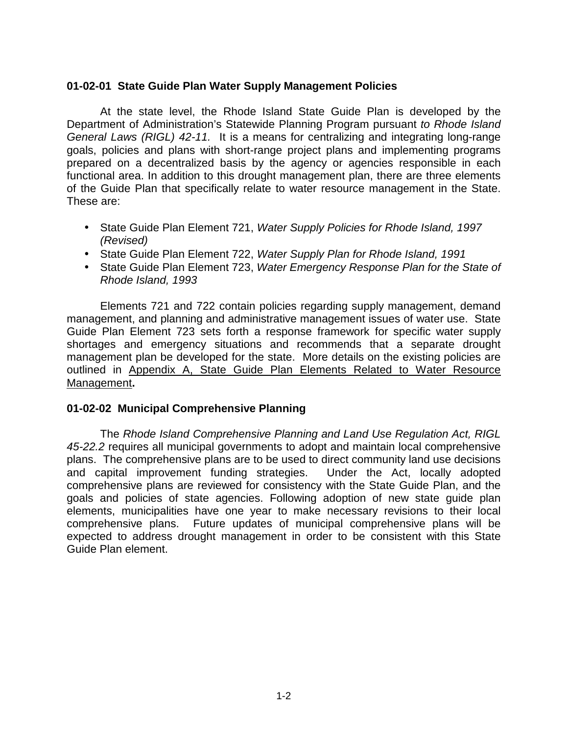### 01-02-01 State Guide Plan Water Supply Management Policies

At the state level, the Rhode Island State Guide Plan is developed by the Department of Administration's Statewide Planning Program pursuant *to Rhode Island General Laws (RIGL) 42-11.* It is a means for centralizing and integrating long-range goals, policies and plans with short-range project plans and implementing programs prepared on a decentralized basis by the agency or agencies responsible in each functional area. In addition to this drought management plan, there are three elements of the Guide Plan that specifically relate to water resource management in the State. These are:

- State Guide Plan Element 721, *Water Supply Policies for Rhode Island, 1997 (Revised)*
- State Guide Plan Element 722, *Water Supply Plan for Rhode Island, 1991*
- State Guide Plan Element 723, *Water Emergency Response Plan for the State of Rhode Island, 1993*

Elements 721 and 722 contain policies regarding supply management, demand management, and planning and administrative management issues of water use. State Guide Plan Element 723 sets forth a response framework for specific water supply shortages and emergency situations and recommends that a separate drought management plan be developed for the state. More details on the existing policies are outlined in Appendix A, State Guide Plan Elements Related to Water Resource Management**.**

### 01-02-02 Municipal Comprehensive Planning

The *Rhode Island Comprehensive Planning and Land Use Regulation Act, RIGL 45-22.2* requires all municipal governments to adopt and maintain local comprehensive plans. The comprehensive plans are to be used to direct community land use decisions and capital improvement funding strategies. Under the Act, locally adopted comprehensive plans are reviewed for consistency with the State Guide Plan, and the goals and policies of state agencies. Following adoption of new state guide plan elements, municipalities have one year to make necessary revisions to their local comprehensive plans. Future updates of municipal comprehensive plans will be expected to address drought management in order to be consistent with this State Guide Plan element.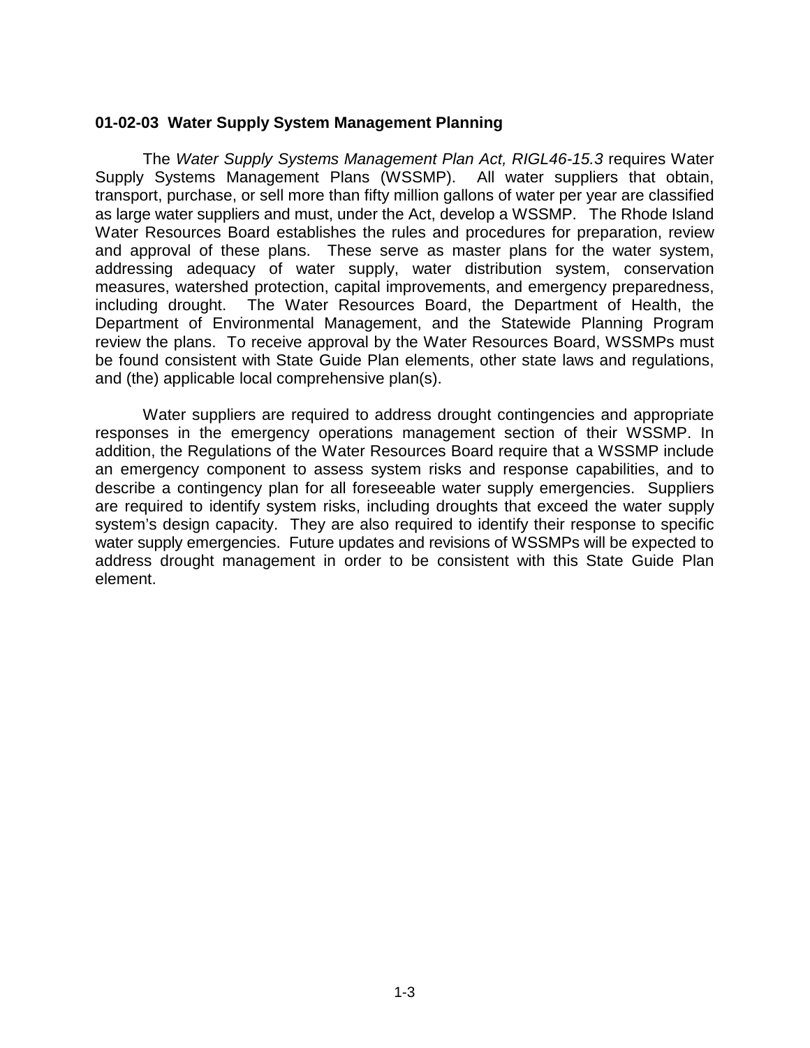### 01-02-03 Water Supply System Management Planning

The *Water Supply Systems Management Plan Act, RIGL46-15.3* requires Water Supply Systems Management Plans (WSSMP). All water suppliers that obtain, transport, purchase, or sell more than fifty million gallons of water per year are classified as large water suppliers and must, under the Act, develop a WSSMP. The Rhode Island Water Resources Board establishes the rules and procedures for preparation, review and approval of these plans. These serve as master plans for the water system, addressing adequacy of water supply, water distribution system, conservation measures, watershed protection, capital improvements, and emergency preparedness, including drought. The Water Resources Board, the Department of Health, the Department of Environmental Management, and the Statewide Planning Program review the plans. To receive approval by the Water Resources Board, WSSMPs must be found consistent with State Guide Plan elements, other state laws and regulations, and (the) applicable local comprehensive plan(s).

Water suppliers are required to address drought contingencies and appropriate responses in the emergency operations management section of their WSSMP. In addition, the Regulations of the Water Resources Board require that a WSSMP include an emergency component to assess system risks and response capabilities, and to describe a contingency plan for all foreseeable water supply emergencies. Suppliers are required to identify system risks, including droughts that exceed the water supply system's design capacity. They are also required to identify their response to specific water supply emergencies. Future updates and revisions of WSSMPs will be expected to address drought management in order to be consistent with this State Guide Plan element.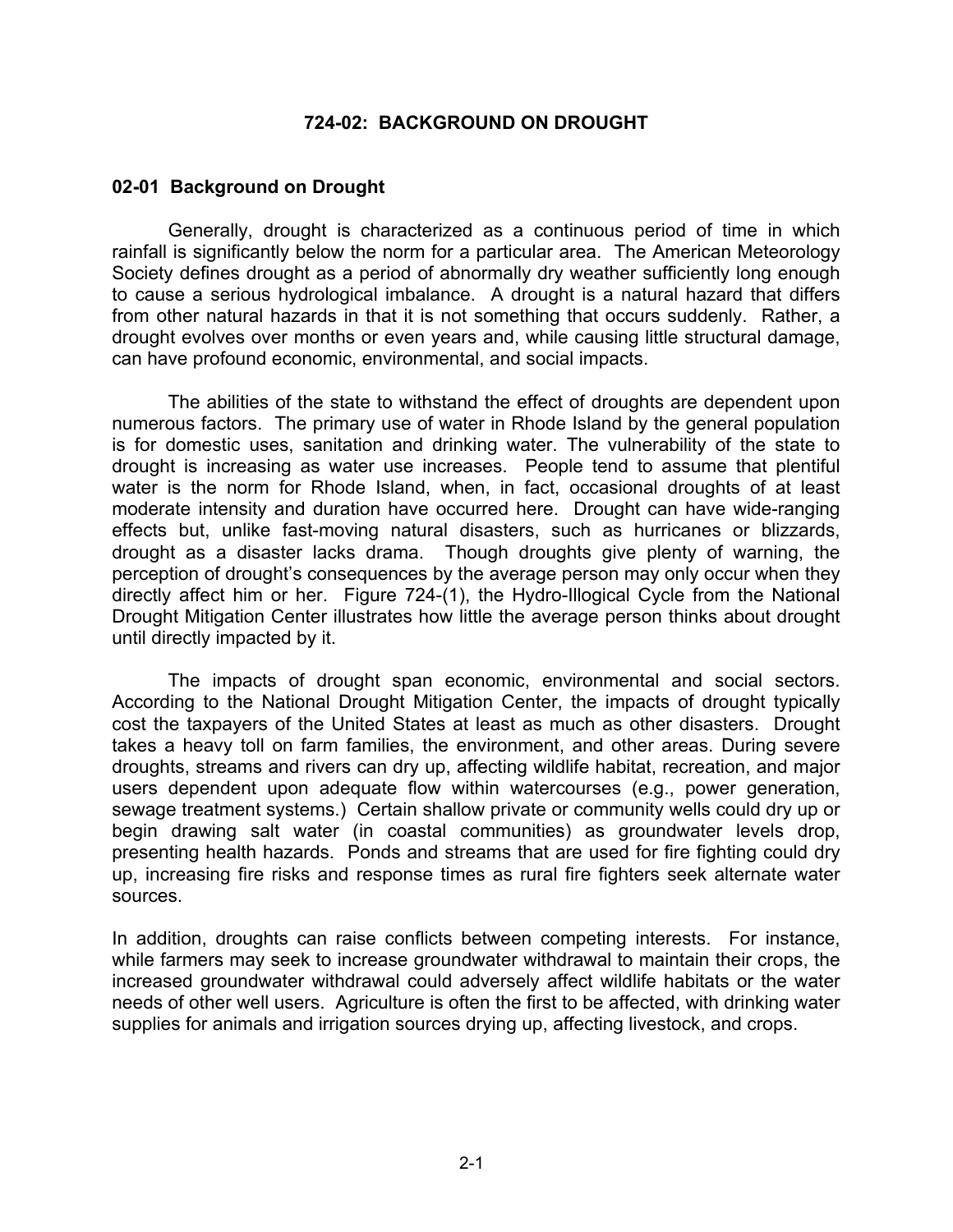# 724-02: BACKGROUND ON DROUGHT

## 02-01 Background on Drought

Generally, drought is characterized as a continuous period of time in which rainfall is significantly below the norm for a particular area. The American Meteorology Society defines drought as a period of abnormally dry weather sufficiently long enough to cause a serious hydrological imbalance. A drought is a natural hazard that differs from other natural hazards in that it is not something that occurs suddenly. Rather, a drought evolves over months or even years and, while causing little structural damage, can have profound economic, environmental, and social impacts.

The abilities of the state to withstand the effect of droughts are dependent upon numerous factors. The primary use of water in Rhode Island by the general population is for domestic uses, sanitation and drinking water. The vulnerability of the state to drought is increasing as water use increases. People tend to assume that plentiful water is the norm for Rhode Island, when, in fact, occasional droughts of at least moderate intensity and duration have occurred here. Drought can have wide-ranging effects but, unlike fast-moving natural disasters, such as hurricanes or blizzards, drought as a disaster lacks drama. Though droughts give plenty of warning, the perception of drought's consequences by the average person may only occur when they directly affect him or her. Figure 724-(1), the Hydro-Illogical Cycle from the National Drought Mitigation Center illustrates how little the average person thinks about drought until directly impacted by it.

The impacts of drought span economic, environmental and social sectors. According to the National Drought Mitigation Center, the impacts of drought typically cost the taxpayers of the United States at least as much as other disasters. Drought takes a heavy toll on farm families, the environment, and other areas. During severe droughts, streams and rivers can dry up, affecting wildlife habitat, recreation, and major users dependent upon adequate flow within watercourses (e.g., power generation, sewage treatment systems.) Certain shallow private or community wells could dry up or begin drawing salt water (in coastal communities) as groundwater levels drop, presenting health hazards. Ponds and streams that are used for fire fighting could dry up, increasing fire risks and response times as rural fire fighters seek alternate water sources.

In addition, droughts can raise conflicts between competing interests. For instance, while farmers may seek to increase groundwater withdrawal to maintain their crops, the increased groundwater withdrawal could adversely affect wildlife habitats or the water needs of other well users. Agriculture is often the first to be affected, with drinking water supplies for animals and irrigation sources drying up, affecting livestock, and crops.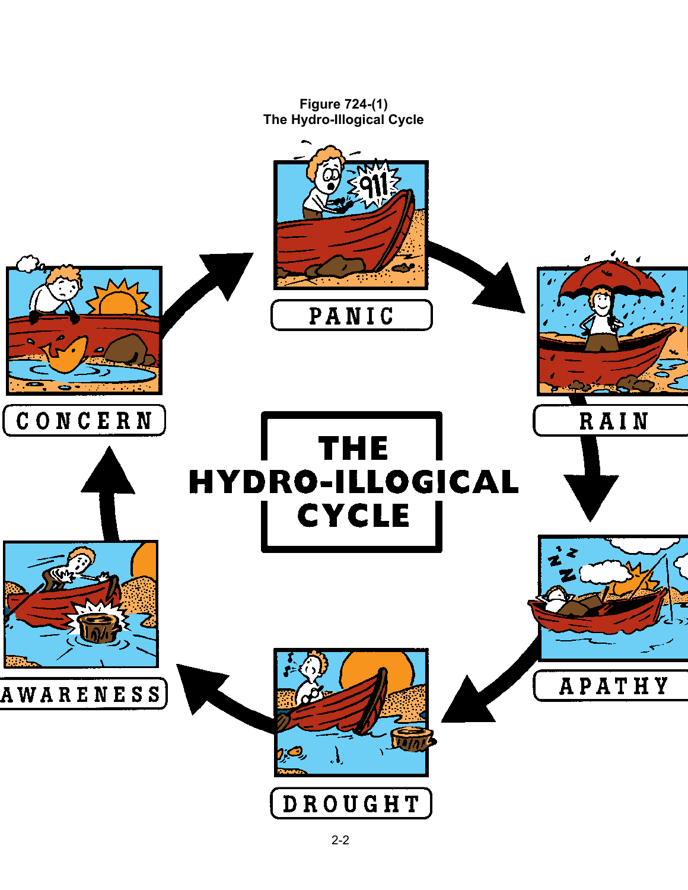Figure 724-(1)
The Hydro-Illogical Cycle

THE HYDRO-ILLOGICAL CYCLE

PANIC

RAIN

APATHY

DROUGHT

AWARENESS

CONCERN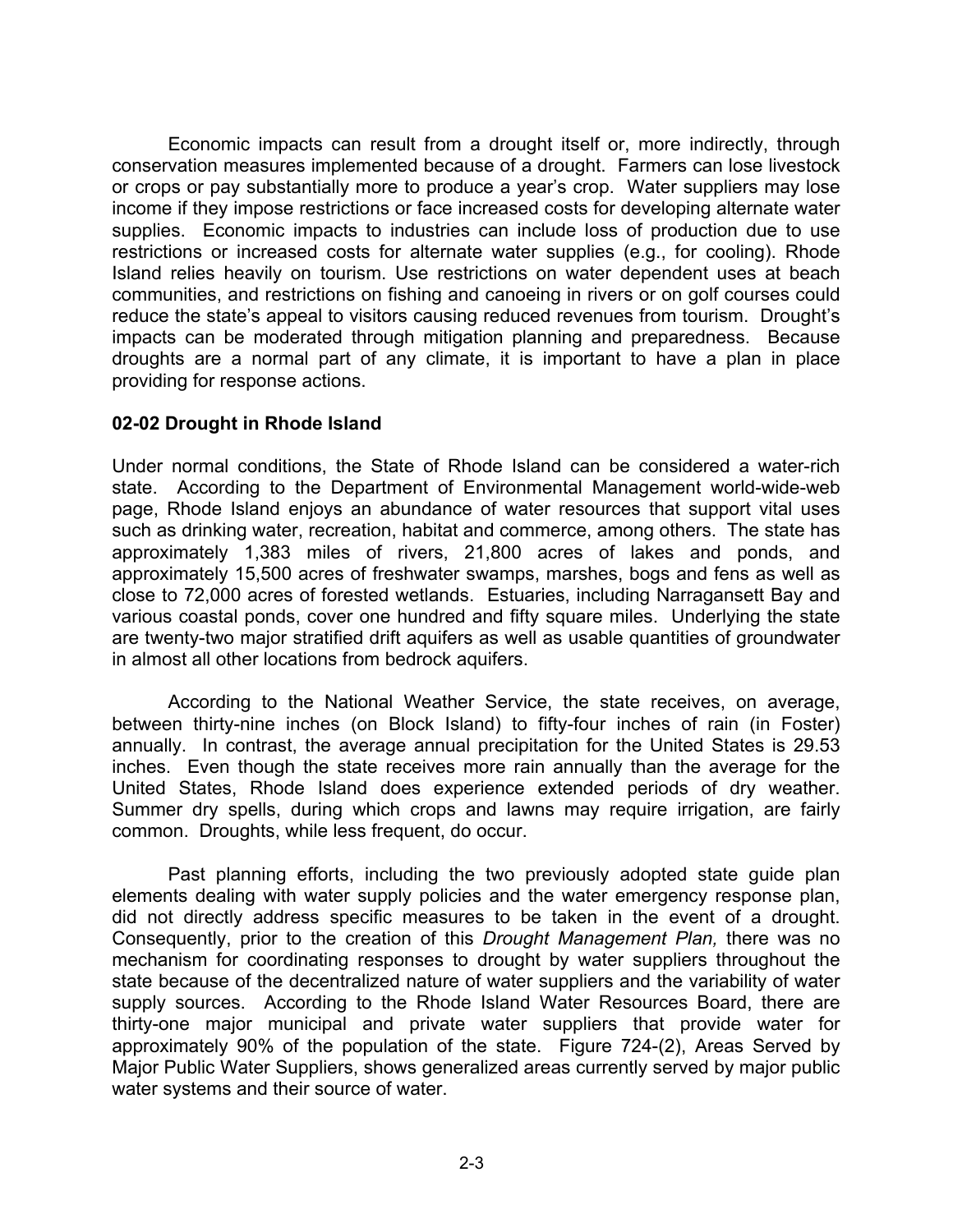Economic impacts can result from a drought itself or, more indirectly, through conservation measures implemented because of a drought. Farmers can lose livestock or crops or pay substantially more to produce a year's crop. Water suppliers may lose income if they impose restrictions or face increased costs for developing alternate water supplies. Economic impacts to industries can include loss of production due to use restrictions or increased costs for alternate water supplies (e.g., for cooling). Rhode Island relies heavily on tourism. Use restrictions on water dependent uses at beach communities, and restrictions on fishing and canoeing in rivers or on golf courses could reduce the state's appeal to visitors causing reduced revenues from tourism. Drought's impacts can be moderated through mitigation planning and preparedness. Because droughts are a normal part of any climate, it is important to have a plan in place providing for response actions.

**02-02 Drought in Rhode Island**

Under normal conditions, the State of Rhode Island can be considered a water-rich state. According to the Department of Environmental Management world-wide-web page, Rhode Island enjoys an abundance of water resources that support vital uses such as drinking water, recreation, habitat and commerce, among others. The state has approximately 1,383 miles of rivers, 21,800 acres of lakes and ponds, and approximately 15,500 acres of freshwater swamps, marshes, bogs and fens as well as close to 72,000 acres of forested wetlands. Estuaries, including Narragansett Bay and various coastal ponds, cover one hundred and fifty square miles. Underlying the state are twenty-two major stratified drift aquifers as well as usable quantities of groundwater in almost all other locations from bedrock aquifers.

According to the National Weather Service, the state receives, on average, between thirty-nine inches (on Block Island) to fifty-four inches of rain (in Foster) annually. In contrast, the average annual precipitation for the United States is 29.53 inches. Even though the state receives more rain annually than the average for the United States, Rhode Island does experience extended periods of dry weather. Summer dry spells, during which crops and lawns may require irrigation, are fairly common. Droughts, while less frequent, do occur.

Past planning efforts, including the two previously adopted state guide plan elements dealing with water supply policies and the water emergency response plan, did not directly address specific measures to be taken in the event of a drought. Consequently, prior to the creation of this *Drought Management Plan,* there was no mechanism for coordinating responses to drought by water suppliers throughout the state because of the decentralized nature of water suppliers and the variability of water supply sources. According to the Rhode Island Water Resources Board, there are thirty-one major municipal and private water suppliers that provide water for approximately 90% of the population of the state. Figure 724-(2), Areas Served by Major Public Water Suppliers, shows generalized areas currently served by major public water systems and their source of water.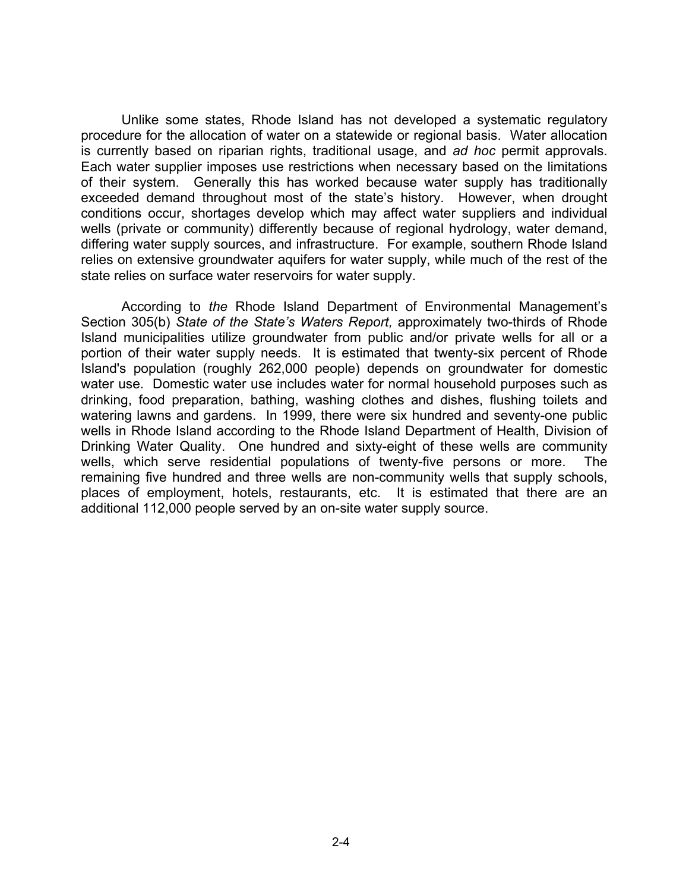Unlike some states, Rhode Island has not developed a systematic regulatory procedure for the allocation of water on a statewide or regional basis. Water allocation is currently based on riparian rights, traditional usage, and *ad hoc* permit approvals. Each water supplier imposes use restrictions when necessary based on the limitations of their system. Generally this has worked because water supply has traditionally exceeded demand throughout most of the state's history. However, when drought conditions occur, shortages develop which may affect water suppliers and individual wells (private or community) differently because of regional hydrology, water demand, differing water supply sources, and infrastructure. For example, southern Rhode Island relies on extensive groundwater aquifers for water supply, while much of the rest of the state relies on surface water reservoirs for water supply.

According to *the* Rhode Island Department of Environmental Management's Section 305(b) *State of the State's Waters Report,* approximately two-thirds of Rhode Island municipalities utilize groundwater from public and/or private wells for all or a portion of their water supply needs. It is estimated that twenty-six percent of Rhode Island's population (roughly 262,000 people) depends on groundwater for domestic water use. Domestic water use includes water for normal household purposes such as drinking, food preparation, bathing, washing clothes and dishes, flushing toilets and watering lawns and gardens. In 1999, there were six hundred and seventy-one public wells in Rhode Island according to the Rhode Island Department of Health, Division of Drinking Water Quality. One hundred and sixty-eight of these wells are community wells, which serve residential populations of twenty-five persons or more. The remaining five hundred and three wells are non-community wells that supply schools, places of employment, hotels, restaurants, etc. It is estimated that there are an additional 112,000 people served by an on-site water supply source.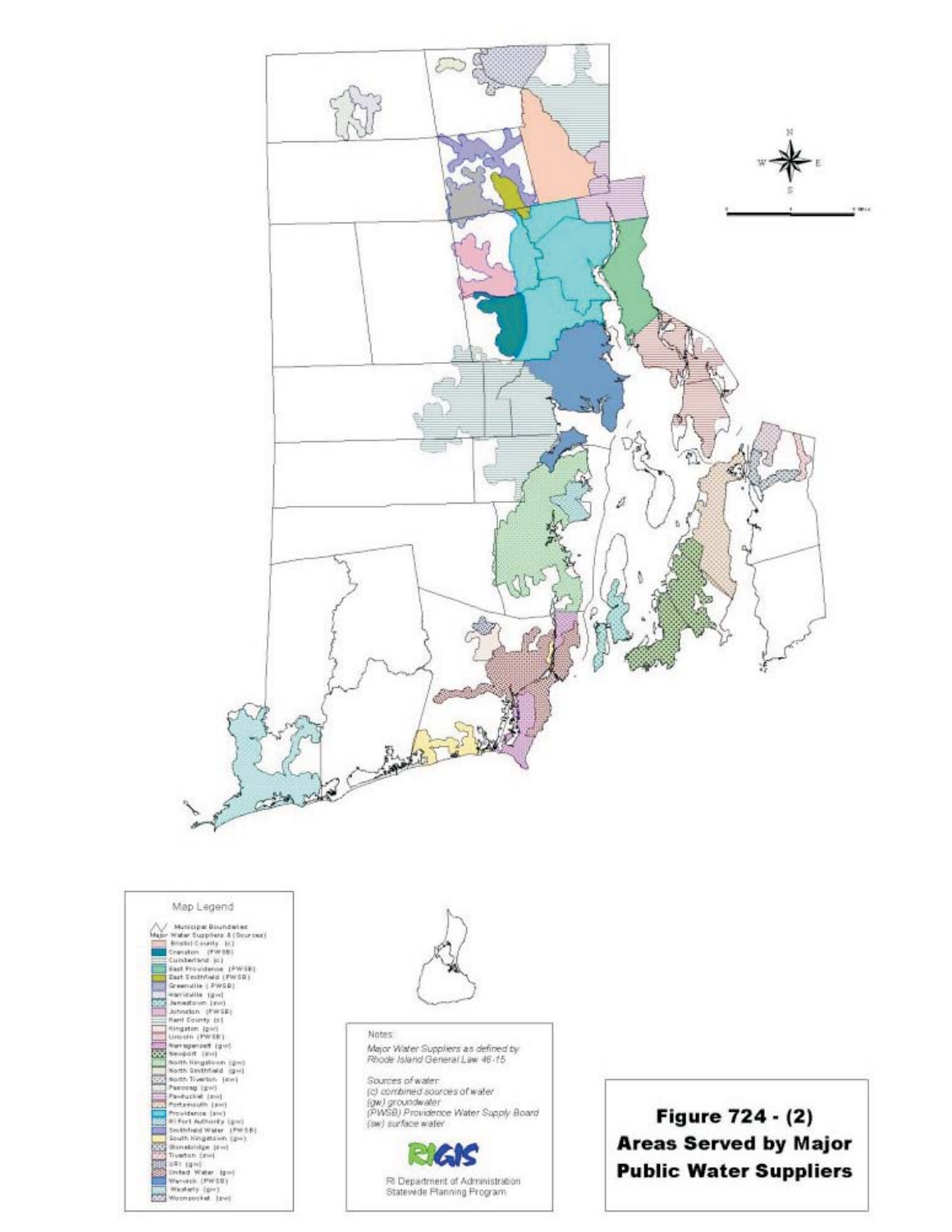Map Legend

Municipal Boundaries

Major Water Suppliers & (Sources)

- Bristol County (c)
- Cranston (PWSB)
- Cumberland (c)
- East Providence (PWSB)
- East Smithfield (PWSB)
- Greenville (PWSB)
- Harrisville (gw)
- Jamestown (sw)
- Johnston (PWSB)
- Kent County (c)
- Kingston (gw)
- Lincoln (PWSB)
- Narragansett (gw)
- Newport (sw)
- North Kingstown (gw)
- North Smithfield (gw)
- North Tiverton (sw)
- Pascoag (gw)
- Pawtucket (sw)
- Portsmouth (sw)
- Providence (sw)
- RI Port Authority (gw)
- Smithfield Water (PWSB)
- South Kingstown (gw)
- Stonebridge (sw)
- Tiverton (sw)
- URI (gw)
- United Water (gw)
- Warwick (PWSB)
- Westerly (gw)
- Woonsocket (sw)

Notes:

*Major Water Suppliers as defined by Rhode Island General Law 46-15*

*Sources of water:*
*(c) combined sources of water*
*(gw) groundwater*
*(PWSB) Providence Water Supply Board*
*(sw) surface water*

RIGIS

RI Department of Administration
Statewide Planning Program

**Figure 724 - (2)**
**Areas Served by Major Public Water Suppliers**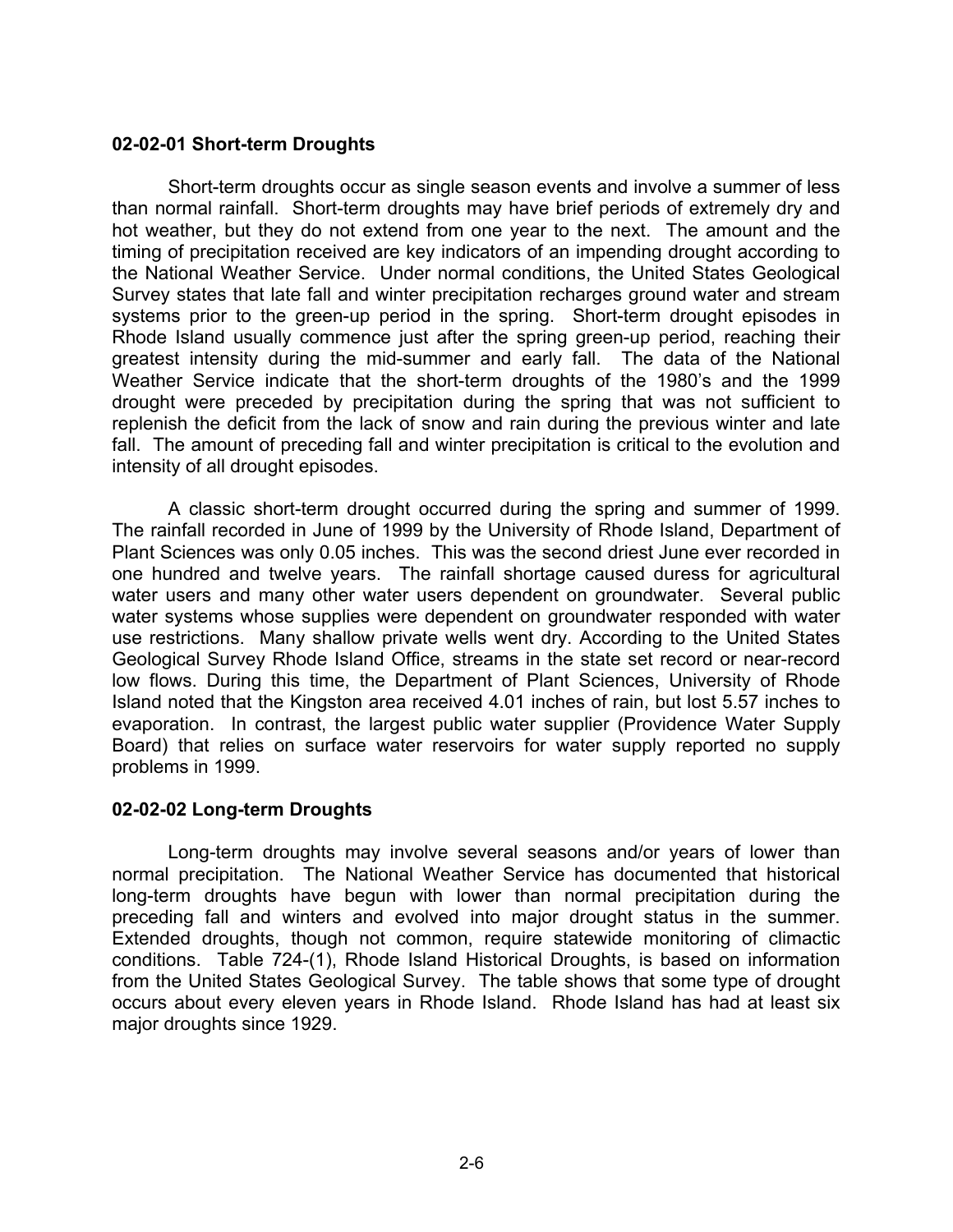### 02-02-01 Short-term Droughts

Short-term droughts occur as single season events and involve a summer of less than normal rainfall. Short-term droughts may have brief periods of extremely dry and hot weather, but they do not extend from one year to the next. The amount and the timing of precipitation received are key indicators of an impending drought according to the National Weather Service. Under normal conditions, the United States Geological Survey states that late fall and winter precipitation recharges ground water and stream systems prior to the green-up period in the spring. Short-term drought episodes in Rhode Island usually commence just after the spring green-up period, reaching their greatest intensity during the mid-summer and early fall. The data of the National Weather Service indicate that the short-term droughts of the 1980's and the 1999 drought were preceded by precipitation during the spring that was not sufficient to replenish the deficit from the lack of snow and rain during the previous winter and late fall. The amount of preceding fall and winter precipitation is critical to the evolution and intensity of all drought episodes.

A classic short-term drought occurred during the spring and summer of 1999. The rainfall recorded in June of 1999 by the University of Rhode Island, Department of Plant Sciences was only 0.05 inches. This was the second driest June ever recorded in one hundred and twelve years. The rainfall shortage caused duress for agricultural water users and many other water users dependent on groundwater. Several public water systems whose supplies were dependent on groundwater responded with water use restrictions. Many shallow private wells went dry. According to the United States Geological Survey Rhode Island Office, streams in the state set record or near-record low flows. During this time, the Department of Plant Sciences, University of Rhode Island noted that the Kingston area received 4.01 inches of rain, but lost 5.57 inches to evaporation. In contrast, the largest public water supplier (Providence Water Supply Board) that relies on surface water reservoirs for water supply reported no supply problems in 1999.

### 02-02-02 Long-term Droughts

Long-term droughts may involve several seasons and/or years of lower than normal precipitation. The National Weather Service has documented that historical long-term droughts have begun with lower than normal precipitation during the preceding fall and winters and evolved into major drought status in the summer. Extended droughts, though not common, require statewide monitoring of climactic conditions. Table 724-(1), Rhode Island Historical Droughts, is based on information from the United States Geological Survey. The table shows that some type of drought occurs about every eleven years in Rhode Island. Rhode Island has had at least six major droughts since 1929.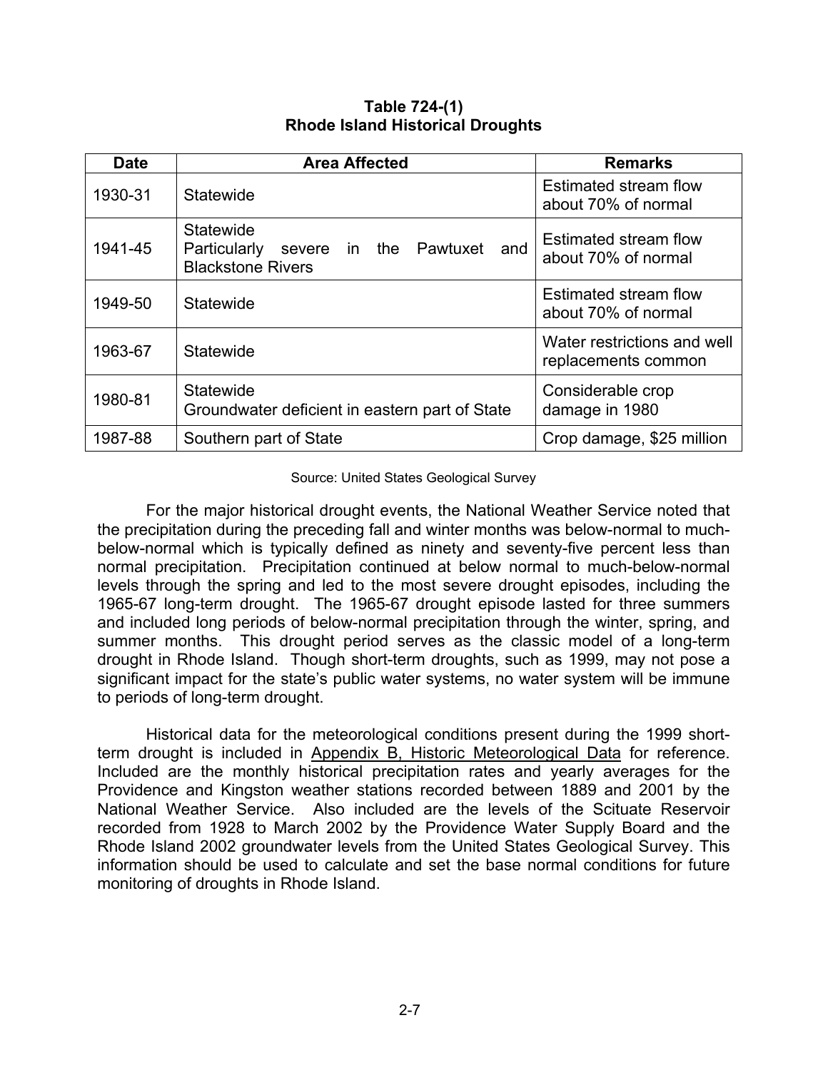**Table 724-(1)**
**Rhode Island Historical Droughts**

| Date | Area Affected | Remarks |
|---|---|---|
| 1930-31 | Statewide | Estimated stream flow about 70% of normal |
| 1941-45 | Statewide<br>Particularly severe in the Pawtuxet and Blackstone Rivers | Estimated stream flow about 70% of normal |
| 1949-50 | Statewide | Estimated stream flow about 70% of normal |
| 1963-67 | Statewide | Water restrictions and well replacements common |
| 1980-81 | Statewide<br>Groundwater deficient in eastern part of State | Considerable crop damage in 1980 |
| 1987-88 | Southern part of State | Crop damage, $25 million |

Source: United States Geological Survey

For the major historical drought events, the National Weather Service noted that the precipitation during the preceding fall and winter months was below-normal to much-below-normal which is typically defined as ninety and seventy-five percent less than normal precipitation. Precipitation continued at below normal to much-below-normal levels through the spring and led to the most severe drought episodes, including the 1965-67 long-term drought. The 1965-67 drought episode lasted for three summers and included long periods of below-normal precipitation through the winter, spring, and summer months. This drought period serves as the classic model of a long-term drought in Rhode Island. Though short-term droughts, such as 1999, may not pose a significant impact for the state's public water systems, no water system will be immune to periods of long-term drought.

Historical data for the meteorological conditions present during the 1999 short-term drought is included in Appendix B, Historic Meteorological Data for reference. Included are the monthly historical precipitation rates and yearly averages for the Providence and Kingston weather stations recorded between 1889 and 2001 by the National Weather Service. Also included are the levels of the Scituate Reservoir recorded from 1928 to March 2002 by the Providence Water Supply Board and the Rhode Island 2002 groundwater levels from the United States Geological Survey. This information should be used to calculate and set the base normal conditions for future monitoring of droughts in Rhode Island.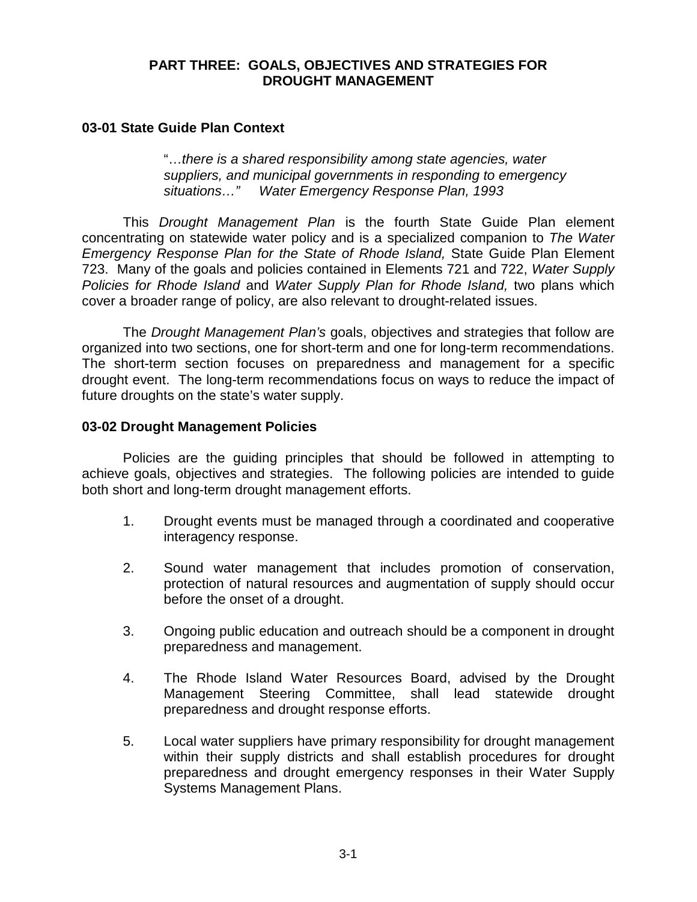# PART THREE: GOALS, OBJECTIVES AND STRATEGIES FOR DROUGHT MANAGEMENT

## 03-01 State Guide Plan Context

> "…*there is a shared responsibility among state agencies, water suppliers, and municipal governments in responding to emergency situations…"* *Water Emergency Response Plan, 1993*

This *Drought Management Plan* is the fourth State Guide Plan element concentrating on statewide water policy and is a specialized companion to *The Water Emergency Response Plan for the State of Rhode Island,* State Guide Plan Element 723. Many of the goals and policies contained in Elements 721 and 722, *Water Supply Policies for Rhode Island* and *Water Supply Plan for Rhode Island,* two plans which cover a broader range of policy, are also relevant to drought-related issues.

The *Drought Management Plan's* goals, objectives and strategies that follow are organized into two sections, one for short-term and one for long-term recommendations. The short-term section focuses on preparedness and management for a specific drought event. The long-term recommendations focus on ways to reduce the impact of future droughts on the state's water supply.

## 03-02 Drought Management Policies

Policies are the guiding principles that should be followed in attempting to achieve goals, objectives and strategies. The following policies are intended to guide both short and long-term drought management efforts.

1. Drought events must be managed through a coordinated and cooperative interagency response.

2. Sound water management that includes promotion of conservation, protection of natural resources and augmentation of supply should occur before the onset of a drought.

3. Ongoing public education and outreach should be a component in drought preparedness and management.

4. The Rhode Island Water Resources Board, advised by the Drought Management Steering Committee, shall lead statewide drought preparedness and drought response efforts.

5. Local water suppliers have primary responsibility for drought management within their supply districts and shall establish procedures for drought preparedness and drought emergency responses in their Water Supply Systems Management Plans.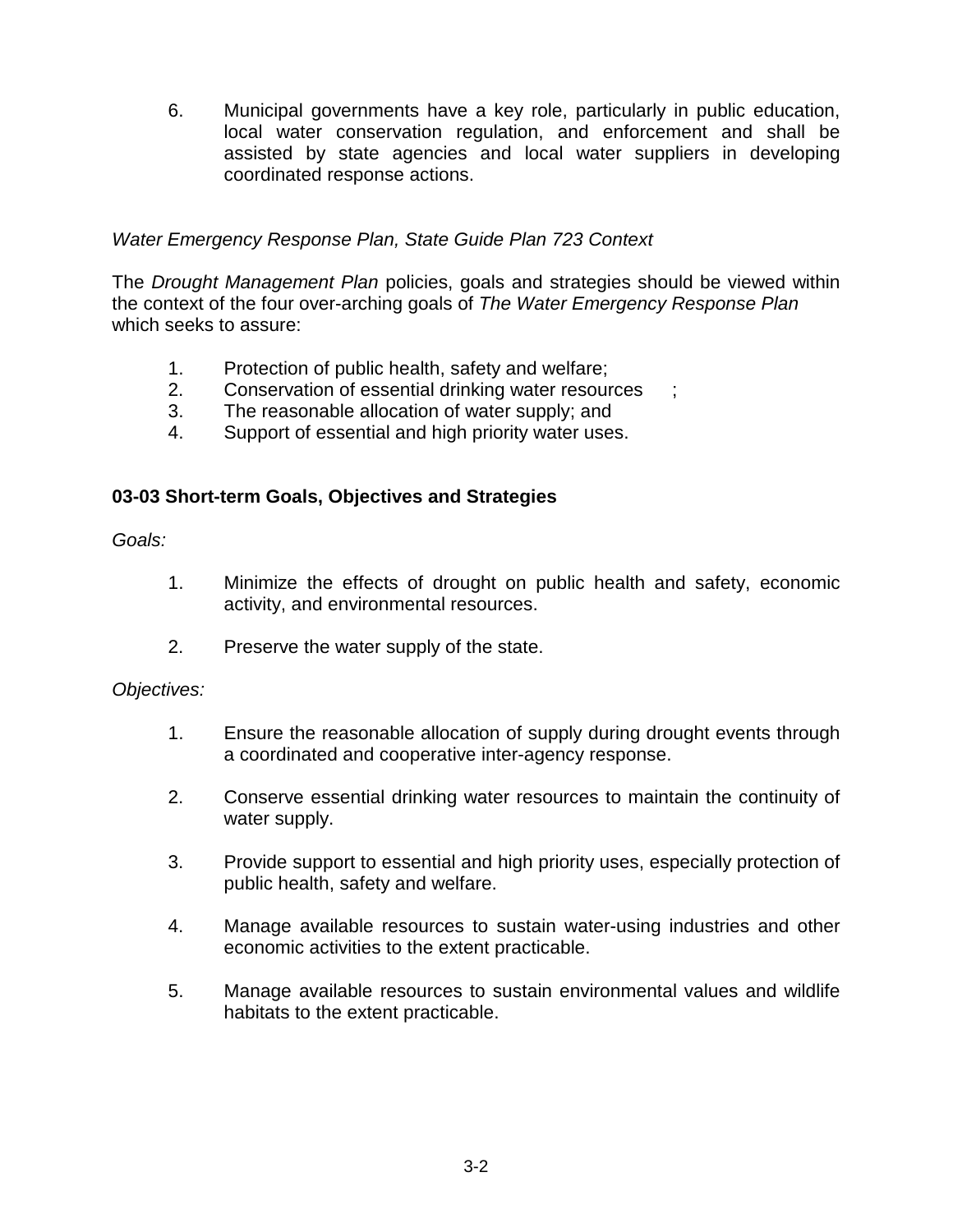6. Municipal governments have a key role, particularly in public education, local water conservation regulation, and enforcement and shall be assisted by state agencies and local water suppliers in developing coordinated response actions.

*Water Emergency Response Plan, State Guide Plan 723 Context*

The *Drought Management Plan* policies, goals and strategies should be viewed within the context of the four over-arching goals of *The Water Emergency Response Plan* which seeks to assure:

1. Protection of public health, safety and welfare;
2. Conservation of essential drinking water resources ;
3. The reasonable allocation of water supply; and
4. Support of essential and high priority water uses.

**03-03 Short-term Goals, Objectives and Strategies**

*Goals:*

1. Minimize the effects of drought on public health and safety, economic activity, and environmental resources.

2. Preserve the water supply of the state.

*Objectives:*

1. Ensure the reasonable allocation of supply during drought events through a coordinated and cooperative inter-agency response.

2. Conserve essential drinking water resources to maintain the continuity of water supply.

3. Provide support to essential and high priority uses, especially protection of public health, safety and welfare.

4. Manage available resources to sustain water-using industries and other economic activities to the extent practicable.

5. Manage available resources to sustain environmental values and wildlife habitats to the extent practicable.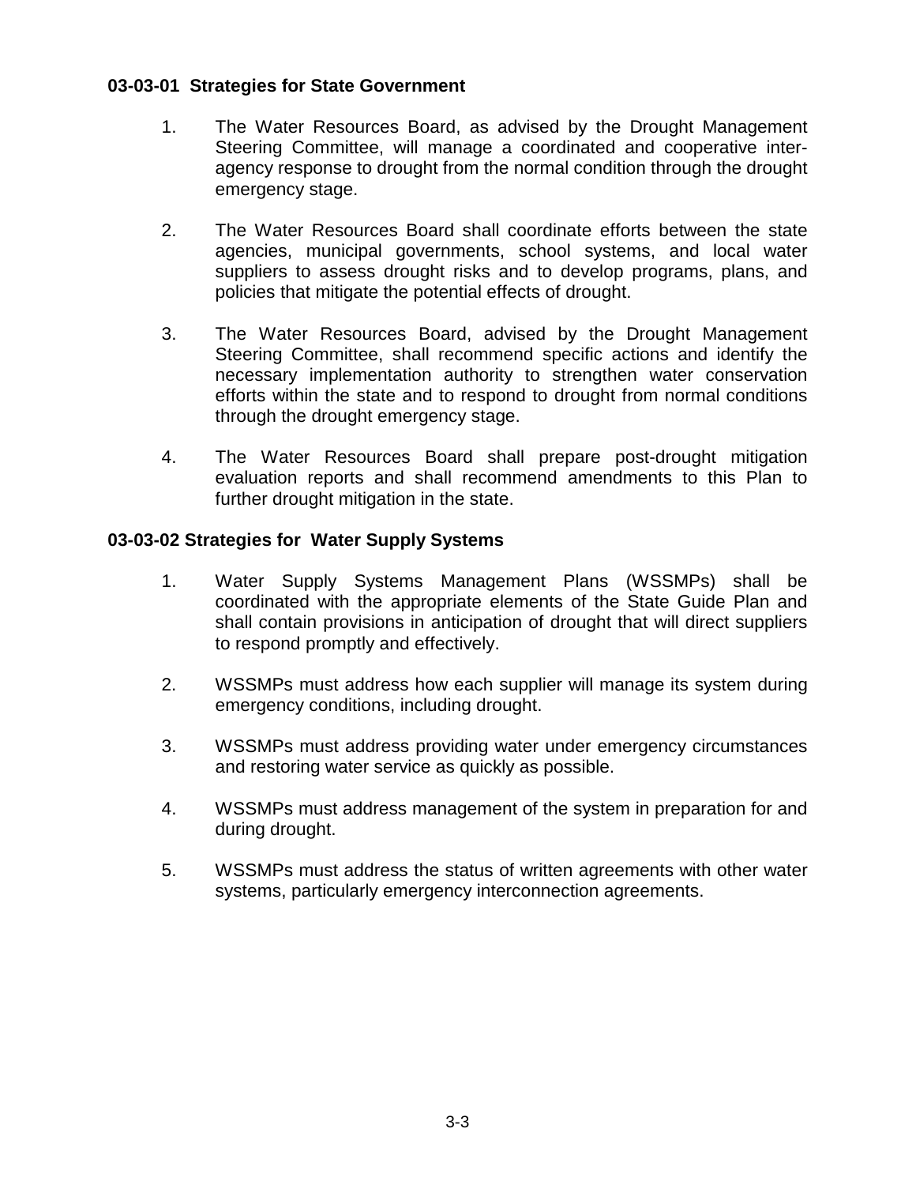### 03-03-01 Strategies for State Government

1. The Water Resources Board, as advised by the Drought Management Steering Committee, will manage a coordinated and cooperative inter-agency response to drought from the normal condition through the drought emergency stage.

2. The Water Resources Board shall coordinate efforts between the state agencies, municipal governments, school systems, and local water suppliers to assess drought risks and to develop programs, plans, and policies that mitigate the potential effects of drought.

3. The Water Resources Board, advised by the Drought Management Steering Committee, shall recommend specific actions and identify the necessary implementation authority to strengthen water conservation efforts within the state and to respond to drought from normal conditions through the drought emergency stage.

4. The Water Resources Board shall prepare post-drought mitigation evaluation reports and shall recommend amendments to this Plan to further drought mitigation in the state.

### 03-03-02 Strategies for Water Supply Systems

1. Water Supply Systems Management Plans (WSSMPs) shall be coordinated with the appropriate elements of the State Guide Plan and shall contain provisions in anticipation of drought that will direct suppliers to respond promptly and effectively.

2. WSSMPs must address how each supplier will manage its system during emergency conditions, including drought.

3. WSSMPs must address providing water under emergency circumstances and restoring water service as quickly as possible.

4. WSSMPs must address management of the system in preparation for and during drought.

5. WSSMPs must address the status of written agreements with other water systems, particularly emergency interconnection agreements.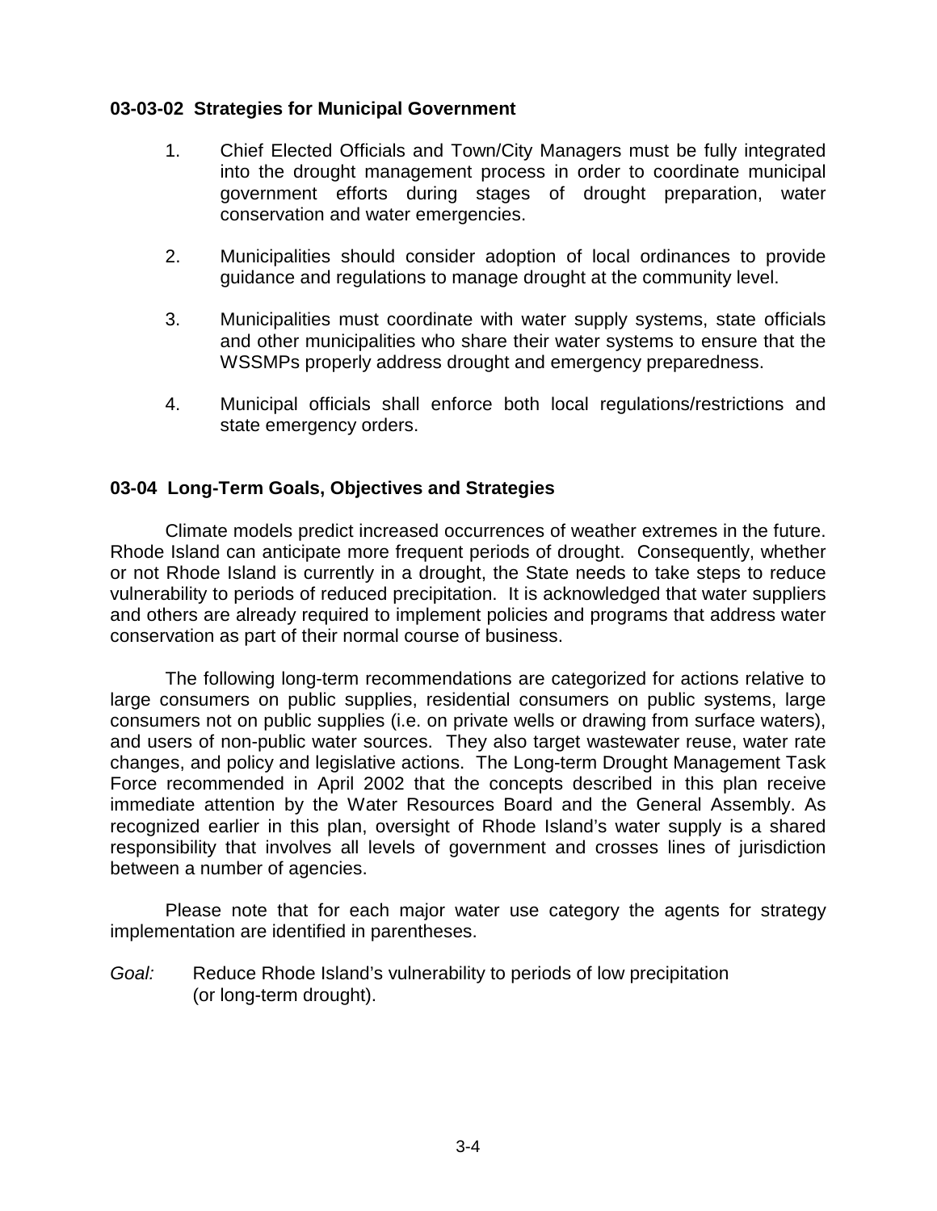### 03-03-02 Strategies for Municipal Government

1. Chief Elected Officials and Town/City Managers must be fully integrated into the drought management process in order to coordinate municipal government efforts during stages of drought preparation, water conservation and water emergencies.

2. Municipalities should consider adoption of local ordinances to provide guidance and regulations to manage drought at the community level.

3. Municipalities must coordinate with water supply systems, state officials and other municipalities who share their water systems to ensure that the WSSMPs properly address drought and emergency preparedness.

4. Municipal officials shall enforce both local regulations/restrictions and state emergency orders.

### 03-04 Long-Term Goals, Objectives and Strategies

Climate models predict increased occurrences of weather extremes in the future. Rhode Island can anticipate more frequent periods of drought. Consequently, whether or not Rhode Island is currently in a drought, the State needs to take steps to reduce vulnerability to periods of reduced precipitation. It is acknowledged that water suppliers and others are already required to implement policies and programs that address water conservation as part of their normal course of business.

The following long-term recommendations are categorized for actions relative to large consumers on public supplies, residential consumers on public systems, large consumers not on public supplies (i.e. on private wells or drawing from surface waters), and users of non-public water sources. They also target wastewater reuse, water rate changes, and policy and legislative actions. The Long-term Drought Management Task Force recommended in April 2002 that the concepts described in this plan receive immediate attention by the Water Resources Board and the General Assembly. As recognized earlier in this plan, oversight of Rhode Island's water supply is a shared responsibility that involves all levels of government and crosses lines of jurisdiction between a number of agencies.

Please note that for each major water use category the agents for strategy implementation are identified in parentheses.

*Goal:* Reduce Rhode Island's vulnerability to periods of low precipitation (or long-term drought).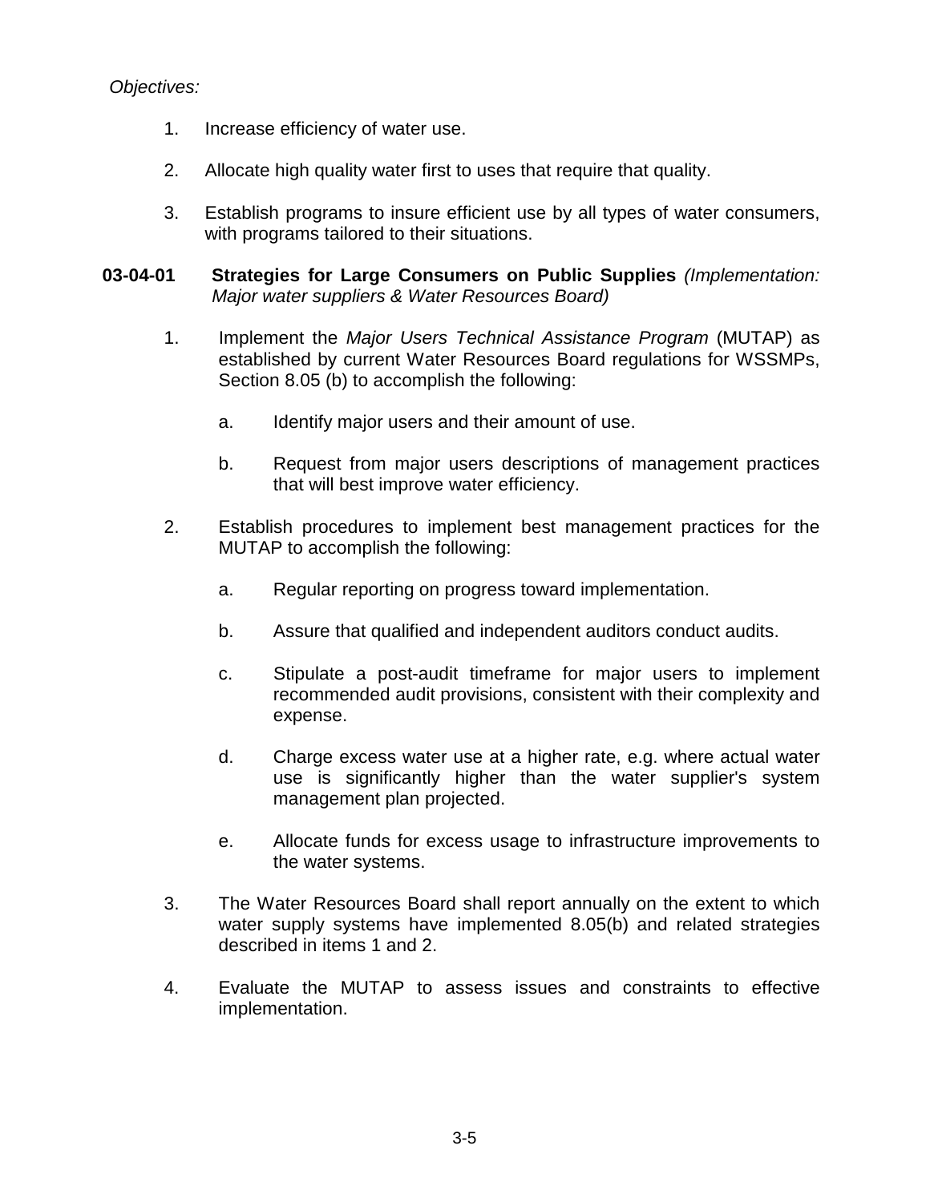*Objectives:*

1. Increase efficiency of water use.

2. Allocate high quality water first to uses that require that quality.

3. Establish programs to insure efficient use by all types of water consumers, with programs tailored to their situations.

**03-04-01 Strategies for Large Consumers on Public Supplies** *(Implementation: Major water suppliers & Water Resources Board)*

1. Implement the *Major Users Technical Assistance Program* (MUTAP) as established by current Water Resources Board regulations for WSSMPs, Section 8.05 (b) to accomplish the following:

    a. Identify major users and their amount of use.

    b. Request from major users descriptions of management practices that will best improve water efficiency.

2. Establish procedures to implement best management practices for the MUTAP to accomplish the following:

    a. Regular reporting on progress toward implementation.

    b. Assure that qualified and independent auditors conduct audits.

    c. Stipulate a post-audit timeframe for major users to implement recommended audit provisions, consistent with their complexity and expense.

    d. Charge excess water use at a higher rate, e.g. where actual water use is significantly higher than the water supplier's system management plan projected.

    e. Allocate funds for excess usage to infrastructure improvements to the water systems.

3. The Water Resources Board shall report annually on the extent to which water supply systems have implemented 8.05(b) and related strategies described in items 1 and 2.

4. Evaluate the MUTAP to assess issues and constraints to effective implementation.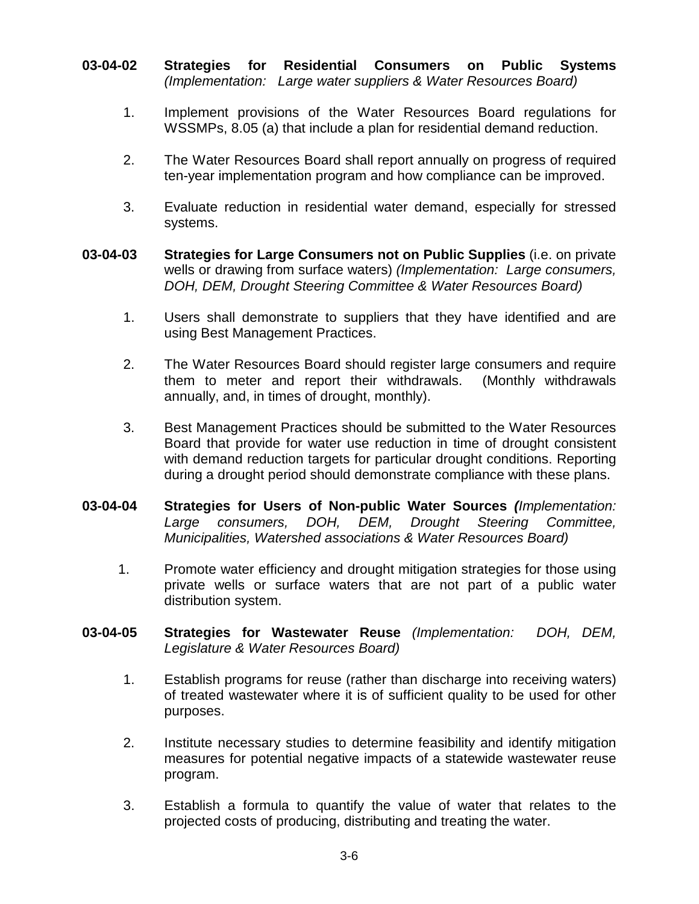**03-04-02 Strategies for Residential Consumers on Public Systems** *(Implementation: Large water suppliers & Water Resources Board)*

1. Implement provisions of the Water Resources Board regulations for WSSMPs, 8.05 (a) that include a plan for residential demand reduction.

2. The Water Resources Board shall report annually on progress of required ten-year implementation program and how compliance can be improved.

3. Evaluate reduction in residential water demand, especially for stressed systems.

**03-04-03 Strategies for Large Consumers not on Public Supplies** (i.e. on private wells or drawing from surface waters) *(Implementation: Large consumers, DOH, DEM, Drought Steering Committee & Water Resources Board)*

1. Users shall demonstrate to suppliers that they have identified and are using Best Management Practices.

2. The Water Resources Board should register large consumers and require them to meter and report their withdrawals. (Monthly withdrawals annually, and, in times of drought, monthly).

3. Best Management Practices should be submitted to the Water Resources Board that provide for water use reduction in time of drought consistent with demand reduction targets for particular drought conditions. Reporting during a drought period should demonstrate compliance with these plans.

**03-04-04 Strategies for Users of Non-public Water Sources** *(Implementation: Large consumers, DOH, DEM, Drought Steering Committee, Municipalities, Watershed associations & Water Resources Board)*

1. Promote water efficiency and drought mitigation strategies for those using private wells or surface waters that are not part of a public water distribution system.

**03-04-05 Strategies for Wastewater Reuse** *(Implementation: DOH, DEM, Legislature & Water Resources Board)*

1. Establish programs for reuse (rather than discharge into receiving waters) of treated wastewater where it is of sufficient quality to be used for other purposes.

2. Institute necessary studies to determine feasibility and identify mitigation measures for potential negative impacts of a statewide wastewater reuse program.

3. Establish a formula to quantify the value of water that relates to the projected costs of producing, distributing and treating the water.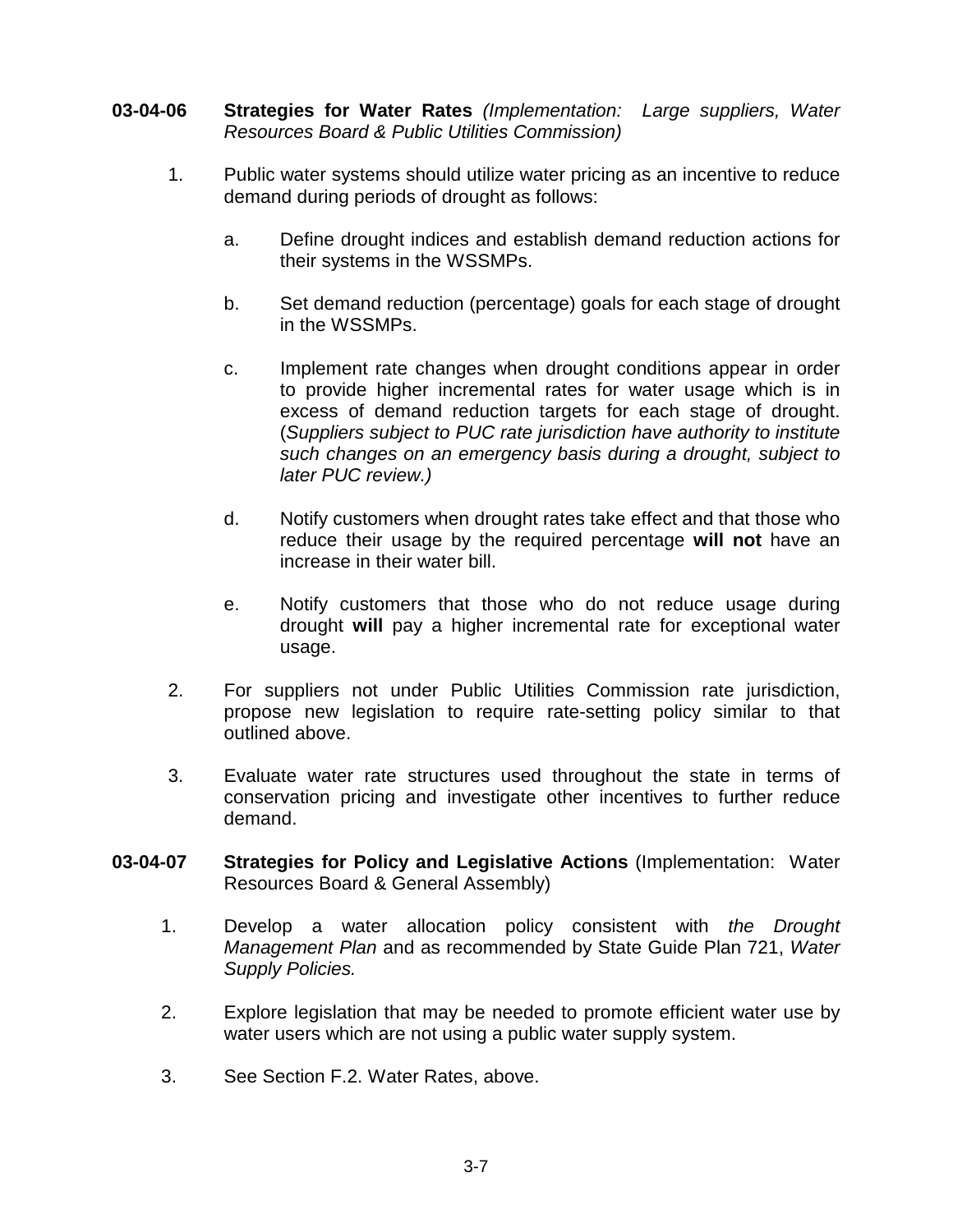**03-04-06 Strategies for Water Rates** *(Implementation: Large suppliers, Water Resources Board & Public Utilities Commission)*

1. Public water systems should utilize water pricing as an incentive to reduce demand during periods of drought as follows:

   a. Define drought indices and establish demand reduction actions for their systems in the WSSMPs.

   b. Set demand reduction (percentage) goals for each stage of drought in the WSSMPs.

   c. Implement rate changes when drought conditions appear in order to provide higher incremental rates for water usage which is in excess of demand reduction targets for each stage of drought. (*Suppliers subject to PUC rate jurisdiction have authority to institute such changes on an emergency basis during a drought, subject to later PUC review.)*

   d. Notify customers when drought rates take effect and that those who reduce their usage by the required percentage **will not** have an increase in their water bill.

   e. Notify customers that those who do not reduce usage during drought **will** pay a higher incremental rate for exceptional water usage.

2. For suppliers not under Public Utilities Commission rate jurisdiction, propose new legislation to require rate-setting policy similar to that outlined above.

3. Evaluate water rate structures used throughout the state in terms of conservation pricing and investigate other incentives to further reduce demand.

**03-04-07 Strategies for Policy and Legislative Actions** (Implementation: Water Resources Board & General Assembly)

1. Develop a water allocation policy consistent with *the Drought Management Plan* and as recommended by State Guide Plan 721, *Water Supply Policies.*

2. Explore legislation that may be needed to promote efficient water use by water users which are not using a public water supply system.

3. See Section F.2. Water Rates, above.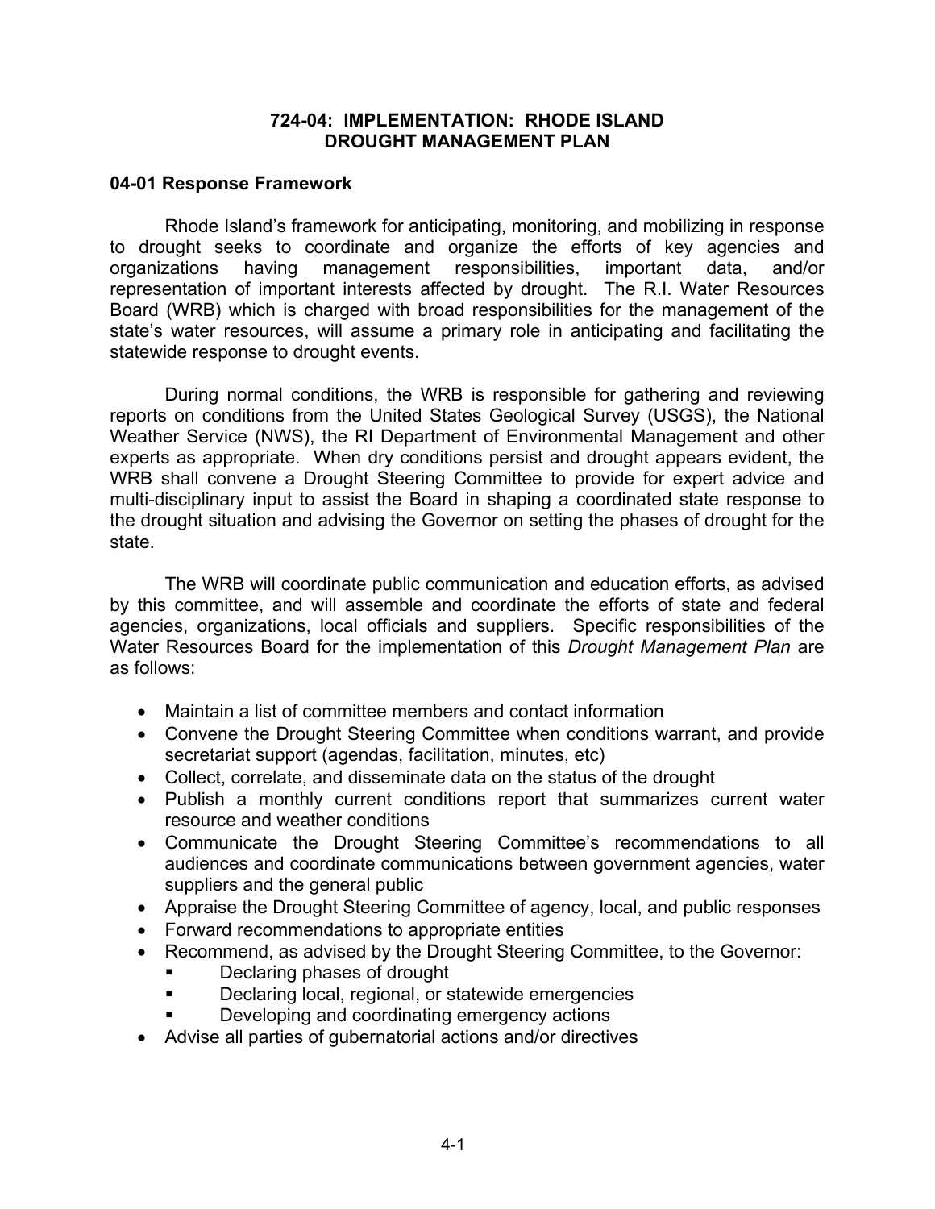# 724-04: IMPLEMENTATION: RHODE ISLAND DROUGHT MANAGEMENT PLAN

## 04-01 Response Framework

Rhode Island's framework for anticipating, monitoring, and mobilizing in response to drought seeks to coordinate and organize the efforts of key agencies and organizations having management responsibilities, important data, and/or representation of important interests affected by drought. The R.I. Water Resources Board (WRB) which is charged with broad responsibilities for the management of the state's water resources, will assume a primary role in anticipating and facilitating the statewide response to drought events.

During normal conditions, the WRB is responsible for gathering and reviewing reports on conditions from the United States Geological Survey (USGS), the National Weather Service (NWS), the RI Department of Environmental Management and other experts as appropriate. When dry conditions persist and drought appears evident, the WRB shall convene a Drought Steering Committee to provide for expert advice and multi-disciplinary input to assist the Board in shaping a coordinated state response to the drought situation and advising the Governor on setting the phases of drought for the state.

The WRB will coordinate public communication and education efforts, as advised by this committee, and will assemble and coordinate the efforts of state and federal agencies, organizations, local officials and suppliers. Specific responsibilities of the Water Resources Board for the implementation of this *Drought Management Plan* are as follows:

- Maintain a list of committee members and contact information
- Convene the Drought Steering Committee when conditions warrant, and provide secretariat support (agendas, facilitation, minutes, etc)
- Collect, correlate, and disseminate data on the status of the drought
- Publish a monthly current conditions report that summarizes current water resource and weather conditions
- Communicate the Drought Steering Committee's recommendations to all audiences and coordinate communications between government agencies, water suppliers and the general public
- Appraise the Drought Steering Committee of agency, local, and public responses
- Forward recommendations to appropriate entities
- Recommend, as advised by the Drought Steering Committee, to the Governor:
  - Declaring phases of drought
  - Declaring local, regional, or statewide emergencies
  - Developing and coordinating emergency actions
- Advise all parties of gubernatorial actions and/or directives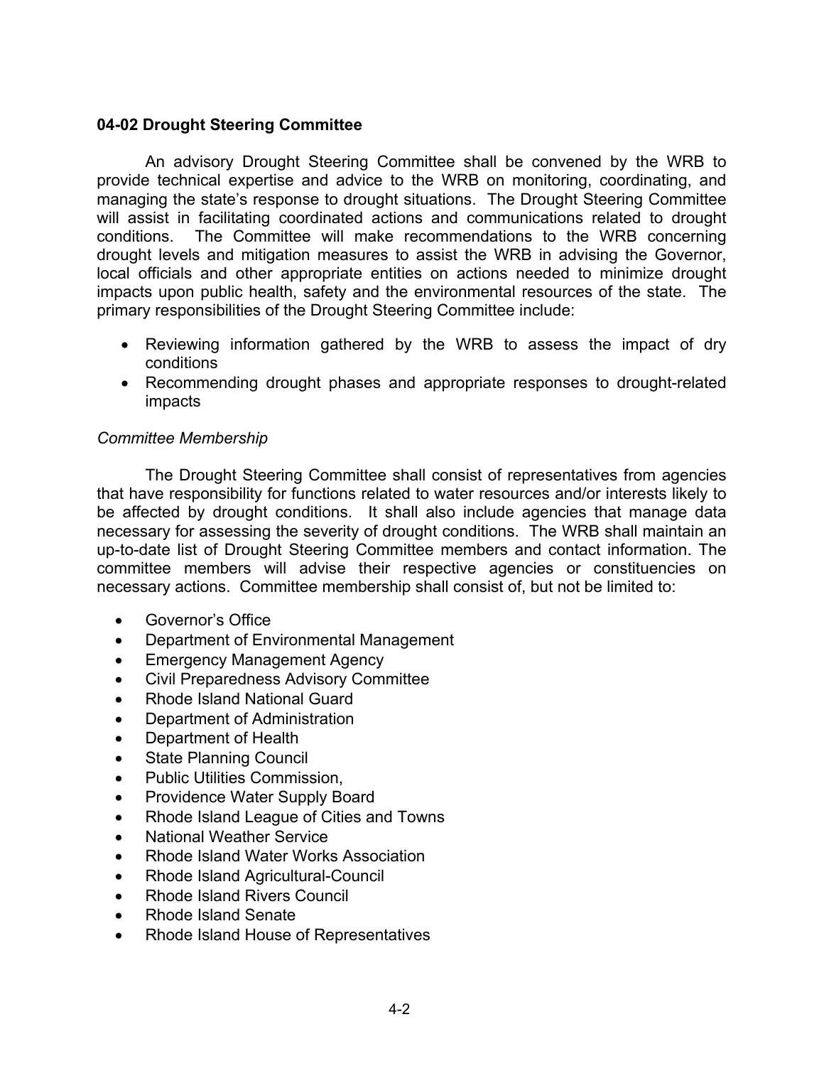### 04-02 Drought Steering Committee

An advisory Drought Steering Committee shall be convened by the WRB to provide technical expertise and advice to the WRB on monitoring, coordinating, and managing the state's response to drought situations. The Drought Steering Committee will assist in facilitating coordinated actions and communications related to drought conditions. The Committee will make recommendations to the WRB concerning drought levels and mitigation measures to assist the WRB in advising the Governor, local officials and other appropriate entities on actions needed to minimize drought impacts upon public health, safety and the environmental resources of the state. The primary responsibilities of the Drought Steering Committee include:

- Reviewing information gathered by the WRB to assess the impact of dry conditions
- Recommending drought phases and appropriate responses to drought-related impacts

*Committee Membership*

The Drought Steering Committee shall consist of representatives from agencies that have responsibility for functions related to water resources and/or interests likely to be affected by drought conditions. It shall also include agencies that manage data necessary for assessing the severity of drought conditions. The WRB shall maintain an up-to-date list of Drought Steering Committee members and contact information. The committee members will advise their respective agencies or constituencies on necessary actions. Committee membership shall consist of, but not be limited to:

- Governor's Office
- Department of Environmental Management
- Emergency Management Agency
- Civil Preparedness Advisory Committee
- Rhode Island National Guard
- Department of Administration
- Department of Health
- State Planning Council
- Public Utilities Commission,
- Providence Water Supply Board
- Rhode Island League of Cities and Towns
- National Weather Service
- Rhode Island Water Works Association
- Rhode Island Agricultural-Council
- Rhode Island Rivers Council
- Rhode Island Senate
- Rhode Island House of Representatives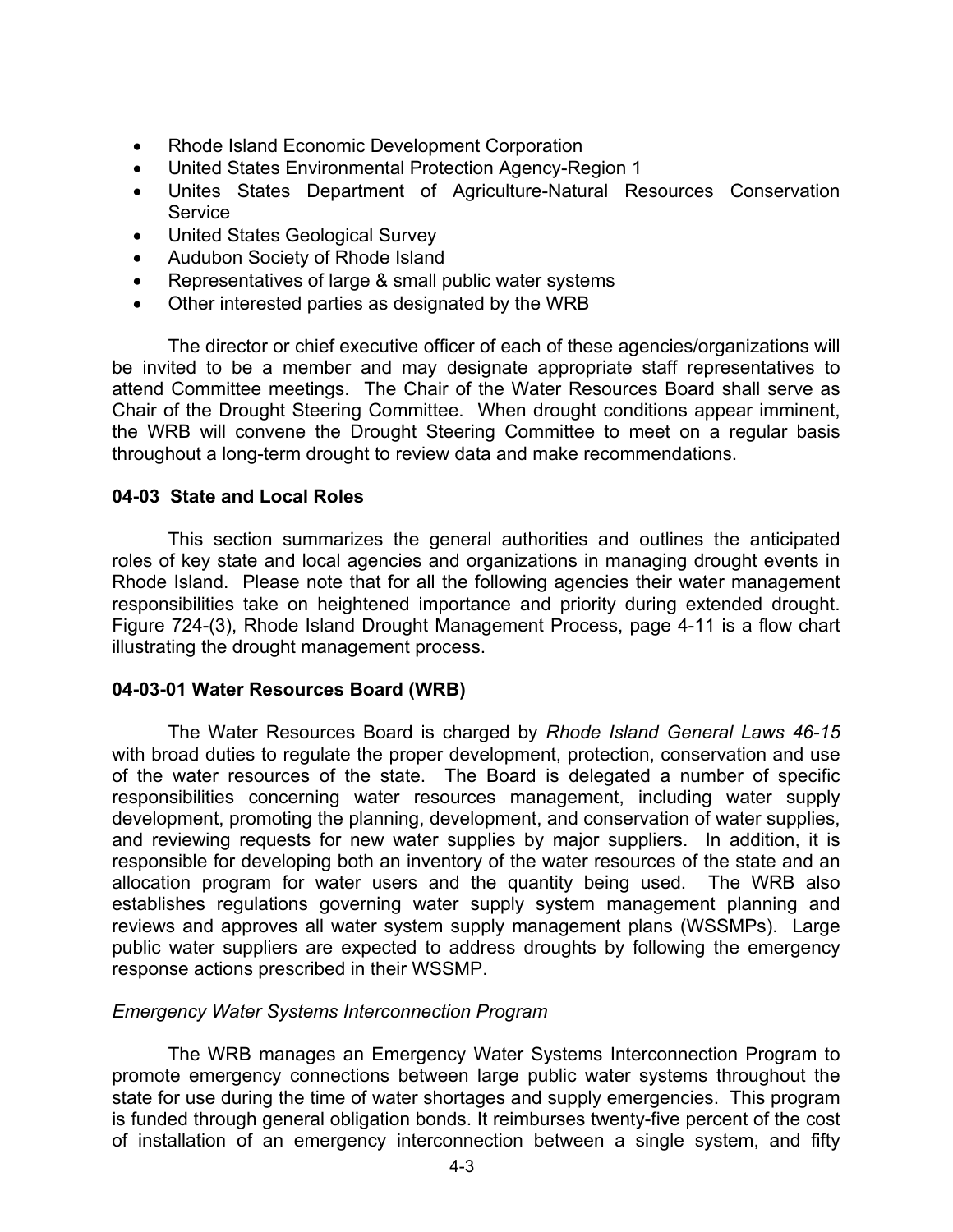- Rhode Island Economic Development Corporation
- United States Environmental Protection Agency-Region 1
- Unites States Department of Agriculture-Natural Resources Conservation Service
- United States Geological Survey
- Audubon Society of Rhode Island
- Representatives of large & small public water systems
- Other interested parties as designated by the WRB

The director or chief executive officer of each of these agencies/organizations will be invited to be a member and may designate appropriate staff representatives to attend Committee meetings. The Chair of the Water Resources Board shall serve as Chair of the Drought Steering Committee. When drought conditions appear imminent, the WRB will convene the Drought Steering Committee to meet on a regular basis throughout a long-term drought to review data and make recommendations.

### 04-03 State and Local Roles

This section summarizes the general authorities and outlines the anticipated roles of key state and local agencies and organizations in managing drought events in Rhode Island. Please note that for all the following agencies their water management responsibilities take on heightened importance and priority during extended drought. Figure 724-(3), Rhode Island Drought Management Process, page 4-11 is a flow chart illustrating the drought management process.

#### 04-03-01 Water Resources Board (WRB)

The Water Resources Board is charged by *Rhode Island General Laws 46-15* with broad duties to regulate the proper development, protection, conservation and use of the water resources of the state. The Board is delegated a number of specific responsibilities concerning water resources management, including water supply development, promoting the planning, development, and conservation of water supplies, and reviewing requests for new water supplies by major suppliers. In addition, it is responsible for developing both an inventory of the water resources of the state and an allocation program for water users and the quantity being used. The WRB also establishes regulations governing water supply system management planning and reviews and approves all water system supply management plans (WSSMPs). Large public water suppliers are expected to address droughts by following the emergency response actions prescribed in their WSSMP.

*Emergency Water Systems Interconnection Program*

The WRB manages an Emergency Water Systems Interconnection Program to promote emergency connections between large public water systems throughout the state for use during the time of water shortages and supply emergencies. This program is funded through general obligation bonds. It reimburses twenty-five percent of the cost of installation of an emergency interconnection between a single system, and fifty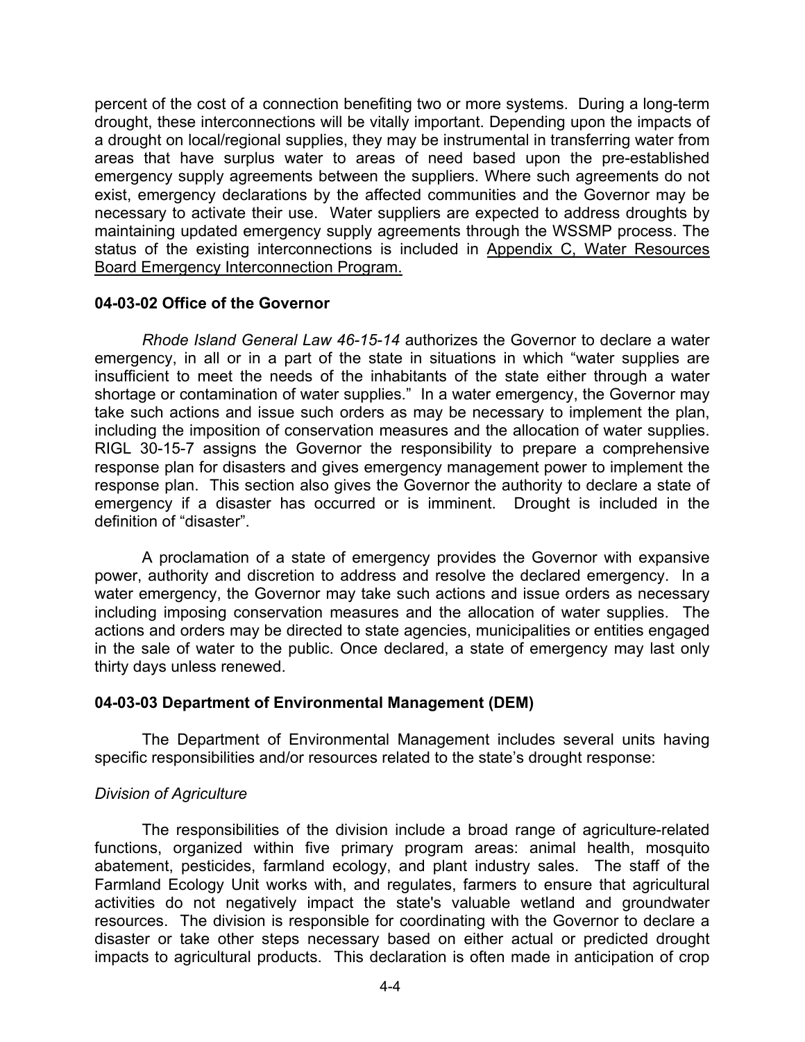percent of the cost of a connection benefiting two or more systems. During a long-term drought, these interconnections will be vitally important. Depending upon the impacts of a drought on local/regional supplies, they may be instrumental in transferring water from areas that have surplus water to areas of need based upon the pre-established emergency supply agreements between the suppliers. Where such agreements do not exist, emergency declarations by the affected communities and the Governor may be necessary to activate their use. Water suppliers are expected to address droughts by maintaining updated emergency supply agreements through the WSSMP process. The status of the existing interconnections is included in Appendix C, Water Resources Board Emergency Interconnection Program.

**04-03-02 Office of the Governor**

*Rhode Island General Law 46-15-14* authorizes the Governor to declare a water emergency, in all or in a part of the state in situations in which "water supplies are insufficient to meet the needs of the inhabitants of the state either through a water shortage or contamination of water supplies." In a water emergency, the Governor may take such actions and issue such orders as may be necessary to implement the plan, including the imposition of conservation measures and the allocation of water supplies. RIGL 30-15-7 assigns the Governor the responsibility to prepare a comprehensive response plan for disasters and gives emergency management power to implement the response plan. This section also gives the Governor the authority to declare a state of emergency if a disaster has occurred or is imminent. Drought is included in the definition of "disaster".

A proclamation of a state of emergency provides the Governor with expansive power, authority and discretion to address and resolve the declared emergency. In a water emergency, the Governor may take such actions and issue orders as necessary including imposing conservation measures and the allocation of water supplies. The actions and orders may be directed to state agencies, municipalities or entities engaged in the sale of water to the public. Once declared, a state of emergency may last only thirty days unless renewed.

**04-03-03 Department of Environmental Management (DEM)**

The Department of Environmental Management includes several units having specific responsibilities and/or resources related to the state's drought response:

*Division of Agriculture*

The responsibilities of the division include a broad range of agriculture-related functions, organized within five primary program areas: animal health, mosquito abatement, pesticides, farmland ecology, and plant industry sales. The staff of the Farmland Ecology Unit works with, and regulates, farmers to ensure that agricultural activities do not negatively impact the state's valuable wetland and groundwater resources. The division is responsible for coordinating with the Governor to declare a disaster or take other steps necessary based on either actual or predicted drought impacts to agricultural products. This declaration is often made in anticipation of crop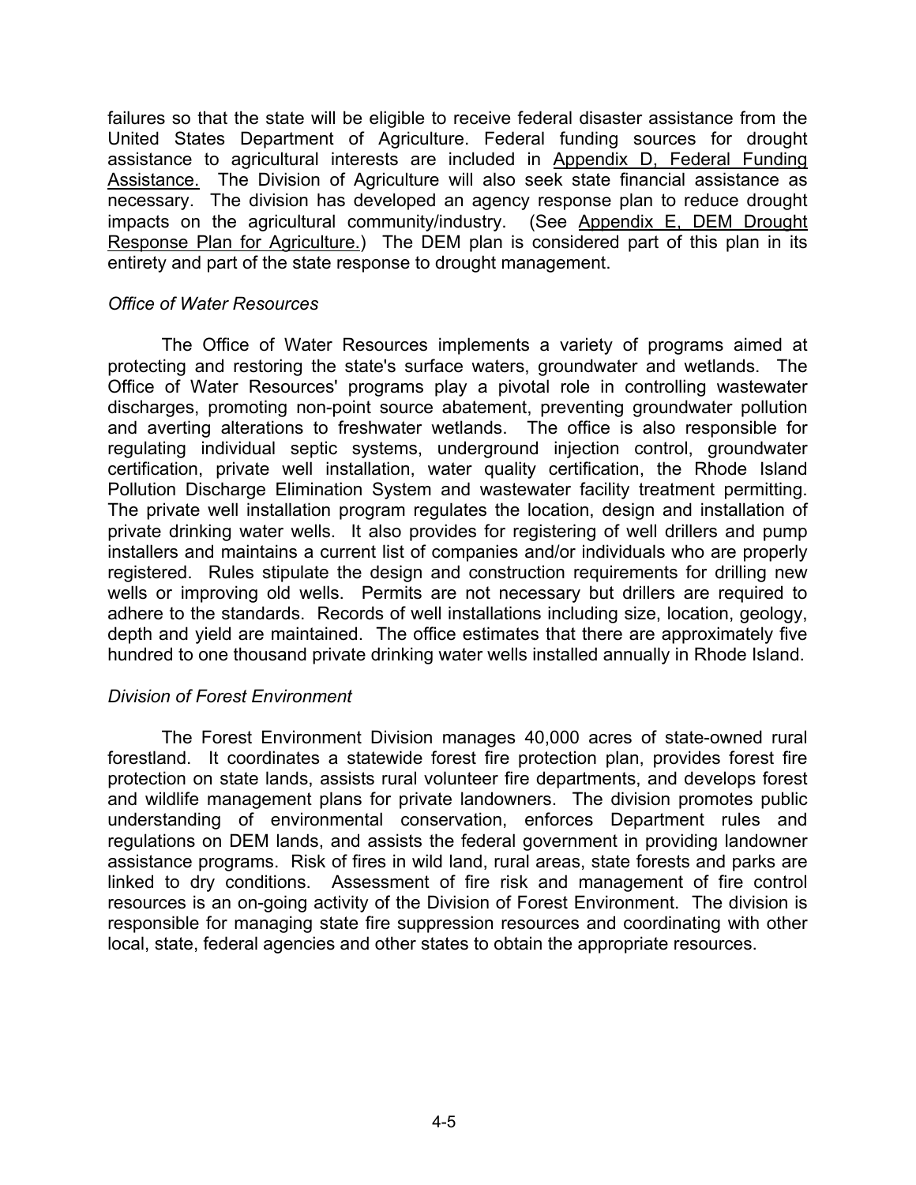failures so that the state will be eligible to receive federal disaster assistance from the United States Department of Agriculture. Federal funding sources for drought assistance to agricultural interests are included in Appendix D, Federal Funding Assistance. The Division of Agriculture will also seek state financial assistance as necessary. The division has developed an agency response plan to reduce drought impacts on the agricultural community/industry. (See Appendix E, DEM Drought Response Plan for Agriculture.) The DEM plan is considered part of this plan in its entirety and part of the state response to drought management.

*Office of Water Resources*

The Office of Water Resources implements a variety of programs aimed at protecting and restoring the state's surface waters, groundwater and wetlands. The Office of Water Resources' programs play a pivotal role in controlling wastewater discharges, promoting non-point source abatement, preventing groundwater pollution and averting alterations to freshwater wetlands. The office is also responsible for regulating individual septic systems, underground injection control, groundwater certification, private well installation, water quality certification, the Rhode Island Pollution Discharge Elimination System and wastewater facility treatment permitting. The private well installation program regulates the location, design and installation of private drinking water wells. It also provides for registering of well drillers and pump installers and maintains a current list of companies and/or individuals who are properly registered. Rules stipulate the design and construction requirements for drilling new wells or improving old wells. Permits are not necessary but drillers are required to adhere to the standards. Records of well installations including size, location, geology, depth and yield are maintained. The office estimates that there are approximately five hundred to one thousand private drinking water wells installed annually in Rhode Island.

*Division of Forest Environment*

The Forest Environment Division manages 40,000 acres of state-owned rural forestland. It coordinates a statewide forest fire protection plan, provides forest fire protection on state lands, assists rural volunteer fire departments, and develops forest and wildlife management plans for private landowners. The division promotes public understanding of environmental conservation, enforces Department rules and regulations on DEM lands, and assists the federal government in providing landowner assistance programs. Risk of fires in wild land, rural areas, state forests and parks are linked to dry conditions. Assessment of fire risk and management of fire control resources is an on-going activity of the Division of Forest Environment. The division is responsible for managing state fire suppression resources and coordinating with other local, state, federal agencies and other states to obtain the appropriate resources.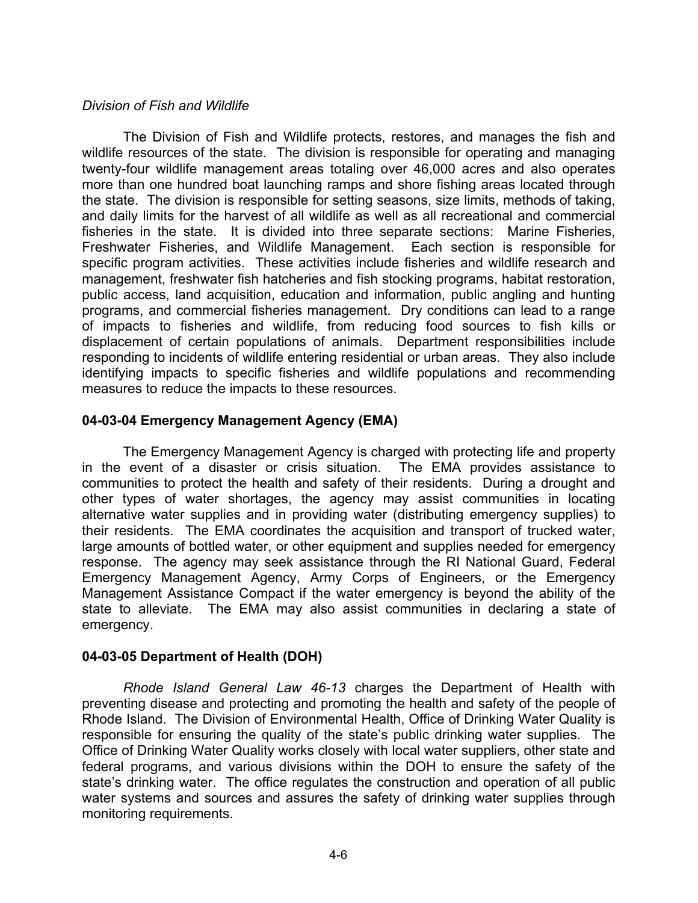*Division of Fish and Wildlife*

The Division of Fish and Wildlife protects, restores, and manages the fish and wildlife resources of the state. The division is responsible for operating and managing twenty-four wildlife management areas totaling over 46,000 acres and also operates more than one hundred boat launching ramps and shore fishing areas located through the state. The division is responsible for setting seasons, size limits, methods of taking, and daily limits for the harvest of all wildlife as well as all recreational and commercial fisheries in the state. It is divided into three separate sections: Marine Fisheries, Freshwater Fisheries, and Wildlife Management. Each section is responsible for specific program activities. These activities include fisheries and wildlife research and management, freshwater fish hatcheries and fish stocking programs, habitat restoration, public access, land acquisition, education and information, public angling and hunting programs, and commercial fisheries management. Dry conditions can lead to a range of impacts to fisheries and wildlife, from reducing food sources to fish kills or displacement of certain populations of animals. Department responsibilities include responding to incidents of wildlife entering residential or urban areas. They also include identifying impacts to specific fisheries and wildlife populations and recommending measures to reduce the impacts to these resources.

**04-03-04 Emergency Management Agency (EMA)**

The Emergency Management Agency is charged with protecting life and property in the event of a disaster or crisis situation. The EMA provides assistance to communities to protect the health and safety of their residents. During a drought and other types of water shortages, the agency may assist communities in locating alternative water supplies and in providing water (distributing emergency supplies) to their residents. The EMA coordinates the acquisition and transport of trucked water, large amounts of bottled water, or other equipment and supplies needed for emergency response. The agency may seek assistance through the RI National Guard, Federal Emergency Management Agency, Army Corps of Engineers, or the Emergency Management Assistance Compact if the water emergency is beyond the ability of the state to alleviate. The EMA may also assist communities in declaring a state of emergency.

**04-03-05 Department of Health (DOH)**

*Rhode Island General Law 46-13* charges the Department of Health with preventing disease and protecting and promoting the health and safety of the people of Rhode Island. The Division of Environmental Health, Office of Drinking Water Quality is responsible for ensuring the quality of the state's public drinking water supplies. The Office of Drinking Water Quality works closely with local water suppliers, other state and federal programs, and various divisions within the DOH to ensure the safety of the state's drinking water. The office regulates the construction and operation of all public water systems and sources and assures the safety of drinking water supplies through monitoring requirements.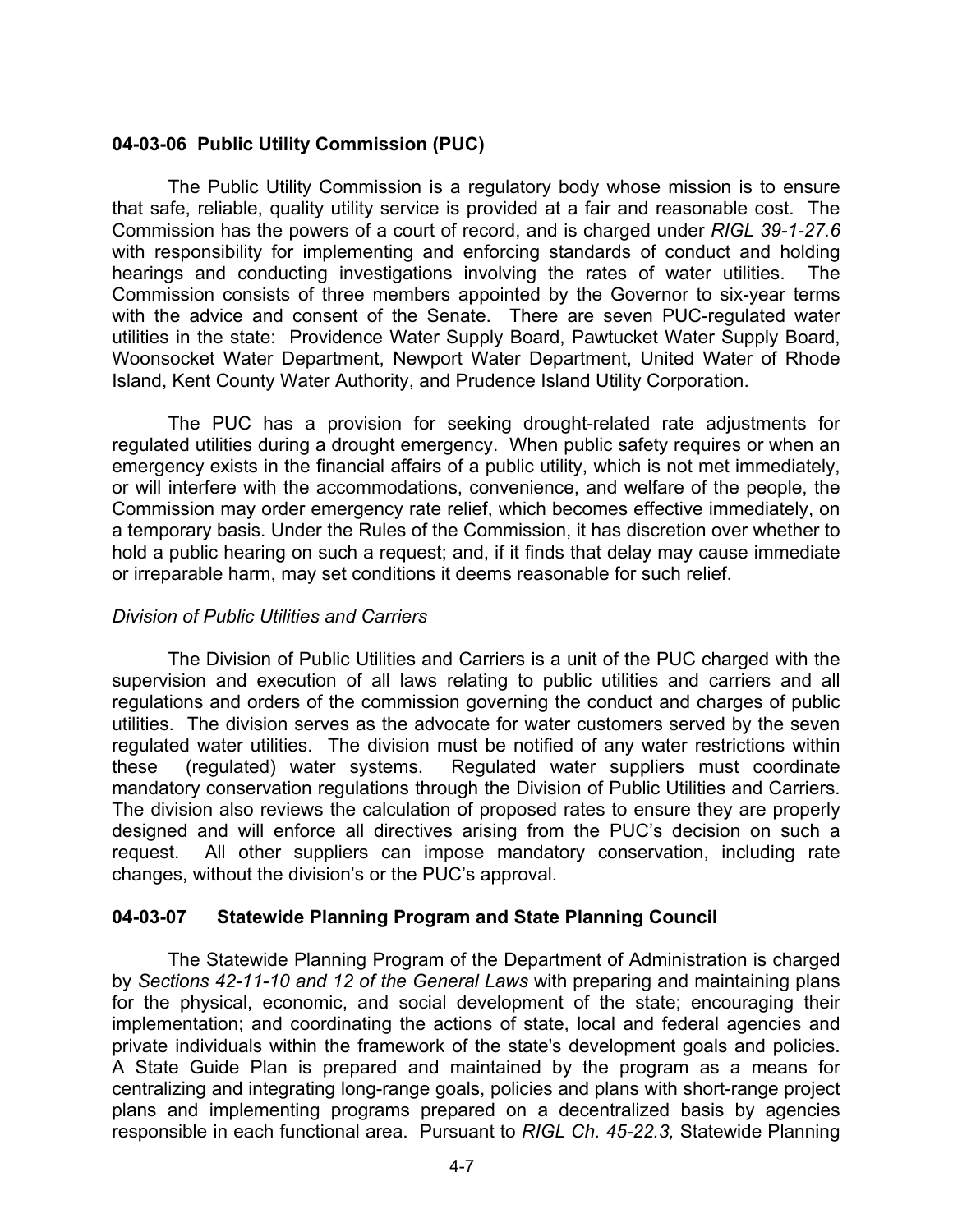### 04-03-06 Public Utility Commission (PUC)

The Public Utility Commission is a regulatory body whose mission is to ensure that safe, reliable, quality utility service is provided at a fair and reasonable cost. The Commission has the powers of a court of record, and is charged under *RIGL 39-1-27.6* with responsibility for implementing and enforcing standards of conduct and holding hearings and conducting investigations involving the rates of water utilities. The Commission consists of three members appointed by the Governor to six-year terms with the advice and consent of the Senate. There are seven PUC-regulated water utilities in the state: Providence Water Supply Board, Pawtucket Water Supply Board, Woonsocket Water Department, Newport Water Department, United Water of Rhode Island, Kent County Water Authority, and Prudence Island Utility Corporation.

The PUC has a provision for seeking drought-related rate adjustments for regulated utilities during a drought emergency. When public safety requires or when an emergency exists in the financial affairs of a public utility, which is not met immediately, or will interfere with the accommodations, convenience, and welfare of the people, the Commission may order emergency rate relief, which becomes effective immediately, on a temporary basis. Under the Rules of the Commission, it has discretion over whether to hold a public hearing on such a request; and, if it finds that delay may cause immediate or irreparable harm, may set conditions it deems reasonable for such relief.

*Division of Public Utilities and Carriers*

The Division of Public Utilities and Carriers is a unit of the PUC charged with the supervision and execution of all laws relating to public utilities and carriers and all regulations and orders of the commission governing the conduct and charges of public utilities. The division serves as the advocate for water customers served by the seven regulated water utilities. The division must be notified of any water restrictions within these (regulated) water systems. Regulated water suppliers must coordinate mandatory conservation regulations through the Division of Public Utilities and Carriers. The division also reviews the calculation of proposed rates to ensure they are properly designed and will enforce all directives arising from the PUC's decision on such a request. All other suppliers can impose mandatory conservation, including rate changes, without the division's or the PUC's approval.

### 04-03-07 Statewide Planning Program and State Planning Council

The Statewide Planning Program of the Department of Administration is charged by *Sections 42-11-10 and 12 of the General Laws* with preparing and maintaining plans for the physical, economic, and social development of the state; encouraging their implementation; and coordinating the actions of state, local and federal agencies and private individuals within the framework of the state's development goals and policies. A State Guide Plan is prepared and maintained by the program as a means for centralizing and integrating long-range goals, policies and plans with short-range project plans and implementing programs prepared on a decentralized basis by agencies responsible in each functional area. Pursuant to *RIGL Ch. 45-22.3,* Statewide Planning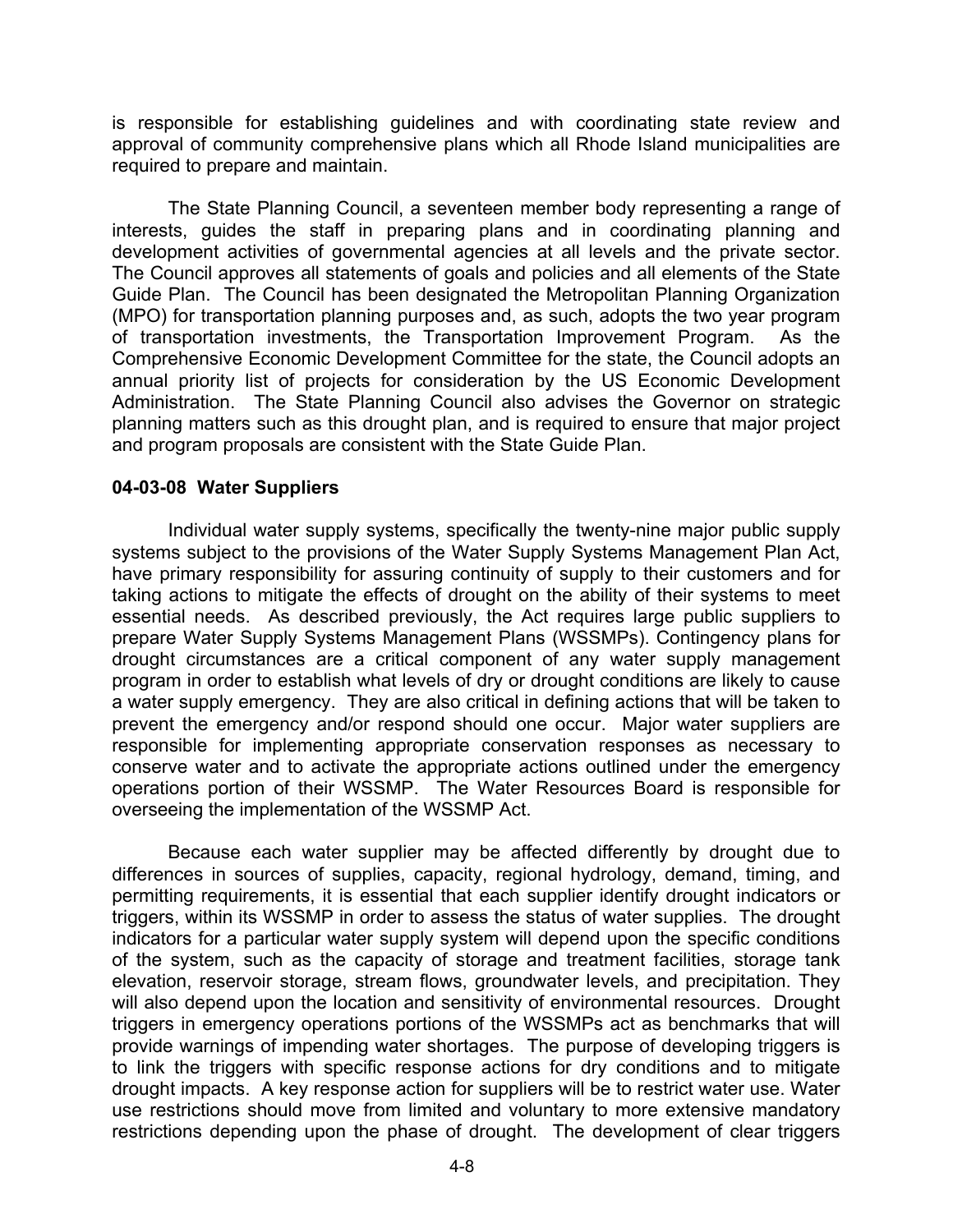is responsible for establishing guidelines and with coordinating state review and approval of community comprehensive plans which all Rhode Island municipalities are required to prepare and maintain.

The State Planning Council, a seventeen member body representing a range of interests, guides the staff in preparing plans and in coordinating planning and development activities of governmental agencies at all levels and the private sector. The Council approves all statements of goals and policies and all elements of the State Guide Plan. The Council has been designated the Metropolitan Planning Organization (MPO) for transportation planning purposes and, as such, adopts the two year program of transportation investments, the Transportation Improvement Program. As the Comprehensive Economic Development Committee for the state, the Council adopts an annual priority list of projects for consideration by the US Economic Development Administration. The State Planning Council also advises the Governor on strategic planning matters such as this drought plan, and is required to ensure that major project and program proposals are consistent with the State Guide Plan.

**04-03-08 Water Suppliers**

Individual water supply systems, specifically the twenty-nine major public supply systems subject to the provisions of the Water Supply Systems Management Plan Act, have primary responsibility for assuring continuity of supply to their customers and for taking actions to mitigate the effects of drought on the ability of their systems to meet essential needs. As described previously, the Act requires large public suppliers to prepare Water Supply Systems Management Plans (WSSMPs). Contingency plans for drought circumstances are a critical component of any water supply management program in order to establish what levels of dry or drought conditions are likely to cause a water supply emergency. They are also critical in defining actions that will be taken to prevent the emergency and/or respond should one occur. Major water suppliers are responsible for implementing appropriate conservation responses as necessary to conserve water and to activate the appropriate actions outlined under the emergency operations portion of their WSSMP. The Water Resources Board is responsible for overseeing the implementation of the WSSMP Act.

Because each water supplier may be affected differently by drought due to differences in sources of supplies, capacity, regional hydrology, demand, timing, and permitting requirements, it is essential that each supplier identify drought indicators or triggers, within its WSSMP in order to assess the status of water supplies. The drought indicators for a particular water supply system will depend upon the specific conditions of the system, such as the capacity of storage and treatment facilities, storage tank elevation, reservoir storage, stream flows, groundwater levels, and precipitation. They will also depend upon the location and sensitivity of environmental resources. Drought triggers in emergency operations portions of the WSSMPs act as benchmarks that will provide warnings of impending water shortages. The purpose of developing triggers is to link the triggers with specific response actions for dry conditions and to mitigate drought impacts. A key response action for suppliers will be to restrict water use. Water use restrictions should move from limited and voluntary to more extensive mandatory restrictions depending upon the phase of drought. The development of clear triggers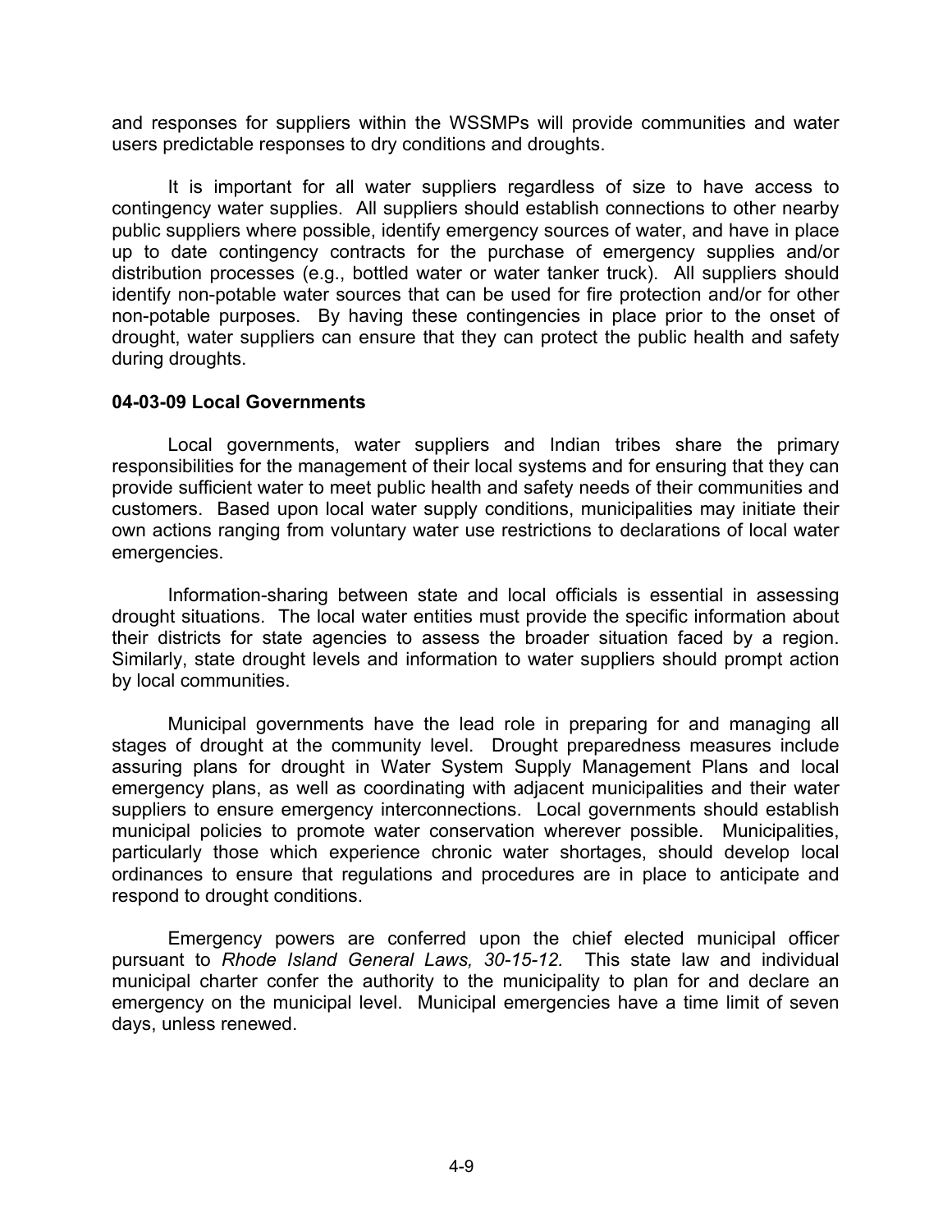and responses for suppliers within the WSSMPs will provide communities and water users predictable responses to dry conditions and droughts.

It is important for all water suppliers regardless of size to have access to contingency water supplies. All suppliers should establish connections to other nearby public suppliers where possible, identify emergency sources of water, and have in place up to date contingency contracts for the purchase of emergency supplies and/or distribution processes (e.g., bottled water or water tanker truck). All suppliers should identify non-potable water sources that can be used for fire protection and/or for other non-potable purposes. By having these contingencies in place prior to the onset of drought, water suppliers can ensure that they can protect the public health and safety during droughts.

**04-03-09 Local Governments**

Local governments, water suppliers and Indian tribes share the primary responsibilities for the management of their local systems and for ensuring that they can provide sufficient water to meet public health and safety needs of their communities and customers. Based upon local water supply conditions, municipalities may initiate their own actions ranging from voluntary water use restrictions to declarations of local water emergencies.

Information-sharing between state and local officials is essential in assessing drought situations. The local water entities must provide the specific information about their districts for state agencies to assess the broader situation faced by a region. Similarly, state drought levels and information to water suppliers should prompt action by local communities.

Municipal governments have the lead role in preparing for and managing all stages of drought at the community level. Drought preparedness measures include assuring plans for drought in Water System Supply Management Plans and local emergency plans, as well as coordinating with adjacent municipalities and their water suppliers to ensure emergency interconnections. Local governments should establish municipal policies to promote water conservation wherever possible. Municipalities, particularly those which experience chronic water shortages, should develop local ordinances to ensure that regulations and procedures are in place to anticipate and respond to drought conditions.

Emergency powers are conferred upon the chief elected municipal officer pursuant to *Rhode Island General Laws, 30-15-12.* This state law and individual municipal charter confer the authority to the municipality to plan for and declare an emergency on the municipal level. Municipal emergencies have a time limit of seven days, unless renewed.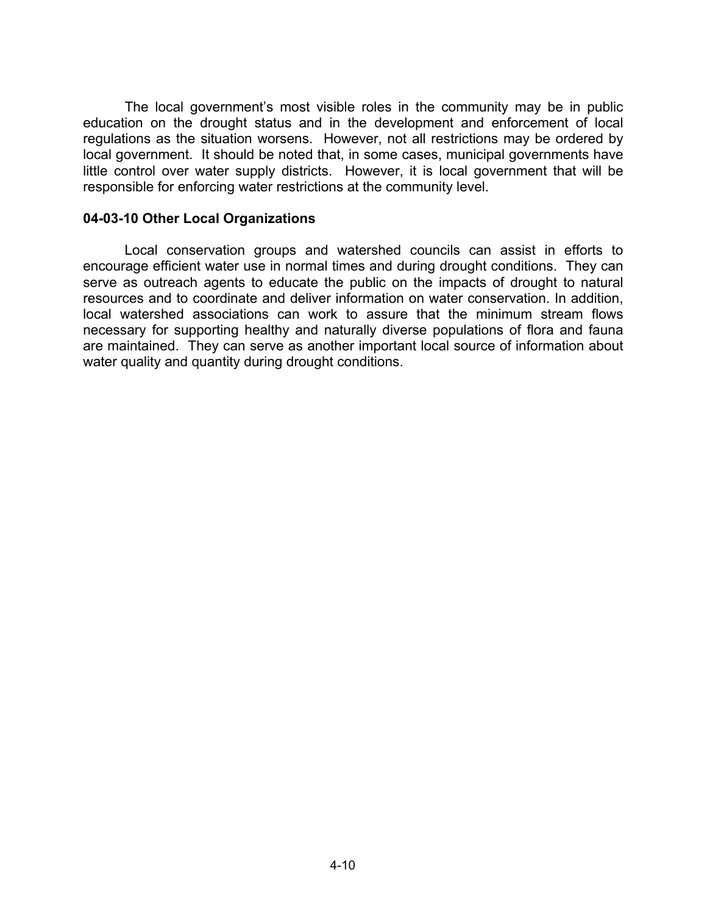The local government's most visible roles in the community may be in public education on the drought status and in the development and enforcement of local regulations as the situation worsens. However, not all restrictions may be ordered by local government. It should be noted that, in some cases, municipal governments have little control over water supply districts. However, it is local government that will be responsible for enforcing water restrictions at the community level.

### 04-03-10 Other Local Organizations

Local conservation groups and watershed councils can assist in efforts to encourage efficient water use in normal times and during drought conditions. They can serve as outreach agents to educate the public on the impacts of drought to natural resources and to coordinate and deliver information on water conservation. In addition, local watershed associations can work to assure that the minimum stream flows necessary for supporting healthy and naturally diverse populations of flora and fauna are maintained. They can serve as another important local source of information about water quality and quantity during drought conditions.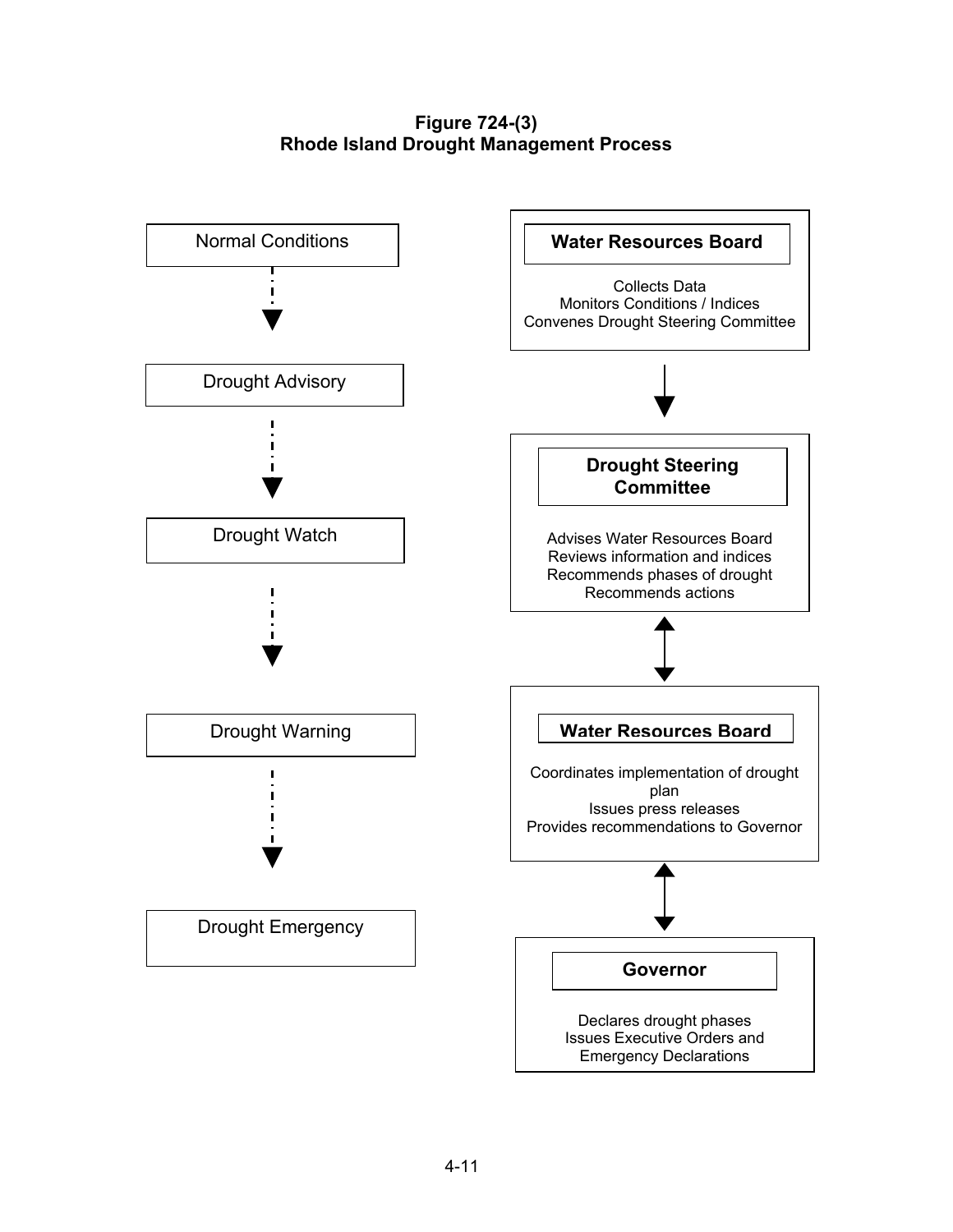**Figure 724-(3)**
**Rhode Island Drought Management Process**

Normal Conditions

Drought Advisory

Drought Watch

Drought Warning

Drought Emergency

**Water Resources Board**

Collects Data
Monitors Conditions / Indices
Convenes Drought Steering Committee

**Drought Steering Committee**

Advises Water Resources Board
Reviews information and indices
Recommends phases of drought
Recommends actions

**Water Resources Board**

Coordinates implementation of drought plan
Issues press releases
Provides recommendations to Governor

**Governor**

Declares drought phases
Issues Executive Orders and Emergency Declarations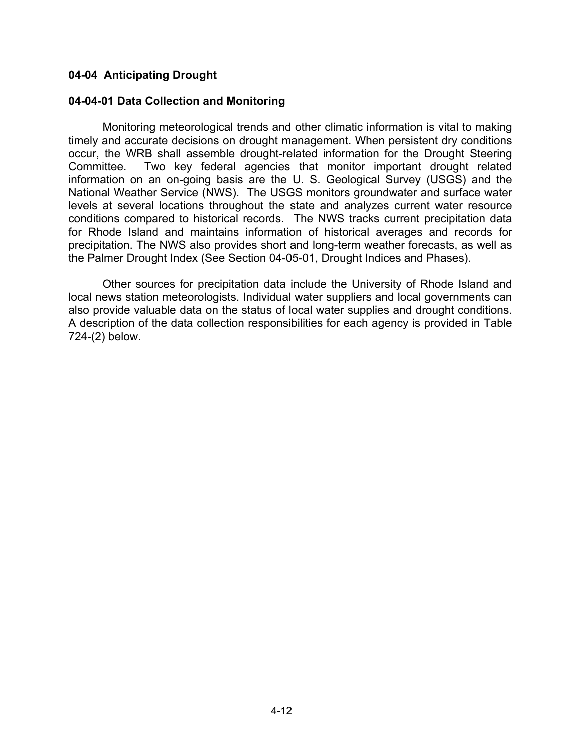## 04-04 Anticipating Drought

### 04-04-01 Data Collection and Monitoring

Monitoring meteorological trends and other climatic information is vital to making timely and accurate decisions on drought management. When persistent dry conditions occur, the WRB shall assemble drought-related information for the Drought Steering Committee. Two key federal agencies that monitor important drought related information on an on-going basis are the U. S. Geological Survey (USGS) and the National Weather Service (NWS). The USGS monitors groundwater and surface water levels at several locations throughout the state and analyzes current water resource conditions compared to historical records. The NWS tracks current precipitation data for Rhode Island and maintains information of historical averages and records for precipitation. The NWS also provides short and long-term weather forecasts, as well as the Palmer Drought Index (See Section 04-05-01, Drought Indices and Phases).

Other sources for precipitation data include the University of Rhode Island and local news station meteorologists. Individual water suppliers and local governments can also provide valuable data on the status of local water supplies and drought conditions. A description of the data collection responsibilities for each agency is provided in Table 724-(2) below.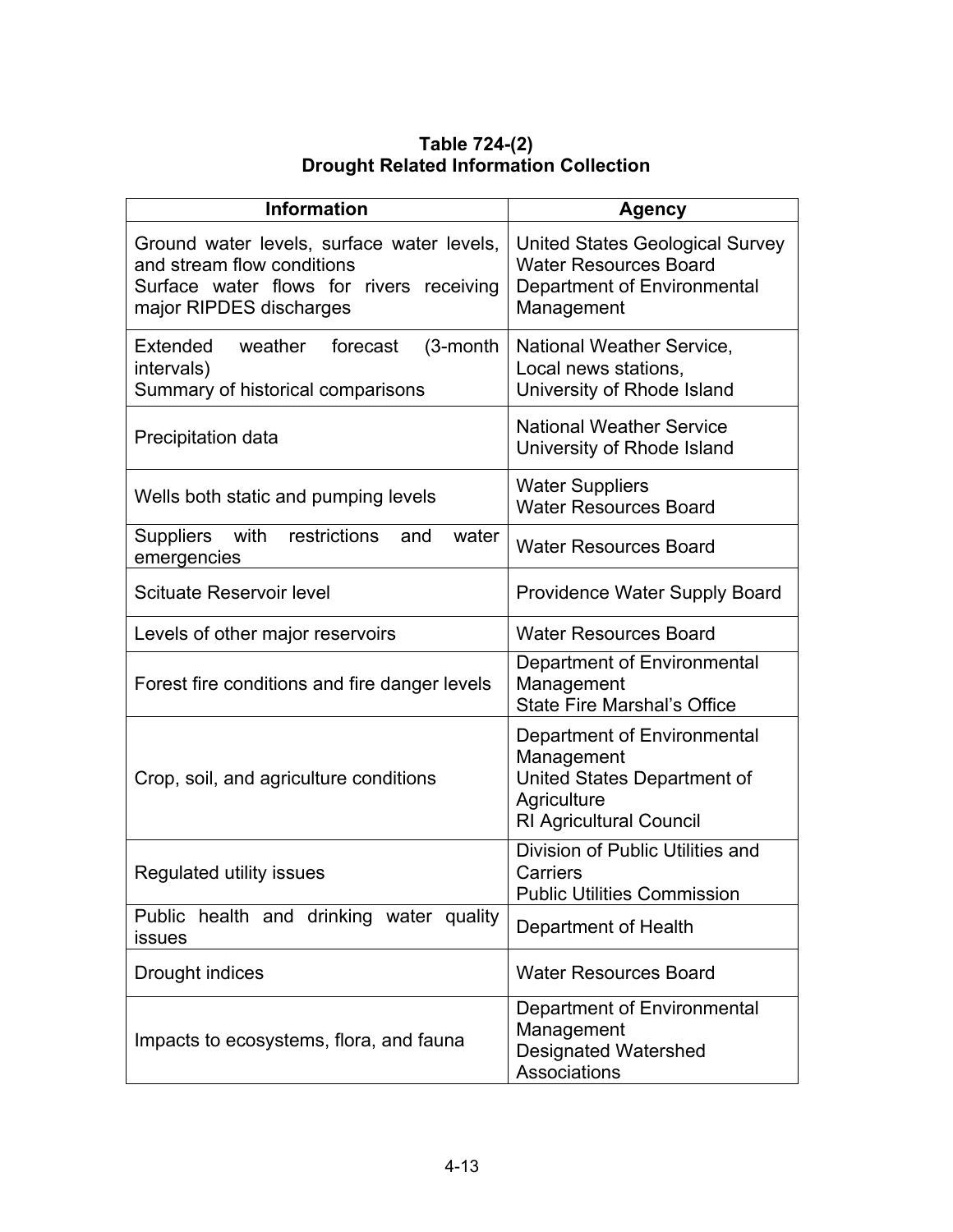**Table 724-(2)**
**Drought Related Information Collection**

| Information | Agency |
|---|---|
| Ground water levels, surface water levels, and stream flow conditions<br>Surface water flows for rivers receiving major RIPDES discharges | United States Geological Survey<br>Water Resources Board<br>Department of Environmental Management |
| Extended weather forecast (3-month intervals)<br>Summary of historical comparisons | National Weather Service,<br>Local news stations,<br>University of Rhode Island |
| Precipitation data | National Weather Service<br>University of Rhode Island |
| Wells both static and pumping levels | Water Suppliers<br>Water Resources Board |
| Suppliers with restrictions and water emergencies | Water Resources Board |
| Scituate Reservoir level | Providence Water Supply Board |
| Levels of other major reservoirs | Water Resources Board |
| Forest fire conditions and fire danger levels | Department of Environmental Management<br>State Fire Marshal's Office |
| Crop, soil, and agriculture conditions | Department of Environmental Management<br>United States Department of Agriculture<br>RI Agricultural Council |
| Regulated utility issues | Division of Public Utilities and Carriers<br>Public Utilities Commission |
| Public health and drinking water quality issues | Department of Health |
| Drought indices | Water Resources Board |
| Impacts to ecosystems, flora, and fauna | Department of Environmental Management<br>Designated Watershed Associations |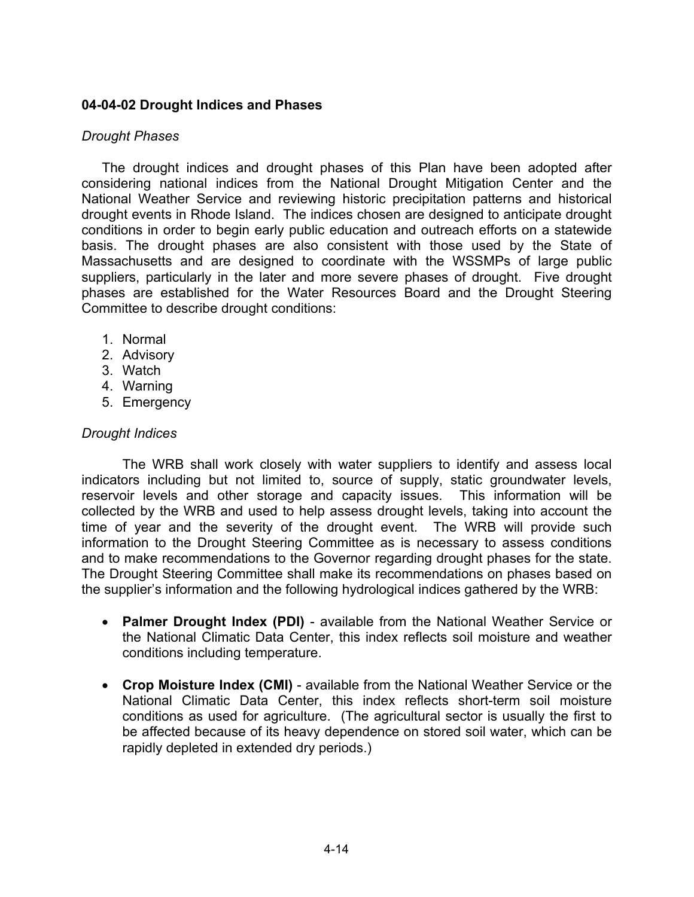### 04-04-02 Drought Indices and Phases

*Drought Phases*

The drought indices and drought phases of this Plan have been adopted after considering national indices from the National Drought Mitigation Center and the National Weather Service and reviewing historic precipitation patterns and historical drought events in Rhode Island. The indices chosen are designed to anticipate drought conditions in order to begin early public education and outreach efforts on a statewide basis. The drought phases are also consistent with those used by the State of Massachusetts and are designed to coordinate with the WSSMPs of large public suppliers, particularly in the later and more severe phases of drought. Five drought phases are established for the Water Resources Board and the Drought Steering Committee to describe drought conditions:

1. Normal
2. Advisory
3. Watch
4. Warning
5. Emergency

*Drought Indices*

The WRB shall work closely with water suppliers to identify and assess local indicators including but not limited to, source of supply, static groundwater levels, reservoir levels and other storage and capacity issues. This information will be collected by the WRB and used to help assess drought levels, taking into account the time of year and the severity of the drought event. The WRB will provide such information to the Drought Steering Committee as is necessary to assess conditions and to make recommendations to the Governor regarding drought phases for the state. The Drought Steering Committee shall make its recommendations on phases based on the supplier's information and the following hydrological indices gathered by the WRB:

- **Palmer Drought Index (PDI)** - available from the National Weather Service or the National Climatic Data Center, this index reflects soil moisture and weather conditions including temperature.

- **Crop Moisture Index (CMI)** - available from the National Weather Service or the National Climatic Data Center, this index reflects short-term soil moisture conditions as used for agriculture. (The agricultural sector is usually the first to be affected because of its heavy dependence on stored soil water, which can be rapidly depleted in extended dry periods.)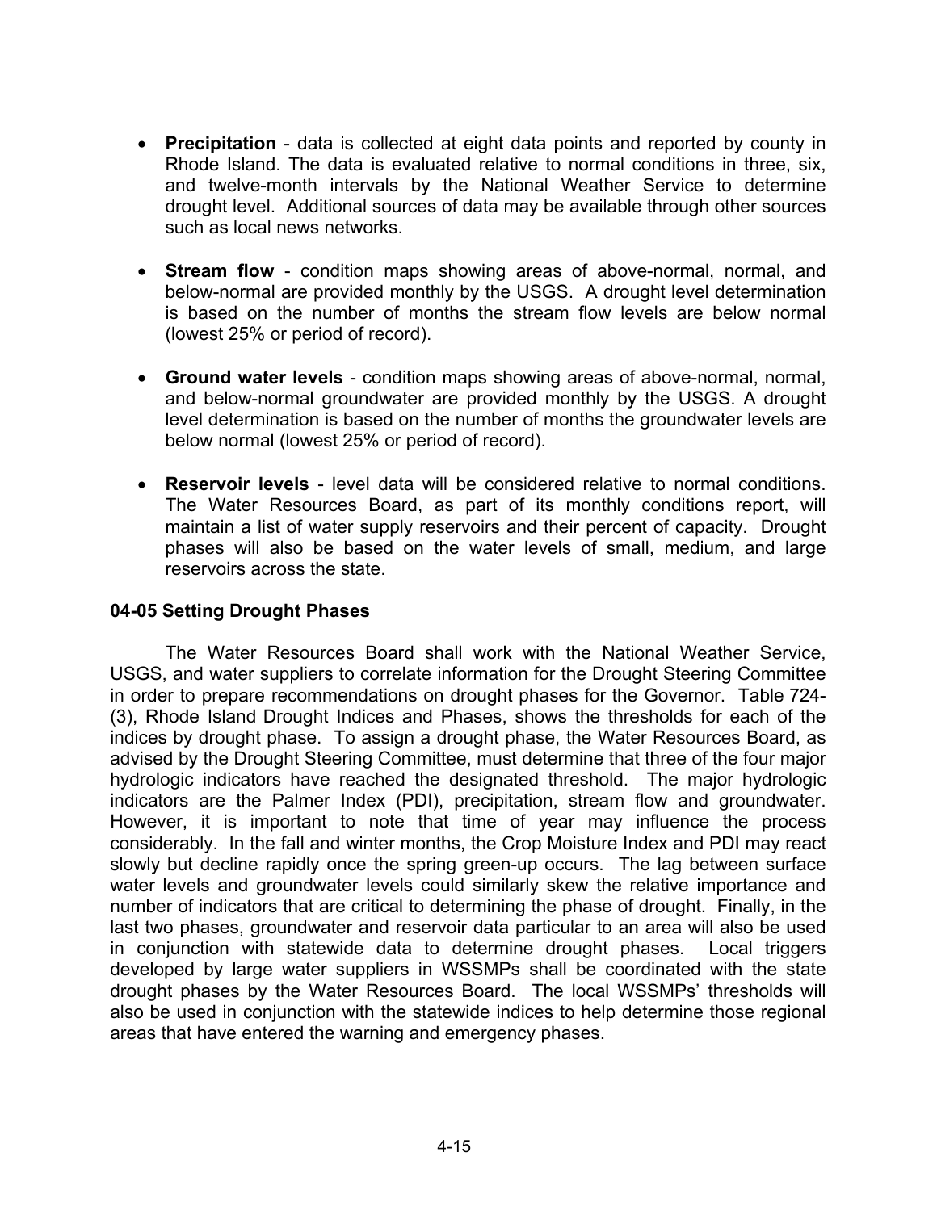- **Precipitation** - data is collected at eight data points and reported by county in Rhode Island. The data is evaluated relative to normal conditions in three, six, and twelve-month intervals by the National Weather Service to determine drought level. Additional sources of data may be available through other sources such as local news networks.

- **Stream flow** - condition maps showing areas of above-normal, normal, and below-normal are provided monthly by the USGS. A drought level determination is based on the number of months the stream flow levels are below normal (lowest 25% or period of record).

- **Ground water levels** - condition maps showing areas of above-normal, normal, and below-normal groundwater are provided monthly by the USGS. A drought level determination is based on the number of months the groundwater levels are below normal (lowest 25% or period of record).

- **Reservoir levels** - level data will be considered relative to normal conditions. The Water Resources Board, as part of its monthly conditions report, will maintain a list of water supply reservoirs and their percent of capacity. Drought phases will also be based on the water levels of small, medium, and large reservoirs across the state.

### 04-05 Setting Drought Phases

The Water Resources Board shall work with the National Weather Service, USGS, and water suppliers to correlate information for the Drought Steering Committee in order to prepare recommendations on drought phases for the Governor. Table 724-(3), Rhode Island Drought Indices and Phases, shows the thresholds for each of the indices by drought phase. To assign a drought phase, the Water Resources Board, as advised by the Drought Steering Committee, must determine that three of the four major hydrologic indicators have reached the designated threshold. The major hydrologic indicators are the Palmer Index (PDI), precipitation, stream flow and groundwater. However, it is important to note that time of year may influence the process considerably. In the fall and winter months, the Crop Moisture Index and PDI may react slowly but decline rapidly once the spring green-up occurs. The lag between surface water levels and groundwater levels could similarly skew the relative importance and number of indicators that are critical to determining the phase of drought. Finally, in the last two phases, groundwater and reservoir data particular to an area will also be used in conjunction with statewide data to determine drought phases. Local triggers developed by large water suppliers in WSSMPs shall be coordinated with the state drought phases by the Water Resources Board. The local WSSMPs' thresholds will also be used in conjunction with the statewide indices to help determine those regional areas that have entered the warning and emergency phases.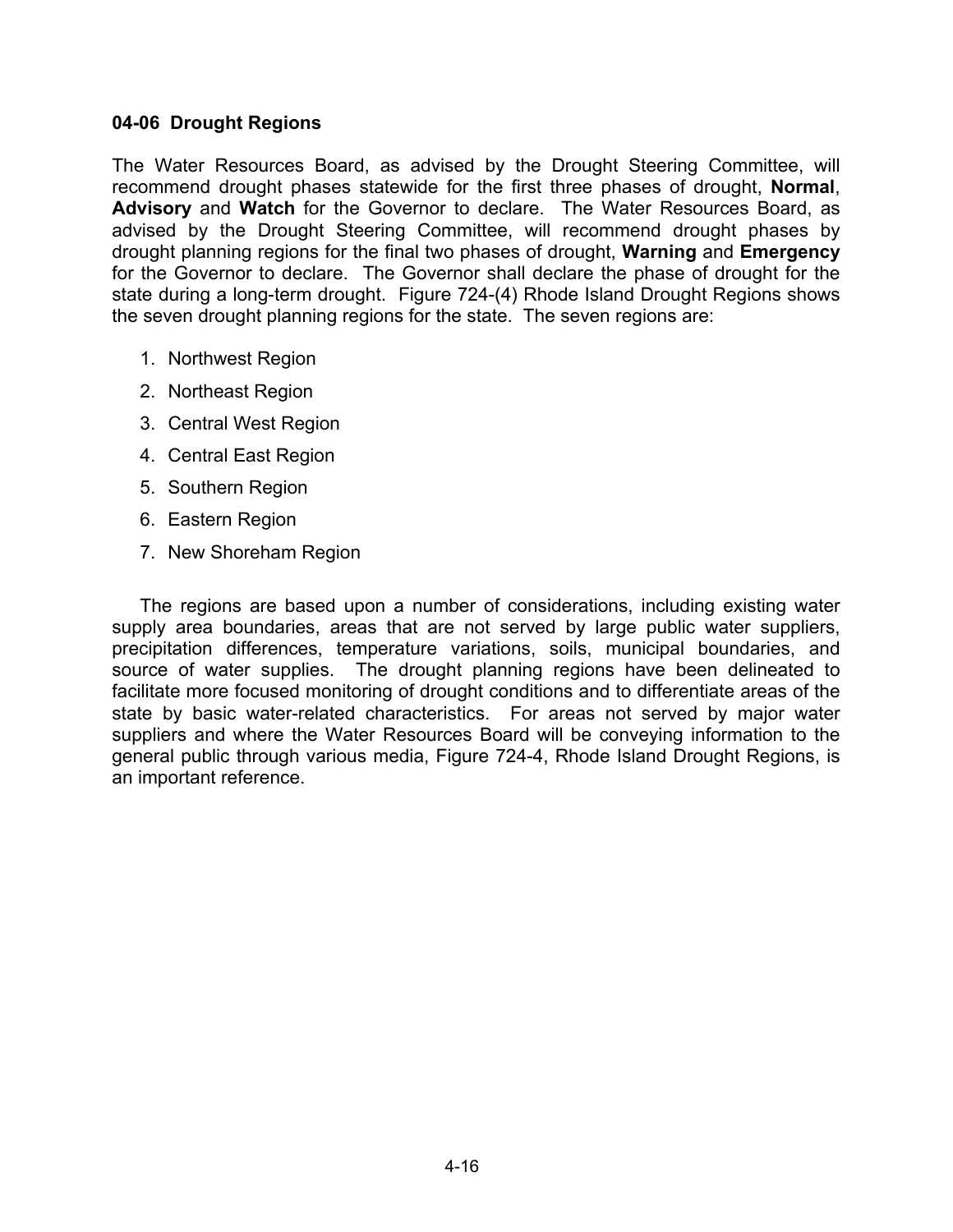### 04-06 Drought Regions

The Water Resources Board, as advised by the Drought Steering Committee, will recommend drought phases statewide for the first three phases of drought, **Normal**, **Advisory** and **Watch** for the Governor to declare. The Water Resources Board, as advised by the Drought Steering Committee, will recommend drought phases by drought planning regions for the final two phases of drought, **Warning** and **Emergency** for the Governor to declare. The Governor shall declare the phase of drought for the state during a long-term drought. Figure 724-(4) Rhode Island Drought Regions shows the seven drought planning regions for the state. The seven regions are:

1. Northwest Region
2. Northeast Region
3. Central West Region
4. Central East Region
5. Southern Region
6. Eastern Region
7. New Shoreham Region

The regions are based upon a number of considerations, including existing water supply area boundaries, areas that are not served by large public water suppliers, precipitation differences, temperature variations, soils, municipal boundaries, and source of water supplies. The drought planning regions have been delineated to facilitate more focused monitoring of drought conditions and to differentiate areas of the state by basic water-related characteristics. For areas not served by major water suppliers and where the Water Resources Board will be conveying information to the general public through various media, Figure 724-4, Rhode Island Drought Regions, is an important reference.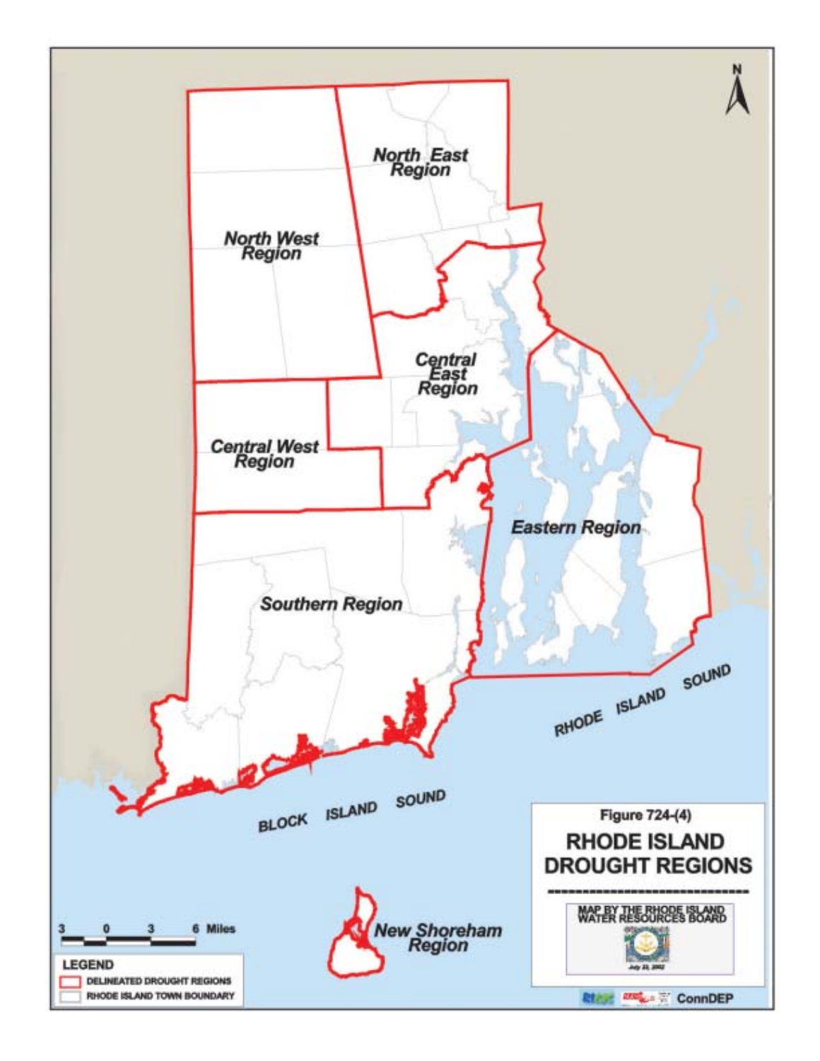**Figure 724-(4)**

**RHODE ISLAND DROUGHT REGIONS**

MAP BY THE RHODE ISLAND WATER RESOURCES BOARD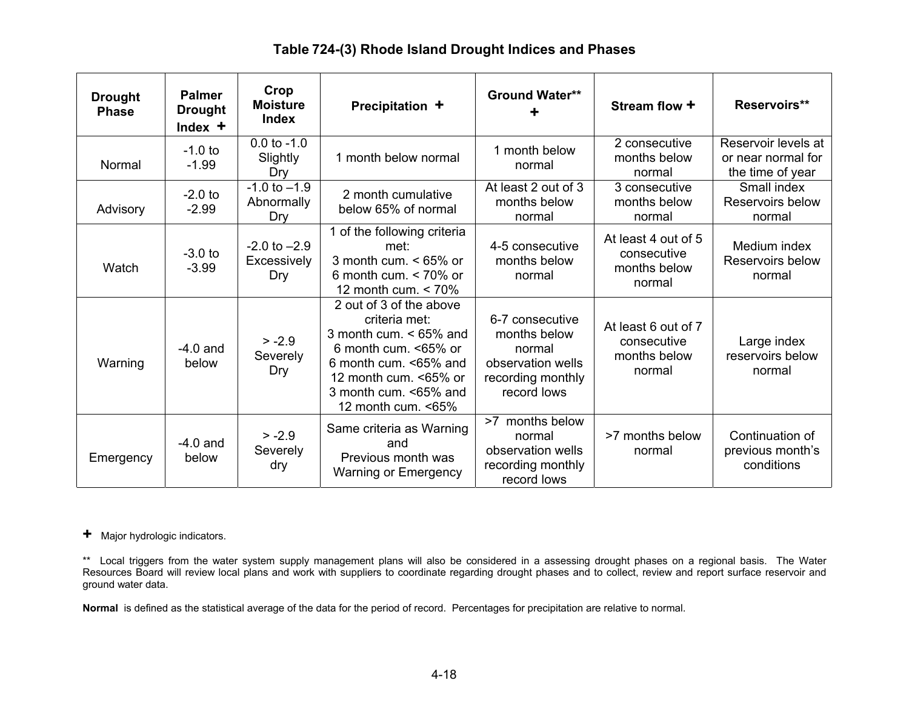### Table 724-(3) Rhode Island Drought Indices and Phases

| Drought Phase | Palmer Drought Index + | Crop Moisture Index | Precipitation + | Ground Water** + | Stream flow + | Reservoirs** |
|---|---|---|---|---|---|---|
| Normal | -1.0 to -1.99 | 0.0 to -1.0 Slightly Dry | 1 month below normal | 1 month below normal | 2 consecutive months below normal | Reservoir levels at or near normal for the time of year |
| Advisory | -2.0 to -2.99 | -1.0 to –1.9 Abnormally Dry | 2 month cumulative below 65% of normal | At least 2 out of 3 months below normal | 3 consecutive months below normal | Small index Reservoirs below normal |
| Watch | -3.0 to -3.99 | -2.0 to –2.9 Excessively Dry | 1 of the following criteria met: 3 month cum. < 65% or 6 month cum. < 70% or 12 month cum. < 70% | 4-5 consecutive months below normal | At least 4 out of 5 consecutive months below normal | Medium index Reservoirs below normal |
| Warning | -4.0 and below | > -2.9 Severely Dry | 2 out of 3 of the above criteria met: 3 month cum. < 65% and 6 month cum. <65% or 6 month cum. <65% and 12 month cum. <65% or 3 month cum. <65% and 12 month cum. <65% | 6-7 consecutive months below normal observation wells recording monthly record lows | At least 6 out of 7 consecutive months below normal | Large index reservoirs below normal |
| Emergency | -4.0 and below | > -2.9 Severely dry | Same criteria as Warning and Previous month was Warning or Emergency | >7 months below normal observation wells recording monthly record lows | >7 months below normal | Continuation of previous month's conditions |

\+ Major hydrologic indicators.

** Local triggers from the water system supply management plans will also be considered in a assessing drought phases on a regional basis. The Water Resources Board will review local plans and work with suppliers to coordinate regarding drought phases and to collect, review and report surface reservoir and ground water data.

**Normal** is defined as the statistical average of the data for the period of record. Percentages for precipitation are relative to normal.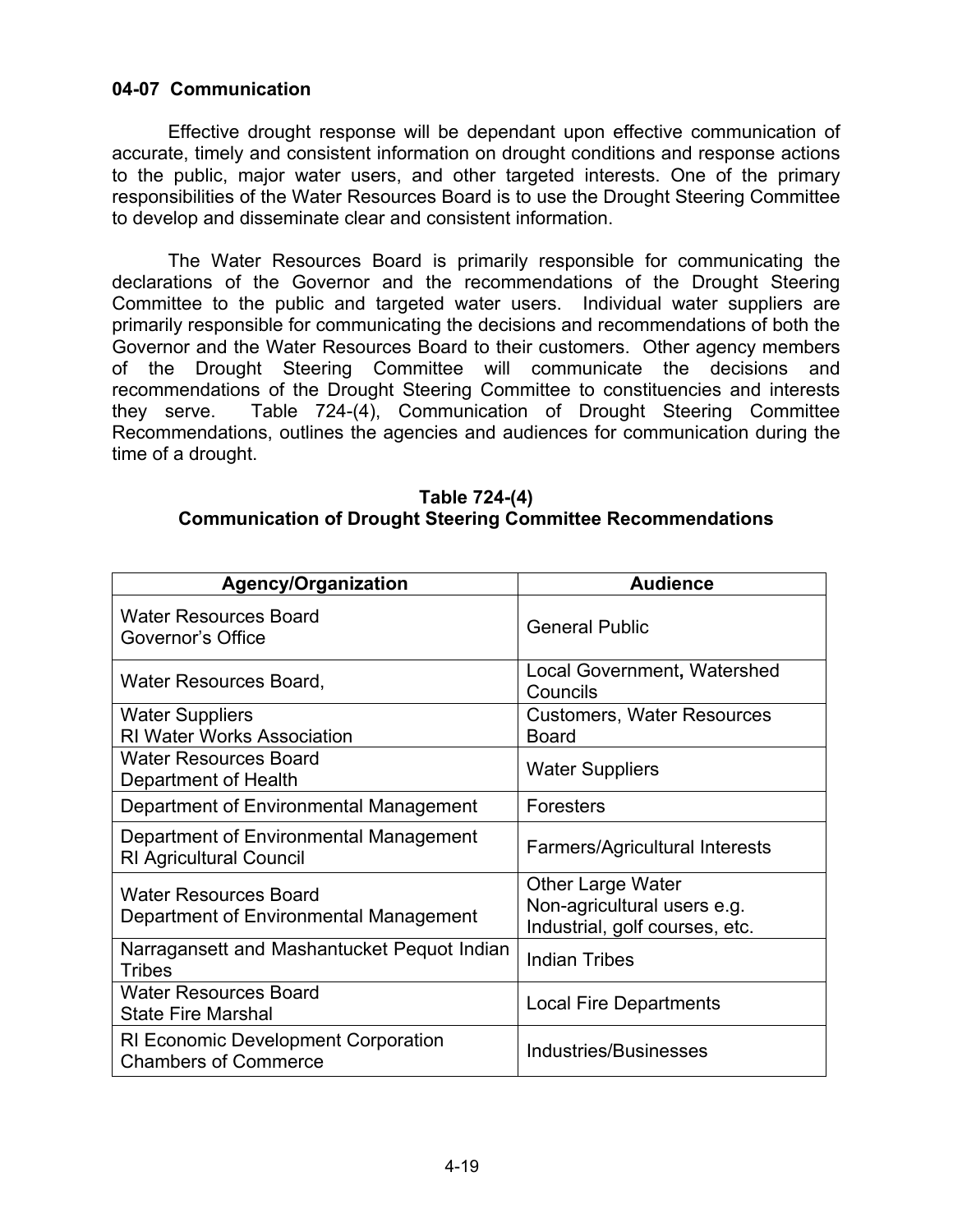### 04-07 Communication

Effective drought response will be dependant upon effective communication of accurate, timely and consistent information on drought conditions and response actions to the public, major water users, and other targeted interests. One of the primary responsibilities of the Water Resources Board is to use the Drought Steering Committee to develop and disseminate clear and consistent information.

The Water Resources Board is primarily responsible for communicating the declarations of the Governor and the recommendations of the Drought Steering Committee to the public and targeted water users. Individual water suppliers are primarily responsible for communicating the decisions and recommendations of both the Governor and the Water Resources Board to their customers. Other agency members of the Drought Steering Committee will communicate the decisions and recommendations of the Drought Steering Committee to constituencies and interests they serve. Table 724-(4), Communication of Drought Steering Committee Recommendations, outlines the agencies and audiences for communication during the time of a drought.

**Table 724-(4)**
**Communication of Drought Steering Committee Recommendations**

| Agency/Organization | Audience |
|---|---|
| Water Resources Board<br>Governor's Office | General Public |
| Water Resources Board, | Local Government**,** Watershed Councils |
| Water Suppliers<br>RI Water Works Association | Customers, Water Resources Board |
| Water Resources Board<br>Department of Health | Water Suppliers |
| Department of Environmental Management | Foresters |
| Department of Environmental Management<br>RI Agricultural Council | Farmers/Agricultural Interests |
| Water Resources Board<br>Department of Environmental Management | Other Large Water<br>Non-agricultural users e.g. Industrial, golf courses, etc. |
| Narragansett and Mashantucket Pequot Indian Tribes | Indian Tribes |
| Water Resources Board<br>State Fire Marshal | Local Fire Departments |
| RI Economic Development Corporation<br>Chambers of Commerce | Industries/Businesses |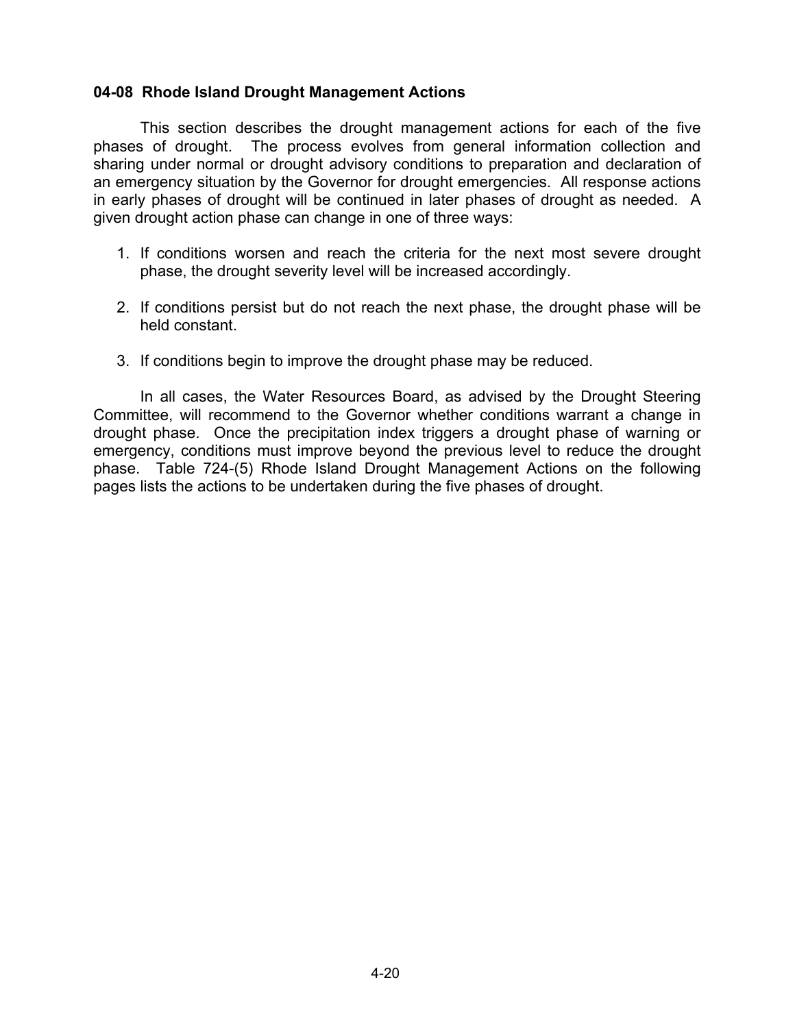### 04-08 Rhode Island Drought Management Actions

This section describes the drought management actions for each of the five phases of drought. The process evolves from general information collection and sharing under normal or drought advisory conditions to preparation and declaration of an emergency situation by the Governor for drought emergencies. All response actions in early phases of drought will be continued in later phases of drought as needed. A given drought action phase can change in one of three ways:

1. If conditions worsen and reach the criteria for the next most severe drought phase, the drought severity level will be increased accordingly.

2. If conditions persist but do not reach the next phase, the drought phase will be held constant.

3. If conditions begin to improve the drought phase may be reduced.

In all cases, the Water Resources Board, as advised by the Drought Steering Committee, will recommend to the Governor whether conditions warrant a change in drought phase. Once the precipitation index triggers a drought phase of warning or emergency, conditions must improve beyond the previous level to reduce the drought phase. Table 724-(5) Rhode Island Drought Management Actions on the following pages lists the actions to be undertaken during the five phases of drought.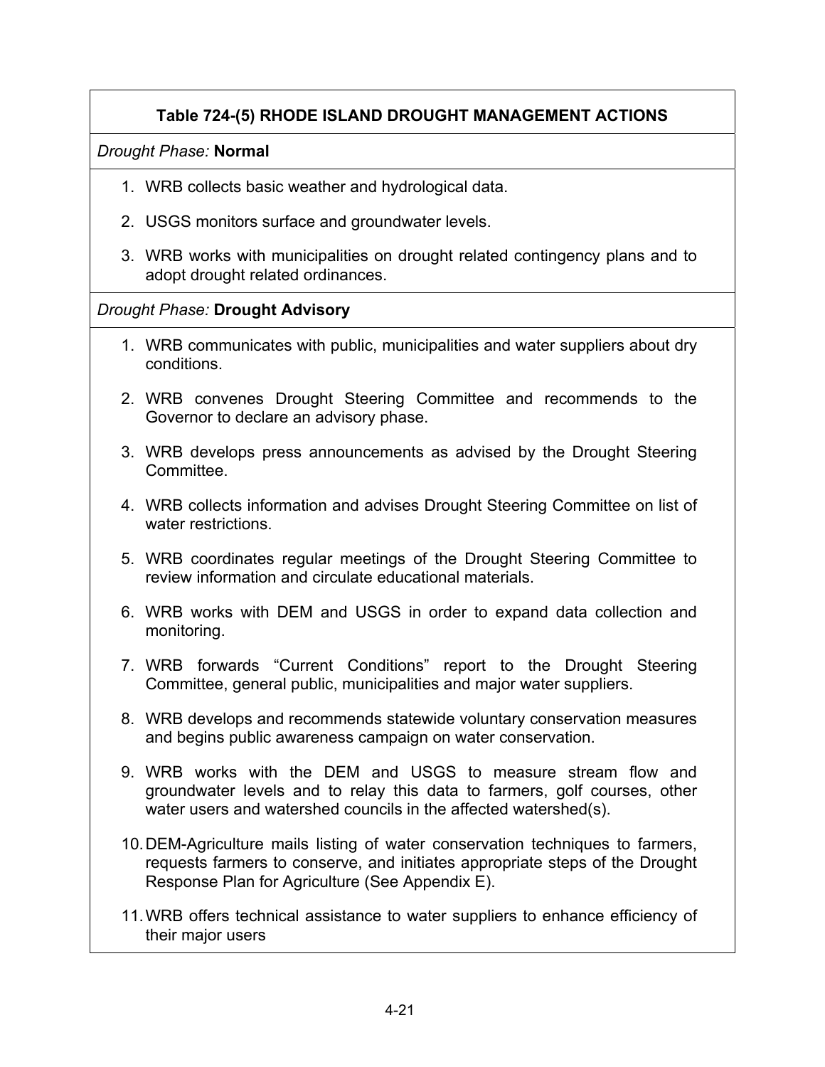**Table 724-(5) RHODE ISLAND DROUGHT MANAGEMENT ACTIONS**

*Drought Phase:* **Normal**

1. WRB collects basic weather and hydrological data.
2. USGS monitors surface and groundwater levels.
3. WRB works with municipalities on drought related contingency plans and to adopt drought related ordinances.

*Drought Phase:* **Drought Advisory**

1. WRB communicates with public, municipalities and water suppliers about dry conditions.
2. WRB convenes Drought Steering Committee and recommends to the Governor to declare an advisory phase.
3. WRB develops press announcements as advised by the Drought Steering Committee.
4. WRB collects information and advises Drought Steering Committee on list of water restrictions.
5. WRB coordinates regular meetings of the Drought Steering Committee to review information and circulate educational materials.
6. WRB works with DEM and USGS in order to expand data collection and monitoring.
7. WRB forwards "Current Conditions" report to the Drought Steering Committee, general public, municipalities and major water suppliers.
8. WRB develops and recommends statewide voluntary conservation measures and begins public awareness campaign on water conservation.
9. WRB works with the DEM and USGS to measure stream flow and groundwater levels and to relay this data to farmers, golf courses, other water users and watershed councils in the affected watershed(s).
10. DEM-Agriculture mails listing of water conservation techniques to farmers, requests farmers to conserve, and initiates appropriate steps of the Drought Response Plan for Agriculture (See Appendix E).
11. WRB offers technical assistance to water suppliers to enhance efficiency of their major users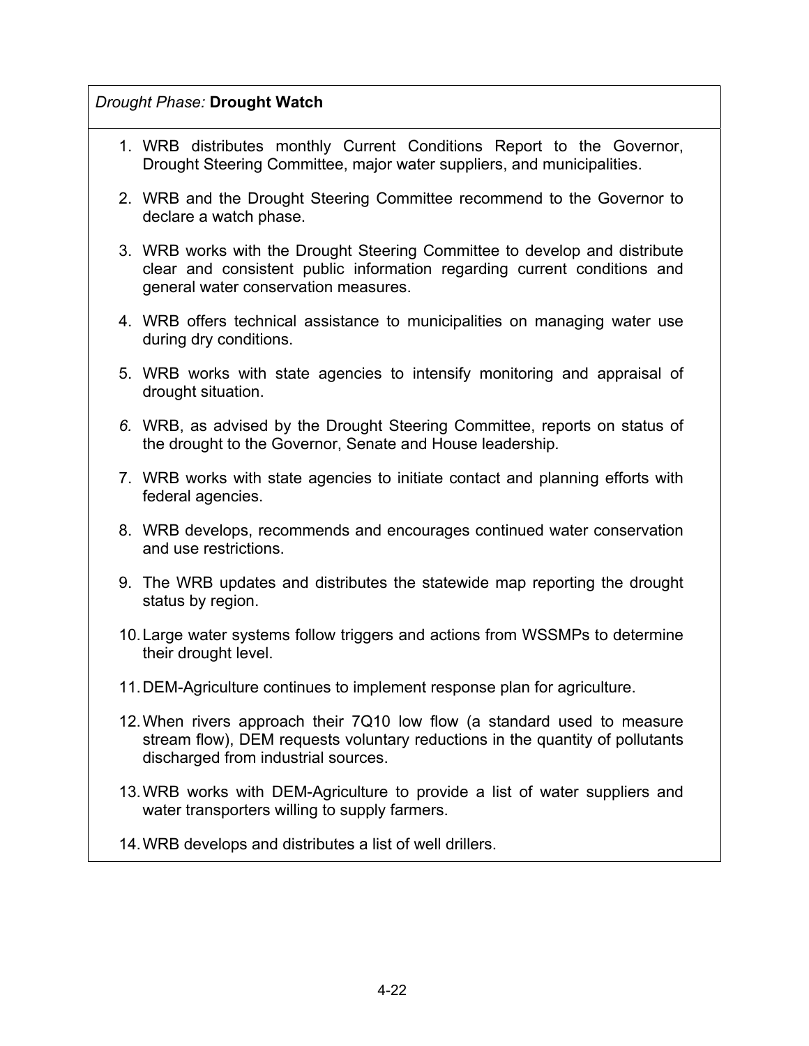*Drought Phase:* **Drought Watch**

1. WRB distributes monthly Current Conditions Report to the Governor, Drought Steering Committee, major water suppliers, and municipalities.

2. WRB and the Drought Steering Committee recommend to the Governor to declare a watch phase.

3. WRB works with the Drought Steering Committee to develop and distribute clear and consistent public information regarding current conditions and general water conservation measures.

4. WRB offers technical assistance to municipalities on managing water use during dry conditions.

5. WRB works with state agencies to intensify monitoring and appraisal of drought situation.

6. WRB, as advised by the Drought Steering Committee, reports on status of the drought to the Governor, Senate and House leadership.

7. WRB works with state agencies to initiate contact and planning efforts with federal agencies.

8. WRB develops, recommends and encourages continued water conservation and use restrictions.

9. The WRB updates and distributes the statewide map reporting the drought status by region.

10. Large water systems follow triggers and actions from WSSMPs to determine their drought level.

11. DEM-Agriculture continues to implement response plan for agriculture.

12. When rivers approach their 7Q10 low flow (a standard used to measure stream flow), DEM requests voluntary reductions in the quantity of pollutants discharged from industrial sources.

13. WRB works with DEM-Agriculture to provide a list of water suppliers and water transporters willing to supply farmers.

14. WRB develops and distributes a list of well drillers.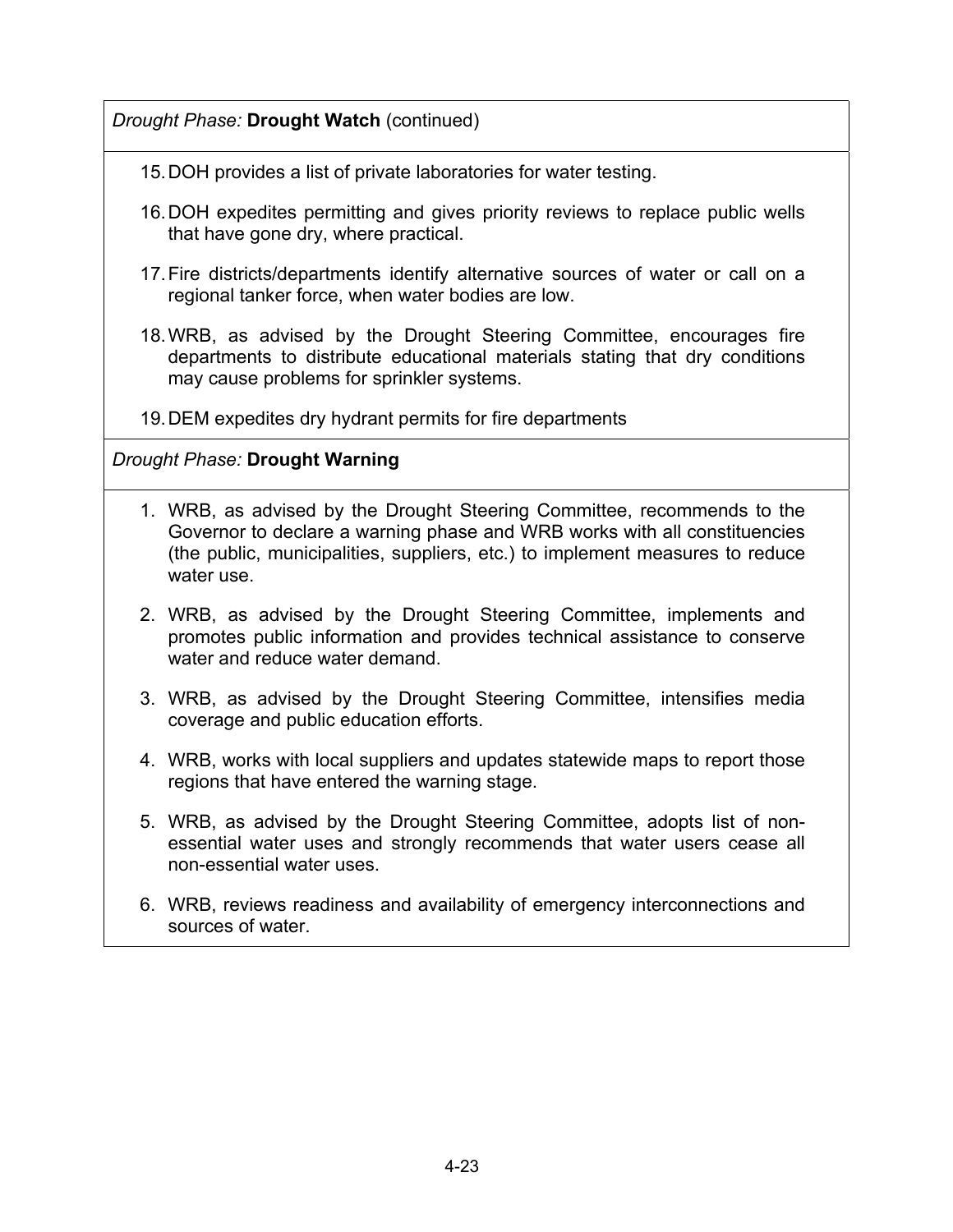*Drought Phase:* **Drought Watch** (continued)

15. DOH provides a list of private laboratories for water testing.
16. DOH expedites permitting and gives priority reviews to replace public wells that have gone dry, where practical.
17. Fire districts/departments identify alternative sources of water or call on a regional tanker force, when water bodies are low.
18. WRB, as advised by the Drought Steering Committee, encourages fire departments to distribute educational materials stating that dry conditions may cause problems for sprinkler systems.
19. DEM expedites dry hydrant permits for fire departments

*Drought Phase:* **Drought Warning**

1. WRB, as advised by the Drought Steering Committee, recommends to the Governor to declare a warning phase and WRB works with all constituencies (the public, municipalities, suppliers, etc.) to implement measures to reduce water use.
2. WRB, as advised by the Drought Steering Committee, implements and promotes public information and provides technical assistance to conserve water and reduce water demand.
3. WRB, as advised by the Drought Steering Committee, intensifies media coverage and public education efforts.
4. WRB, works with local suppliers and updates statewide maps to report those regions that have entered the warning stage.
5. WRB, as advised by the Drought Steering Committee, adopts list of non-essential water uses and strongly recommends that water users cease all non-essential water uses.
6. WRB, reviews readiness and availability of emergency interconnections and sources of water.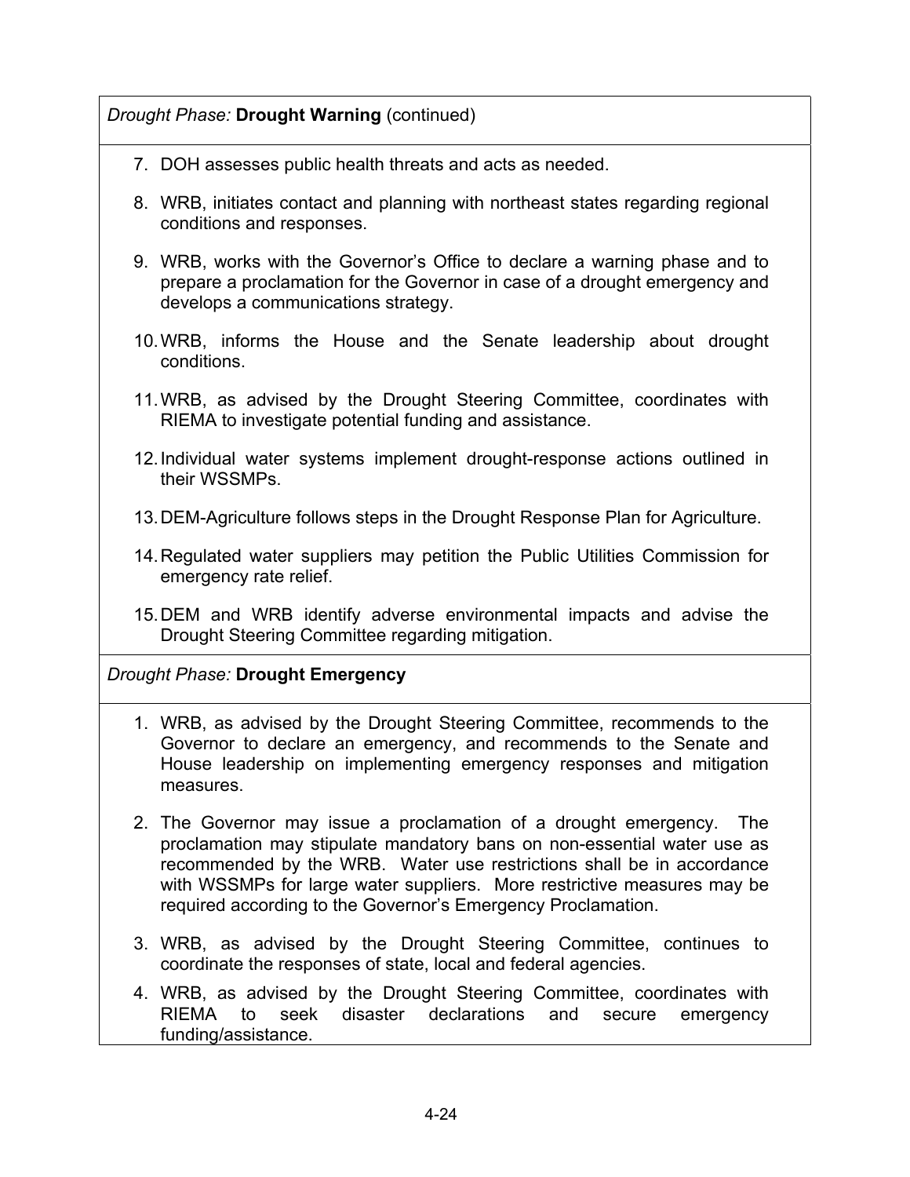*Drought Phase:* **Drought Warning** (continued)

7. DOH assesses public health threats and acts as needed.

8. WRB, initiates contact and planning with northeast states regarding regional conditions and responses.

9. WRB, works with the Governor's Office to declare a warning phase and to prepare a proclamation for the Governor in case of a drought emergency and develops a communications strategy.

10. WRB, informs the House and the Senate leadership about drought conditions.

11. WRB, as advised by the Drought Steering Committee, coordinates with RIEMA to investigate potential funding and assistance.

12. Individual water systems implement drought-response actions outlined in their WSSMPs.

13. DEM-Agriculture follows steps in the Drought Response Plan for Agriculture.

14. Regulated water suppliers may petition the Public Utilities Commission for emergency rate relief.

15. DEM and WRB identify adverse environmental impacts and advise the Drought Steering Committee regarding mitigation.

*Drought Phase:* **Drought Emergency**

1. WRB, as advised by the Drought Steering Committee, recommends to the Governor to declare an emergency, and recommends to the Senate and House leadership on implementing emergency responses and mitigation measures.

2. The Governor may issue a proclamation of a drought emergency. The proclamation may stipulate mandatory bans on non-essential water use as recommended by the WRB. Water use restrictions shall be in accordance with WSSMPs for large water suppliers. More restrictive measures may be required according to the Governor's Emergency Proclamation.

3. WRB, as advised by the Drought Steering Committee, continues to coordinate the responses of state, local and federal agencies.

4. WRB, as advised by the Drought Steering Committee, coordinates with RIEMA to seek disaster declarations and secure emergency funding/assistance.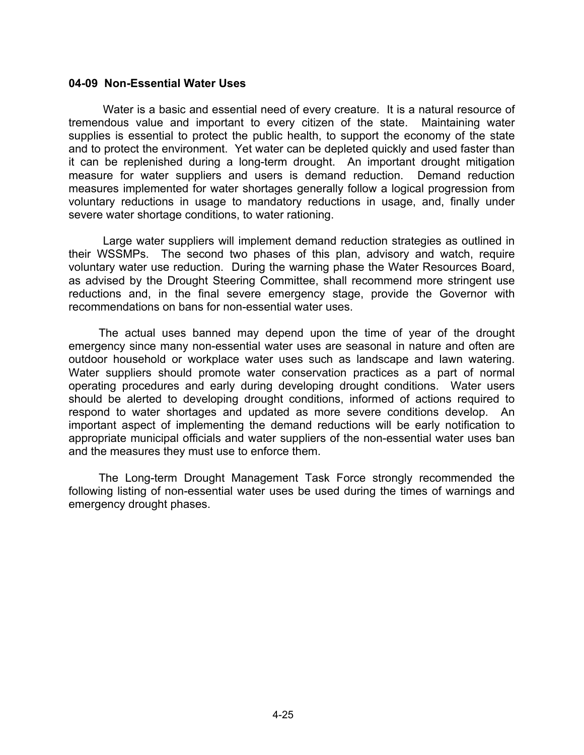### 04-09 Non-Essential Water Uses

Water is a basic and essential need of every creature. It is a natural resource of tremendous value and important to every citizen of the state. Maintaining water supplies is essential to protect the public health, to support the economy of the state and to protect the environment. Yet water can be depleted quickly and used faster than it can be replenished during a long-term drought. An important drought mitigation measure for water suppliers and users is demand reduction. Demand reduction measures implemented for water shortages generally follow a logical progression from voluntary reductions in usage to mandatory reductions in usage, and, finally under severe water shortage conditions, to water rationing.

Large water suppliers will implement demand reduction strategies as outlined in their WSSMPs. The second two phases of this plan, advisory and watch, require voluntary water use reduction. During the warning phase the Water Resources Board, as advised by the Drought Steering Committee, shall recommend more stringent use reductions and, in the final severe emergency stage, provide the Governor with recommendations on bans for non-essential water uses.

The actual uses banned may depend upon the time of year of the drought emergency since many non-essential water uses are seasonal in nature and often are outdoor household or workplace water uses such as landscape and lawn watering. Water suppliers should promote water conservation practices as a part of normal operating procedures and early during developing drought conditions. Water users should be alerted to developing drought conditions, informed of actions required to respond to water shortages and updated as more severe conditions develop. An important aspect of implementing the demand reductions will be early notification to appropriate municipal officials and water suppliers of the non-essential water uses ban and the measures they must use to enforce them.

The Long-term Drought Management Task Force strongly recommended the following listing of non-essential water uses be used during the times of warnings and emergency drought phases.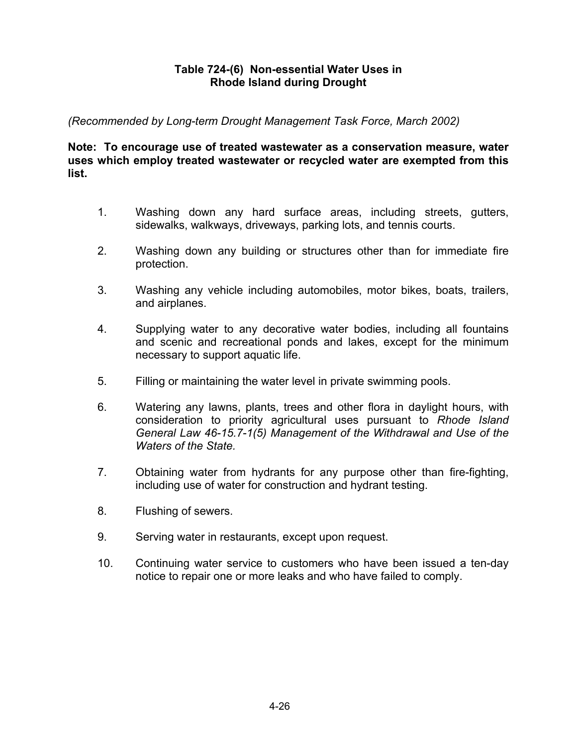**Table 724-(6) Non-essential Water Uses in Rhode Island during Drought**

*(Recommended by Long-term Drought Management Task Force, March 2002)*

**Note: To encourage use of treated wastewater as a conservation measure, water uses which employ treated wastewater or recycled water are exempted from this list.**

1. Washing down any hard surface areas, including streets, gutters, sidewalks, walkways, driveways, parking lots, and tennis courts.

2. Washing down any building or structures other than for immediate fire protection.

3. Washing any vehicle including automobiles, motor bikes, boats, trailers, and airplanes.

4. Supplying water to any decorative water bodies, including all fountains and scenic and recreational ponds and lakes, except for the minimum necessary to support aquatic life.

5. Filling or maintaining the water level in private swimming pools.

6. Watering any lawns, plants, trees and other flora in daylight hours, with consideration to priority agricultural uses pursuant to *Rhode Island General Law 46-15.7-1(5) Management of the Withdrawal and Use of the Waters of the State.*

7. Obtaining water from hydrants for any purpose other than fire-fighting, including use of water for construction and hydrant testing.

8. Flushing of sewers.

9. Serving water in restaurants, except upon request.

10. Continuing water service to customers who have been issued a ten-day notice to repair one or more leaks and who have failed to comply.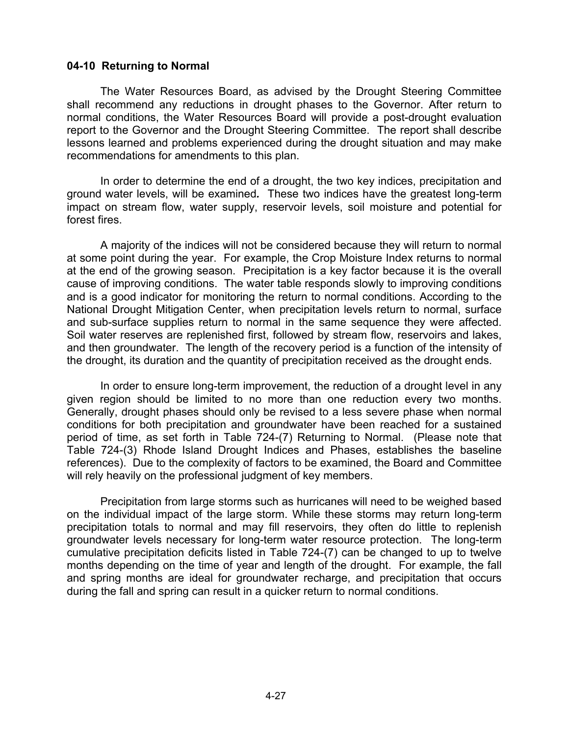## 04-10 Returning to Normal

The Water Resources Board, as advised by the Drought Steering Committee shall recommend any reductions in drought phases to the Governor. After return to normal conditions, the Water Resources Board will provide a post-drought evaluation report to the Governor and the Drought Steering Committee. The report shall describe lessons learned and problems experienced during the drought situation and may make recommendations for amendments to this plan.

In order to determine the end of a drought, the two key indices, precipitation and ground water levels, will be examined*.* These two indices have the greatest long-term impact on stream flow, water supply, reservoir levels, soil moisture and potential for forest fires.

A majority of the indices will not be considered because they will return to normal at some point during the year. For example, the Crop Moisture Index returns to normal at the end of the growing season. Precipitation is a key factor because it is the overall cause of improving conditions. The water table responds slowly to improving conditions and is a good indicator for monitoring the return to normal conditions. According to the National Drought Mitigation Center, when precipitation levels return to normal, surface and sub-surface supplies return to normal in the same sequence they were affected. Soil water reserves are replenished first, followed by stream flow, reservoirs and lakes, and then groundwater. The length of the recovery period is a function of the intensity of the drought, its duration and the quantity of precipitation received as the drought ends.

In order to ensure long-term improvement, the reduction of a drought level in any given region should be limited to no more than one reduction every two months. Generally, drought phases should only be revised to a less severe phase when normal conditions for both precipitation and groundwater have been reached for a sustained period of time, as set forth in Table 724-(7) Returning to Normal. (Please note that Table 724-(3) Rhode Island Drought Indices and Phases, establishes the baseline references). Due to the complexity of factors to be examined, the Board and Committee will rely heavily on the professional judgment of key members.

Precipitation from large storms such as hurricanes will need to be weighed based on the individual impact of the large storm. While these storms may return long-term precipitation totals to normal and may fill reservoirs, they often do little to replenish groundwater levels necessary for long-term water resource protection. The long-term cumulative precipitation deficits listed in Table 724-(7) can be changed to up to twelve months depending on the time of year and length of the drought. For example, the fall and spring months are ideal for groundwater recharge, and precipitation that occurs during the fall and spring can result in a quicker return to normal conditions.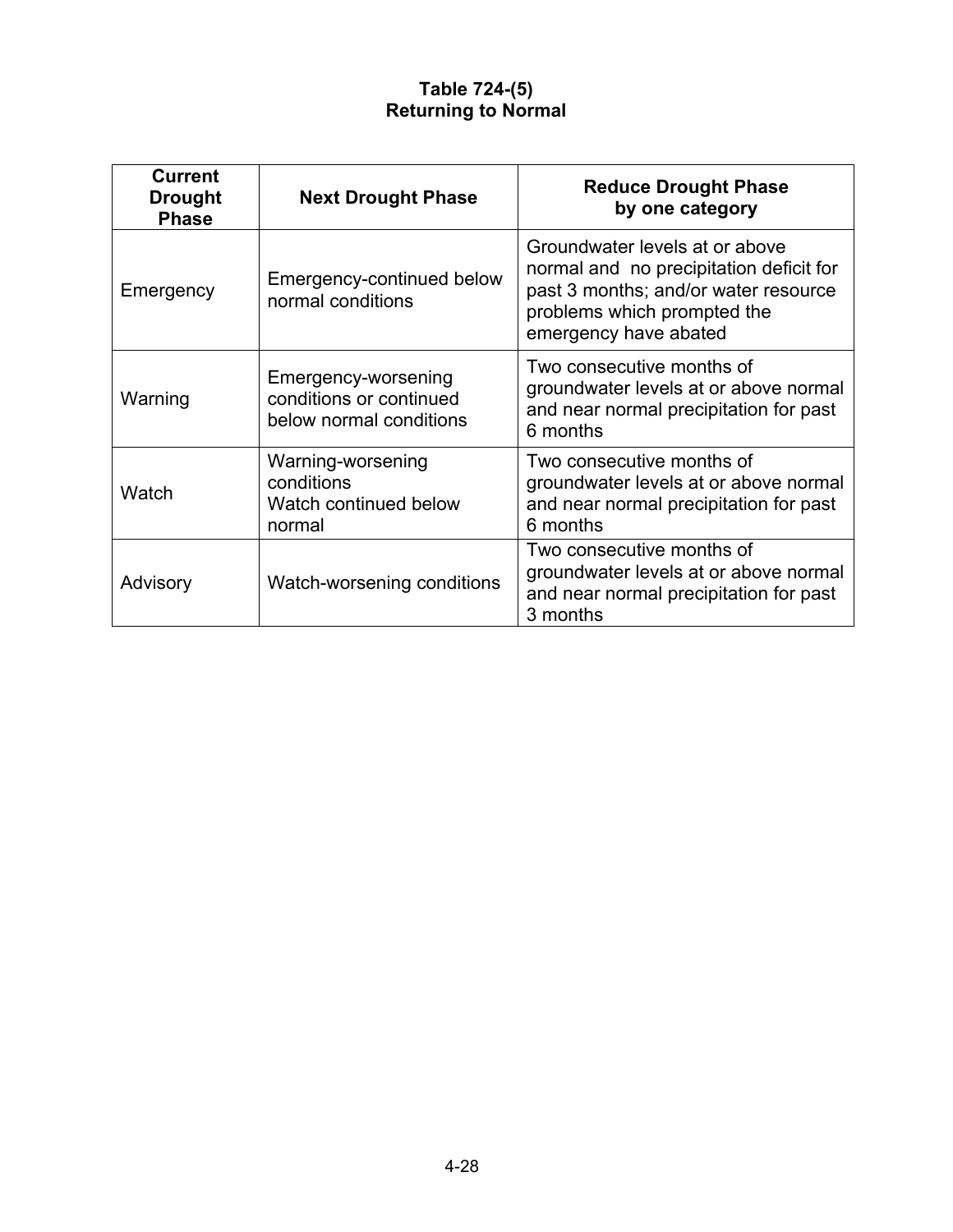**Table 724-(5)**
**Returning to Normal**

| Current Drought Phase | Next Drought Phase | Reduce Drought Phase by one category |
|---|---|---|
| Emergency | Emergency-continued below normal conditions | Groundwater levels at or above normal and no precipitation deficit for past 3 months; and/or water resource problems which prompted the emergency have abated |
| Warning | Emergency-worsening conditions or continued below normal conditions | Two consecutive months of groundwater levels at or above normal and near normal precipitation for past 6 months |
| Watch | Warning-worsening conditions Watch continued below normal | Two consecutive months of groundwater levels at or above normal and near normal precipitation for past 6 months |
| Advisory | Watch-worsening conditions | Two consecutive months of groundwater levels at or above normal and near normal precipitation for past 3 months |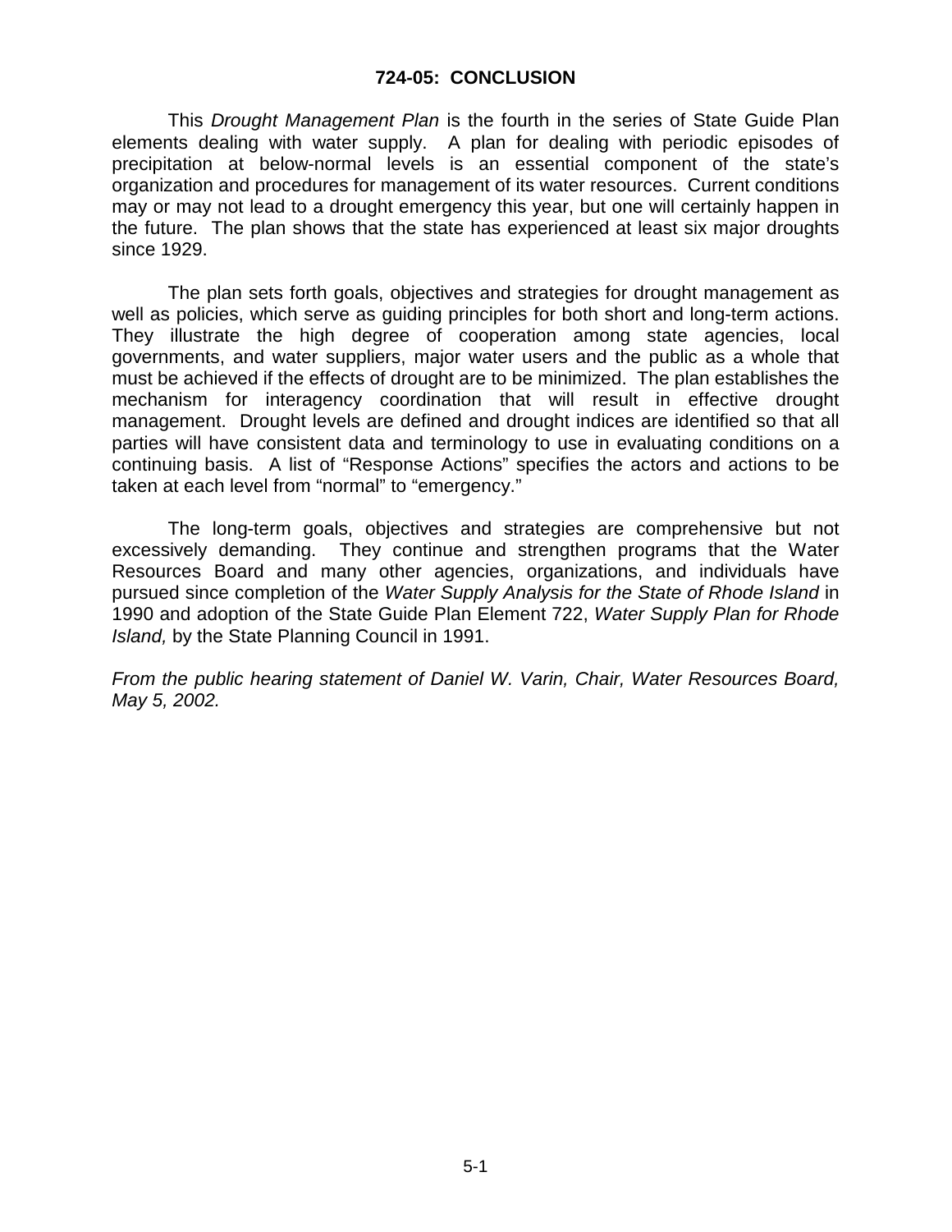## 724-05: CONCLUSION

This *Drought Management Plan* is the fourth in the series of State Guide Plan elements dealing with water supply. A plan for dealing with periodic episodes of precipitation at below-normal levels is an essential component of the state's organization and procedures for management of its water resources. Current conditions may or may not lead to a drought emergency this year, but one will certainly happen in the future. The plan shows that the state has experienced at least six major droughts since 1929.

The plan sets forth goals, objectives and strategies for drought management as well as policies, which serve as guiding principles for both short and long-term actions. They illustrate the high degree of cooperation among state agencies, local governments, and water suppliers, major water users and the public as a whole that must be achieved if the effects of drought are to be minimized. The plan establishes the mechanism for interagency coordination that will result in effective drought management. Drought levels are defined and drought indices are identified so that all parties will have consistent data and terminology to use in evaluating conditions on a continuing basis. A list of "Response Actions" specifies the actors and actions to be taken at each level from "normal" to "emergency."

The long-term goals, objectives and strategies are comprehensive but not excessively demanding. They continue and strengthen programs that the Water Resources Board and many other agencies, organizations, and individuals have pursued since completion of the *Water Supply Analysis for the State of Rhode Island* in 1990 and adoption of the State Guide Plan Element 722, *Water Supply Plan for Rhode Island,* by the State Planning Council in 1991.

*From the public hearing statement of Daniel W. Varin, Chair, Water Resources Board, May 5, 2002.*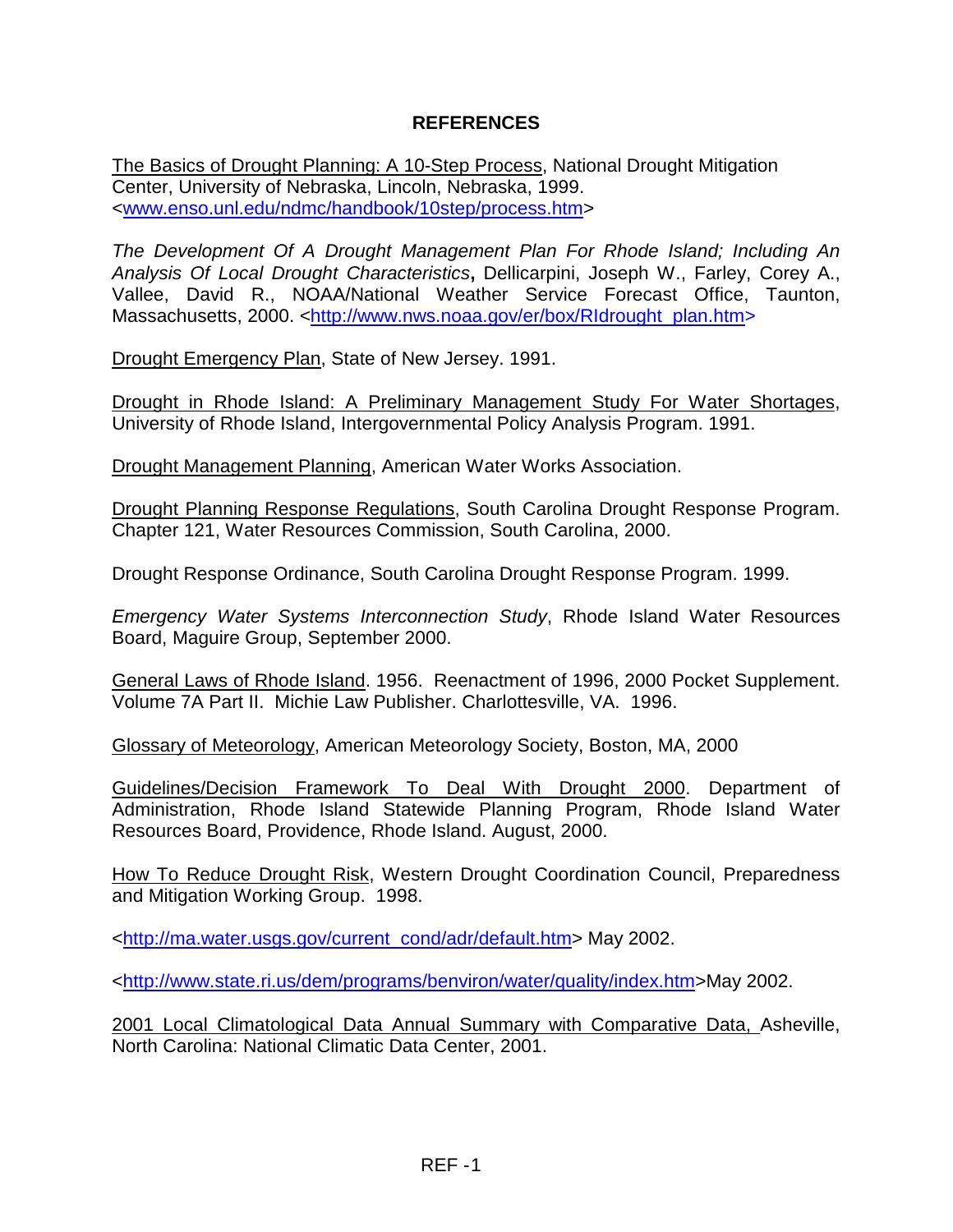# REFERENCES

The Basics of Drought Planning: A 10-Step Process, National Drought Mitigation Center, University of Nebraska, Lincoln, Nebraska, 1999. <www.enso.unl.edu/ndmc/handbook/10step/process.htm>

*The Development Of A Drought Management Plan For Rhode Island; Including An Analysis Of Local Drought Characteristics*, Dellicarpini, Joseph W., Farley, Corey A., Vallee, David R., NOAA/National Weather Service Forecast Office, Taunton, Massachusetts, 2000. <http://www.nws.noaa.gov/er/box/RIdrought_plan.htm>

Drought Emergency Plan, State of New Jersey. 1991.

Drought in Rhode Island: A Preliminary Management Study For Water Shortages, University of Rhode Island, Intergovernmental Policy Analysis Program. 1991.

Drought Management Planning, American Water Works Association.

Drought Planning Response Regulations, South Carolina Drought Response Program. Chapter 121, Water Resources Commission, South Carolina, 2000.

Drought Response Ordinance, South Carolina Drought Response Program. 1999.

*Emergency Water Systems Interconnection Study*, Rhode Island Water Resources Board, Maguire Group, September 2000.

General Laws of Rhode Island. 1956. Reenactment of 1996, 2000 Pocket Supplement. Volume 7A Part II. Michie Law Publisher. Charlottesville, VA. 1996.

Glossary of Meteorology, American Meteorology Society, Boston, MA, 2000

Guidelines/Decision Framework To Deal With Drought 2000. Department of Administration, Rhode Island Statewide Planning Program, Rhode Island Water Resources Board, Providence, Rhode Island. August, 2000.

How To Reduce Drought Risk, Western Drought Coordination Council, Preparedness and Mitigation Working Group. 1998.

<http://ma.water.usgs.gov/current_cond/adr/default.htm> May 2002.

<http://www.state.ri.us/dem/programs/benviron/water/quality/index.htm>May 2002.

2001 Local Climatological Data Annual Summary with Comparative Data, Asheville, North Carolina: National Climatic Data Center, 2001.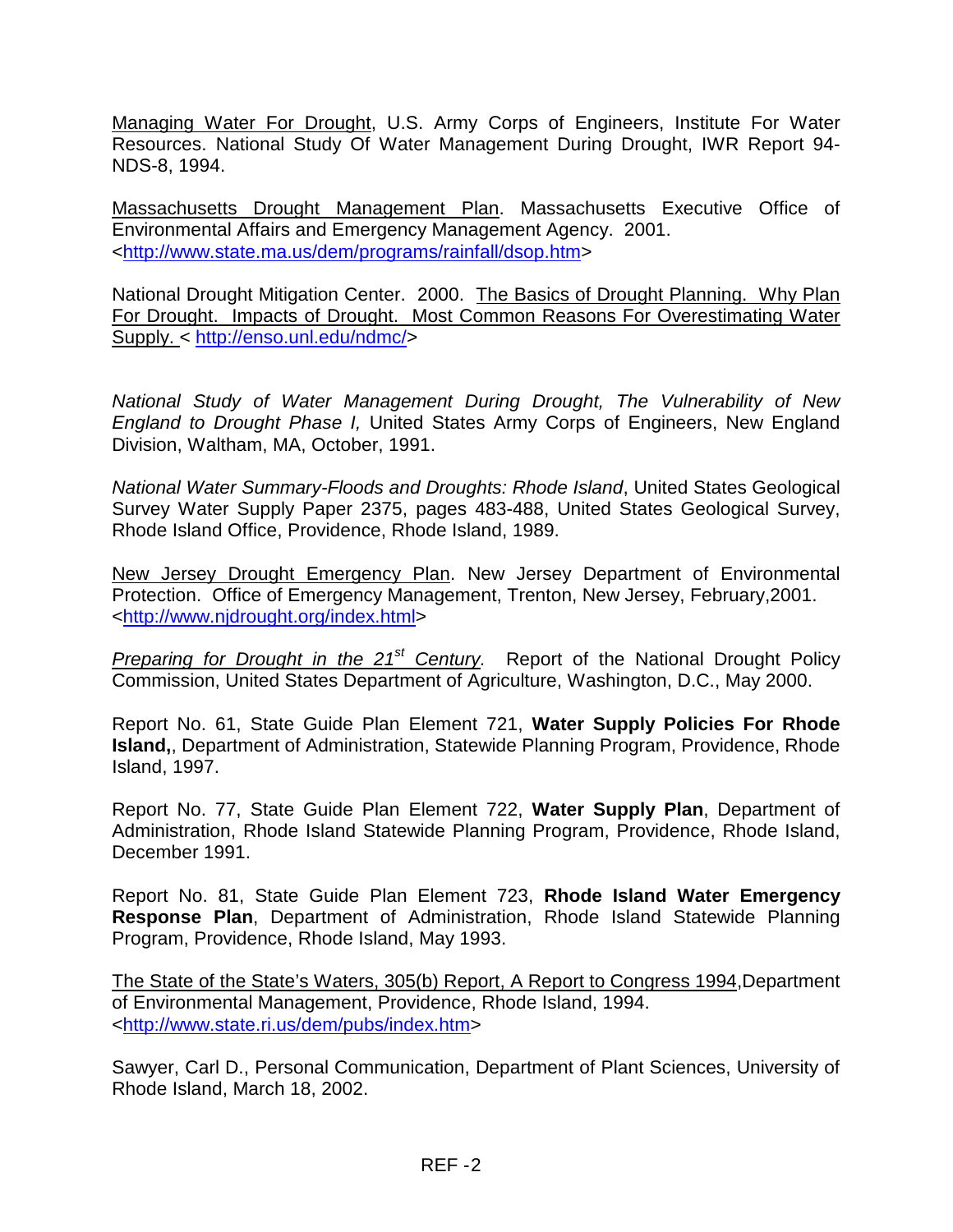Managing Water For Drought, U.S. Army Corps of Engineers, Institute For Water Resources. National Study Of Water Management During Drought, IWR Report 94-NDS-8, 1994.

Massachusetts Drought Management Plan. Massachusetts Executive Office of Environmental Affairs and Emergency Management Agency. 2001. <http://www.state.ma.us/dem/programs/rainfall/dsop.htm>

National Drought Mitigation Center. 2000. The Basics of Drought Planning. Why Plan For Drought. Impacts of Drought. Most Common Reasons For Overestimating Water Supply. < http://enso.unl.edu/ndmc/>

*National Study of Water Management During Drought, The Vulnerability of New England to Drought Phase I,* United States Army Corps of Engineers, New England Division, Waltham, MA, October, 1991.

*National Water Summary-Floods and Droughts: Rhode Island*, United States Geological Survey Water Supply Paper 2375, pages 483-488, United States Geological Survey, Rhode Island Office, Providence, Rhode Island, 1989.

New Jersey Drought Emergency Plan. New Jersey Department of Environmental Protection. Office of Emergency Management, Trenton, New Jersey, February,2001. <http://www.njdrought.org/index.html>

*Preparing for Drought in the 21st Century.* Report of the National Drought Policy Commission, United States Department of Agriculture, Washington, D.C., May 2000.

Report No. 61, State Guide Plan Element 721, **Water Supply Policies For Rhode Island,**, Department of Administration, Statewide Planning Program, Providence, Rhode Island, 1997.

Report No. 77, State Guide Plan Element 722, **Water Supply Plan**, Department of Administration, Rhode Island Statewide Planning Program, Providence, Rhode Island, December 1991.

Report No. 81, State Guide Plan Element 723, **Rhode Island Water Emergency Response Plan**, Department of Administration, Rhode Island Statewide Planning Program, Providence, Rhode Island, May 1993.

The State of the State's Waters, 305(b) Report, A Report to Congress 1994,Department of Environmental Management, Providence, Rhode Island, 1994. <http://www.state.ri.us/dem/pubs/index.htm>

Sawyer, Carl D., Personal Communication, Department of Plant Sciences, University of Rhode Island, March 18, 2002.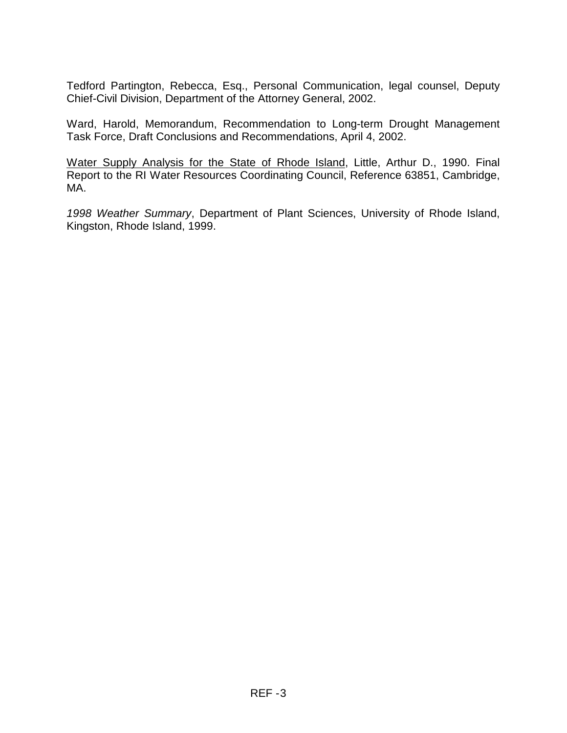Tedford Partington, Rebecca, Esq., Personal Communication, legal counsel, Deputy Chief-Civil Division, Department of the Attorney General, 2002.

Ward, Harold, Memorandum, Recommendation to Long-term Drought Management Task Force, Draft Conclusions and Recommendations, April 4, 2002.

<u>Water Supply Analysis for the State of Rhode Island</u>, Little, Arthur D., 1990. Final Report to the RI Water Resources Coordinating Council, Reference 63851, Cambridge, MA.

*1998 Weather Summary*, Department of Plant Sciences, University of Rhode Island, Kingston, Rhode Island, 1999.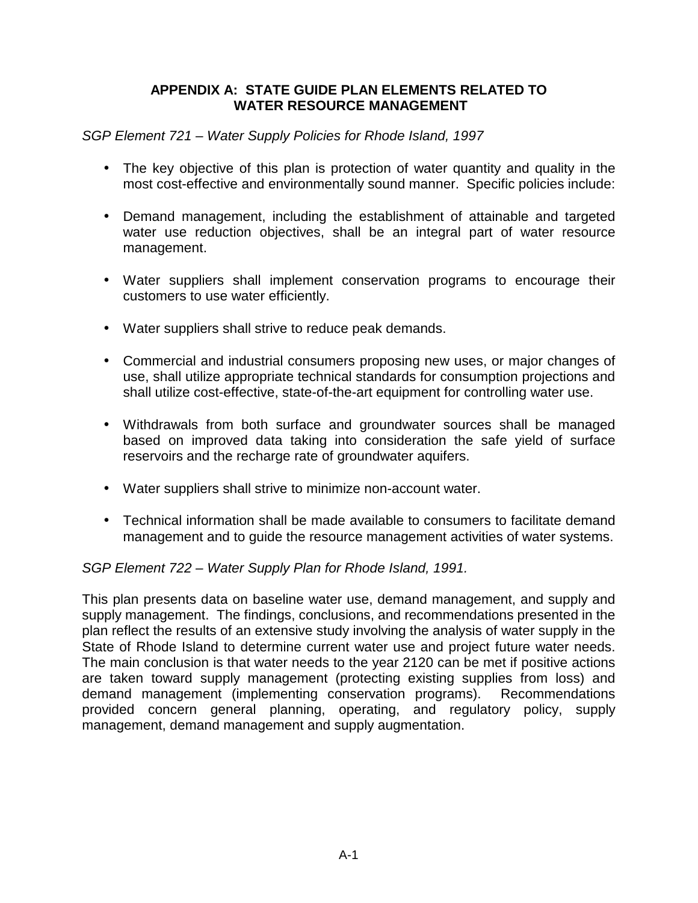## APPENDIX A: STATE GUIDE PLAN ELEMENTS RELATED TO WATER RESOURCE MANAGEMENT

*SGP Element 721 – Water Supply Policies for Rhode Island, 1997*

- The key objective of this plan is protection of water quantity and quality in the most cost-effective and environmentally sound manner. Specific policies include:
- Demand management, including the establishment of attainable and targeted water use reduction objectives, shall be an integral part of water resource management.
- Water suppliers shall implement conservation programs to encourage their customers to use water efficiently.
- Water suppliers shall strive to reduce peak demands.
- Commercial and industrial consumers proposing new uses, or major changes of use, shall utilize appropriate technical standards for consumption projections and shall utilize cost-effective, state-of-the-art equipment for controlling water use.
- Withdrawals from both surface and groundwater sources shall be managed based on improved data taking into consideration the safe yield of surface reservoirs and the recharge rate of groundwater aquifers.
- Water suppliers shall strive to minimize non-account water.
- Technical information shall be made available to consumers to facilitate demand management and to guide the resource management activities of water systems.

*SGP Element 722 – Water Supply Plan for Rhode Island, 1991.*

This plan presents data on baseline water use, demand management, and supply and supply management. The findings, conclusions, and recommendations presented in the plan reflect the results of an extensive study involving the analysis of water supply in the State of Rhode Island to determine current water use and project future water needs. The main conclusion is that water needs to the year 2120 can be met if positive actions are taken toward supply management (protecting existing supplies from loss) and demand management (implementing conservation programs). Recommendations provided concern general planning, operating, and regulatory policy, supply management, demand management and supply augmentation.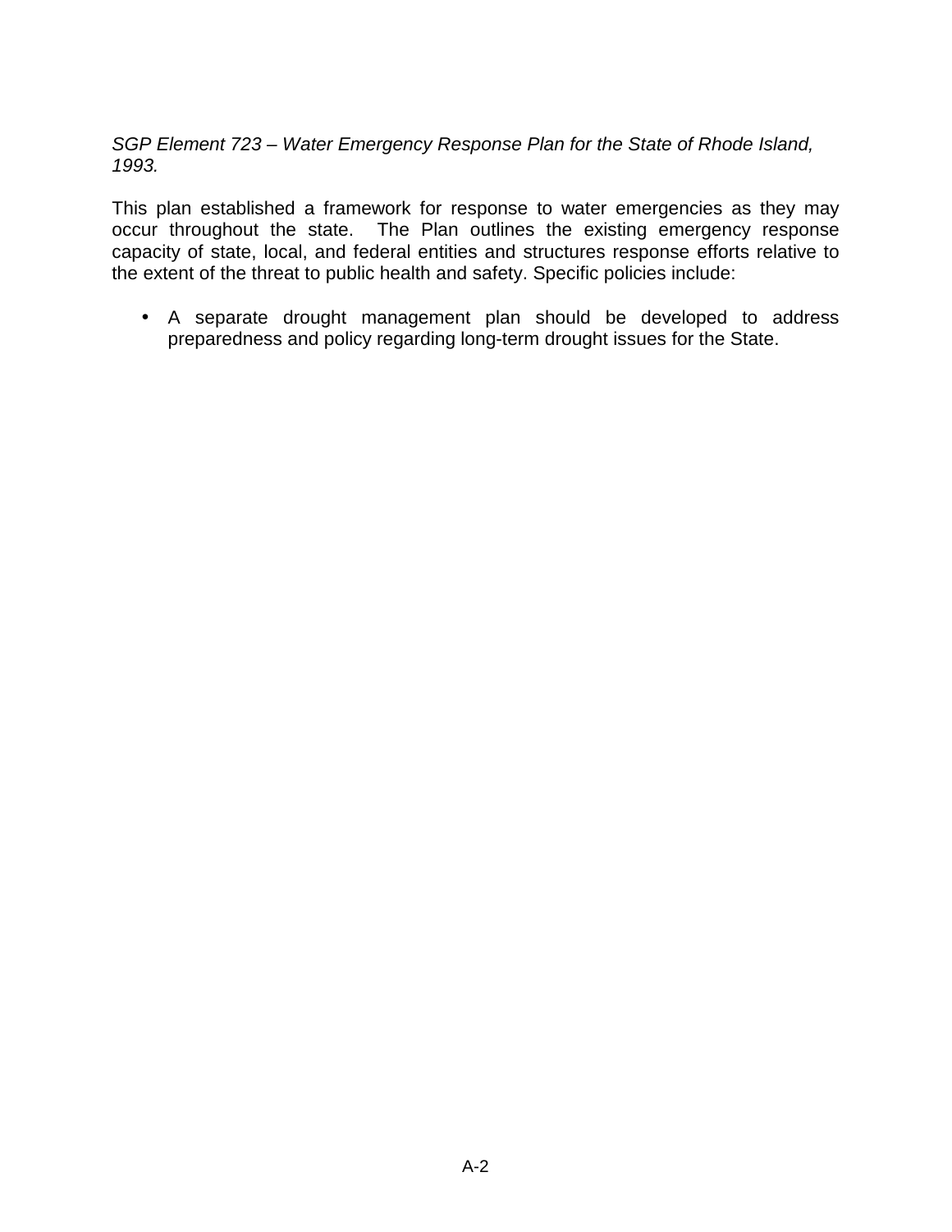*SGP Element 723 – Water Emergency Response Plan for the State of Rhode Island, 1993.*

This plan established a framework for response to water emergencies as they may occur throughout the state. The Plan outlines the existing emergency response capacity of state, local, and federal entities and structures response efforts relative to the extent of the threat to public health and safety. Specific policies include:

- A separate drought management plan should be developed to address preparedness and policy regarding long-term drought issues for the State.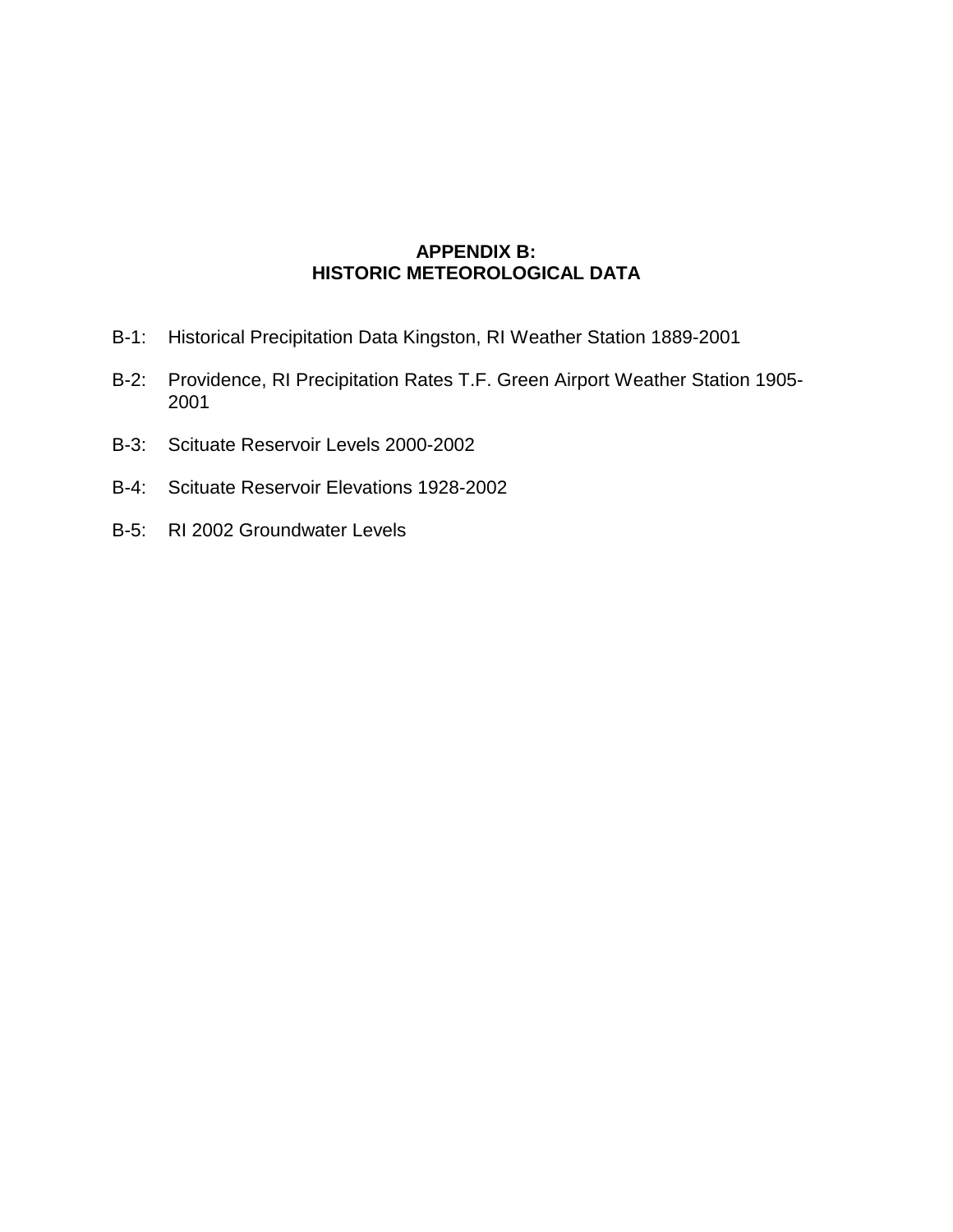# APPENDIX B:
# HISTORIC METEOROLOGICAL DATA

B-1: Historical Precipitation Data Kingston, RI Weather Station 1889-2001

B-2: Providence, RI Precipitation Rates T.F. Green Airport Weather Station 1905-2001

B-3: Scituate Reservoir Levels 2000-2002

B-4: Scituate Reservoir Elevations 1928-2002

B-5: RI 2002 Groundwater Levels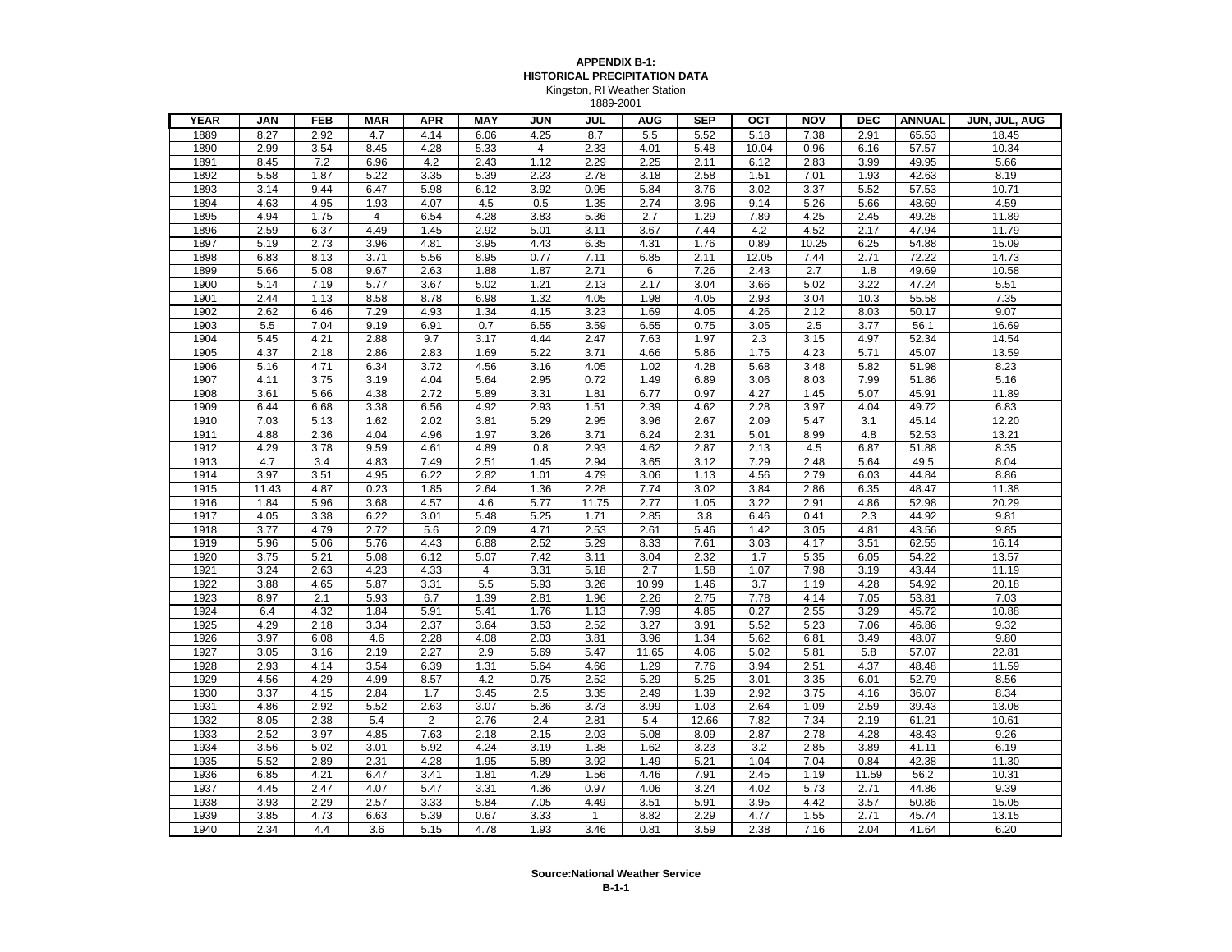**APPENDIX B-1:**
**HISTORICAL PRECIPITATION DATA**
Kingston, RI Weather Station
1889-2001

| YEAR | JAN | FEB | MAR | APR | MAY | JUN | JUL | AUG | SEP | OCT | NOV | DEC | ANNUAL | JUN, JUL, AUG |
|---|---|---|---|---|---|---|---|---|---|---|---|---|---|---|
| 1889 | 8.27 | 2.92 | 4.7 | 4.14 | 6.06 | 4.25 | 8.7 | 5.5 | 5.52 | 5.18 | 7.38 | 2.91 | 65.53 | 18.45 |
| 1890 | 2.99 | 3.54 | 8.45 | 4.28 | 5.33 | 4 | 2.33 | 4.01 | 5.48 | 10.04 | 0.96 | 6.16 | 57.57 | 10.34 |
| 1891 | 8.45 | 7.2 | 6.96 | 4.2 | 2.43 | 1.12 | 2.29 | 2.25 | 2.11 | 6.12 | 2.83 | 3.99 | 49.95 | 5.66 |
| 1892 | 5.58 | 1.87 | 5.22 | 3.35 | 5.39 | 2.23 | 2.78 | 3.18 | 2.58 | 1.51 | 7.01 | 1.93 | 42.63 | 8.19 |
| 1893 | 3.14 | 9.44 | 6.47 | 5.98 | 6.12 | 3.92 | 0.95 | 5.84 | 3.76 | 3.02 | 3.37 | 5.52 | 57.53 | 10.71 |
| 1894 | 4.63 | 4.95 | 1.93 | 4.07 | 4.5 | 0.5 | 1.35 | 2.74 | 3.96 | 9.14 | 5.26 | 5.66 | 48.69 | 4.59 |
| 1895 | 4.94 | 1.75 | 4 | 6.54 | 4.28 | 3.83 | 5.36 | 2.7 | 1.29 | 7.89 | 4.25 | 2.45 | 49.28 | 11.89 |
| 1896 | 2.59 | 6.37 | 4.49 | 1.45 | 2.92 | 5.01 | 3.11 | 3.67 | 7.44 | 4.2 | 4.52 | 2.17 | 47.94 | 11.79 |
| 1897 | 5.19 | 2.73 | 3.96 | 4.81 | 3.95 | 4.43 | 6.35 | 4.31 | 1.76 | 0.89 | 10.25 | 6.25 | 54.88 | 15.09 |
| 1898 | 6.83 | 8.13 | 3.71 | 5.56 | 8.95 | 0.77 | 7.11 | 6.85 | 2.11 | 12.05 | 7.44 | 2.71 | 72.22 | 14.73 |
| 1899 | 5.66 | 5.08 | 9.67 | 2.63 | 1.88 | 1.87 | 2.71 | 6 | 7.26 | 2.43 | 2.7 | 1.8 | 49.69 | 10.58 |
| 1900 | 5.14 | 7.19 | 5.77 | 3.67 | 5.02 | 1.21 | 2.13 | 2.17 | 3.04 | 3.66 | 5.02 | 3.22 | 47.24 | 5.51 |
| 1901 | 2.44 | 1.13 | 8.58 | 8.78 | 6.98 | 1.32 | 4.05 | 1.98 | 4.05 | 2.93 | 3.04 | 10.3 | 55.58 | 7.35 |
| 1902 | 2.62 | 6.46 | 7.29 | 4.93 | 1.34 | 4.15 | 3.23 | 1.69 | 4.05 | 4.26 | 2.12 | 8.03 | 50.17 | 9.07 |
| 1903 | 5.5 | 7.04 | 9.19 | 6.91 | 0.7 | 6.55 | 3.59 | 6.55 | 0.75 | 3.05 | 2.5 | 3.77 | 56.1 | 16.69 |
| 1904 | 5.45 | 4.21 | 2.88 | 9.7 | 3.17 | 4.44 | 2.47 | 7.63 | 1.97 | 2.3 | 3.15 | 4.97 | 52.34 | 14.54 |
| 1905 | 4.37 | 2.18 | 2.86 | 2.83 | 1.69 | 5.22 | 3.71 | 4.66 | 5.86 | 1.75 | 4.23 | 5.71 | 45.07 | 13.59 |
| 1906 | 5.16 | 4.71 | 6.34 | 3.72 | 4.56 | 3.16 | 4.05 | 1.02 | 4.28 | 5.68 | 3.48 | 5.82 | 51.98 | 8.23 |
| 1907 | 4.11 | 3.75 | 3.19 | 4.04 | 5.64 | 2.95 | 0.72 | 1.49 | 6.89 | 3.06 | 8.03 | 7.99 | 51.86 | 5.16 |
| 1908 | 3.61 | 5.66 | 4.38 | 2.72 | 5.89 | 3.31 | 1.81 | 6.77 | 0.97 | 4.27 | 1.45 | 5.07 | 45.91 | 11.89 |
| 1909 | 6.44 | 6.68 | 3.38 | 6.56 | 4.92 | 2.93 | 1.51 | 2.39 | 4.62 | 2.28 | 3.97 | 4.04 | 49.72 | 6.83 |
| 1910 | 7.03 | 5.13 | 1.62 | 2.02 | 3.81 | 5.29 | 2.95 | 3.96 | 2.67 | 2.09 | 5.47 | 3.1 | 45.14 | 12.20 |
| 1911 | 4.88 | 2.36 | 4.04 | 4.96 | 1.97 | 3.26 | 3.71 | 6.24 | 2.31 | 5.01 | 8.99 | 4.8 | 52.53 | 13.21 |
| 1912 | 4.29 | 3.78 | 9.59 | 4.61 | 4.89 | 0.8 | 2.93 | 4.62 | 2.87 | 2.13 | 4.5 | 6.87 | 51.88 | 8.35 |
| 1913 | 4.7 | 3.4 | 4.83 | 7.49 | 2.51 | 1.45 | 2.94 | 3.65 | 3.12 | 7.29 | 2.48 | 5.64 | 49.5 | 8.04 |
| 1914 | 3.97 | 3.51 | 4.95 | 6.22 | 2.82 | 1.01 | 4.79 | 3.06 | 1.13 | 4.56 | 2.79 | 6.03 | 44.84 | 8.86 |
| 1915 | 11.43 | 4.87 | 0.23 | 1.85 | 2.64 | 1.36 | 2.28 | 7.74 | 3.02 | 3.84 | 2.86 | 6.35 | 48.47 | 11.38 |
| 1916 | 1.84 | 5.96 | 3.68 | 4.57 | 4.6 | 5.77 | 11.75 | 2.77 | 1.05 | 3.22 | 2.91 | 4.86 | 52.98 | 20.29 |
| 1917 | 4.05 | 3.38 | 6.22 | 3.01 | 5.48 | 5.25 | 1.71 | 2.85 | 3.8 | 6.46 | 0.41 | 2.3 | 44.92 | 9.81 |
| 1918 | 3.77 | 4.79 | 2.72 | 5.6 | 2.09 | 4.71 | 2.53 | 2.61 | 5.46 | 1.42 | 3.05 | 4.81 | 43.56 | 9.85 |
| 1919 | 5.96 | 5.06 | 5.76 | 4.43 | 6.88 | 2.52 | 5.29 | 8.33 | 7.61 | 3.03 | 4.17 | 3.51 | 62.55 | 16.14 |
| 1920 | 3.75 | 5.21 | 5.08 | 6.12 | 5.07 | 7.42 | 3.11 | 3.04 | 2.32 | 1.7 | 5.35 | 6.05 | 54.22 | 13.57 |
| 1921 | 3.24 | 2.63 | 4.23 | 4.33 | 4 | 3.31 | 5.18 | 2.7 | 1.58 | 1.07 | 7.98 | 3.19 | 43.44 | 11.19 |
| 1922 | 3.88 | 4.65 | 5.87 | 3.31 | 5.5 | 5.93 | 3.26 | 10.99 | 1.46 | 3.7 | 1.19 | 4.28 | 54.92 | 20.18 |
| 1923 | 8.97 | 2.1 | 5.93 | 6.7 | 1.39 | 2.81 | 1.96 | 2.26 | 2.75 | 7.78 | 4.14 | 7.05 | 53.81 | 7.03 |
| 1924 | 6.4 | 4.32 | 1.84 | 5.91 | 5.41 | 1.76 | 1.13 | 7.99 | 4.85 | 0.27 | 2.55 | 3.29 | 45.72 | 10.88 |
| 1925 | 4.29 | 2.18 | 3.34 | 2.37 | 3.64 | 3.53 | 2.52 | 3.27 | 3.91 | 5.52 | 5.23 | 7.06 | 46.86 | 9.32 |
| 1926 | 3.97 | 6.08 | 4.6 | 2.28 | 4.08 | 2.03 | 3.81 | 3.96 | 1.34 | 5.62 | 6.81 | 3.49 | 48.07 | 9.80 |
| 1927 | 3.05 | 3.16 | 2.19 | 2.27 | 2.9 | 5.69 | 5.47 | 11.65 | 4.06 | 5.02 | 5.81 | 5.8 | 57.07 | 22.81 |
| 1928 | 2.93 | 4.14 | 3.54 | 6.39 | 1.31 | 5.64 | 4.66 | 1.29 | 7.76 | 3.94 | 2.51 | 4.37 | 48.48 | 11.59 |
| 1929 | 4.56 | 4.29 | 4.99 | 8.57 | 4.2 | 0.75 | 2.52 | 5.29 | 5.25 | 3.01 | 3.35 | 6.01 | 52.79 | 8.56 |
| 1930 | 3.37 | 4.15 | 2.84 | 1.7 | 3.45 | 2.5 | 3.35 | 2.49 | 1.39 | 2.92 | 3.75 | 4.16 | 36.07 | 8.34 |
| 1931 | 4.86 | 2.92 | 5.52 | 2.63 | 3.07 | 5.36 | 3.73 | 3.99 | 1.03 | 2.64 | 1.09 | 2.59 | 39.43 | 13.08 |
| 1932 | 8.05 | 2.38 | 5.4 | 2 | 2.76 | 2.4 | 2.81 | 5.4 | 12.66 | 7.82 | 7.34 | 2.19 | 61.21 | 10.61 |
| 1933 | 2.52 | 3.97 | 4.85 | 7.63 | 2.18 | 2.15 | 2.03 | 5.08 | 8.09 | 2.87 | 2.78 | 4.28 | 48.43 | 9.26 |
| 1934 | 3.56 | 5.02 | 3.01 | 5.92 | 4.24 | 3.19 | 1.38 | 1.62 | 3.23 | 3.2 | 2.85 | 3.89 | 41.11 | 6.19 |
| 1935 | 5.52 | 2.89 | 2.31 | 4.28 | 1.95 | 5.89 | 3.92 | 1.49 | 5.21 | 1.04 | 7.04 | 0.84 | 42.38 | 11.30 |
| 1936 | 6.85 | 4.21 | 6.47 | 3.41 | 1.81 | 4.29 | 1.56 | 4.46 | 7.91 | 2.45 | 1.19 | 11.59 | 56.2 | 10.31 |
| 1937 | 4.45 | 2.47 | 4.07 | 5.47 | 3.31 | 4.36 | 0.97 | 4.06 | 3.24 | 4.02 | 5.73 | 2.71 | 44.86 | 9.39 |
| 1938 | 3.93 | 2.29 | 2.57 | 3.33 | 5.84 | 7.05 | 4.49 | 3.51 | 5.91 | 3.95 | 4.42 | 3.57 | 50.86 | 15.05 |
| 1939 | 3.85 | 4.73 | 6.63 | 5.39 | 0.67 | 3.33 | 1 | 8.82 | 2.29 | 4.77 | 1.55 | 2.71 | 45.74 | 13.15 |
| 1940 | 2.34 | 4.4 | 3.6 | 5.15 | 4.78 | 1.93 | 3.46 | 0.81 | 3.59 | 2.38 | 7.16 | 2.04 | 41.64 | 6.20 |

**Source:National Weather Service**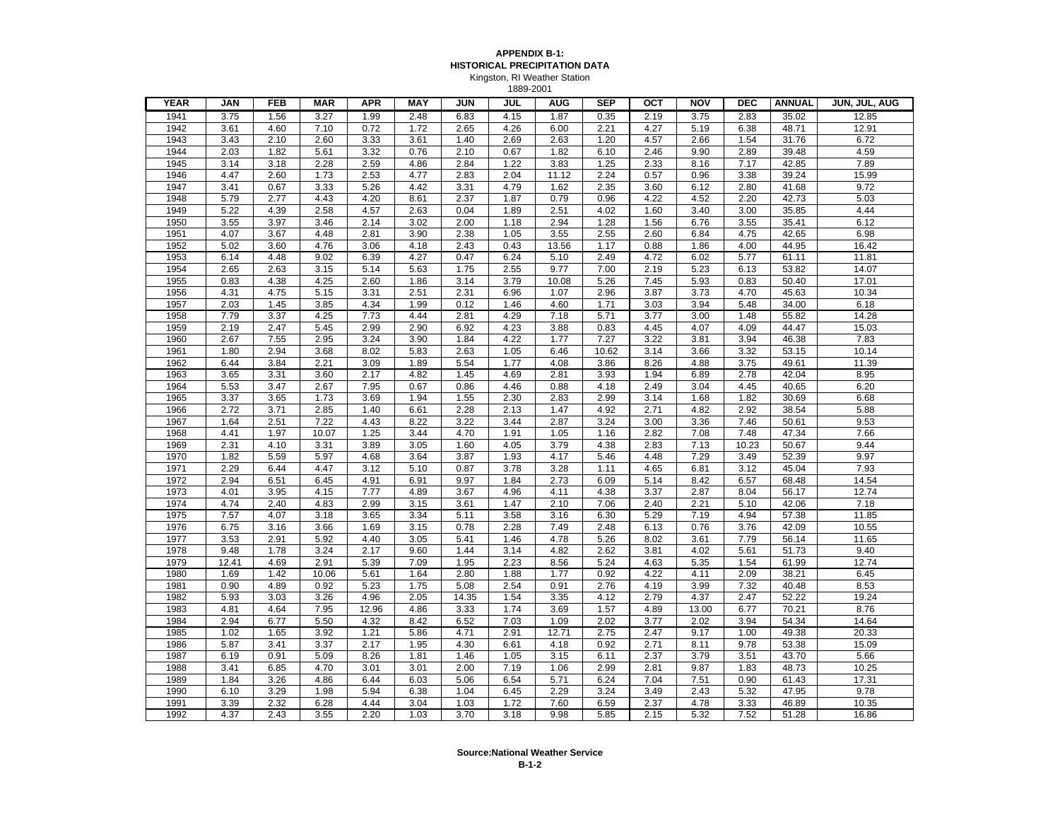**APPENDIX B-1:**
**HISTORICAL PRECIPITATION DATA**
Kingston, RI Weather Station
1889-2001

| YEAR | JAN | FEB | MAR | APR | MAY | JUN | JUL | AUG | SEP | OCT | NOV | DEC | ANNUAL | JUN, JUL, AUG |
|---|---|---|---|---|---|---|---|---|---|---|---|---|---|---|
| 1941 | 3.75 | 1.56 | 3.27 | 1.99 | 2.48 | 6.83 | 4.15 | 1.87 | 0.35 | 2.19 | 3.75 | 2.83 | 35.02 | 12.85 |
| 1942 | 3.61 | 4.60 | 7.10 | 0.72 | 1.72 | 2.65 | 4.26 | 6.00 | 2.21 | 4.27 | 5.19 | 6.38 | 48.71 | 12.91 |
| 1943 | 3.43 | 2.10 | 2.60 | 3.33 | 3.61 | 1.40 | 2.69 | 2.63 | 1.20 | 4.57 | 2.66 | 1.54 | 31.76 | 6.72 |
| 1944 | 2.03 | 1.82 | 5.61 | 3.32 | 0.76 | 2.10 | 0.67 | 1.82 | 6.10 | 2.46 | 9.90 | 2.89 | 39.48 | 4.59 |
| 1945 | 3.14 | 3.18 | 2.28 | 2.59 | 4.86 | 2.84 | 1.22 | 3.83 | 1.25 | 2.33 | 8.16 | 7.17 | 42.85 | 7.89 |
| 1946 | 4.47 | 2.60 | 1.73 | 2.53 | 4.77 | 2.83 | 2.04 | 11.12 | 2.24 | 0.57 | 0.96 | 3.38 | 39.24 | 15.99 |
| 1947 | 3.41 | 0.67 | 3.33 | 5.26 | 4.42 | 3.31 | 4.79 | 1.62 | 2.35 | 3.60 | 6.12 | 2.80 | 41.68 | 9.72 |
| 1948 | 5.79 | 2.77 | 4.43 | 4.20 | 8.61 | 2.37 | 1.87 | 0.79 | 0.96 | 4.22 | 4.52 | 2.20 | 42.73 | 5.03 |
| 1949 | 5.22 | 4.39 | 2.58 | 4.57 | 2.63 | 0.04 | 1.89 | 2.51 | 4.02 | 1.60 | 3.40 | 3.00 | 35.85 | 4.44 |
| 1950 | 3.55 | 3.97 | 3.46 | 2.14 | 3.02 | 2.00 | 1.18 | 2.94 | 1.28 | 1.56 | 6.76 | 3.55 | 35.41 | 6.12 |
| 1951 | 4.07 | 3.67 | 4.48 | 2.81 | 3.90 | 2.38 | 1.05 | 3.55 | 2.55 | 2.60 | 6.84 | 4.75 | 42.65 | 6.98 |
| 1952 | 5.02 | 3.60 | 4.76 | 3.06 | 4.18 | 2.43 | 0.43 | 13.56 | 1.17 | 0.88 | 1.86 | 4.00 | 44.95 | 16.42 |
| 1953 | 6.14 | 4.48 | 9.02 | 6.39 | 4.27 | 0.47 | 6.24 | 5.10 | 2.49 | 4.72 | 6.02 | 5.77 | 61.11 | 11.81 |
| 1954 | 2.65 | 2.63 | 3.15 | 5.14 | 5.63 | 1.75 | 2.55 | 9.77 | 7.00 | 2.19 | 5.23 | 6.13 | 53.82 | 14.07 |
| 1955 | 0.83 | 4.38 | 4.25 | 2.60 | 1.86 | 3.14 | 3.79 | 10.08 | 5.26 | 7.45 | 5.93 | 0.83 | 50.40 | 17.01 |
| 1956 | 4.31 | 4.75 | 5.15 | 3.31 | 2.51 | 2.31 | 6.96 | 1.07 | 2.96 | 3.87 | 3.73 | 4.70 | 45.63 | 10.34 |
| 1957 | 2.03 | 1.45 | 3.85 | 4.34 | 1.99 | 0.12 | 1.46 | 4.60 | 1.71 | 3.03 | 3.94 | 5.48 | 34.00 | 6.18 |
| 1958 | 7.79 | 3.37 | 4.25 | 7.73 | 4.44 | 2.81 | 4.29 | 7.18 | 5.71 | 3.77 | 3.00 | 1.48 | 55.82 | 14.28 |
| 1959 | 2.19 | 2.47 | 5.45 | 2.99 | 2.90 | 6.92 | 4.23 | 3.88 | 0.83 | 4.45 | 4.07 | 4.09 | 44.47 | 15.03 |
| 1960 | 2.67 | 7.55 | 2.95 | 3.24 | 3.90 | 1.84 | 4.22 | 1.77 | 7.27 | 3.22 | 3.81 | 3.94 | 46.38 | 7.83 |
| 1961 | 1.80 | 2.94 | 3.68 | 8.02 | 5.83 | 2.63 | 1.05 | 6.46 | 10.62 | 3.14 | 3.66 | 3.32 | 53.15 | 10.14 |
| 1962 | 6.44 | 3.84 | 2.21 | 3.09 | 1.89 | 5.54 | 1.77 | 4.08 | 3.86 | 8.26 | 4.88 | 3.75 | 49.61 | 11.39 |
| 1963 | 3.65 | 3.31 | 3.60 | 2.17 | 4.82 | 1.45 | 4.69 | 2.81 | 3.93 | 1.94 | 6.89 | 2.78 | 42.04 | 8.95 |
| 1964 | 5.53 | 3.47 | 2.67 | 7.95 | 0.67 | 0.86 | 4.46 | 0.88 | 4.18 | 2.49 | 3.04 | 4.45 | 40.65 | 6.20 |
| 1965 | 3.37 | 3.65 | 1.73 | 3.69 | 1.94 | 1.55 | 2.30 | 2.83 | 2.99 | 3.14 | 1.68 | 1.82 | 30.69 | 6.68 |
| 1966 | 2.72 | 3.71 | 2.85 | 1.40 | 6.61 | 2.28 | 2.13 | 1.47 | 4.92 | 2.71 | 4.82 | 2.92 | 38.54 | 5.88 |
| 1967 | 1.64 | 2.51 | 7.22 | 4.43 | 8.22 | 3.22 | 3.44 | 2.87 | 3.24 | 3.00 | 3.36 | 7.46 | 50.61 | 9.53 |
| 1968 | 4.41 | 1.97 | 10.07 | 1.25 | 3.44 | 4.70 | 1.91 | 1.05 | 1.16 | 2.82 | 7.08 | 7.48 | 47.34 | 7.66 |
| 1969 | 2.31 | 4.10 | 3.31 | 3.89 | 3.05 | 1.60 | 4.05 | 3.79 | 4.38 | 2.83 | 7.13 | 10.23 | 50.67 | 9.44 |
| 1970 | 1.82 | 5.59 | 5.97 | 4.68 | 3.64 | 3.87 | 1.93 | 4.17 | 5.46 | 4.48 | 7.29 | 3.49 | 52.39 | 9.97 |
| 1971 | 2.29 | 6.44 | 4.47 | 3.12 | 5.10 | 0.87 | 3.78 | 3.28 | 1.11 | 4.65 | 6.81 | 3.12 | 45.04 | 7.93 |
| 1972 | 2.94 | 6.51 | 6.45 | 4.91 | 6.91 | 9.97 | 1.84 | 2.73 | 6.09 | 5.14 | 8.42 | 6.57 | 68.48 | 14.54 |
| 1973 | 4.01 | 3.95 | 4.15 | 7.77 | 4.89 | 3.67 | 4.96 | 4.11 | 4.38 | 3.37 | 2.87 | 8.04 | 56.17 | 12.74 |
| 1974 | 4.74 | 2.40 | 4.83 | 2.99 | 3.15 | 3.61 | 1.47 | 2.10 | 7.06 | 2.40 | 2.21 | 5.10 | 42.06 | 7.18 |
| 1975 | 7.57 | 4.07 | 3.18 | 3.65 | 3.34 | 5.11 | 3.58 | 3.16 | 6.30 | 5.29 | 7.19 | 4.94 | 57.38 | 11.85 |
| 1976 | 6.75 | 3.16 | 3.66 | 1.69 | 3.15 | 0.78 | 2.28 | 7.49 | 2.48 | 6.13 | 0.76 | 3.76 | 42.09 | 10.55 |
| 1977 | 3.53 | 2.91 | 5.92 | 4.40 | 3.05 | 5.41 | 1.46 | 4.78 | 5.26 | 8.02 | 3.61 | 7.79 | 56.14 | 11.65 |
| 1978 | 9.48 | 1.78 | 3.24 | 2.17 | 9.60 | 1.44 | 3.14 | 4.82 | 2.62 | 3.81 | 4.02 | 5.61 | 51.73 | 9.40 |
| 1979 | 12.41 | 4.69 | 2.91 | 5.39 | 7.09 | 1.95 | 2.23 | 8.56 | 5.24 | 4.63 | 5.35 | 1.54 | 61.99 | 12.74 |
| 1980 | 1.69 | 1.42 | 10.06 | 5.61 | 1.64 | 2.80 | 1.88 | 1.77 | 0.92 | 4.22 | 4.11 | 2.09 | 38.21 | 6.45 |
| 1981 | 0.90 | 4.89 | 0.92 | 5.23 | 1.75 | 5.08 | 2.54 | 0.91 | 2.76 | 4.19 | 3.99 | 7.32 | 40.48 | 8.53 |
| 1982 | 5.93 | 3.03 | 3.26 | 4.96 | 2.05 | 14.35 | 1.54 | 3.35 | 4.12 | 2.79 | 4.37 | 2.47 | 52.22 | 19.24 |
| 1983 | 4.81 | 4.64 | 7.95 | 12.96 | 4.86 | 3.33 | 1.74 | 3.69 | 1.57 | 4.89 | 13.00 | 6.77 | 70.21 | 8.76 |
| 1984 | 2.94 | 6.77 | 5.50 | 4.32 | 8.42 | 6.52 | 7.03 | 1.09 | 2.02 | 3.77 | 2.02 | 3.94 | 54.34 | 14.64 |
| 1985 | 1.02 | 1.65 | 3.92 | 1.21 | 5.86 | 4.71 | 2.91 | 12.71 | 2.75 | 2.47 | 9.17 | 1.00 | 49.38 | 20.33 |
| 1986 | 5.87 | 3.41 | 3.37 | 2.17 | 1.95 | 4.30 | 6.61 | 4.18 | 0.92 | 2.71 | 8.11 | 9.78 | 53.38 | 15.09 |
| 1987 | 6.19 | 0.91 | 5.09 | 8.26 | 1.81 | 1.46 | 1.05 | 3.15 | 6.11 | 2.37 | 3.79 | 3.51 | 43.70 | 5.66 |
| 1988 | 3.41 | 6.85 | 4.70 | 3.01 | 3.01 | 2.00 | 7.19 | 1.06 | 2.99 | 2.81 | 9.87 | 1.83 | 48.73 | 10.25 |
| 1989 | 1.84 | 3.26 | 4.86 | 6.44 | 6.03 | 5.06 | 6.54 | 5.71 | 6.24 | 7.04 | 7.51 | 0.90 | 61.43 | 17.31 |
| 1990 | 6.10 | 3.29 | 1.98 | 5.94 | 6.38 | 1.04 | 6.45 | 2.29 | 3.24 | 3.49 | 2.43 | 5.32 | 47.95 | 9.78 |
| 1991 | 3.39 | 2.32 | 6.28 | 4.44 | 3.04 | 1.03 | 1.72 | 7.60 | 6.59 | 2.37 | 4.78 | 3.33 | 46.89 | 10.35 |
| 1992 | 4.37 | 2.43 | 3.55 | 2.20 | 1.03 | 3.70 | 3.18 | 9.98 | 5.85 | 2.15 | 5.32 | 7.52 | 51.28 | 16.86 |

**Source:National Weather Service**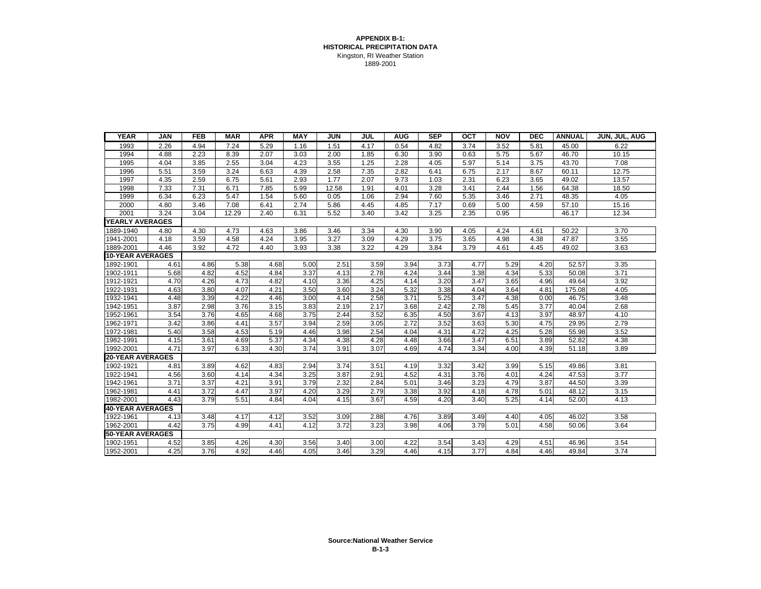**APPENDIX B-1:**
**HISTORICAL PRECIPITATION DATA**
Kingston, RI Weather Station
1889-2001

| YEAR | JAN | FEB | MAR | APR | MAY | JUN | JUL | AUG | SEP | OCT | NOV | DEC | ANNUAL | JUN, JUL, AUG |
|---|---|---|---|---|---|---|---|---|---|---|---|---|---|---|
| 1993 | 2.26 | 4.94 | 7.24 | 5.29 | 1.16 | 1.51 | 4.17 | 0.54 | 4.82 | 3.74 | 3.52 | 5.81 | 45.00 | 6.22 |
| 1994 | 4.88 | 2.23 | 8.39 | 2.07 | 3.03 | 2.00 | 1.85 | 6.30 | 3.90 | 0.63 | 5.75 | 5.67 | 46.70 | 10.15 |
| 1995 | 4.04 | 3.85 | 2.55 | 3.04 | 4.23 | 3.55 | 1.25 | 2.28 | 4.05 | 5.97 | 5.14 | 3.75 | 43.70 | 7.08 |
| 1996 | 5.51 | 3.59 | 3.24 | 6.63 | 4.39 | 2.58 | 7.35 | 2.82 | 6.41 | 6.75 | 2.17 | 8.67 | 60.11 | 12.75 |
| 1997 | 4.35 | 2.59 | 6.75 | 5.61 | 2.93 | 1.77 | 2.07 | 9.73 | 1.03 | 2.31 | 6.23 | 3.65 | 49.02 | 13.57 |
| 1998 | 7.33 | 7.31 | 6.71 | 7.85 | 5.99 | 12.58 | 1.91 | 4.01 | 3.28 | 3.41 | 2.44 | 1.56 | 64.38 | 18.50 |
| 1999 | 6.34 | 6.23 | 5.47 | 1.54 | 5.60 | 0.05 | 1.06 | 2.94 | 7.60 | 5.35 | 3.46 | 2.71 | 48.35 | 4.05 |
| 2000 | 4.80 | 3.46 | 7.08 | 6.41 | 2.74 | 5.86 | 4.45 | 4.85 | 7.17 | 0.69 | 5.00 | 4.59 | 57.10 | 15.16 |
| 2001 | 3.24 | 3.04 | 12.29 | 2.40 | 6.31 | 5.52 | 3.40 | 3.42 | 3.25 | 2.35 | 0.95 | | 46.17 | 12.34 |
| **YEARLY AVERAGES** | | | | | | | | | | | | | | |
| 1889-1940 | 4.80 | 4.30 | 4.73 | 4.63 | 3.86 | 3.46 | 3.34 | 4.30 | 3.90 | 4.05 | 4.24 | 4.61 | 50.22 | 3.70 |
| 1941-2001 | 4.18 | 3.59 | 4.58 | 4.24 | 3.95 | 3.27 | 3.09 | 4.29 | 3.75 | 3.65 | 4.98 | 4.38 | 47.87 | 3.55 |
| 1889-2001 | 4.46 | 3.92 | 4.72 | 4.40 | 3.93 | 3.38 | 3.22 | 4.29 | 3.84 | 3.79 | 4.61 | 4.45 | 49.02 | 3.63 |
| **10-YEAR AVERAGES** | | | | | | | | | | | | | | |
| 1892-1901 | 4.61 | 4.86 | 5.38 | 4.68 | 5.00 | 2.51 | 3.59 | 3.94 | 3.73 | 4.77 | 5.29 | 4.20 | 52.57 | 3.35 |
| 1902-1911 | 5.68 | 4.82 | 4.52 | 4.84 | 3.37 | 4.13 | 2.78 | 4.24 | 3.44 | 3.38 | 4.34 | 5.33 | 50.08 | 3.71 |
| 1912-1921 | 4.70 | 4.26 | 4.73 | 4.82 | 4.10 | 3.36 | 4.25 | 4.14 | 3.20 | 3.47 | 3.65 | 4.96 | 49.64 | 3.92 |
| 1922-1931 | 4.63 | 3.80 | 4.07 | 4.21 | 3.50 | 3.60 | 3.24 | 5.32 | 3.38 | 4.04 | 3.64 | 4.81 | 175.08 | 4.05 |
| 1932-1941 | 4.48 | 3.39 | 4.22 | 4.46 | 3.00 | 4.14 | 2.58 | 3.71 | 5.25 | 3.47 | 4.38 | 0.00 | 46.75 | 3.48 |
| 1942-1951 | 3.87 | 2.98 | 3.76 | 3.15 | 3.83 | 2.19 | 2.17 | 3.68 | 2.42 | 2.78 | 5.45 | 3.77 | 40.04 | 2.68 |
| 1952-1961 | 3.54 | 3.76 | 4.65 | 4.68 | 3.75 | 2.44 | 3.52 | 6.35 | 4.50 | 3.67 | 4.13 | 3.97 | 48.97 | 4.10 |
| 1962-1971 | 3.42 | 3.86 | 4.41 | 3.57 | 3.94 | 2.59 | 3.05 | 2.72 | 3.52 | 3.63 | 5.30 | 4.75 | 29.95 | 2.79 |
| 1972-1981 | 5.40 | 3.58 | 4.53 | 5.19 | 4.46 | 3.98 | 2.54 | 4.04 | 4.31 | 4.72 | 4.25 | 5.28 | 55.98 | 3.52 |
| 1982-1991 | 4.15 | 3.61 | 4.69 | 5.37 | 4.34 | 4.38 | 4.28 | 4.48 | 3.66 | 3.47 | 6.51 | 3.89 | 52.82 | 4.38 |
| 1992-2001 | 4.71 | 3.97 | 6.33 | 4.30 | 3.74 | 3.91 | 3.07 | 4.69 | 4.74 | 3.34 | 4.00 | 4.39 | 51.18 | 3.89 |
| **20-YEAR AVERAGES** | | | | | | | | | | | | | | |
| 1902-1921 | 4.81 | 3.89 | 4.62 | 4.83 | 2.94 | 3.74 | 3.51 | 4.19 | 3.32 | 3.42 | 3.99 | 5.15 | 49.86 | 3.81 |
| 1922-1941 | 4.56 | 3.60 | 4.14 | 4.34 | 3.25 | 3.87 | 2.91 | 4.52 | 4.31 | 3.76 | 4.01 | 4.24 | 47.53 | 3.77 |
| 1942-1961 | 3.71 | 3.37 | 4.21 | 3.91 | 3.79 | 2.32 | 2.84 | 5.01 | 3.46 | 3.23 | 4.79 | 3.87 | 44.50 | 3.39 |
| 1962-1981 | 4.41 | 3.72 | 4.47 | 3.97 | 4.20 | 3.29 | 2.79 | 3.38 | 3.92 | 4.18 | 4.78 | 5.01 | 48.12 | 3.15 |
| 1982-2001 | 4.43 | 3.79 | 5.51 | 4.84 | 4.04 | 4.15 | 3.67 | 4.59 | 4.20 | 3.40 | 5.25 | 4.14 | 52.00 | 4.13 |
| **40-YEAR AVERAGES** | | | | | | | | | | | | | | |
| 1922-1961 | 4.13 | 3.48 | 4.17 | 4.12 | 3.52 | 3.09 | 2.88 | 4.76 | 3.89 | 3.49 | 4.40 | 4.05 | 46.02 | 3.58 |
| 1962-2001 | 4.42 | 3.75 | 4.99 | 4.41 | 4.12 | 3.72 | 3.23 | 3.98 | 4.06 | 3.79 | 5.01 | 4.58 | 50.06 | 3.64 |
| **50-YEAR AVERAGES** | | | | | | | | | | | | | | |
| 1902-1951 | 4.52 | 3.85 | 4.26 | 4.30 | 3.56 | 3.40 | 3.00 | 4.22 | 3.54 | 3.43 | 4.29 | 4.51 | 46.96 | 3.54 |
| 1952-2001 | 4.25 | 3.76 | 4.92 | 4.46 | 4.05 | 3.46 | 3.29 | 4.46 | 4.15 | 3.77 | 4.84 | 4.46 | 49.84 | 3.74 |

**Source:National Weather Service**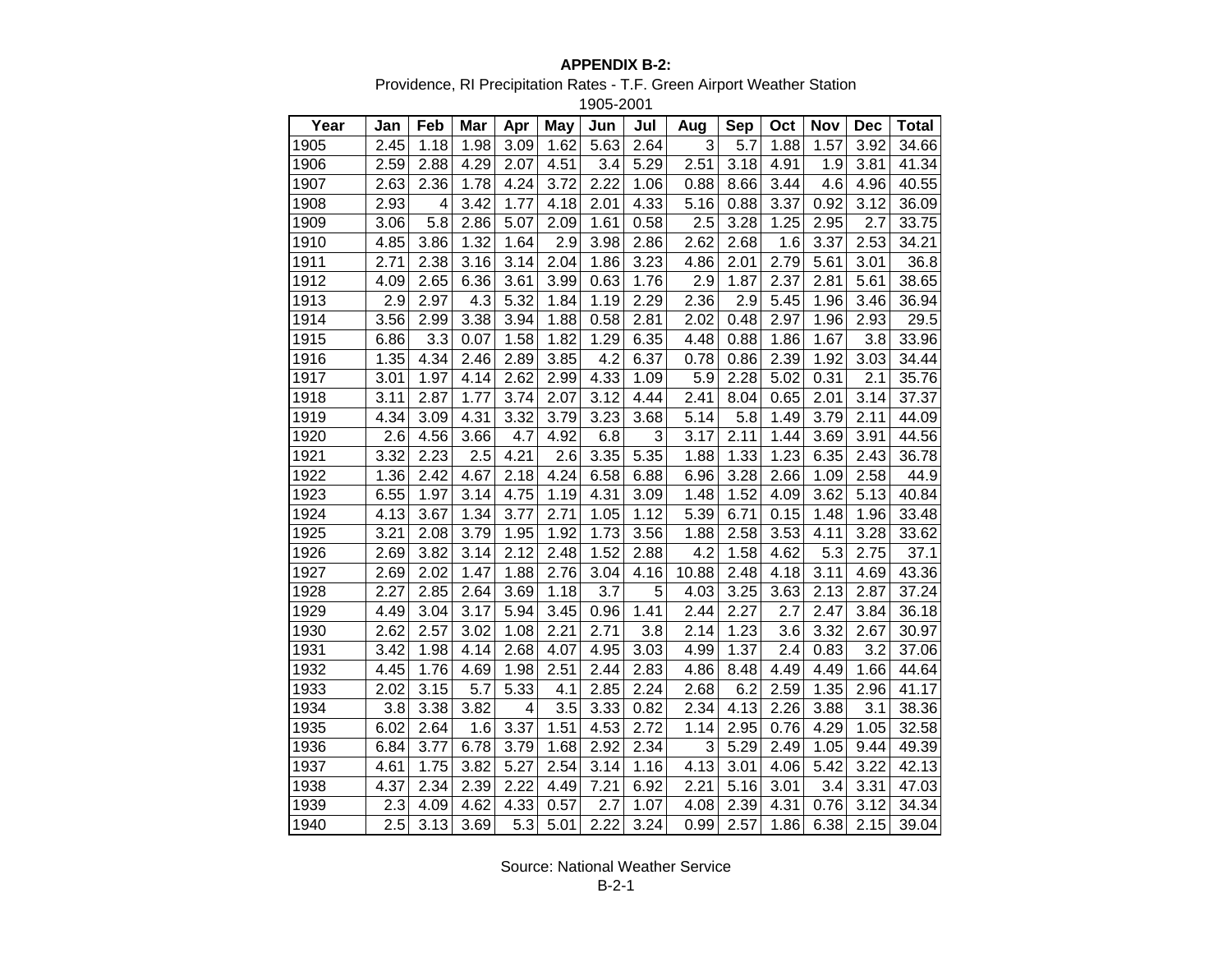**APPENDIX B-2:**

Providence, RI Precipitation Rates - T.F. Green Airport Weather Station

1905-2001

| Year | Jan | Feb | Mar | Apr | May | Jun | Jul | Aug | Sep | Oct | Nov | Dec | Total |
|---|---|---|---|---|---|---|---|---|---|---|---|---|---|
| 1905 | 2.45 | 1.18 | 1.98 | 3.09 | 1.62 | 5.63 | 2.64 | 3 | 5.7 | 1.88 | 1.57 | 3.92 | 34.66 |
| 1906 | 2.59 | 2.88 | 4.29 | 2.07 | 4.51 | 3.4 | 5.29 | 2.51 | 3.18 | 4.91 | 1.9 | 3.81 | 41.34 |
| 1907 | 2.63 | 2.36 | 1.78 | 4.24 | 3.72 | 2.22 | 1.06 | 0.88 | 8.66 | 3.44 | 4.6 | 4.96 | 40.55 |
| 1908 | 2.93 | 4 | 3.42 | 1.77 | 4.18 | 2.01 | 4.33 | 5.16 | 0.88 | 3.37 | 0.92 | 3.12 | 36.09 |
| 1909 | 3.06 | 5.8 | 2.86 | 5.07 | 2.09 | 1.61 | 0.58 | 2.5 | 3.28 | 1.25 | 2.95 | 2.7 | 33.75 |
| 1910 | 4.85 | 3.86 | 1.32 | 1.64 | 2.9 | 3.98 | 2.86 | 2.62 | 2.68 | 1.6 | 3.37 | 2.53 | 34.21 |
| 1911 | 2.71 | 2.38 | 3.16 | 3.14 | 2.04 | 1.86 | 3.23 | 4.86 | 2.01 | 2.79 | 5.61 | 3.01 | 36.8 |
| 1912 | 4.09 | 2.65 | 6.36 | 3.61 | 3.99 | 0.63 | 1.76 | 2.9 | 1.87 | 2.37 | 2.81 | 5.61 | 38.65 |
| 1913 | 2.9 | 2.97 | 4.3 | 5.32 | 1.84 | 1.19 | 2.29 | 2.36 | 2.9 | 5.45 | 1.96 | 3.46 | 36.94 |
| 1914 | 3.56 | 2.99 | 3.38 | 3.94 | 1.88 | 0.58 | 2.81 | 2.02 | 0.48 | 2.97 | 1.96 | 2.93 | 29.5 |
| 1915 | 6.86 | 3.3 | 0.07 | 1.58 | 1.82 | 1.29 | 6.35 | 4.48 | 0.88 | 1.86 | 1.67 | 3.8 | 33.96 |
| 1916 | 1.35 | 4.34 | 2.46 | 2.89 | 3.85 | 4.2 | 6.37 | 0.78 | 0.86 | 2.39 | 1.92 | 3.03 | 34.44 |
| 1917 | 3.01 | 1.97 | 4.14 | 2.62 | 2.99 | 4.33 | 1.09 | 5.9 | 2.28 | 5.02 | 0.31 | 2.1 | 35.76 |
| 1918 | 3.11 | 2.87 | 1.77 | 3.74 | 2.07 | 3.12 | 4.44 | 2.41 | 8.04 | 0.65 | 2.01 | 3.14 | 37.37 |
| 1919 | 4.34 | 3.09 | 4.31 | 3.32 | 3.79 | 3.23 | 3.68 | 5.14 | 5.8 | 1.49 | 3.79 | 2.11 | 44.09 |
| 1920 | 2.6 | 4.56 | 3.66 | 4.7 | 4.92 | 6.8 | 3 | 3.17 | 2.11 | 1.44 | 3.69 | 3.91 | 44.56 |
| 1921 | 3.32 | 2.23 | 2.5 | 4.21 | 2.6 | 3.35 | 5.35 | 1.88 | 1.33 | 1.23 | 6.35 | 2.43 | 36.78 |
| 1922 | 1.36 | 2.42 | 4.67 | 2.18 | 4.24 | 6.58 | 6.88 | 6.96 | 3.28 | 2.66 | 1.09 | 2.58 | 44.9 |
| 1923 | 6.55 | 1.97 | 3.14 | 4.75 | 1.19 | 4.31 | 3.09 | 1.48 | 1.52 | 4.09 | 3.62 | 5.13 | 40.84 |
| 1924 | 4.13 | 3.67 | 1.34 | 3.77 | 2.71 | 1.05 | 1.12 | 5.39 | 6.71 | 0.15 | 1.48 | 1.96 | 33.48 |
| 1925 | 3.21 | 2.08 | 3.79 | 1.95 | 1.92 | 1.73 | 3.56 | 1.88 | 2.58 | 3.53 | 4.11 | 3.28 | 33.62 |
| 1926 | 2.69 | 3.82 | 3.14 | 2.12 | 2.48 | 1.52 | 2.88 | 4.2 | 1.58 | 4.62 | 5.3 | 2.75 | 37.1 |
| 1927 | 2.69 | 2.02 | 1.47 | 1.88 | 2.76 | 3.04 | 4.16 | 10.88 | 2.48 | 4.18 | 3.11 | 4.69 | 43.36 |
| 1928 | 2.27 | 2.85 | 2.64 | 3.69 | 1.18 | 3.7 | 5 | 4.03 | 3.25 | 3.63 | 2.13 | 2.87 | 37.24 |
| 1929 | 4.49 | 3.04 | 3.17 | 5.94 | 3.45 | 0.96 | 1.41 | 2.44 | 2.27 | 2.7 | 2.47 | 3.84 | 36.18 |
| 1930 | 2.62 | 2.57 | 3.02 | 1.08 | 2.21 | 2.71 | 3.8 | 2.14 | 1.23 | 3.6 | 3.32 | 2.67 | 30.97 |
| 1931 | 3.42 | 1.98 | 4.14 | 2.68 | 4.07 | 4.95 | 3.03 | 4.99 | 1.37 | 2.4 | 0.83 | 3.2 | 37.06 |
| 1932 | 4.45 | 1.76 | 4.69 | 1.98 | 2.51 | 2.44 | 2.83 | 4.86 | 8.48 | 4.49 | 4.49 | 1.66 | 44.64 |
| 1933 | 2.02 | 3.15 | 5.7 | 5.33 | 4.1 | 2.85 | 2.24 | 2.68 | 6.2 | 2.59 | 1.35 | 2.96 | 41.17 |
| 1934 | 3.8 | 3.38 | 3.82 | 4 | 3.5 | 3.33 | 0.82 | 2.34 | 4.13 | 2.26 | 3.88 | 3.1 | 38.36 |
| 1935 | 6.02 | 2.64 | 1.6 | 3.37 | 1.51 | 4.53 | 2.72 | 1.14 | 2.95 | 0.76 | 4.29 | 1.05 | 32.58 |
| 1936 | 6.84 | 3.77 | 6.78 | 3.79 | 1.68 | 2.92 | 2.34 | 3 | 5.29 | 2.49 | 1.05 | 9.44 | 49.39 |
| 1937 | 4.61 | 1.75 | 3.82 | 5.27 | 2.54 | 3.14 | 1.16 | 4.13 | 3.01 | 4.06 | 5.42 | 3.22 | 42.13 |
| 1938 | 4.37 | 2.34 | 2.39 | 2.22 | 4.49 | 7.21 | 6.92 | 2.21 | 5.16 | 3.01 | 3.4 | 3.31 | 47.03 |
| 1939 | 2.3 | 4.09 | 4.62 | 4.33 | 0.57 | 2.7 | 1.07 | 4.08 | 2.39 | 4.31 | 0.76 | 3.12 | 34.34 |
| 1940 | 2.5 | 3.13 | 3.69 | 5.3 | 5.01 | 2.22 | 3.24 | 0.99 | 2.57 | 1.86 | 6.38 | 2.15 | 39.04 |

Source: National Weather Service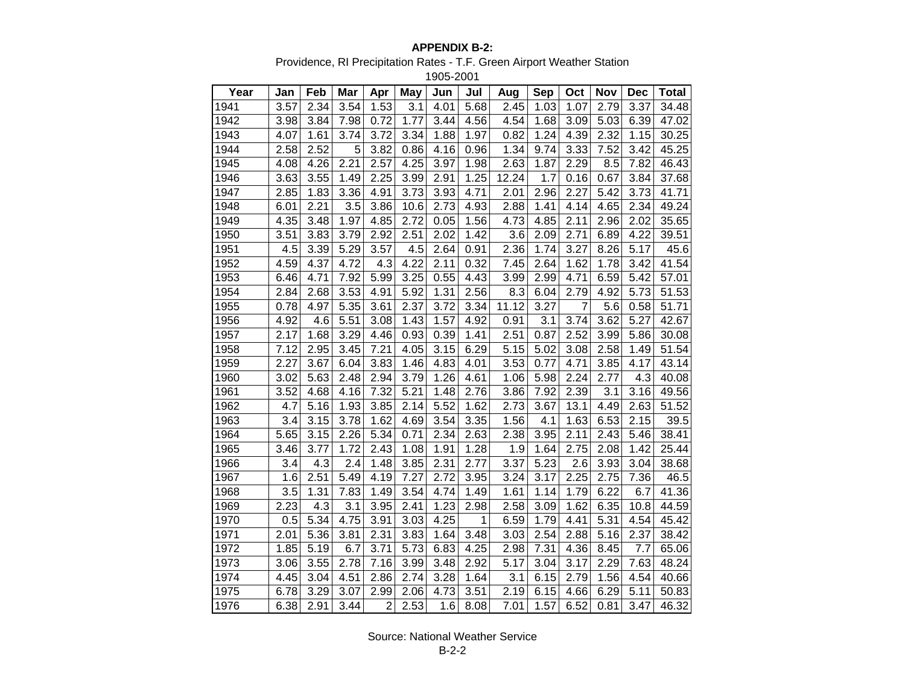**APPENDIX B-2:**

Providence, RI Precipitation Rates - T.F. Green Airport Weather Station

1905-2001

| Year | Jan | Feb | Mar | Apr | May | Jun | Jul | Aug | Sep | Oct | Nov | Dec | Total |
|---|---|---|---|---|---|---|---|---|---|---|---|---|---|
| 1941 | 3.57 | 2.34 | 3.54 | 1.53 | 3.1 | 4.01 | 5.68 | 2.45 | 1.03 | 1.07 | 2.79 | 3.37 | 34.48 |
| 1942 | 3.98 | 3.84 | 7.98 | 0.72 | 1.77 | 3.44 | 4.56 | 4.54 | 1.68 | 3.09 | 5.03 | 6.39 | 47.02 |
| 1943 | 4.07 | 1.61 | 3.74 | 3.72 | 3.34 | 1.88 | 1.97 | 0.82 | 1.24 | 4.39 | 2.32 | 1.15 | 30.25 |
| 1944 | 2.58 | 2.52 | 5 | 3.82 | 0.86 | 4.16 | 0.96 | 1.34 | 9.74 | 3.33 | 7.52 | 3.42 | 45.25 |
| 1945 | 4.08 | 4.26 | 2.21 | 2.57 | 4.25 | 3.97 | 1.98 | 2.63 | 1.87 | 2.29 | 8.5 | 7.82 | 46.43 |
| 1946 | 3.63 | 3.55 | 1.49 | 2.25 | 3.99 | 2.91 | 1.25 | 12.24 | 1.7 | 0.16 | 0.67 | 3.84 | 37.68 |
| 1947 | 2.85 | 1.83 | 3.36 | 4.91 | 3.73 | 3.93 | 4.71 | 2.01 | 2.96 | 2.27 | 5.42 | 3.73 | 41.71 |
| 1948 | 6.01 | 2.21 | 3.5 | 3.86 | 10.6 | 2.73 | 4.93 | 2.88 | 1.41 | 4.14 | 4.65 | 2.34 | 49.24 |
| 1949 | 4.35 | 3.48 | 1.97 | 4.85 | 2.72 | 0.05 | 1.56 | 4.73 | 4.85 | 2.11 | 2.96 | 2.02 | 35.65 |
| 1950 | 3.51 | 3.83 | 3.79 | 2.92 | 2.51 | 2.02 | 1.42 | 3.6 | 2.09 | 2.71 | 6.89 | 4.22 | 39.51 |
| 1951 | 4.5 | 3.39 | 5.29 | 3.57 | 4.5 | 2.64 | 0.91 | 2.36 | 1.74 | 3.27 | 8.26 | 5.17 | 45.6 |
| 1952 | 4.59 | 4.37 | 4.72 | 4.3 | 4.22 | 2.11 | 0.32 | 7.45 | 2.64 | 1.62 | 1.78 | 3.42 | 41.54 |
| 1953 | 6.46 | 4.71 | 7.92 | 5.99 | 3.25 | 0.55 | 4.43 | 3.99 | 2.99 | 4.71 | 6.59 | 5.42 | 57.01 |
| 1954 | 2.84 | 2.68 | 3.53 | 4.91 | 5.92 | 1.31 | 2.56 | 8.3 | 6.04 | 2.79 | 4.92 | 5.73 | 51.53 |
| 1955 | 0.78 | 4.97 | 5.35 | 3.61 | 2.37 | 3.72 | 3.34 | 11.12 | 3.27 | 7 | 5.6 | 0.58 | 51.71 |
| 1956 | 4.92 | 4.6 | 5.51 | 3.08 | 1.43 | 1.57 | 4.92 | 0.91 | 3.1 | 3.74 | 3.62 | 5.27 | 42.67 |
| 1957 | 2.17 | 1.68 | 3.29 | 4.46 | 0.93 | 0.39 | 1.41 | 2.51 | 0.87 | 2.52 | 3.99 | 5.86 | 30.08 |
| 1958 | 7.12 | 2.95 | 3.45 | 7.21 | 4.05 | 3.15 | 6.29 | 5.15 | 5.02 | 3.08 | 2.58 | 1.49 | 51.54 |
| 1959 | 2.27 | 3.67 | 6.04 | 3.83 | 1.46 | 4.83 | 4.01 | 3.53 | 0.77 | 4.71 | 3.85 | 4.17 | 43.14 |
| 1960 | 3.02 | 5.63 | 2.48 | 2.94 | 3.79 | 1.26 | 4.61 | 1.06 | 5.98 | 2.24 | 2.77 | 4.3 | 40.08 |
| 1961 | 3.52 | 4.68 | 4.16 | 7.32 | 5.21 | 1.48 | 2.76 | 3.86 | 7.92 | 2.39 | 3.1 | 3.16 | 49.56 |
| 1962 | 4.7 | 5.16 | 1.93 | 3.85 | 2.14 | 5.52 | 1.62 | 2.73 | 3.67 | 13.1 | 4.49 | 2.63 | 51.52 |
| 1963 | 3.4 | 3.15 | 3.78 | 1.62 | 4.69 | 3.54 | 3.35 | 1.56 | 4.1 | 1.63 | 6.53 | 2.15 | 39.5 |
| 1964 | 5.65 | 3.15 | 2.26 | 5.34 | 0.71 | 2.34 | 2.63 | 2.38 | 3.95 | 2.11 | 2.43 | 5.46 | 38.41 |
| 1965 | 3.46 | 3.77 | 1.72 | 2.43 | 1.08 | 1.91 | 1.28 | 1.9 | 1.64 | 2.75 | 2.08 | 1.42 | 25.44 |
| 1966 | 3.4 | 4.3 | 2.4 | 1.48 | 3.85 | 2.31 | 2.77 | 3.37 | 5.23 | 2.6 | 3.93 | 3.04 | 38.68 |
| 1967 | 1.6 | 2.51 | 5.49 | 4.19 | 7.27 | 2.72 | 3.95 | 3.24 | 3.17 | 2.25 | 2.75 | 7.36 | 46.5 |
| 1968 | 3.5 | 1.31 | 7.83 | 1.49 | 3.54 | 4.74 | 1.49 | 1.61 | 1.14 | 1.79 | 6.22 | 6.7 | 41.36 |
| 1969 | 2.23 | 4.3 | 3.1 | 3.95 | 2.41 | 1.23 | 2.98 | 2.58 | 3.09 | 1.62 | 6.35 | 10.8 | 44.59 |
| 1970 | 0.5 | 5.34 | 4.75 | 3.91 | 3.03 | 4.25 | 1 | 6.59 | 1.79 | 4.41 | 5.31 | 4.54 | 45.42 |
| 1971 | 2.01 | 5.36 | 3.81 | 2.31 | 3.83 | 1.64 | 3.48 | 3.03 | 2.54 | 2.88 | 5.16 | 2.37 | 38.42 |
| 1972 | 1.85 | 5.19 | 6.7 | 3.71 | 5.73 | 6.83 | 4.25 | 2.98 | 7.31 | 4.36 | 8.45 | 7.7 | 65.06 |
| 1973 | 3.06 | 3.55 | 2.78 | 7.16 | 3.99 | 3.48 | 2.92 | 5.17 | 3.04 | 3.17 | 2.29 | 7.63 | 48.24 |
| 1974 | 4.45 | 3.04 | 4.51 | 2.86 | 2.74 | 3.28 | 1.64 | 3.1 | 6.15 | 2.79 | 1.56 | 4.54 | 40.66 |
| 1975 | 6.78 | 3.29 | 3.07 | 2.99 | 2.06 | 4.73 | 3.51 | 2.19 | 6.15 | 4.66 | 6.29 | 5.11 | 50.83 |
| 1976 | 6.38 | 2.91 | 3.44 | 2 | 2.53 | 1.6 | 8.08 | 7.01 | 1.57 | 6.52 | 0.81 | 3.47 | 46.32 |

Source: National Weather Service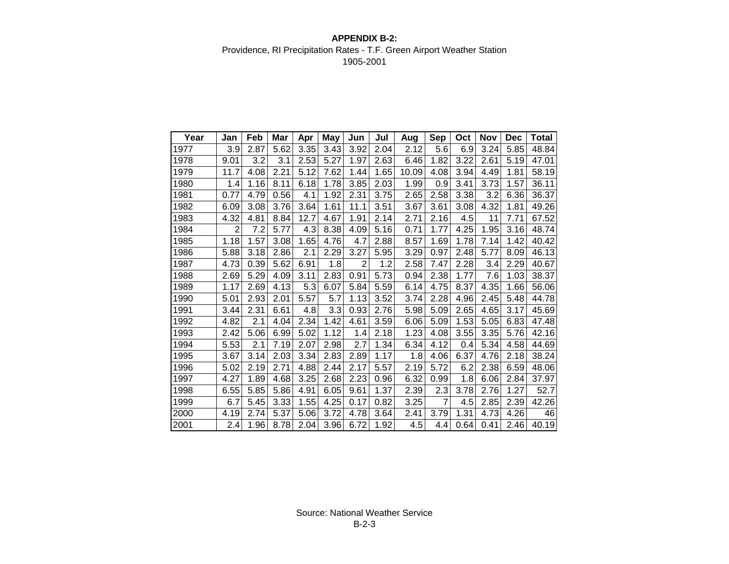**APPENDIX B-2:**

Providence, RI Precipitation Rates - T.F. Green Airport Weather Station

1905-2001

| Year | Jan | Feb | Mar | Apr | May | Jun | Jul | Aug | Sep | Oct | Nov | Dec | Total |
|---|---|---|---|---|---|---|---|---|---|---|---|---|---|
| 1977 | 3.9 | 2.87 | 5.62 | 3.35 | 3.43 | 3.92 | 2.04 | 2.12 | 5.6 | 6.9 | 3.24 | 5.85 | 48.84 |
| 1978 | 9.01 | 3.2 | 3.1 | 2.53 | 5.27 | 1.97 | 2.63 | 6.46 | 1.82 | 3.22 | 2.61 | 5.19 | 47.01 |
| 1979 | 11.7 | 4.08 | 2.21 | 5.12 | 7.62 | 1.44 | 1.65 | 10.09 | 4.08 | 3.94 | 4.49 | 1.81 | 58.19 |
| 1980 | 1.4 | 1.16 | 8.11 | 6.18 | 1.78 | 3.85 | 2.03 | 1.99 | 0.9 | 3.41 | 3.73 | 1.57 | 36.11 |
| 1981 | 0.77 | 4.79 | 0.56 | 4.1 | 1.92 | 2.31 | 3.75 | 2.65 | 2.58 | 3.38 | 3.2 | 6.36 | 36.37 |
| 1982 | 6.09 | 3.08 | 3.76 | 3.64 | 1.61 | 11.1 | 3.51 | 3.67 | 3.61 | 3.08 | 4.32 | 1.81 | 49.26 |
| 1983 | 4.32 | 4.81 | 8.84 | 12.7 | 4.67 | 1.91 | 2.14 | 2.71 | 2.16 | 4.5 | 11 | 7.71 | 67.52 |
| 1984 | 2 | 7.2 | 5.77 | 4.3 | 8.38 | 4.09 | 5.16 | 0.71 | 1.77 | 4.25 | 1.95 | 3.16 | 48.74 |
| 1985 | 1.18 | 1.57 | 3.08 | 1.65 | 4.76 | 4.7 | 2.88 | 8.57 | 1.69 | 1.78 | 7.14 | 1.42 | 40.42 |
| 1986 | 5.88 | 3.18 | 2.86 | 2.1 | 2.29 | 3.27 | 5.95 | 3.29 | 0.97 | 2.48 | 5.77 | 8.09 | 46.13 |
| 1987 | 4.73 | 0.39 | 5.62 | 6.91 | 1.8 | 2 | 1.2 | 2.58 | 7.47 | 2.28 | 3.4 | 2.29 | 40.67 |
| 1988 | 2.69 | 5.29 | 4.09 | 3.11 | 2.83 | 0.91 | 5.73 | 0.94 | 2.38 | 1.77 | 7.6 | 1.03 | 38.37 |
| 1989 | 1.17 | 2.69 | 4.13 | 5.3 | 6.07 | 5.84 | 5.59 | 6.14 | 4.75 | 8.37 | 4.35 | 1.66 | 56.06 |
| 1990 | 5.01 | 2.93 | 2.01 | 5.57 | 5.7 | 1.13 | 3.52 | 3.74 | 2.28 | 4.96 | 2.45 | 5.48 | 44.78 |
| 1991 | 3.44 | 2.31 | 6.61 | 4.8 | 3.3 | 0.93 | 2.76 | 5.98 | 5.09 | 2.65 | 4.65 | 3.17 | 45.69 |
| 1992 | 4.82 | 2.1 | 4.04 | 2.34 | 1.42 | 4.61 | 3.59 | 6.06 | 5.09 | 1.53 | 5.05 | 6.83 | 47.48 |
| 1993 | 2.42 | 5.06 | 6.99 | 5.02 | 1.12 | 1.4 | 2.18 | 1.23 | 4.08 | 3.55 | 3.35 | 5.76 | 42.16 |
| 1994 | 5.53 | 2.1 | 7.19 | 2.07 | 2.98 | 2.7 | 1.34 | 6.34 | 4.12 | 0.4 | 5.34 | 4.58 | 44.69 |
| 1995 | 3.67 | 3.14 | 2.03 | 3.34 | 2.83 | 2.89 | 1.17 | 1.8 | 4.06 | 6.37 | 4.76 | 2.18 | 38.24 |
| 1996 | 5.02 | 2.19 | 2.71 | 4.88 | 2.44 | 2.17 | 5.57 | 2.19 | 5.72 | 6.2 | 2.38 | 6.59 | 48.06 |
| 1997 | 4.27 | 1.89 | 4.68 | 3.25 | 2.68 | 2.23 | 0.96 | 6.32 | 0.99 | 1.8 | 6.06 | 2.84 | 37.97 |
| 1998 | 6.55 | 5.85 | 5.86 | 4.91 | 6.05 | 9.61 | 1.37 | 2.39 | 2.3 | 3.78 | 2.76 | 1.27 | 52.7 |
| 1999 | 6.7 | 5.45 | 3.33 | 1.55 | 4.25 | 0.17 | 0.82 | 3.25 | 7 | 4.5 | 2.85 | 2.39 | 42.26 |
| 2000 | 4.19 | 2.74 | 5.37 | 5.06 | 3.72 | 4.78 | 3.64 | 2.41 | 3.79 | 1.31 | 4.73 | 4.26 | 46 |
| 2001 | 2.4 | 1.96 | 8.78 | 2.04 | 3.96 | 6.72 | 1.92 | 4.5 | 4.4 | 0.64 | 0.41 | 2.46 | 40.19 |

Source: National Weather Service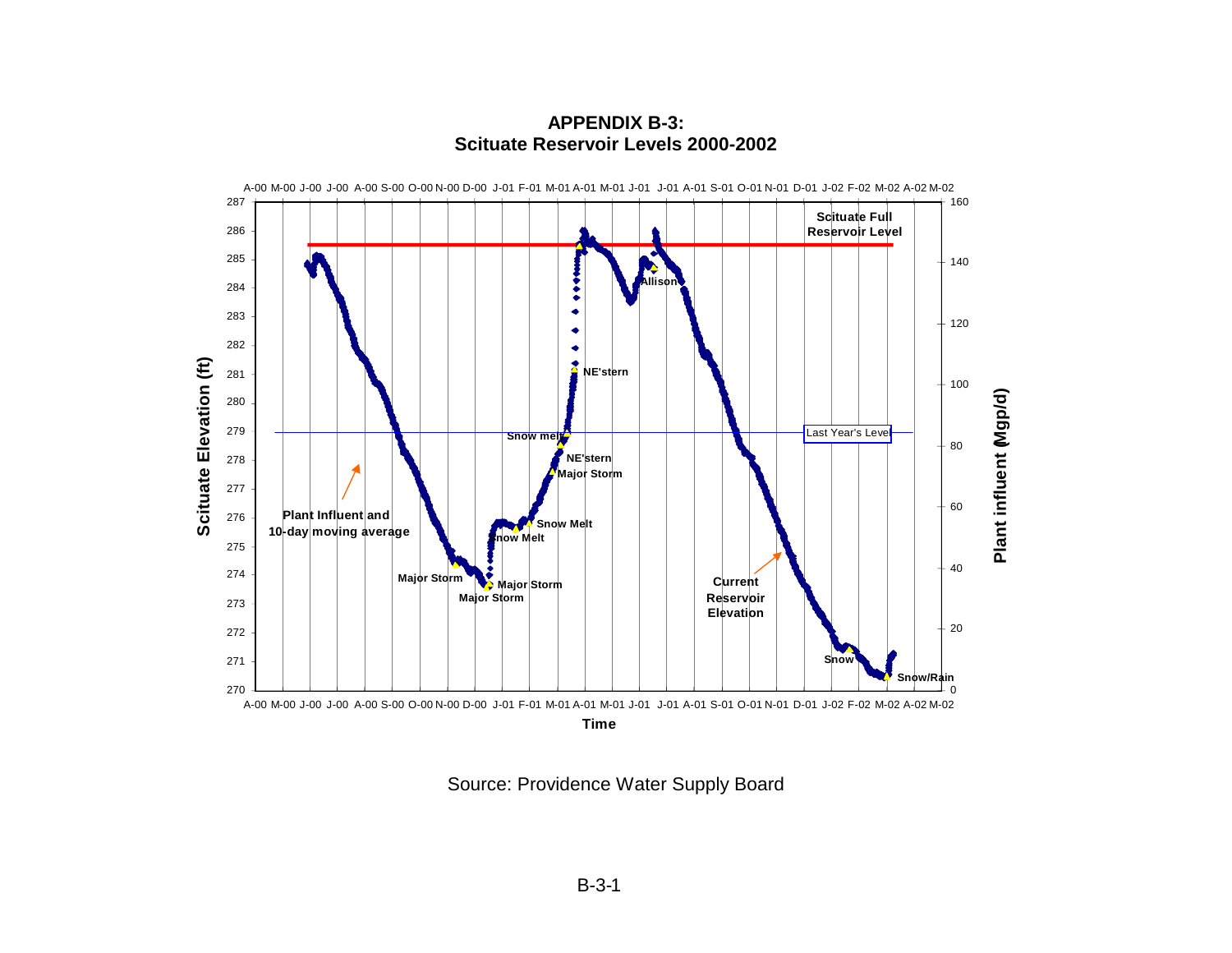**APPENDIX B-3:**
**Scituate Reservoir Levels 2000-2002**

A-00 M-00 J-00 J-00 A-00 S-00 O-00 N-00 D-00 J-01 F-01 M-01 A-01 M-01 J-01 J-01 A-01 S-01 O-01 N-01 D-01 J-02 F-02 M-02 A-02 M-02

Scituate Elevation (ft): 287, 286, 285, 284, 283, 282, 281, 280, 279, 278, 277, 276, 275, 274, 273, 272, 271, 270

Plant influent (Mgp/d): 160, 140, 120, 100, 80, 60, 40, 20, 0

Scituate Full Reservoir Level

Last Year's Level

Plant Influent and 10-day moving average

Current Reservoir Elevation

Major Storm
Major Storm
Major Storm
Snow Melt
Snow Melt
Snow melt
NE'stern
Major Storm
NE'stern
Allison
Snow
Snow/Rain

Time

Source: Providence Water Supply Board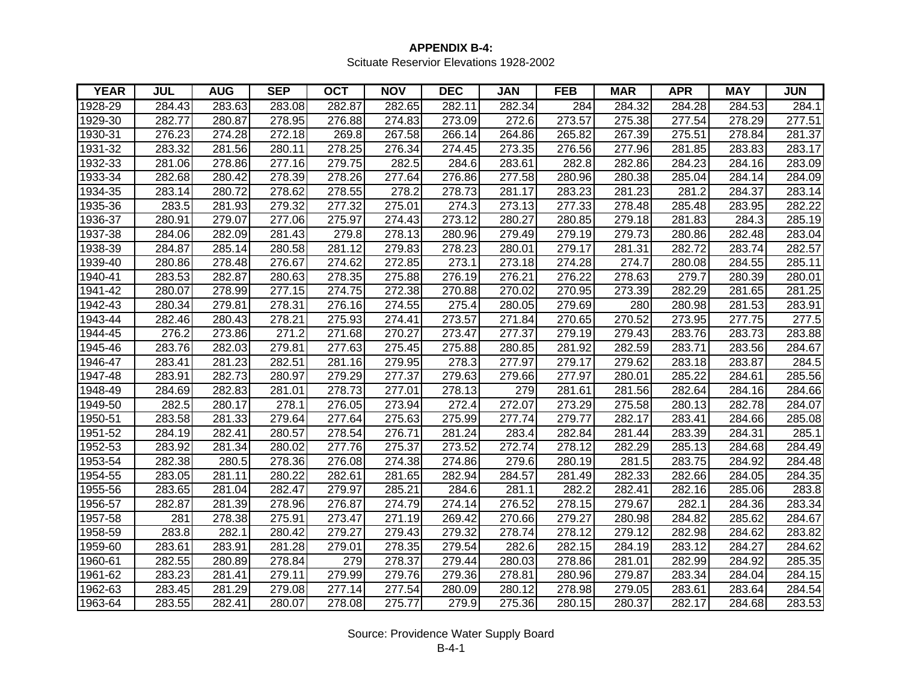**APPENDIX B-4:**

Scituate Reservior Elevations 1928-2002

| YEAR | JUL | AUG | SEP | OCT | NOV | DEC | JAN | FEB | MAR | APR | MAY | JUN |
|---|---|---|---|---|---|---|---|---|---|---|---|---|
| 1928-29 | 284.43 | 283.63 | 283.08 | 282.87 | 282.65 | 282.11 | 282.34 | 284 | 284.32 | 284.28 | 284.53 | 284.1 |
| 1929-30 | 282.77 | 280.87 | 278.95 | 276.88 | 274.83 | 273.09 | 272.6 | 273.57 | 275.38 | 277.54 | 278.29 | 277.51 |
| 1930-31 | 276.23 | 274.28 | 272.18 | 269.8 | 267.58 | 266.14 | 264.86 | 265.82 | 267.39 | 275.51 | 278.84 | 281.37 |
| 1931-32 | 283.32 | 281.56 | 280.11 | 278.25 | 276.34 | 274.45 | 273.35 | 276.56 | 277.96 | 281.85 | 283.83 | 283.17 |
| 1932-33 | 281.06 | 278.86 | 277.16 | 279.75 | 282.5 | 284.6 | 283.61 | 282.8 | 282.86 | 284.23 | 284.16 | 283.09 |
| 1933-34 | 282.68 | 280.42 | 278.39 | 278.26 | 277.64 | 276.86 | 277.58 | 280.96 | 280.38 | 285.04 | 284.14 | 284.09 |
| 1934-35 | 283.14 | 280.72 | 278.62 | 278.55 | 278.2 | 278.73 | 281.17 | 283.23 | 281.23 | 281.2 | 284.37 | 283.14 |
| 1935-36 | 283.5 | 281.93 | 279.32 | 277.32 | 275.01 | 274.3 | 273.13 | 277.33 | 278.48 | 285.48 | 283.95 | 282.22 |
| 1936-37 | 280.91 | 279.07 | 277.06 | 275.97 | 274.43 | 273.12 | 280.27 | 280.85 | 279.18 | 281.83 | 284.3 | 285.19 |
| 1937-38 | 284.06 | 282.09 | 281.43 | 279.8 | 278.13 | 280.96 | 279.49 | 279.19 | 279.73 | 280.86 | 282.48 | 283.04 |
| 1938-39 | 284.87 | 285.14 | 280.58 | 281.12 | 279.83 | 278.23 | 280.01 | 279.17 | 281.31 | 282.72 | 283.74 | 282.57 |
| 1939-40 | 280.86 | 278.48 | 276.67 | 274.62 | 272.85 | 273.1 | 273.18 | 274.28 | 274.7 | 280.08 | 284.55 | 285.11 |
| 1940-41 | 283.53 | 282.87 | 280.63 | 278.35 | 275.88 | 276.19 | 276.21 | 276.22 | 278.63 | 279.7 | 280.39 | 280.01 |
| 1941-42 | 280.07 | 278.99 | 277.15 | 274.75 | 272.38 | 270.88 | 270.02 | 270.95 | 273.39 | 282.29 | 281.65 | 281.25 |
| 1942-43 | 280.34 | 279.81 | 278.31 | 276.16 | 274.55 | 275.4 | 280.05 | 279.69 | 280 | 280.98 | 281.53 | 283.91 |
| 1943-44 | 282.46 | 280.43 | 278.21 | 275.93 | 274.41 | 273.57 | 271.84 | 270.65 | 270.52 | 273.95 | 277.75 | 277.5 |
| 1944-45 | 276.2 | 273.86 | 271.2 | 271.68 | 270.27 | 273.47 | 277.37 | 279.19 | 279.43 | 283.76 | 283.73 | 283.88 |
| 1945-46 | 283.76 | 282.03 | 279.81 | 277.63 | 275.45 | 275.88 | 280.85 | 281.92 | 282.59 | 283.71 | 283.56 | 284.67 |
| 1946-47 | 283.41 | 281.23 | 282.51 | 281.16 | 279.95 | 278.3 | 277.97 | 279.17 | 279.62 | 283.18 | 283.87 | 284.5 |
| 1947-48 | 283.91 | 282.73 | 280.97 | 279.29 | 277.37 | 279.63 | 279.66 | 277.97 | 280.01 | 285.22 | 284.61 | 285.56 |
| 1948-49 | 284.69 | 282.83 | 281.01 | 278.73 | 277.01 | 278.13 | 279 | 281.61 | 281.56 | 282.64 | 284.16 | 284.66 |
| 1949-50 | 282.5 | 280.17 | 278.1 | 276.05 | 273.94 | 272.4 | 272.07 | 273.29 | 275.58 | 280.13 | 282.78 | 284.07 |
| 1950-51 | 283.58 | 281.33 | 279.64 | 277.64 | 275.63 | 275.99 | 277.74 | 279.77 | 282.17 | 283.41 | 284.66 | 285.08 |
| 1951-52 | 284.19 | 282.41 | 280.57 | 278.54 | 276.71 | 281.24 | 283.4 | 282.84 | 281.44 | 283.39 | 284.31 | 285.1 |
| 1952-53 | 283.92 | 281.34 | 280.02 | 277.76 | 275.37 | 273.52 | 272.74 | 278.12 | 282.29 | 285.13 | 284.68 | 284.49 |
| 1953-54 | 282.38 | 280.5 | 278.36 | 276.08 | 274.38 | 274.86 | 279.6 | 280.19 | 281.5 | 283.75 | 284.92 | 284.48 |
| 1954-55 | 283.05 | 281.11 | 280.22 | 282.61 | 281.65 | 282.94 | 284.57 | 281.49 | 282.33 | 282.66 | 284.05 | 284.35 |
| 1955-56 | 283.65 | 281.04 | 282.47 | 279.97 | 285.21 | 284.6 | 281.1 | 282.2 | 282.41 | 282.16 | 285.06 | 283.8 |
| 1956-57 | 282.87 | 281.39 | 278.96 | 276.87 | 274.79 | 274.14 | 276.52 | 278.15 | 279.67 | 282.1 | 284.36 | 283.34 |
| 1957-58 | 281 | 278.38 | 275.91 | 273.47 | 271.19 | 269.42 | 270.66 | 279.27 | 280.98 | 284.82 | 285.62 | 284.67 |
| 1958-59 | 283.8 | 282.1 | 280.42 | 279.27 | 279.43 | 279.32 | 278.74 | 278.12 | 279.12 | 282.98 | 284.62 | 283.82 |
| 1959-60 | 283.61 | 283.91 | 281.28 | 279.01 | 278.35 | 279.54 | 282.6 | 282.15 | 284.19 | 283.12 | 284.27 | 284.62 |
| 1960-61 | 282.55 | 280.89 | 278.84 | 279 | 278.37 | 279.44 | 280.03 | 278.86 | 281.01 | 282.99 | 284.92 | 285.35 |
| 1961-62 | 283.23 | 281.41 | 279.11 | 279.99 | 279.76 | 279.36 | 278.81 | 280.96 | 279.87 | 283.34 | 284.04 | 284.15 |
| 1962-63 | 283.45 | 281.29 | 279.08 | 277.14 | 277.54 | 280.09 | 280.12 | 278.98 | 279.05 | 283.61 | 283.64 | 284.54 |
| 1963-64 | 283.55 | 282.41 | 280.07 | 278.08 | 275.77 | 279.9 | 275.36 | 280.15 | 280.37 | 282.17 | 284.68 | 283.53 |

Source: Providence Water Supply Board

B-4-1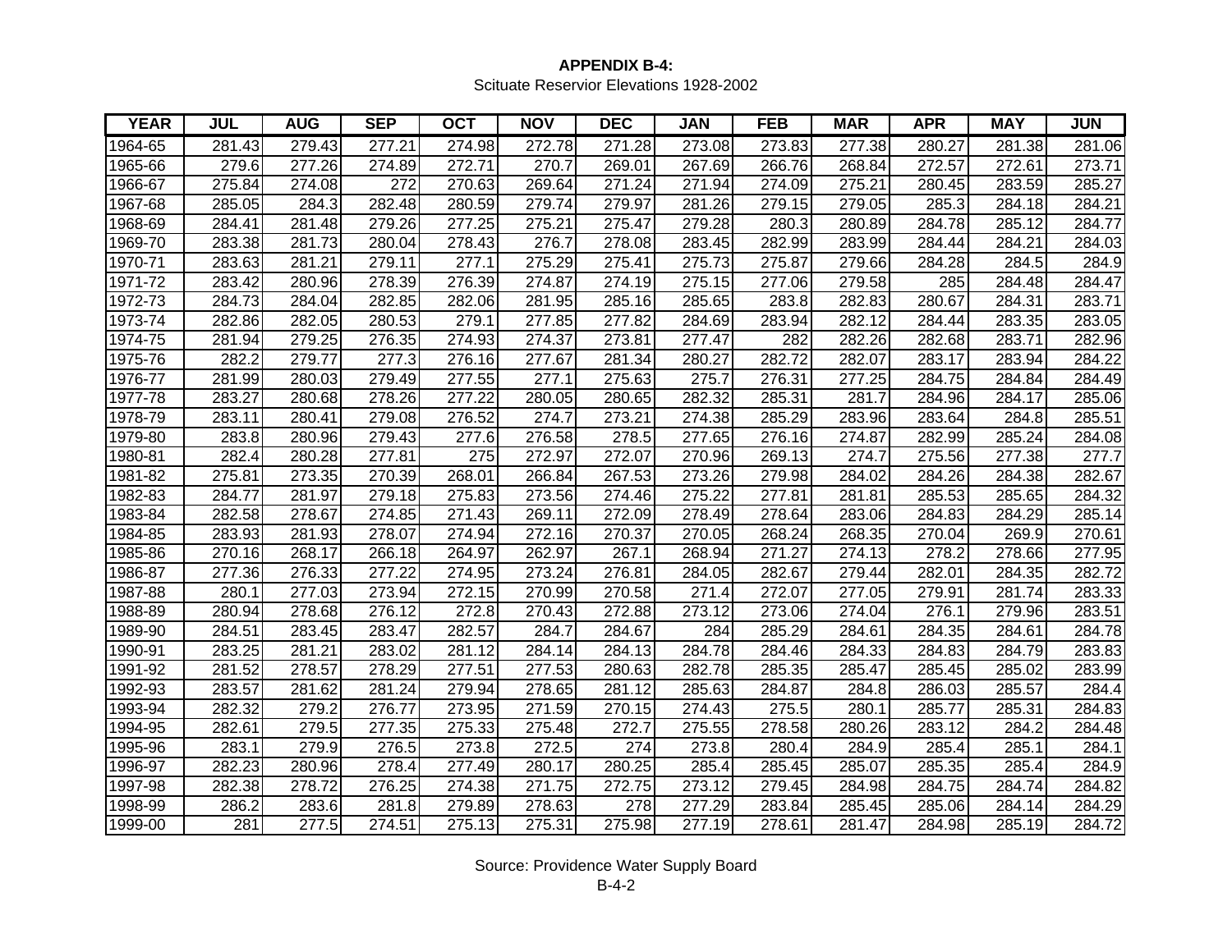**APPENDIX B-4:**

Scituate Reservior Elevations 1928-2002

| YEAR | JUL | AUG | SEP | OCT | NOV | DEC | JAN | FEB | MAR | APR | MAY | JUN |
|---|---|---|---|---|---|---|---|---|---|---|---|---|
| 1964-65 | 281.43 | 279.43 | 277.21 | 274.98 | 272.78 | 271.28 | 273.08 | 273.83 | 277.38 | 280.27 | 281.38 | 281.06 |
| 1965-66 | 279.6 | 277.26 | 274.89 | 272.71 | 270.7 | 269.01 | 267.69 | 266.76 | 268.84 | 272.57 | 272.61 | 273.71 |
| 1966-67 | 275.84 | 274.08 | 272 | 270.63 | 269.64 | 271.24 | 271.94 | 274.09 | 275.21 | 280.45 | 283.59 | 285.27 |
| 1967-68 | 285.05 | 284.3 | 282.48 | 280.59 | 279.74 | 279.97 | 281.26 | 279.15 | 279.05 | 285.3 | 284.18 | 284.21 |
| 1968-69 | 284.41 | 281.48 | 279.26 | 277.25 | 275.21 | 275.47 | 279.28 | 280.3 | 280.89 | 284.78 | 285.12 | 284.77 |
| 1969-70 | 283.38 | 281.73 | 280.04 | 278.43 | 276.7 | 278.08 | 283.45 | 282.99 | 283.99 | 284.44 | 284.21 | 284.03 |
| 1970-71 | 283.63 | 281.21 | 279.11 | 277.1 | 275.29 | 275.41 | 275.73 | 275.87 | 279.66 | 284.28 | 284.5 | 284.9 |
| 1971-72 | 283.42 | 280.96 | 278.39 | 276.39 | 274.87 | 274.19 | 275.15 | 277.06 | 279.58 | 285 | 284.48 | 284.47 |
| 1972-73 | 284.73 | 284.04 | 282.85 | 282.06 | 281.95 | 285.16 | 285.65 | 283.8 | 282.83 | 280.67 | 284.31 | 283.71 |
| 1973-74 | 282.86 | 282.05 | 280.53 | 279.1 | 277.85 | 277.82 | 284.69 | 283.94 | 282.12 | 284.44 | 283.35 | 283.05 |
| 1974-75 | 281.94 | 279.25 | 276.35 | 274.93 | 274.37 | 273.81 | 277.47 | 282 | 282.26 | 282.68 | 283.71 | 282.96 |
| 1975-76 | 282.2 | 279.77 | 277.3 | 276.16 | 277.67 | 281.34 | 280.27 | 282.72 | 282.07 | 283.17 | 283.94 | 284.22 |
| 1976-77 | 281.99 | 280.03 | 279.49 | 277.55 | 277.1 | 275.63 | 275.7 | 276.31 | 277.25 | 284.75 | 284.84 | 284.49 |
| 1977-78 | 283.27 | 280.68 | 278.26 | 277.22 | 280.05 | 280.65 | 282.32 | 285.31 | 281.7 | 284.96 | 284.17 | 285.06 |
| 1978-79 | 283.11 | 280.41 | 279.08 | 276.52 | 274.7 | 273.21 | 274.38 | 285.29 | 283.96 | 283.64 | 284.8 | 285.51 |
| 1979-80 | 283.8 | 280.96 | 279.43 | 277.6 | 276.58 | 278.5 | 277.65 | 276.16 | 274.87 | 282.99 | 285.24 | 284.08 |
| 1980-81 | 282.4 | 280.28 | 277.81 | 275 | 272.97 | 272.07 | 270.96 | 269.13 | 274.7 | 275.56 | 277.38 | 277.7 |
| 1981-82 | 275.81 | 273.35 | 270.39 | 268.01 | 266.84 | 267.53 | 273.26 | 279.98 | 284.02 | 284.26 | 284.38 | 282.67 |
| 1982-83 | 284.77 | 281.97 | 279.18 | 275.83 | 273.56 | 274.46 | 275.22 | 277.81 | 281.81 | 285.53 | 285.65 | 284.32 |
| 1983-84 | 282.58 | 278.67 | 274.85 | 271.43 | 269.11 | 272.09 | 278.49 | 278.64 | 283.06 | 284.83 | 284.29 | 285.14 |
| 1984-85 | 283.93 | 281.93 | 278.07 | 274.94 | 272.16 | 270.37 | 270.05 | 268.24 | 268.35 | 270.04 | 269.9 | 270.61 |
| 1985-86 | 270.16 | 268.17 | 266.18 | 264.97 | 262.97 | 267.1 | 268.94 | 271.27 | 274.13 | 278.2 | 278.66 | 277.95 |
| 1986-87 | 277.36 | 276.33 | 277.22 | 274.95 | 273.24 | 276.81 | 284.05 | 282.67 | 279.44 | 282.01 | 284.35 | 282.72 |
| 1987-88 | 280.1 | 277.03 | 273.94 | 272.15 | 270.99 | 270.58 | 271.4 | 272.07 | 277.05 | 279.91 | 281.74 | 283.33 |
| 1988-89 | 280.94 | 278.68 | 276.12 | 272.8 | 270.43 | 272.88 | 273.12 | 273.06 | 274.04 | 276.1 | 279.96 | 283.51 |
| 1989-90 | 284.51 | 283.45 | 283.47 | 282.57 | 284.7 | 284.67 | 284 | 285.29 | 284.61 | 284.35 | 284.61 | 284.78 |
| 1990-91 | 283.25 | 281.21 | 283.02 | 281.12 | 284.14 | 284.13 | 284.78 | 284.46 | 284.33 | 284.83 | 284.79 | 283.83 |
| 1991-92 | 281.52 | 278.57 | 278.29 | 277.51 | 277.53 | 280.63 | 282.78 | 285.35 | 285.47 | 285.45 | 285.02 | 283.99 |
| 1992-93 | 283.57 | 281.62 | 281.24 | 279.94 | 278.65 | 281.12 | 285.63 | 284.87 | 284.8 | 286.03 | 285.57 | 284.4 |
| 1993-94 | 282.32 | 279.2 | 276.77 | 273.95 | 271.59 | 270.15 | 274.43 | 275.5 | 280.1 | 285.77 | 285.31 | 284.83 |
| 1994-95 | 282.61 | 279.5 | 277.35 | 275.33 | 275.48 | 272.7 | 275.55 | 278.58 | 280.26 | 283.12 | 284.2 | 284.48 |
| 1995-96 | 283.1 | 279.9 | 276.5 | 273.8 | 272.5 | 274 | 273.8 | 280.4 | 284.9 | 285.4 | 285.1 | 284.1 |
| 1996-97 | 282.23 | 280.96 | 278.4 | 277.49 | 280.17 | 280.25 | 285.4 | 285.45 | 285.07 | 285.35 | 285.4 | 284.9 |
| 1997-98 | 282.38 | 278.72 | 276.25 | 274.38 | 271.75 | 272.75 | 273.12 | 279.45 | 284.98 | 284.75 | 284.74 | 284.82 |
| 1998-99 | 286.2 | 283.6 | 281.8 | 279.89 | 278.63 | 278 | 277.29 | 283.84 | 285.45 | 285.06 | 284.14 | 284.29 |
| 1999-00 | 281 | 277.5 | 274.51 | 275.13 | 275.31 | 275.98 | 277.19 | 278.61 | 281.47 | 284.98 | 285.19 | 284.72 |

Source: Providence Water Supply Board

B-4-2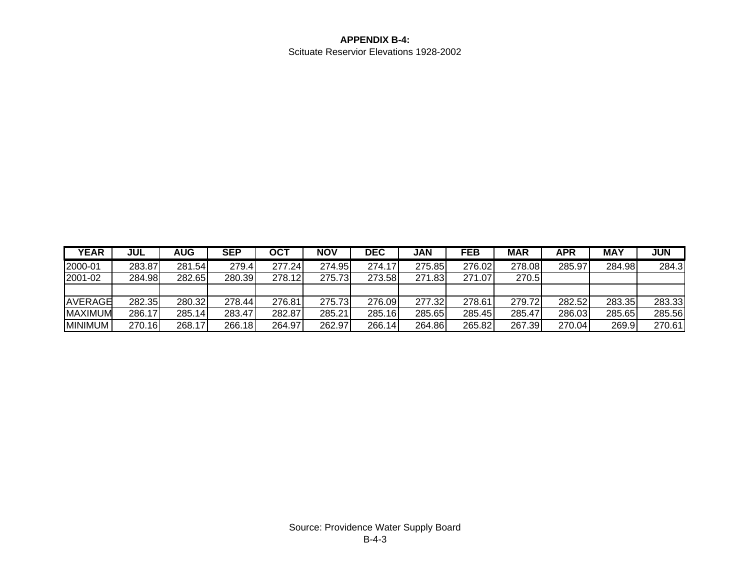**APPENDIX B-4:**

Scituate Reservior Elevations 1928-2002

| YEAR | JUL | AUG | SEP | OCT | NOV | DEC | JAN | FEB | MAR | APR | MAY | JUN |
|---|---|---|---|---|---|---|---|---|---|---|---|---|
| 2000-01 | 283.87 | 281.54 | 279.4 | 277.24 | 274.95 | 274.17 | 275.85 | 276.02 | 278.08 | 285.97 | 284.98 | 284.3 |
| 2001-02 | 284.98 | 282.65 | 280.39 | 278.12 | 275.73 | 273.58 | 271.83 | 271.07 | 270.5 | | | |
| | | | | | | | | | | | | |
| AVERAGE | 282.35 | 280.32 | 278.44 | 276.81 | 275.73 | 276.09 | 277.32 | 278.61 | 279.72 | 282.52 | 283.35 | 283.33 |
| MAXIMUM | 286.17 | 285.14 | 283.47 | 282.87 | 285.21 | 285.16 | 285.65 | 285.45 | 285.47 | 286.03 | 285.65 | 285.56 |
| MINIMUM | 270.16 | 268.17 | 266.18 | 264.97 | 262.97 | 266.14 | 264.86 | 265.82 | 267.39 | 270.04 | 269.9 | 270.61 |

Source: Providence Water Supply Board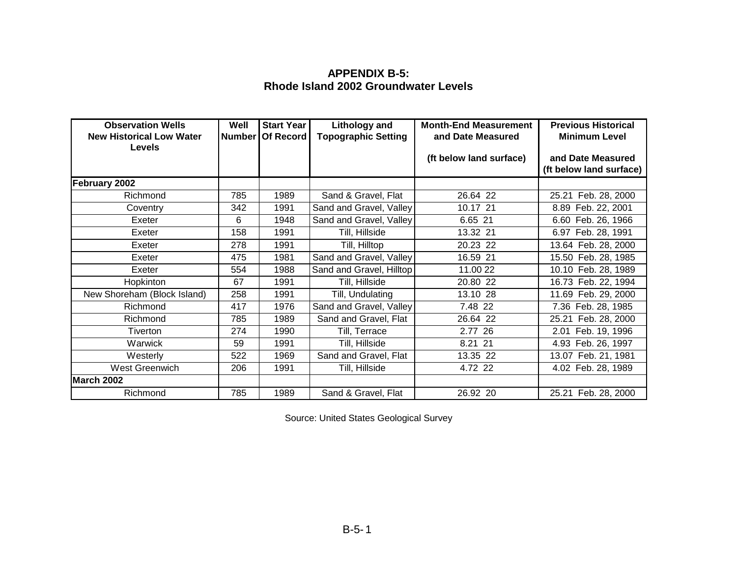# APPENDIX B-5:
## Rhode Island 2002 Groundwater Levels

| Observation Wells New Historical Low Water Levels | Well Number | Start Year Of Record | Lithology and Topographic Setting | Month-End Measurement and Date Measured (ft below land surface) | Previous Historical Minimum Level and Date Measured (ft below land surface) |
|---|---|---|---|---|---|
| **February 2002** | | | | | |
| Richmond | 785 | 1989 | Sand & Gravel, Flat | 26.64 22 | 25.21 Feb. 28, 2000 |
| Coventry | 342 | 1991 | Sand and Gravel, Valley | 10.17 21 | 8.89 Feb. 22, 2001 |
| Exeter | 6 | 1948 | Sand and Gravel, Valley | 6.65 21 | 6.60 Feb. 26, 1966 |
| Exeter | 158 | 1991 | Till, Hillside | 13.32 21 | 6.97 Feb. 28, 1991 |
| Exeter | 278 | 1991 | Till, Hilltop | 20.23 22 | 13.64 Feb. 28, 2000 |
| Exeter | 475 | 1981 | Sand and Gravel, Valley | 16.59 21 | 15.50 Feb. 28, 1985 |
| Exeter | 554 | 1988 | Sand and Gravel, Hilltop | 11.00 22 | 10.10 Feb. 28, 1989 |
| Hopkinton | 67 | 1991 | Till, Hillside | 20.80 22 | 16.73 Feb. 22, 1994 |
| New Shoreham (Block Island) | 258 | 1991 | Till, Undulating | 13.10 28 | 11.69 Feb. 29, 2000 |
| Richmond | 417 | 1976 | Sand and Gravel, Valley | 7.48 22 | 7.36 Feb. 28, 1985 |
| Richmond | 785 | 1989 | Sand and Gravel, Flat | 26.64 22 | 25.21 Feb. 28, 2000 |
| Tiverton | 274 | 1990 | Till, Terrace | 2.77 26 | 2.01 Feb. 19, 1996 |
| Warwick | 59 | 1991 | Till, Hillside | 8.21 21 | 4.93 Feb. 26, 1997 |
| Westerly | 522 | 1969 | Sand and Gravel, Flat | 13.35 22 | 13.07 Feb. 21, 1981 |
| West Greenwich | 206 | 1991 | Till, Hillside | 4.72 22 | 4.02 Feb. 28, 1989 |
| **March 2002** | | | | | |
| Richmond | 785 | 1989 | Sand & Gravel, Flat | 26.92 20 | 25.21 Feb. 28, 2000 |

Source: United States Geological Survey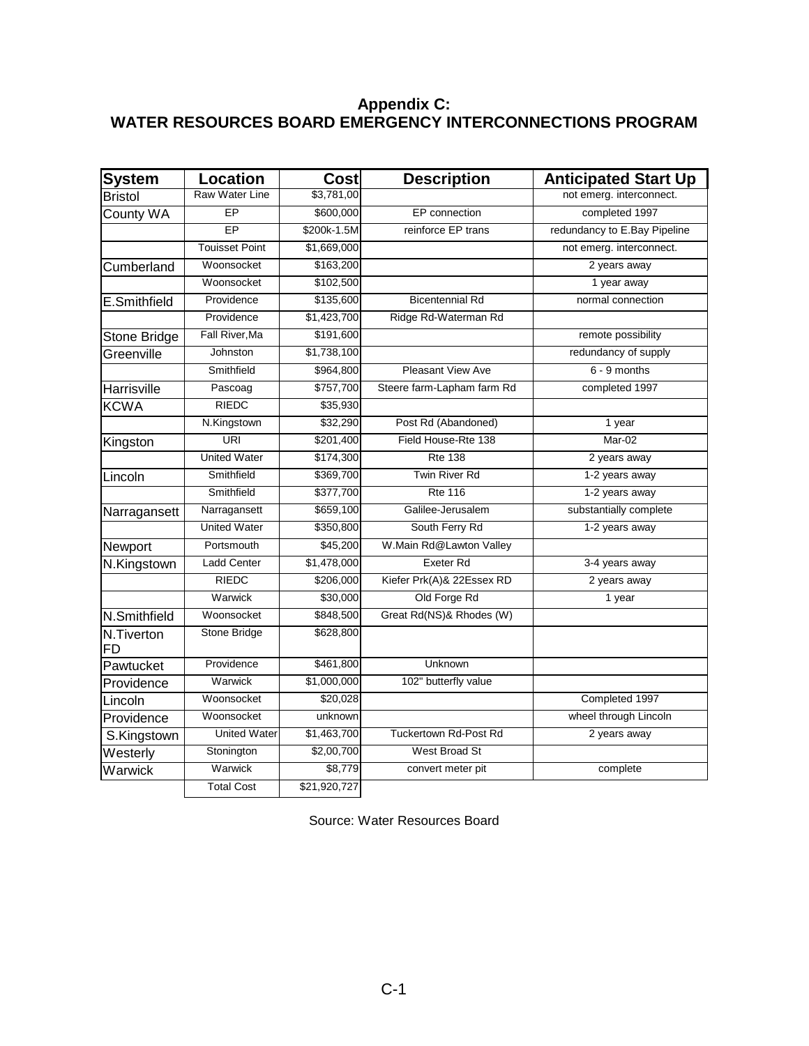# Appendix C:
# WATER RESOURCES BOARD EMERGENCY INTERCONNECTIONS PROGRAM

| System | Location | Cost | Description | Anticipated Start Up |
|---|---|---|---|---|
| Bristol | Raw Water Line | $3,781,00 | | not emerg. interconnect. |
| County WA | EP | $600,000 | EP connection | completed 1997 |
| | EP | $200k-1.5M | reinforce EP trans | redundancy to E.Bay Pipeline |
| | Touisset Point | $1,669,000 | | not emerg. interconnect. |
| Cumberland | Woonsocket | $163,200 | | 2 years away |
| | Woonsocket | $102,500 | | 1 year away |
| E.Smithfield | Providence | $135,600 | Bicentennial Rd | normal connection |
| | Providence | $1,423,700 | Ridge Rd-Waterman Rd | |
| Stone Bridge | Fall River,Ma | $191,600 | | remote possibility |
| Greenville | Johnston | $1,738,100 | | redundancy of supply |
| | Smithfield | $964,800 | Pleasant View Ave | 6 - 9 months |
| Harrisville | Pascoag | $757,700 | Steere farm-Lapham farm Rd | completed 1997 |
| KCWA | RIEDC | $35,930 | | |
| | N.Kingstown | $32,290 | Post Rd (Abandoned) | 1 year |
| Kingston | URI | $201,400 | Field House-Rte 138 | Mar-02 |
| | United Water | $174,300 | Rte 138 | 2 years away |
| Lincoln | Smithfield | $369,700 | Twin River Rd | 1-2 years away |
| | Smithfield | $377,700 | Rte 116 | 1-2 years away |
| Narragansett | Narragansett | $659,100 | Galilee-Jerusalem | substantially complete |
| | United Water | $350,800 | South Ferry Rd | 1-2 years away |
| Newport | Portsmouth | $45,200 | W.Main Rd@Lawton Valley | |
| N.Kingstown | Ladd Center | $1,478,000 | Exeter Rd | 3-4 years away |
| | RIEDC | $206,000 | Kiefer Prk(A)& 22Essex RD | 2 years away |
| | Warwick | $30,000 | Old Forge Rd | 1 year |
| N.Smithfield | Woonsocket | $848,500 | Great Rd(NS)& Rhodes (W) | |
| N.Tiverton FD | Stone Bridge | $628,800 | | |
| Pawtucket | Providence | $461,800 | Unknown | |
| Providence | Warwick | $1,000,000 | 102" butterfly value | |
| Lincoln | Woonsocket | $20,028 | | Completed 1997 |
| Providence | Woonsocket | unknown | | wheel through Lincoln |
| S.Kingstown | United Water | $1,463,700 | Tuckertown Rd-Post Rd | 2 years away |
| Westerly | Stonington | $2,00,700 | West Broad St | |
| Warwick | Warwick | $8,779 | convert meter pit | complete |
| | Total Cost | $21,920,727 | | |

Source: Water Resources Board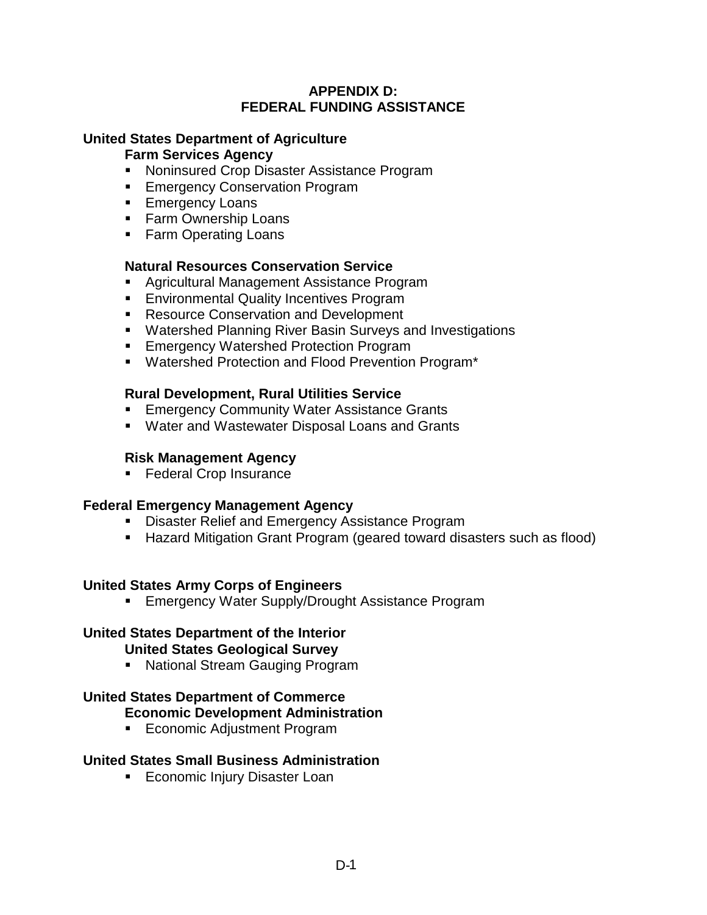# APPENDIX D: FEDERAL FUNDING ASSISTANCE

## United States Department of Agriculture

### Farm Services Agency

- Noninsured Crop Disaster Assistance Program
- Emergency Conservation Program
- Emergency Loans
- Farm Ownership Loans
- Farm Operating Loans

### Natural Resources Conservation Service

- Agricultural Management Assistance Program
- Environmental Quality Incentives Program
- Resource Conservation and Development
- Watershed Planning River Basin Surveys and Investigations
- Emergency Watershed Protection Program
- Watershed Protection and Flood Prevention Program*

### Rural Development, Rural Utilities Service

- Emergency Community Water Assistance Grants
- Water and Wastewater Disposal Loans and Grants

### Risk Management Agency

- Federal Crop Insurance

## Federal Emergency Management Agency

- Disaster Relief and Emergency Assistance Program
- Hazard Mitigation Grant Program (geared toward disasters such as flood)

## United States Army Corps of Engineers

- Emergency Water Supply/Drought Assistance Program

## United States Department of the Interior

### United States Geological Survey

- National Stream Gauging Program

## United States Department of Commerce

### Economic Development Administration

- Economic Adjustment Program

## United States Small Business Administration

- Economic Injury Disaster Loan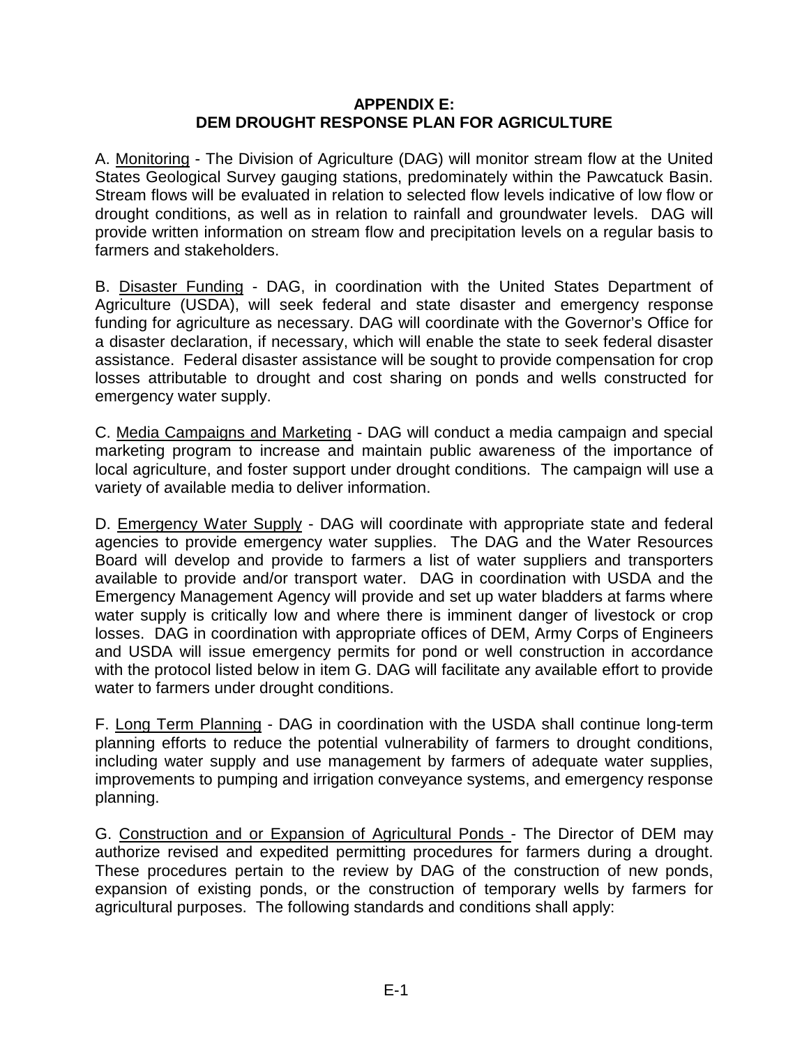# APPENDIX E:
# DEM DROUGHT RESPONSE PLAN FOR AGRICULTURE

A. Monitoring - The Division of Agriculture (DAG) will monitor stream flow at the United States Geological Survey gauging stations, predominately within the Pawcatuck Basin. Stream flows will be evaluated in relation to selected flow levels indicative of low flow or drought conditions, as well as in relation to rainfall and groundwater levels. DAG will provide written information on stream flow and precipitation levels on a regular basis to farmers and stakeholders.

B. Disaster Funding - DAG, in coordination with the United States Department of Agriculture (USDA), will seek federal and state disaster and emergency response funding for agriculture as necessary. DAG will coordinate with the Governor's Office for a disaster declaration, if necessary, which will enable the state to seek federal disaster assistance. Federal disaster assistance will be sought to provide compensation for crop losses attributable to drought and cost sharing on ponds and wells constructed for emergency water supply.

C. Media Campaigns and Marketing - DAG will conduct a media campaign and special marketing program to increase and maintain public awareness of the importance of local agriculture, and foster support under drought conditions. The campaign will use a variety of available media to deliver information.

D. Emergency Water Supply - DAG will coordinate with appropriate state and federal agencies to provide emergency water supplies. The DAG and the Water Resources Board will develop and provide to farmers a list of water suppliers and transporters available to provide and/or transport water. DAG in coordination with USDA and the Emergency Management Agency will provide and set up water bladders at farms where water supply is critically low and where there is imminent danger of livestock or crop losses. DAG in coordination with appropriate offices of DEM, Army Corps of Engineers and USDA will issue emergency permits for pond or well construction in accordance with the protocol listed below in item G. DAG will facilitate any available effort to provide water to farmers under drought conditions.

F. Long Term Planning - DAG in coordination with the USDA shall continue long-term planning efforts to reduce the potential vulnerability of farmers to drought conditions, including water supply and use management by farmers of adequate water supplies, improvements to pumping and irrigation conveyance systems, and emergency response planning.

G. Construction and or Expansion of Agricultural Ponds - The Director of DEM may authorize revised and expedited permitting procedures for farmers during a drought. These procedures pertain to the review by DAG of the construction of new ponds, expansion of existing ponds, or the construction of temporary wells by farmers for agricultural purposes. The following standards and conditions shall apply: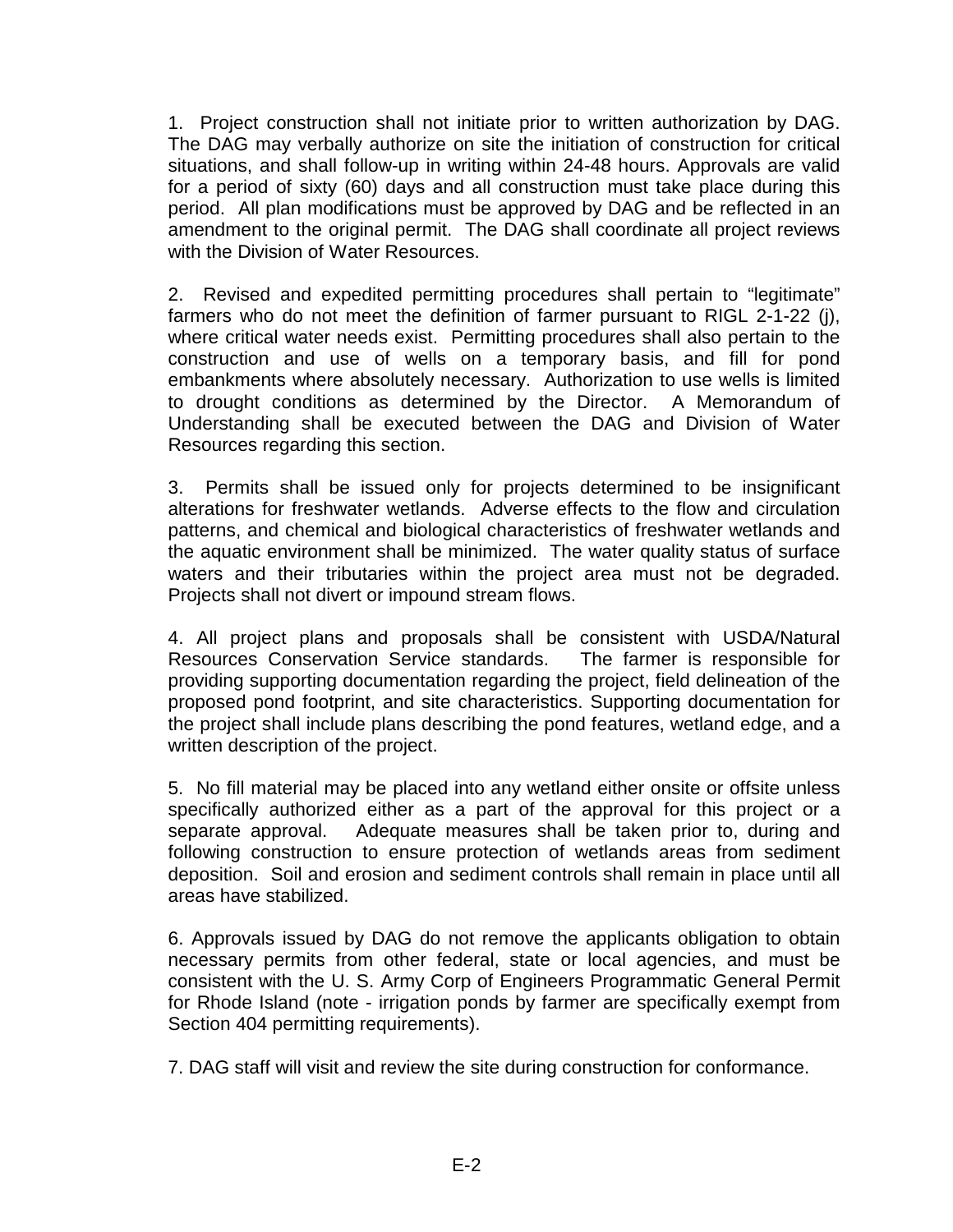1. Project construction shall not initiate prior to written authorization by DAG. The DAG may verbally authorize on site the initiation of construction for critical situations, and shall follow-up in writing within 24-48 hours. Approvals are valid for a period of sixty (60) days and all construction must take place during this period. All plan modifications must be approved by DAG and be reflected in an amendment to the original permit. The DAG shall coordinate all project reviews with the Division of Water Resources.

2. Revised and expedited permitting procedures shall pertain to "legitimate" farmers who do not meet the definition of farmer pursuant to RIGL 2-1-22 (j), where critical water needs exist. Permitting procedures shall also pertain to the construction and use of wells on a temporary basis, and fill for pond embankments where absolutely necessary. Authorization to use wells is limited to drought conditions as determined by the Director. A Memorandum of Understanding shall be executed between the DAG and Division of Water Resources regarding this section.

3. Permits shall be issued only for projects determined to be insignificant alterations for freshwater wetlands. Adverse effects to the flow and circulation patterns, and chemical and biological characteristics of freshwater wetlands and the aquatic environment shall be minimized. The water quality status of surface waters and their tributaries within the project area must not be degraded. Projects shall not divert or impound stream flows.

4. All project plans and proposals shall be consistent with USDA/Natural Resources Conservation Service standards. The farmer is responsible for providing supporting documentation regarding the project, field delineation of the proposed pond footprint, and site characteristics. Supporting documentation for the project shall include plans describing the pond features, wetland edge, and a written description of the project.

5. No fill material may be placed into any wetland either onsite or offsite unless specifically authorized either as a part of the approval for this project or a separate approval. Adequate measures shall be taken prior to, during and following construction to ensure protection of wetlands areas from sediment deposition. Soil and erosion and sediment controls shall remain in place until all areas have stabilized.

6. Approvals issued by DAG do not remove the applicants obligation to obtain necessary permits from other federal, state or local agencies, and must be consistent with the U. S. Army Corp of Engineers Programmatic General Permit for Rhode Island (note - irrigation ponds by farmer are specifically exempt from Section 404 permitting requirements).

7. DAG staff will visit and review the site during construction for conformance.